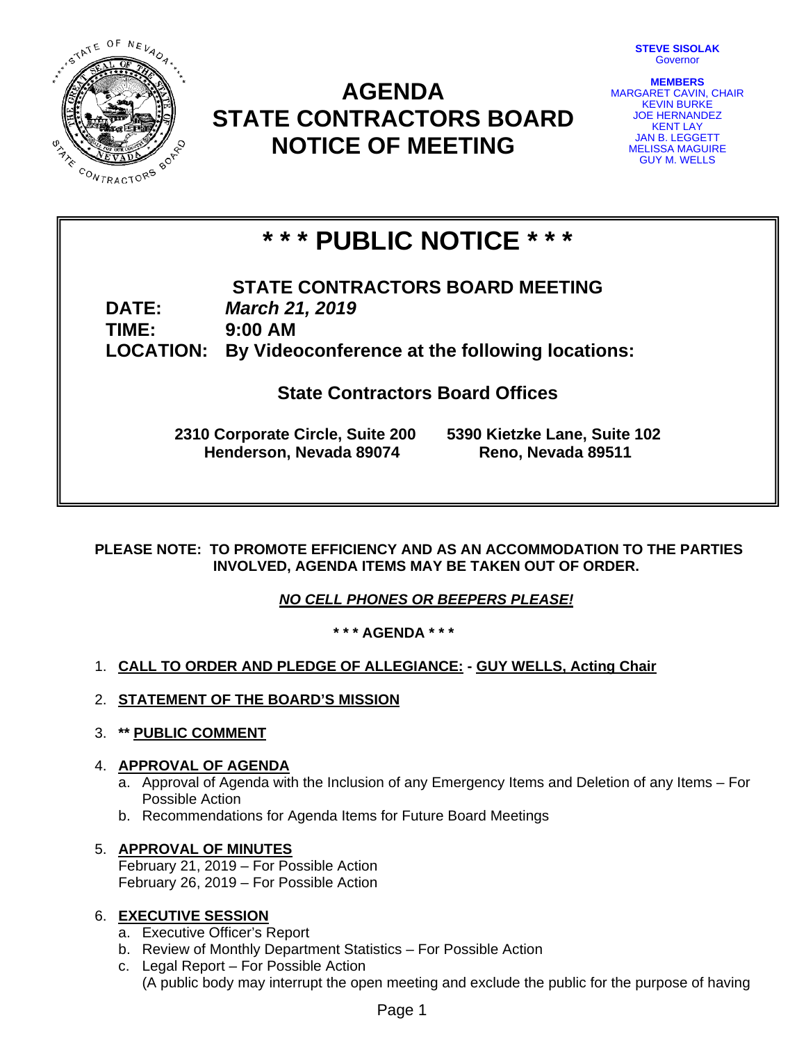**STEVE SISOLAK**
Governor

**MEMBERS**
MARGARET CAVIN, CHAIR
KEVIN BURKE
JOE HERNANDEZ
KENT LAY
JAN B. LEGGETT
MELISSA MAGUIRE
GUY M. WELLS

# AGENDA
# STATE CONTRACTORS BOARD
# NOTICE OF MEETING

## * * * PUBLIC NOTICE * * *

**STATE CONTRACTORS BOARD MEETING**

**DATE:** ***March 21, 2019***

**TIME:** **9:00 AM**

**LOCATION:** **By Videoconference at the following locations:**

**State Contractors Board Offices**

**2310 Corporate Circle, Suite 200**
**Henderson, Nevada 89074**

**5390 Kietzke Lane, Suite 102**
**Reno, Nevada 89511**

**PLEASE NOTE: TO PROMOTE EFFICIENCY AND AS AN ACCOMMODATION TO THE PARTIES INVOLVED, AGENDA ITEMS MAY BE TAKEN OUT OF ORDER.**

***NO CELL PHONES OR BEEPERS PLEASE!***

**\* \* \* AGENDA \* \* \***

1. **CALL TO ORDER AND PLEDGE OF ALLEGIANCE: - GUY WELLS, Acting Chair**

2. **STATEMENT OF THE BOARD'S MISSION**

3. **** PUBLIC COMMENT**

4. **APPROVAL OF AGENDA**
   a. Approval of Agenda with the Inclusion of any Emergency Items and Deletion of any Items – For Possible Action
   b. Recommendations for Agenda Items for Future Board Meetings

5. **APPROVAL OF MINUTES**
   February 21, 2019 – For Possible Action
   February 26, 2019 – For Possible Action

6. **EXECUTIVE SESSION**
   a. Executive Officer's Report
   b. Review of Monthly Department Statistics – For Possible Action
   c. Legal Report – For Possible Action
   (A public body may interrupt the open meeting and exclude the public for the purpose of having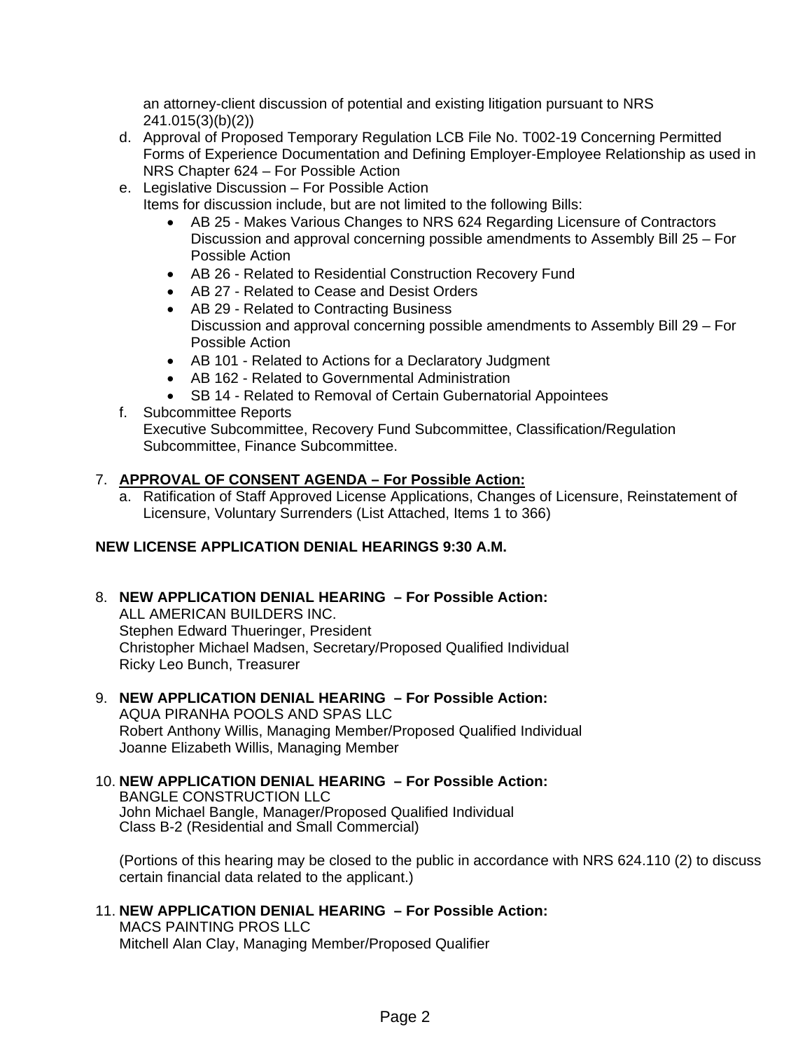an attorney-client discussion of potential and existing litigation pursuant to NRS 241.015(3)(b)(2))

d. Approval of Proposed Temporary Regulation LCB File No. T002-19 Concerning Permitted Forms of Experience Documentation and Defining Employer-Employee Relationship as used in NRS Chapter 624 – For Possible Action
e. Legislative Discussion – For Possible Action
   Items for discussion include, but are not limited to the following Bills:
   - AB 25 - Makes Various Changes to NRS 624 Regarding Licensure of Contractors
     Discussion and approval concerning possible amendments to Assembly Bill 25 – For Possible Action
   - AB 26 - Related to Residential Construction Recovery Fund
   - AB 27 - Related to Cease and Desist Orders
   - AB 29 - Related to Contracting Business
     Discussion and approval concerning possible amendments to Assembly Bill 29 – For Possible Action
   - AB 101 - Related to Actions for a Declaratory Judgment
   - AB 162 - Related to Governmental Administration
   - SB 14 - Related to Removal of Certain Gubernatorial Appointees
f. Subcommittee Reports
   Executive Subcommittee, Recovery Fund Subcommittee, Classification/Regulation Subcommittee, Finance Subcommittee.

7. **APPROVAL OF CONSENT AGENDA – For Possible Action:**
   a. Ratification of Staff Approved License Applications, Changes of Licensure, Reinstatement of Licensure, Voluntary Surrenders (List Attached, Items 1 to 366)

**NEW LICENSE APPLICATION DENIAL HEARINGS 9:30 A.M.**

8. **NEW APPLICATION DENIAL HEARING – For Possible Action:**
   ALL AMERICAN BUILDERS INC.
   Stephen Edward Thueringer, President
   Christopher Michael Madsen, Secretary/Proposed Qualified Individual
   Ricky Leo Bunch, Treasurer

9. **NEW APPLICATION DENIAL HEARING – For Possible Action:**
   AQUA PIRANHA POOLS AND SPAS LLC
   Robert Anthony Willis, Managing Member/Proposed Qualified Individual
   Joanne Elizabeth Willis, Managing Member

10. **NEW APPLICATION DENIAL HEARING – For Possible Action:**
    BANGLE CONSTRUCTION LLC
    John Michael Bangle, Manager/Proposed Qualified Individual
    Class B-2 (Residential and Small Commercial)

    (Portions of this hearing may be closed to the public in accordance with NRS 624.110 (2) to discuss certain financial data related to the applicant.)

11. **NEW APPLICATION DENIAL HEARING – For Possible Action:**
    MACS PAINTING PROS LLC
    Mitchell Alan Clay, Managing Member/Proposed Qualifier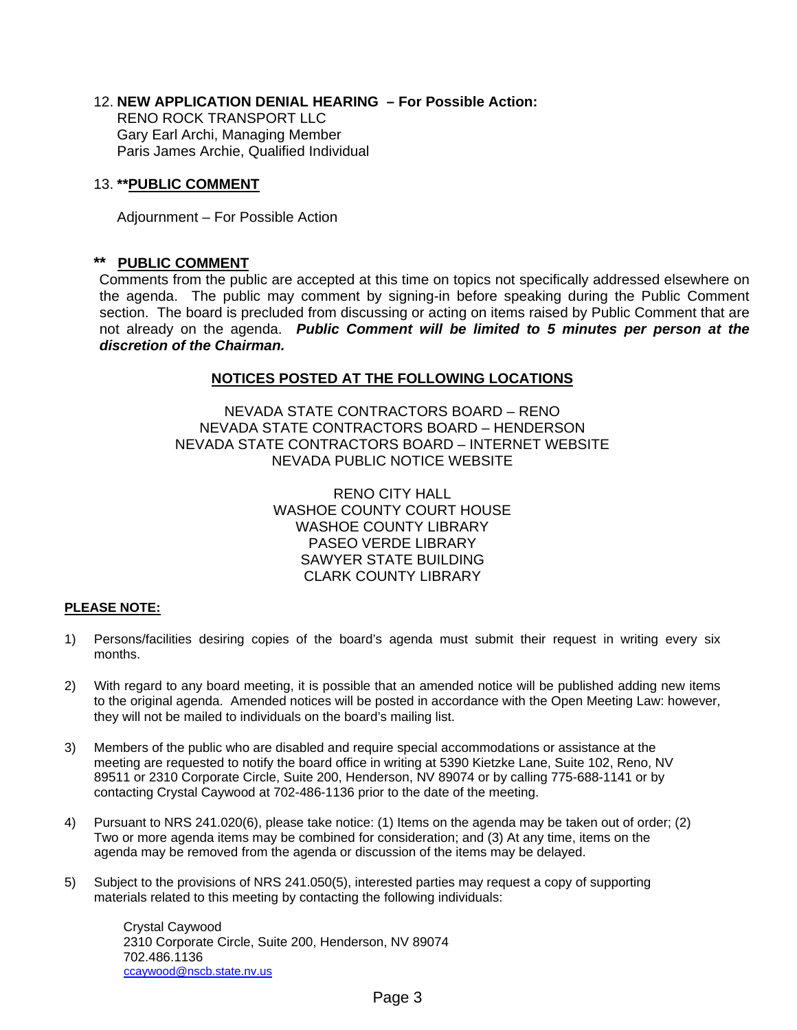12. **NEW APPLICATION DENIAL HEARING – For Possible Action:**
    RENO ROCK TRANSPORT LLC
    Gary Earl Archi, Managing Member
    Paris James Archie, Qualified Individual

13. **\*\*PUBLIC COMMENT**

    Adjournment – For Possible Action

**\*\* PUBLIC COMMENT**

Comments from the public are accepted at this time on topics not specifically addressed elsewhere on the agenda. The public may comment by signing-in before speaking during the Public Comment section. The board is precluded from discussing or acting on items raised by Public Comment that are not already on the agenda. ***Public Comment will be limited to 5 minutes per person at the discretion of the Chairman.***

**NOTICES POSTED AT THE FOLLOWING LOCATIONS**

NEVADA STATE CONTRACTORS BOARD – RENO
NEVADA STATE CONTRACTORS BOARD – HENDERSON
NEVADA STATE CONTRACTORS BOARD – INTERNET WEBSITE
NEVADA PUBLIC NOTICE WEBSITE

RENO CITY HALL
WASHOE COUNTY COURT HOUSE
WASHOE COUNTY LIBRARY
PASEO VERDE LIBRARY
SAWYER STATE BUILDING
CLARK COUNTY LIBRARY

**PLEASE NOTE:**

1) Persons/facilities desiring copies of the board's agenda must submit their request in writing every six months.

2) With regard to any board meeting, it is possible that an amended notice will be published adding new items to the original agenda. Amended notices will be posted in accordance with the Open Meeting Law: however, they will not be mailed to individuals on the board's mailing list.

3) Members of the public who are disabled and require special accommodations or assistance at the meeting are requested to notify the board office in writing at 5390 Kietzke Lane, Suite 102, Reno, NV 89511 or 2310 Corporate Circle, Suite 200, Henderson, NV 89074 or by calling 775-688-1141 or by contacting Crystal Caywood at 702-486-1136 prior to the date of the meeting.

4) Pursuant to NRS 241.020(6), please take notice: (1) Items on the agenda may be taken out of order; (2) Two or more agenda items may be combined for consideration; and (3) At any time, items on the agenda may be removed from the agenda or discussion of the items may be delayed.

5) Subject to the provisions of NRS 241.050(5), interested parties may request a copy of supporting materials related to this meeting by contacting the following individuals:

   Crystal Caywood
   2310 Corporate Circle, Suite 200, Henderson, NV 89074
   702.486.1136
   ccaywood@nscb.state.nv.us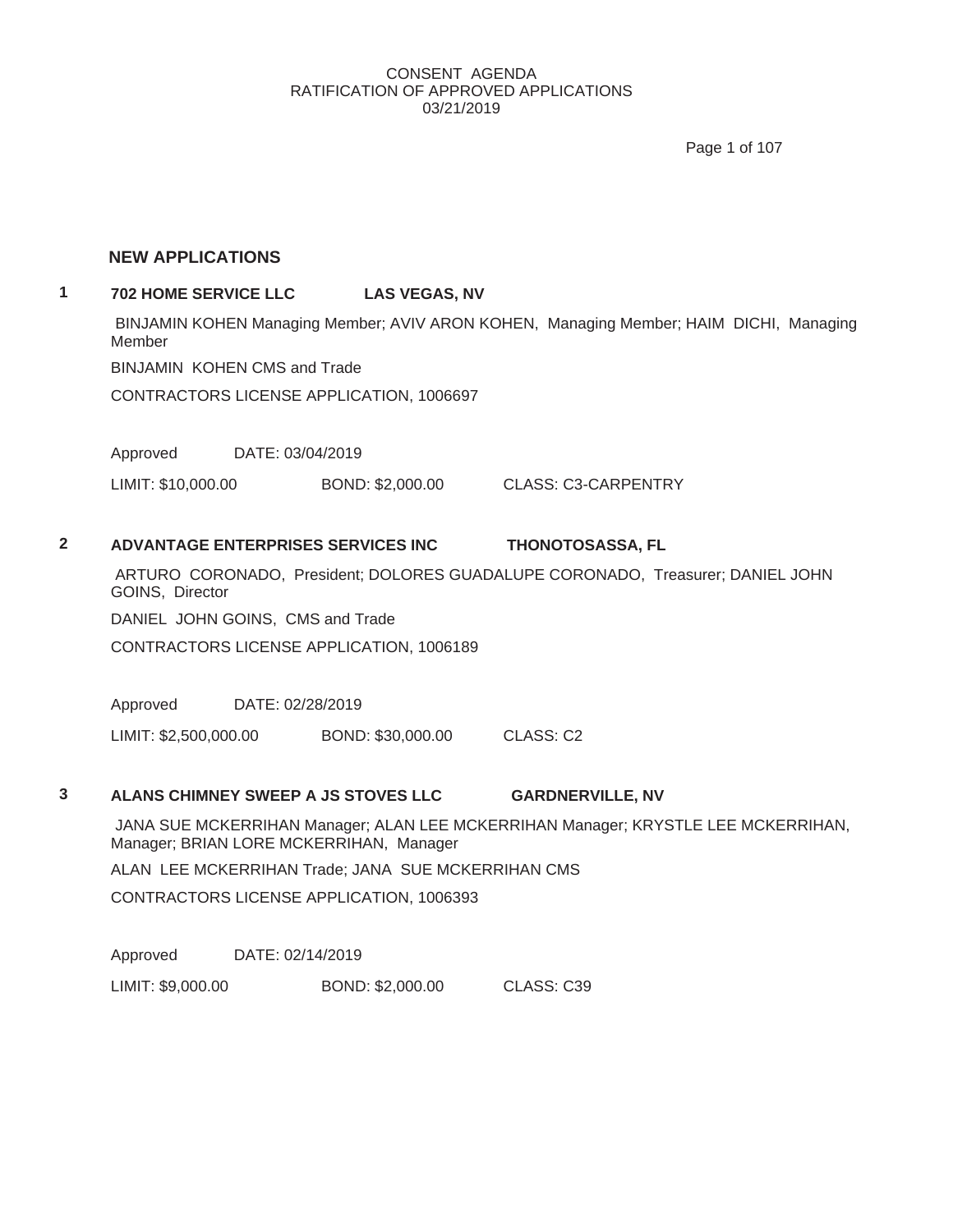CONSENT AGENDA
RATIFICATION OF APPROVED APPLICATIONS
03/21/2019

## NEW APPLICATIONS

**1** **702 HOME SERVICE LLC** **LAS VEGAS, NV**

BINJAMIN KOHEN Managing Member; AVIV ARON KOHEN, Managing Member; HAIM DICHI, Managing Member

BINJAMIN KOHEN CMS and Trade

CONTRACTORS LICENSE APPLICATION, 1006697

Approved DATE: 03/04/2019

LIMIT: $10,000.00 BOND: $2,000.00 CLASS: C3-CARPENTRY

**2** **ADVANTAGE ENTERPRISES SERVICES INC** **THONOTOSASSA, FL**

ARTURO CORONADO, President; DOLORES GUADALUPE CORONADO, Treasurer; DANIEL JOHN GOINS, Director

DANIEL JOHN GOINS, CMS and Trade

CONTRACTORS LICENSE APPLICATION, 1006189

Approved DATE: 02/28/2019

LIMIT: $2,500,000.00 BOND: $30,000.00 CLASS: C2

**3** **ALANS CHIMNEY SWEEP A JS STOVES LLC** **GARDNERVILLE, NV**

JANA SUE MCKERRIHAN Manager; ALAN LEE MCKERRIHAN Manager; KRYSTLE LEE MCKERRIHAN, Manager; BRIAN LORE MCKERRIHAN, Manager

ALAN LEE MCKERRIHAN Trade; JANA SUE MCKERRIHAN CMS

CONTRACTORS LICENSE APPLICATION, 1006393

Approved DATE: 02/14/2019

LIMIT: $9,000.00 BOND: $2,000.00 CLASS: C39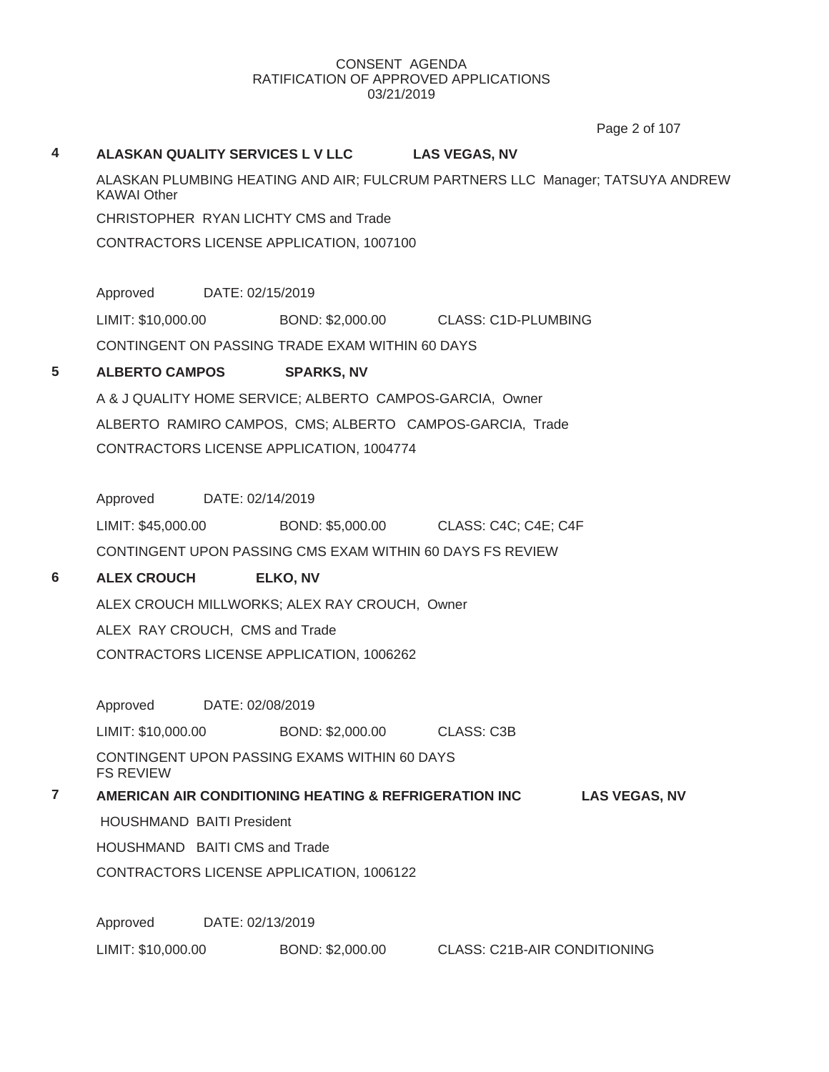CONSENT AGENDA
RATIFICATION OF APPROVED APPLICATIONS
03/21/2019

**4 ALASKAN QUALITY SERVICES L V LLC LAS VEGAS, NV**

ALASKAN PLUMBING HEATING AND AIR; FULCRUM PARTNERS LLC Manager; TATSUYA ANDREW KAWAI Other

CHRISTOPHER RYAN LICHTY CMS and Trade

CONTRACTORS LICENSE APPLICATION, 1007100

Approved DATE: 02/15/2019

LIMIT: $10,000.00 BOND: $2,000.00 CLASS: C1D-PLUMBING

CONTINGENT ON PASSING TRADE EXAM WITHIN 60 DAYS

**5 ALBERTO CAMPOS SPARKS, NV**

A & J QUALITY HOME SERVICE; ALBERTO CAMPOS-GARCIA, Owner

ALBERTO RAMIRO CAMPOS, CMS; ALBERTO CAMPOS-GARCIA, Trade

CONTRACTORS LICENSE APPLICATION, 1004774

Approved DATE: 02/14/2019

LIMIT: $45,000.00 BOND: $5,000.00 CLASS: C4C; C4E; C4F

CONTINGENT UPON PASSING CMS EXAM WITHIN 60 DAYS FS REVIEW

**6 ALEX CROUCH ELKO, NV**

ALEX CROUCH MILLWORKS; ALEX RAY CROUCH, Owner

ALEX RAY CROUCH, CMS and Trade

CONTRACTORS LICENSE APPLICATION, 1006262

Approved DATE: 02/08/2019

LIMIT: $10,000.00 BOND: $2,000.00 CLASS: C3B

CONTINGENT UPON PASSING EXAMS WITHIN 60 DAYS
FS REVIEW

**7 AMERICAN AIR CONDITIONING HEATING & REFRIGERATION INC LAS VEGAS, NV**

HOUSHMAND BAITI President

HOUSHMAND BAITI CMS and Trade

CONTRACTORS LICENSE APPLICATION, 1006122

Approved DATE: 02/13/2019

LIMIT: $10,000.00 BOND: $2,000.00 CLASS: C21B-AIR CONDITIONING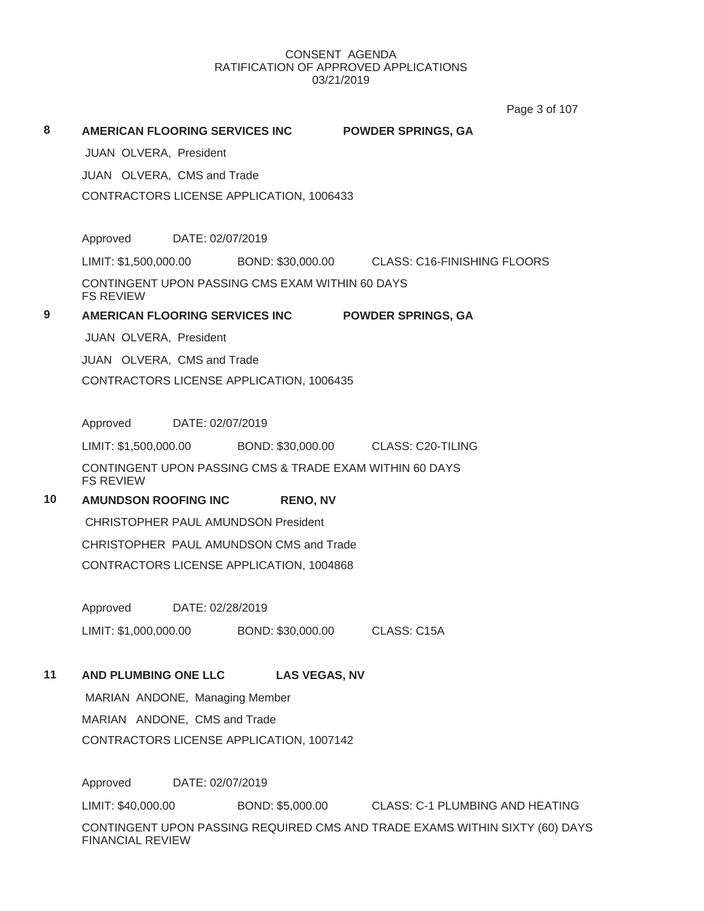CONSENT AGENDA
RATIFICATION OF APPROVED APPLICATIONS
03/21/2019

**8 AMERICAN FLOORING SERVICES INC POWDER SPRINGS, GA**

JUAN OLVERA, President

JUAN OLVERA, CMS and Trade

CONTRACTORS LICENSE APPLICATION, 1006433

Approved DATE: 02/07/2019

LIMIT: $1,500,000.00 BOND: $30,000.00 CLASS: C16-FINISHING FLOORS

CONTINGENT UPON PASSING CMS EXAM WITHIN 60 DAYS
FS REVIEW

**9 AMERICAN FLOORING SERVICES INC POWDER SPRINGS, GA**

JUAN OLVERA, President

JUAN OLVERA, CMS and Trade

CONTRACTORS LICENSE APPLICATION, 1006435

Approved DATE: 02/07/2019

LIMIT: $1,500,000.00 BOND: $30,000.00 CLASS: C20-TILING

CONTINGENT UPON PASSING CMS & TRADE EXAM WITHIN 60 DAYS
FS REVIEW

**10 AMUNDSON ROOFING INC RENO, NV**

CHRISTOPHER PAUL AMUNDSON President

CHRISTOPHER PAUL AMUNDSON CMS and Trade

CONTRACTORS LICENSE APPLICATION, 1004868

Approved DATE: 02/28/2019

LIMIT: $1,000,000.00 BOND: $30,000.00 CLASS: C15A

**11 AND PLUMBING ONE LLC LAS VEGAS, NV**

MARIAN ANDONE, Managing Member

MARIAN ANDONE, CMS and Trade

CONTRACTORS LICENSE APPLICATION, 1007142

Approved DATE: 02/07/2019

LIMIT: $40,000.00 BOND: $5,000.00 CLASS: C-1 PLUMBING AND HEATING

CONTINGENT UPON PASSING REQUIRED CMS AND TRADE EXAMS WITHIN SIXTY (60) DAYS
FINANCIAL REVIEW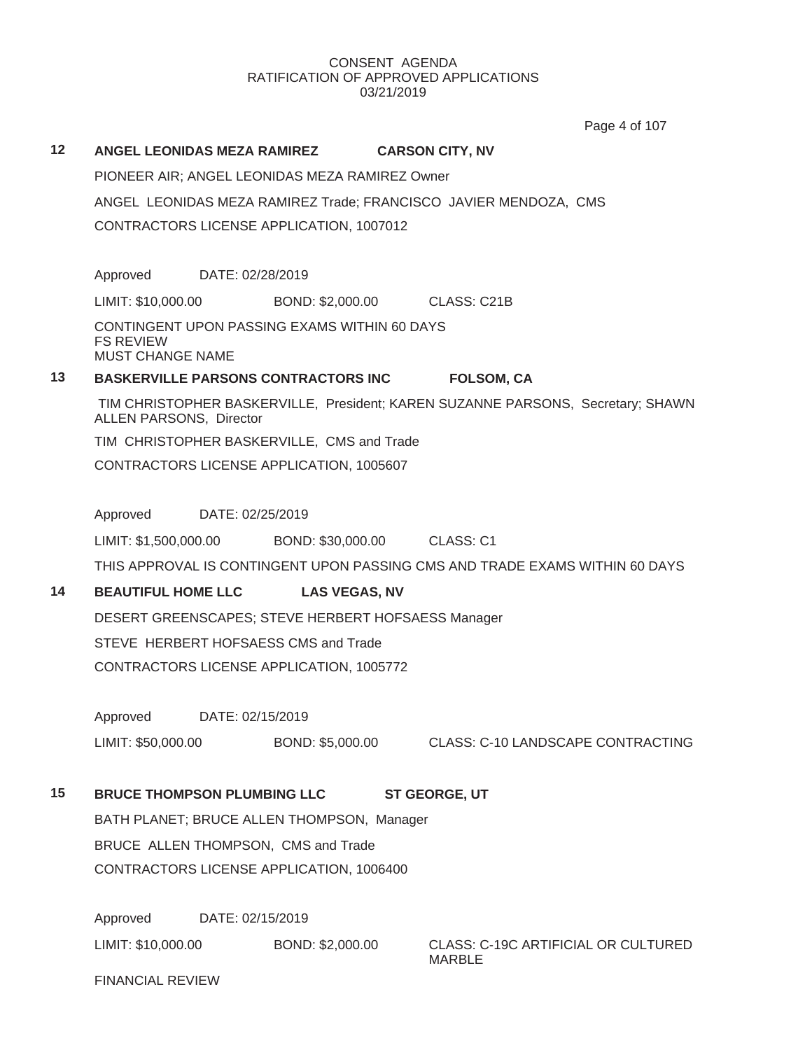CONSENT AGENDA
RATIFICATION OF APPROVED APPLICATIONS
03/21/2019

**12 ANGEL LEONIDAS MEZA RAMIREZ CARSON CITY, NV**

PIONEER AIR; ANGEL LEONIDAS MEZA RAMIREZ Owner

ANGEL LEONIDAS MEZA RAMIREZ Trade; FRANCISCO JAVIER MENDOZA, CMS

CONTRACTORS LICENSE APPLICATION, 1007012

Approved DATE: 02/28/2019

LIMIT: $10,000.00 BOND: $2,000.00 CLASS: C21B

CONTINGENT UPON PASSING EXAMS WITHIN 60 DAYS
FS REVIEW
MUST CHANGE NAME

**13 BASKERVILLE PARSONS CONTRACTORS INC FOLSOM, CA**

TIM CHRISTOPHER BASKERVILLE, President; KAREN SUZANNE PARSONS, Secretary; SHAWN ALLEN PARSONS, Director

TIM CHRISTOPHER BASKERVILLE, CMS and Trade

CONTRACTORS LICENSE APPLICATION, 1005607

Approved DATE: 02/25/2019

LIMIT: $1,500,000.00 BOND: $30,000.00 CLASS: C1

THIS APPROVAL IS CONTINGENT UPON PASSING CMS AND TRADE EXAMS WITHIN 60 DAYS

**14 BEAUTIFUL HOME LLC LAS VEGAS, NV**

DESERT GREENSCAPES; STEVE HERBERT HOFSAESS Manager

STEVE HERBERT HOFSAESS CMS and Trade

CONTRACTORS LICENSE APPLICATION, 1005772

Approved DATE: 02/15/2019

LIMIT: $50,000.00 BOND: $5,000.00 CLASS: C-10 LANDSCAPE CONTRACTING

**15 BRUCE THOMPSON PLUMBING LLC ST GEORGE, UT**

BATH PLANET; BRUCE ALLEN THOMPSON, Manager

BRUCE ALLEN THOMPSON, CMS and Trade

CONTRACTORS LICENSE APPLICATION, 1006400

Approved DATE: 02/15/2019

LIMIT: $10,000.00 BOND: $2,000.00 CLASS: C-19C ARTIFICIAL OR CULTURED MARBLE

FINANCIAL REVIEW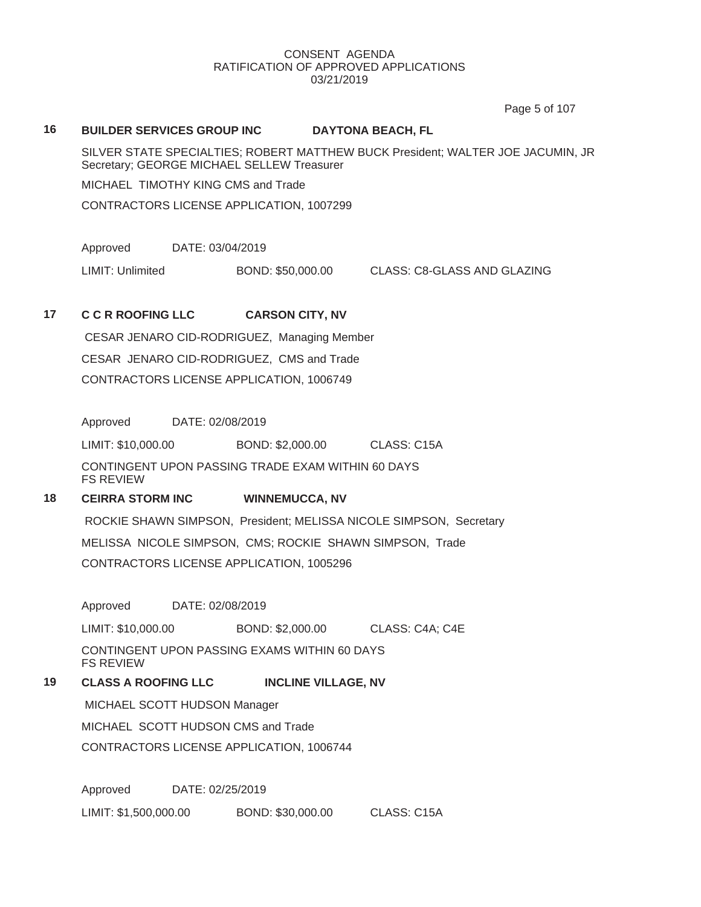CONSENT AGENDA
RATIFICATION OF APPROVED APPLICATIONS
03/21/2019

**16 BUILDER SERVICES GROUP INC DAYTONA BEACH, FL**

SILVER STATE SPECIALTIES; ROBERT MATTHEW BUCK President; WALTER JOE JACUMIN, JR Secretary; GEORGE MICHAEL SELLEW Treasurer

MICHAEL TIMOTHY KING CMS and Trade

CONTRACTORS LICENSE APPLICATION, 1007299

Approved DATE: 03/04/2019

LIMIT: Unlimited BOND: $50,000.00 CLASS: C8-GLASS AND GLAZING

**17 C C R ROOFING LLC CARSON CITY, NV**

CESAR JENARO CID-RODRIGUEZ, Managing Member

CESAR JENARO CID-RODRIGUEZ, CMS and Trade

CONTRACTORS LICENSE APPLICATION, 1006749

Approved DATE: 02/08/2019

LIMIT: $10,000.00 BOND: $2,000.00 CLASS: C15A

CONTINGENT UPON PASSING TRADE EXAM WITHIN 60 DAYS
FS REVIEW

**18 CEIRRA STORM INC WINNEMUCCA, NV**

ROCKIE SHAWN SIMPSON, President; MELISSA NICOLE SIMPSON, Secretary

MELISSA NICOLE SIMPSON, CMS; ROCKIE SHAWN SIMPSON, Trade

CONTRACTORS LICENSE APPLICATION, 1005296

Approved DATE: 02/08/2019

LIMIT: $10,000.00 BOND: $2,000.00 CLASS: C4A; C4E

CONTINGENT UPON PASSING EXAMS WITHIN 60 DAYS
FS REVIEW

**19 CLASS A ROOFING LLC INCLINE VILLAGE, NV**

MICHAEL SCOTT HUDSON Manager

MICHAEL SCOTT HUDSON CMS and Trade

CONTRACTORS LICENSE APPLICATION, 1006744

Approved DATE: 02/25/2019

LIMIT: $1,500,000.00 BOND: $30,000.00 CLASS: C15A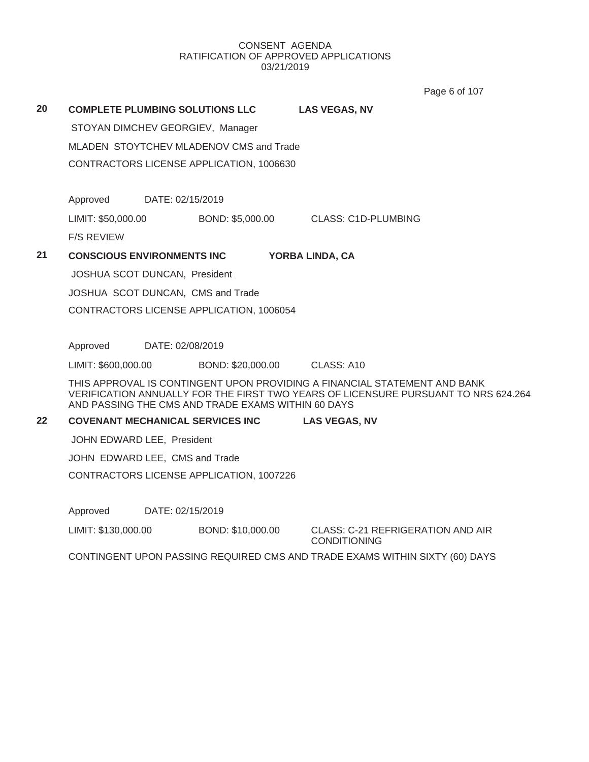CONSENT AGENDA
RATIFICATION OF APPROVED APPLICATIONS
03/21/2019

**20 COMPLETE PLUMBING SOLUTIONS LLC LAS VEGAS, NV**

STOYAN DIMCHEV GEORGIEV, Manager

MLADEN STOYTCHEV MLADENOV CMS and Trade

CONTRACTORS LICENSE APPLICATION, 1006630

Approved DATE: 02/15/2019

LIMIT: $50,000.00 BOND: $5,000.00 CLASS: C1D-PLUMBING

F/S REVIEW

**21 CONSCIOUS ENVIRONMENTS INC YORBA LINDA, CA**

JOSHUA SCOT DUNCAN, President

JOSHUA SCOT DUNCAN, CMS and Trade

CONTRACTORS LICENSE APPLICATION, 1006054

Approved DATE: 02/08/2019

LIMIT: $600,000.00 BOND: $20,000.00 CLASS: A10

THIS APPROVAL IS CONTINGENT UPON PROVIDING A FINANCIAL STATEMENT AND BANK VERIFICATION ANNUALLY FOR THE FIRST TWO YEARS OF LICENSURE PURSUANT TO NRS 624.264 AND PASSING THE CMS AND TRADE EXAMS WITHIN 60 DAYS

**22 COVENANT MECHANICAL SERVICES INC LAS VEGAS, NV**

JOHN EDWARD LEE, President

JOHN EDWARD LEE, CMS and Trade

CONTRACTORS LICENSE APPLICATION, 1007226

Approved DATE: 02/15/2019

LIMIT: $130,000.00 BOND: $10,000.00 CLASS: C-21 REFRIGERATION AND AIR CONDITIONING

CONTINGENT UPON PASSING REQUIRED CMS AND TRADE EXAMS WITHIN SIXTY (60) DAYS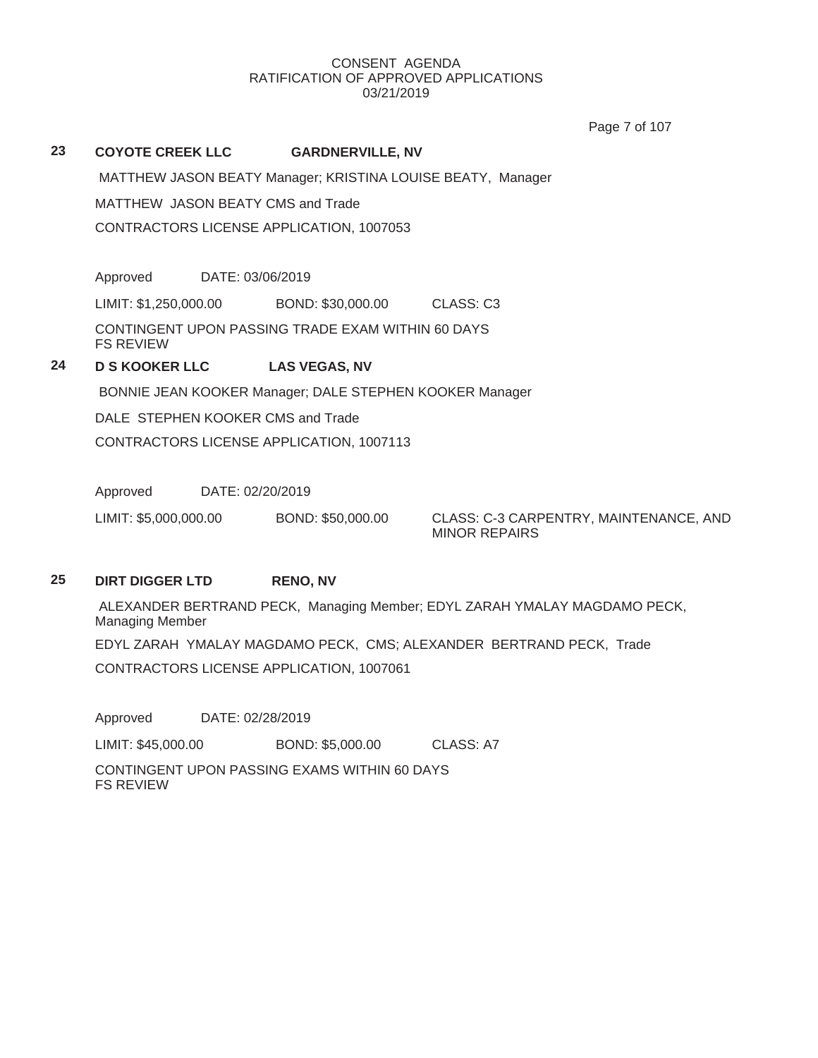# 23 COYOTE CREEK LLC GARDNERVILLE, NV

MATTHEW JASON BEATY Manager; KRISTINA LOUISE BEATY, Manager

MATTHEW JASON BEATY CMS and Trade

CONTRACTORS LICENSE APPLICATION, 1007053

Approved DATE: 03/06/2019

LIMIT: $1,250,000.00 BOND: $30,000.00 CLASS: C3

CONTINGENT UPON PASSING TRADE EXAM WITHIN 60 DAYS
FS REVIEW

# 24 D S KOOKER LLC LAS VEGAS, NV

BONNIE JEAN KOOKER Manager; DALE STEPHEN KOOKER Manager

DALE STEPHEN KOOKER CMS and Trade

CONTRACTORS LICENSE APPLICATION, 1007113

Approved DATE: 02/20/2019

LIMIT: $5,000,000.00 BOND: $50,000.00 CLASS: C-3 CARPENTRY, MAINTENANCE, AND MINOR REPAIRS

# 25 DIRT DIGGER LTD RENO, NV

ALEXANDER BERTRAND PECK, Managing Member; EDYL ZARAH YMALAY MAGDAMO PECK, Managing Member

EDYL ZARAH YMALAY MAGDAMO PECK, CMS; ALEXANDER BERTRAND PECK, Trade

CONTRACTORS LICENSE APPLICATION, 1007061

Approved DATE: 02/28/2019

LIMIT: $45,000.00 BOND: $5,000.00 CLASS: A7

CONTINGENT UPON PASSING EXAMS WITHIN 60 DAYS
FS REVIEW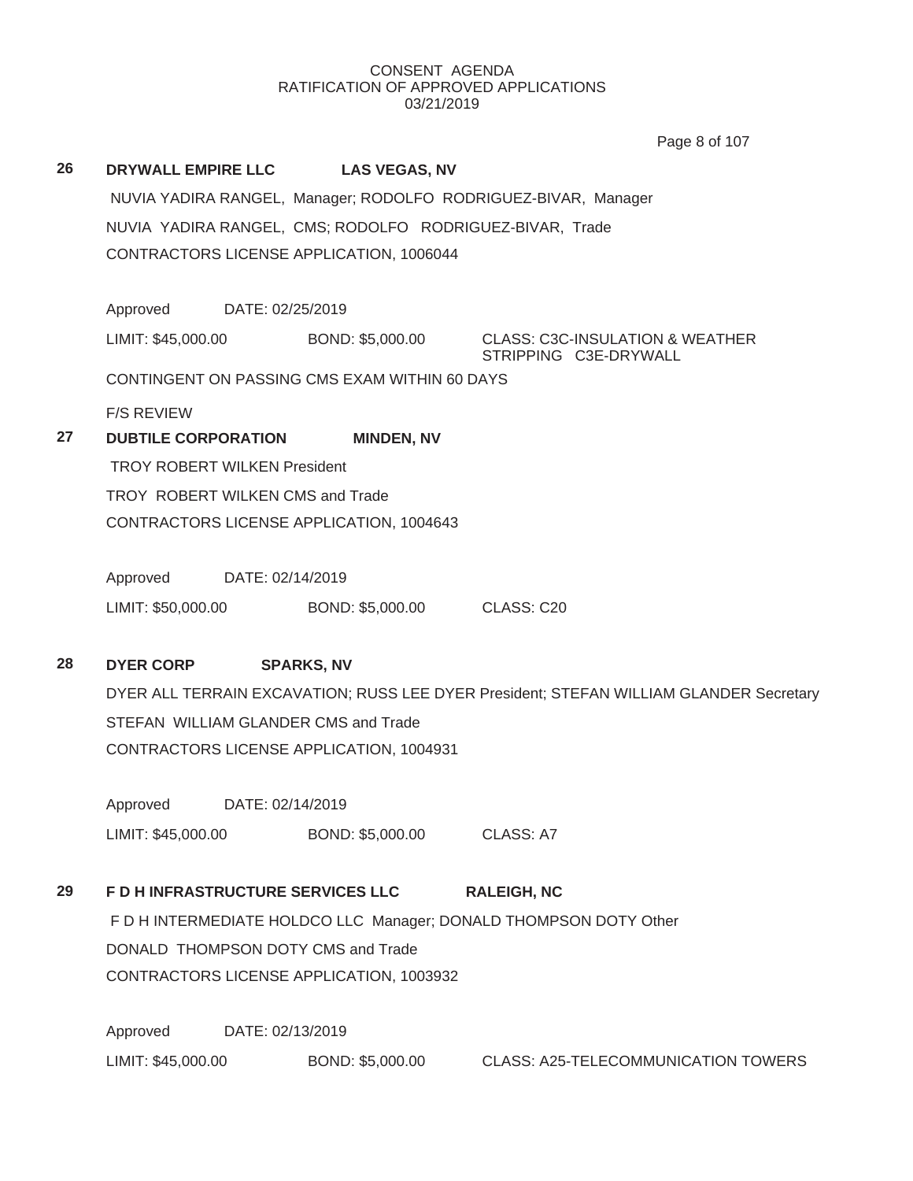**26 DRYWALL EMPIRE LLC LAS VEGAS, NV**

NUVIA YADIRA RANGEL, Manager; RODOLFO RODRIGUEZ-BIVAR, Manager

NUVIA YADIRA RANGEL, CMS; RODOLFO RODRIGUEZ-BIVAR, Trade

CONTRACTORS LICENSE APPLICATION, 1006044

Approved DATE: 02/25/2019

LIMIT: $45,000.00 BOND: $5,000.00 CLASS: C3C-INSULATION & WEATHER STRIPPING C3E-DRYWALL

CONTINGENT ON PASSING CMS EXAM WITHIN 60 DAYS

F/S REVIEW

**27 DUBTILE CORPORATION MINDEN, NV**

TROY ROBERT WILKEN President

TROY ROBERT WILKEN CMS and Trade

CONTRACTORS LICENSE APPLICATION, 1004643

Approved DATE: 02/14/2019

LIMIT: $50,000.00 BOND: $5,000.00 CLASS: C20

**28 DYER CORP SPARKS, NV**

DYER ALL TERRAIN EXCAVATION; RUSS LEE DYER President; STEFAN WILLIAM GLANDER Secretary

STEFAN WILLIAM GLANDER CMS and Trade

CONTRACTORS LICENSE APPLICATION, 1004931

Approved DATE: 02/14/2019

LIMIT: $45,000.00 BOND: $5,000.00 CLASS: A7

**29 F D H INFRASTRUCTURE SERVICES LLC RALEIGH, NC**

F D H INTERMEDIATE HOLDCO LLC Manager; DONALD THOMPSON DOTY Other

DONALD THOMPSON DOTY CMS and Trade

CONTRACTORS LICENSE APPLICATION, 1003932

Approved DATE: 02/13/2019

LIMIT: $45,000.00 BOND: $5,000.00 CLASS: A25-TELECOMMUNICATION TOWERS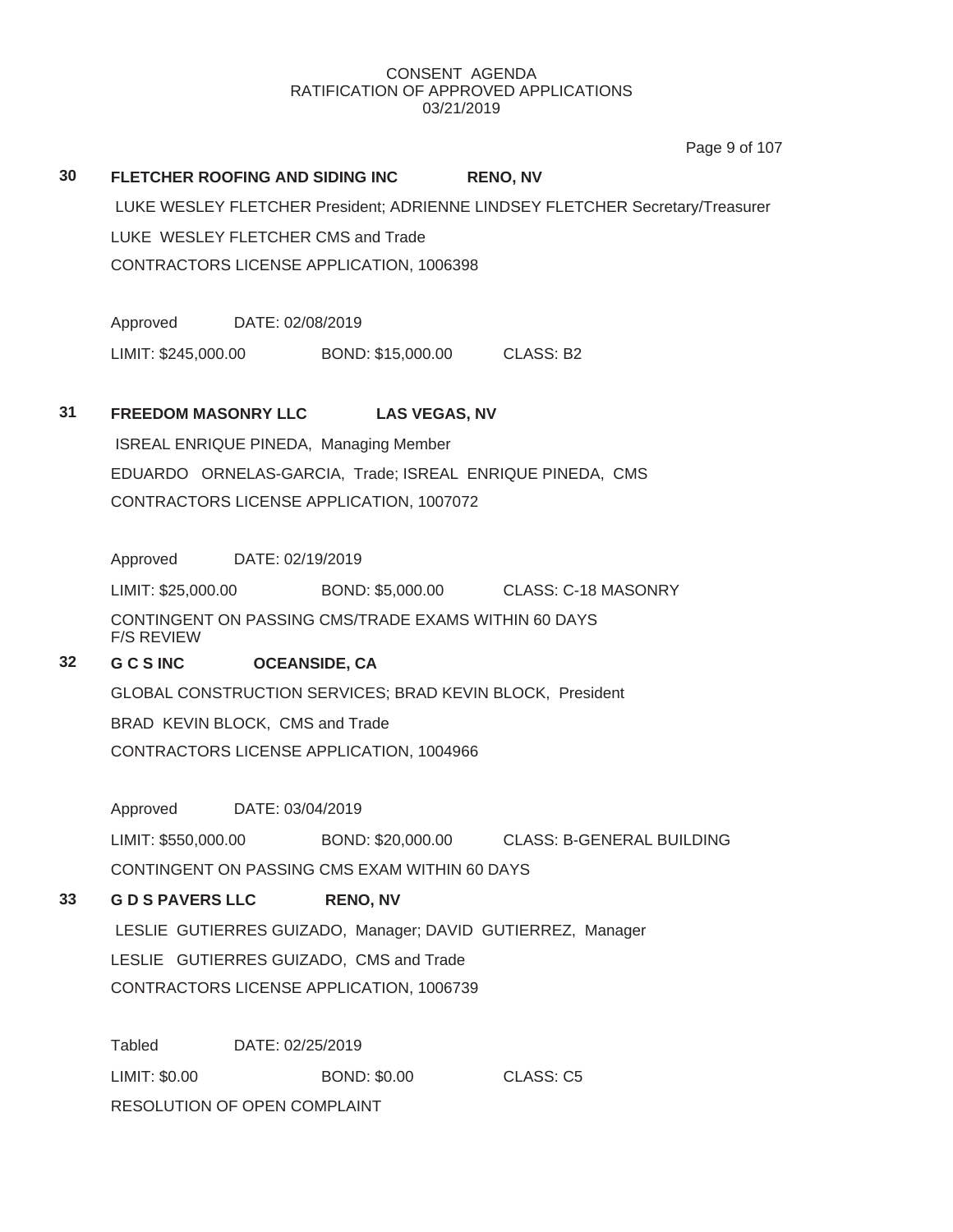CONSENT AGENDA
RATIFICATION OF APPROVED APPLICATIONS
03/21/2019

**30 FLETCHER ROOFING AND SIDING INC RENO, NV**

LUKE WESLEY FLETCHER President; ADRIENNE LINDSEY FLETCHER Secretary/Treasurer

LUKE WESLEY FLETCHER CMS and Trade

CONTRACTORS LICENSE APPLICATION, 1006398

Approved DATE: 02/08/2019

LIMIT: $245,000.00 BOND: $15,000.00 CLASS: B2

**31 FREEDOM MASONRY LLC LAS VEGAS, NV**

ISREAL ENRIQUE PINEDA, Managing Member

EDUARDO ORNELAS-GARCIA, Trade; ISREAL ENRIQUE PINEDA, CMS

CONTRACTORS LICENSE APPLICATION, 1007072

Approved DATE: 02/19/2019

LIMIT: $25,000.00 BOND: $5,000.00 CLASS: C-18 MASONRY

CONTINGENT ON PASSING CMS/TRADE EXAMS WITHIN 60 DAYS
F/S REVIEW

**32 G C S INC OCEANSIDE, CA**

GLOBAL CONSTRUCTION SERVICES; BRAD KEVIN BLOCK, President

BRAD KEVIN BLOCK, CMS and Trade

CONTRACTORS LICENSE APPLICATION, 1004966

Approved DATE: 03/04/2019

LIMIT: $550,000.00 BOND: $20,000.00 CLASS: B-GENERAL BUILDING

CONTINGENT ON PASSING CMS EXAM WITHIN 60 DAYS

**33 G D S PAVERS LLC RENO, NV**

LESLIE GUTIERRES GUIZADO, Manager; DAVID GUTIERREZ, Manager

LESLIE GUTIERRES GUIZADO, CMS and Trade

CONTRACTORS LICENSE APPLICATION, 1006739

Tabled DATE: 02/25/2019

LIMIT: $0.00 BOND: $0.00 CLASS: C5

RESOLUTION OF OPEN COMPLAINT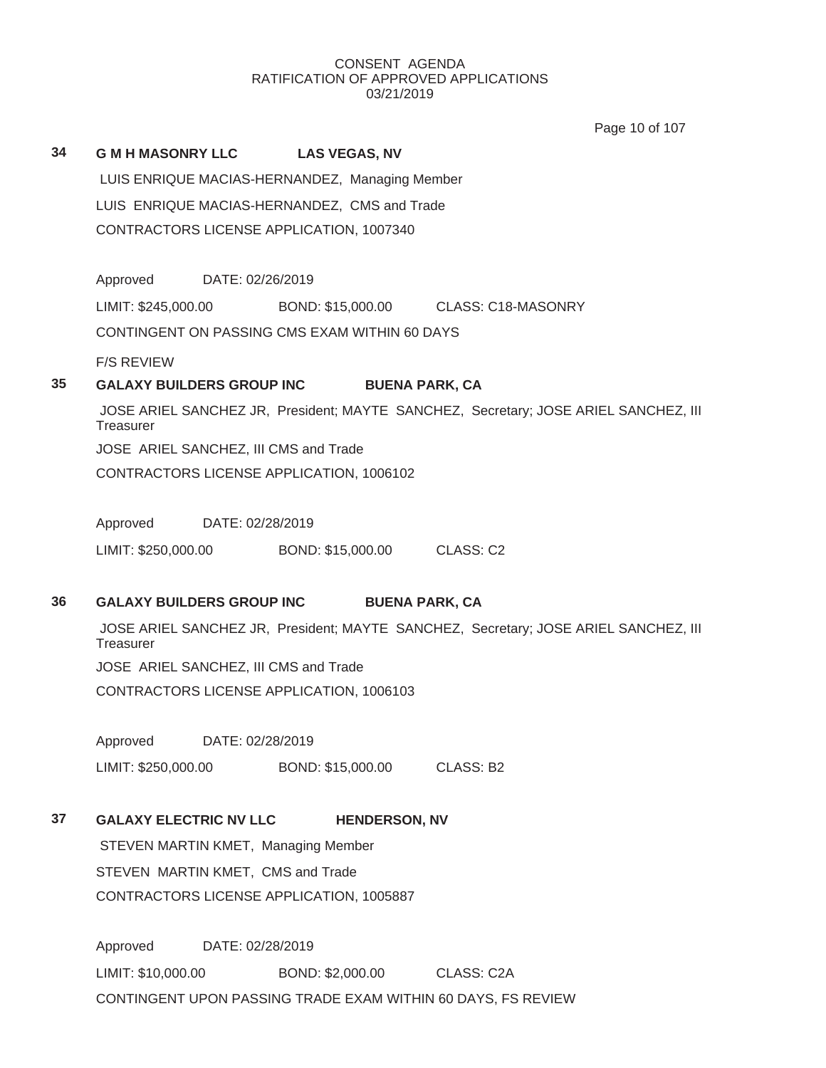CONSENT AGENDA
RATIFICATION OF APPROVED APPLICATIONS
03/21/2019

**34 G M H MASONRY LLC LAS VEGAS, NV**

LUIS ENRIQUE MACIAS-HERNANDEZ, Managing Member

LUIS ENRIQUE MACIAS-HERNANDEZ, CMS and Trade

CONTRACTORS LICENSE APPLICATION, 1007340

Approved DATE: 02/26/2019

LIMIT: $245,000.00 BOND: $15,000.00 CLASS: C18-MASONRY

CONTINGENT ON PASSING CMS EXAM WITHIN 60 DAYS

F/S REVIEW

**35 GALAXY BUILDERS GROUP INC BUENA PARK, CA**

JOSE ARIEL SANCHEZ JR, President; MAYTE SANCHEZ, Secretary; JOSE ARIEL SANCHEZ, III Treasurer

JOSE ARIEL SANCHEZ, III CMS and Trade

CONTRACTORS LICENSE APPLICATION, 1006102

Approved DATE: 02/28/2019

LIMIT: $250,000.00 BOND: $15,000.00 CLASS: C2

**36 GALAXY BUILDERS GROUP INC BUENA PARK, CA**

JOSE ARIEL SANCHEZ JR, President; MAYTE SANCHEZ, Secretary; JOSE ARIEL SANCHEZ, III Treasurer

JOSE ARIEL SANCHEZ, III CMS and Trade

CONTRACTORS LICENSE APPLICATION, 1006103

Approved DATE: 02/28/2019

LIMIT: $250,000.00 BOND: $15,000.00 CLASS: B2

**37 GALAXY ELECTRIC NV LLC HENDERSON, NV**

STEVEN MARTIN KMET, Managing Member

STEVEN MARTIN KMET, CMS and Trade

CONTRACTORS LICENSE APPLICATION, 1005887

Approved DATE: 02/28/2019

LIMIT: $10,000.00 BOND: $2,000.00 CLASS: C2A

CONTINGENT UPON PASSING TRADE EXAM WITHIN 60 DAYS, FS REVIEW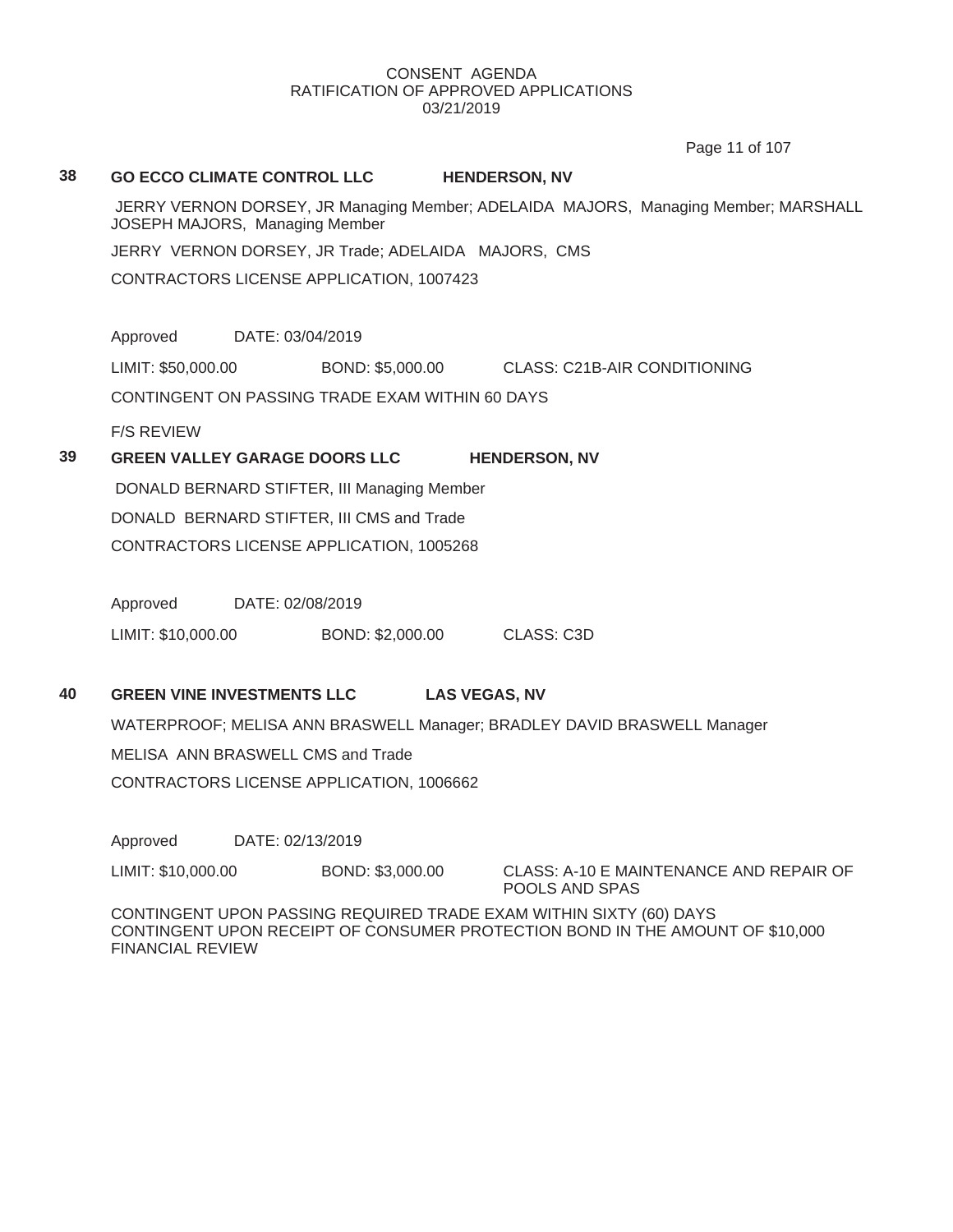**38 GO ECCO CLIMATE CONTROL LLC HENDERSON, NV**

JERRY VERNON DORSEY, JR Managing Member; ADELAIDA MAJORS, Managing Member; MARSHALL JOSEPH MAJORS, Managing Member

JERRY VERNON DORSEY, JR Trade; ADELAIDA MAJORS, CMS

CONTRACTORS LICENSE APPLICATION, 1007423

Approved DATE: 03/04/2019

LIMIT: $50,000.00 BOND: $5,000.00 CLASS: C21B-AIR CONDITIONING

CONTINGENT ON PASSING TRADE EXAM WITHIN 60 DAYS

F/S REVIEW

**39 GREEN VALLEY GARAGE DOORS LLC HENDERSON, NV**

DONALD BERNARD STIFTER, III Managing Member

DONALD BERNARD STIFTER, III CMS and Trade

CONTRACTORS LICENSE APPLICATION, 1005268

Approved DATE: 02/08/2019

LIMIT: $10,000.00 BOND: $2,000.00 CLASS: C3D

**40 GREEN VINE INVESTMENTS LLC LAS VEGAS, NV**

WATERPROOF; MELISA ANN BRASWELL Manager; BRADLEY DAVID BRASWELL Manager

MELISA ANN BRASWELL CMS and Trade

CONTRACTORS LICENSE APPLICATION, 1006662

Approved DATE: 02/13/2019

LIMIT: $10,000.00 BOND: $3,000.00 CLASS: A-10 E MAINTENANCE AND REPAIR OF POOLS AND SPAS

CONTINGENT UPON PASSING REQUIRED TRADE EXAM WITHIN SIXTY (60) DAYS
CONTINGENT UPON RECEIPT OF CONSUMER PROTECTION BOND IN THE AMOUNT OF $10,000
FINANCIAL REVIEW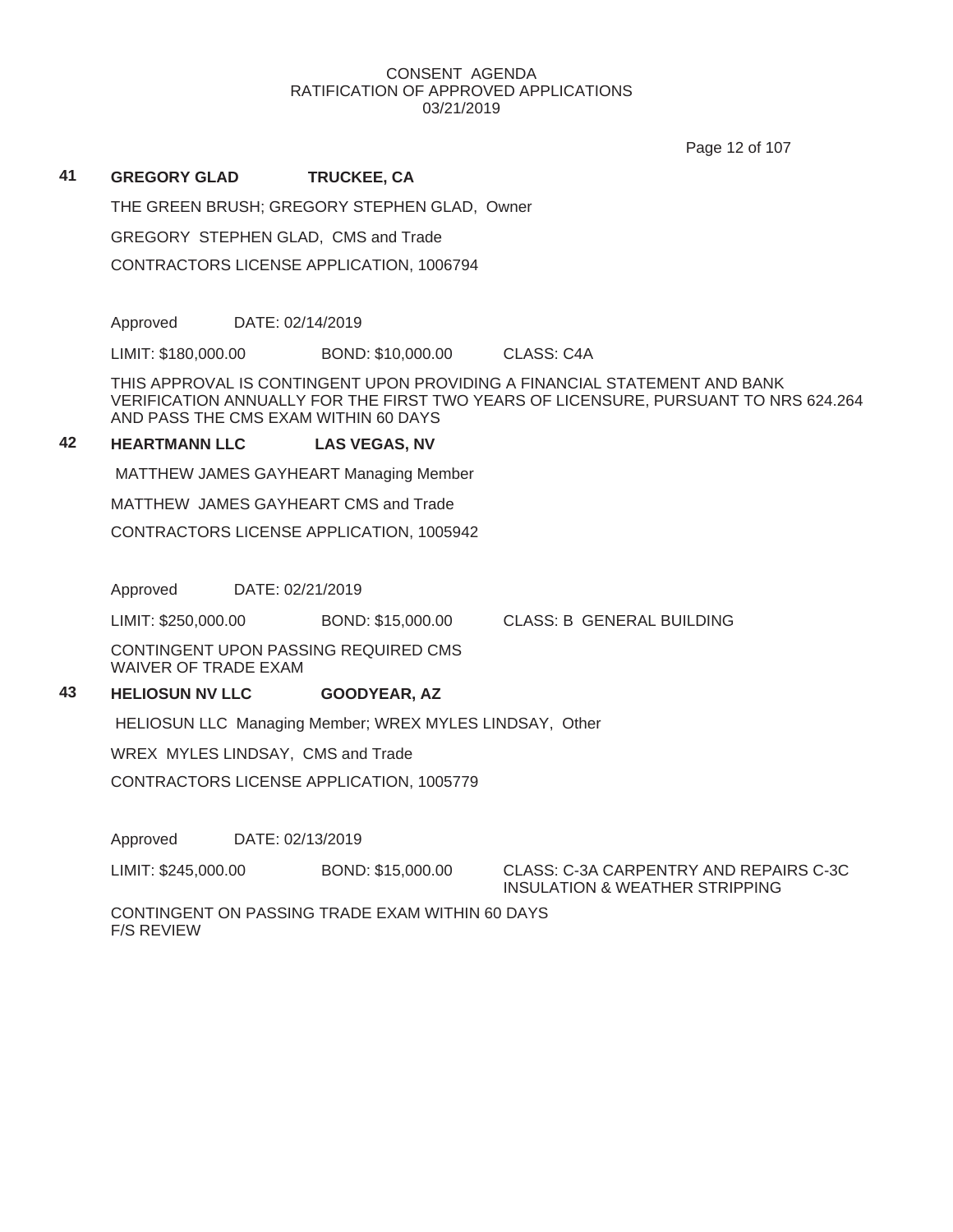## 41 GREGORY GLAD TRUCKEE, CA

THE GREEN BRUSH; GREGORY STEPHEN GLAD, Owner

GREGORY STEPHEN GLAD, CMS and Trade

CONTRACTORS LICENSE APPLICATION, 1006794

Approved DATE: 02/14/2019

LIMIT: $180,000.00 BOND: $10,000.00 CLASS: C4A

THIS APPROVAL IS CONTINGENT UPON PROVIDING A FINANCIAL STATEMENT AND BANK VERIFICATION ANNUALLY FOR THE FIRST TWO YEARS OF LICENSURE, PURSUANT TO NRS 624.264 AND PASS THE CMS EXAM WITHIN 60 DAYS

## 42 HEARTMANN LLC LAS VEGAS, NV

MATTHEW JAMES GAYHEART Managing Member

MATTHEW JAMES GAYHEART CMS and Trade

CONTRACTORS LICENSE APPLICATION, 1005942

Approved DATE: 02/21/2019

LIMIT: $250,000.00 BOND: $15,000.00 CLASS: B GENERAL BUILDING

CONTINGENT UPON PASSING REQUIRED CMS
WAIVER OF TRADE EXAM

## 43 HELIOSUN NV LLC GOODYEAR, AZ

HELIOSUN LLC Managing Member; WREX MYLES LINDSAY, Other

WREX MYLES LINDSAY, CMS and Trade

CONTRACTORS LICENSE APPLICATION, 1005779

Approved DATE: 02/13/2019

LIMIT: $245,000.00 BOND: $15,000.00 CLASS: C-3A CARPENTRY AND REPAIRS C-3C INSULATION & WEATHER STRIPPING

CONTINGENT ON PASSING TRADE EXAM WITHIN 60 DAYS
F/S REVIEW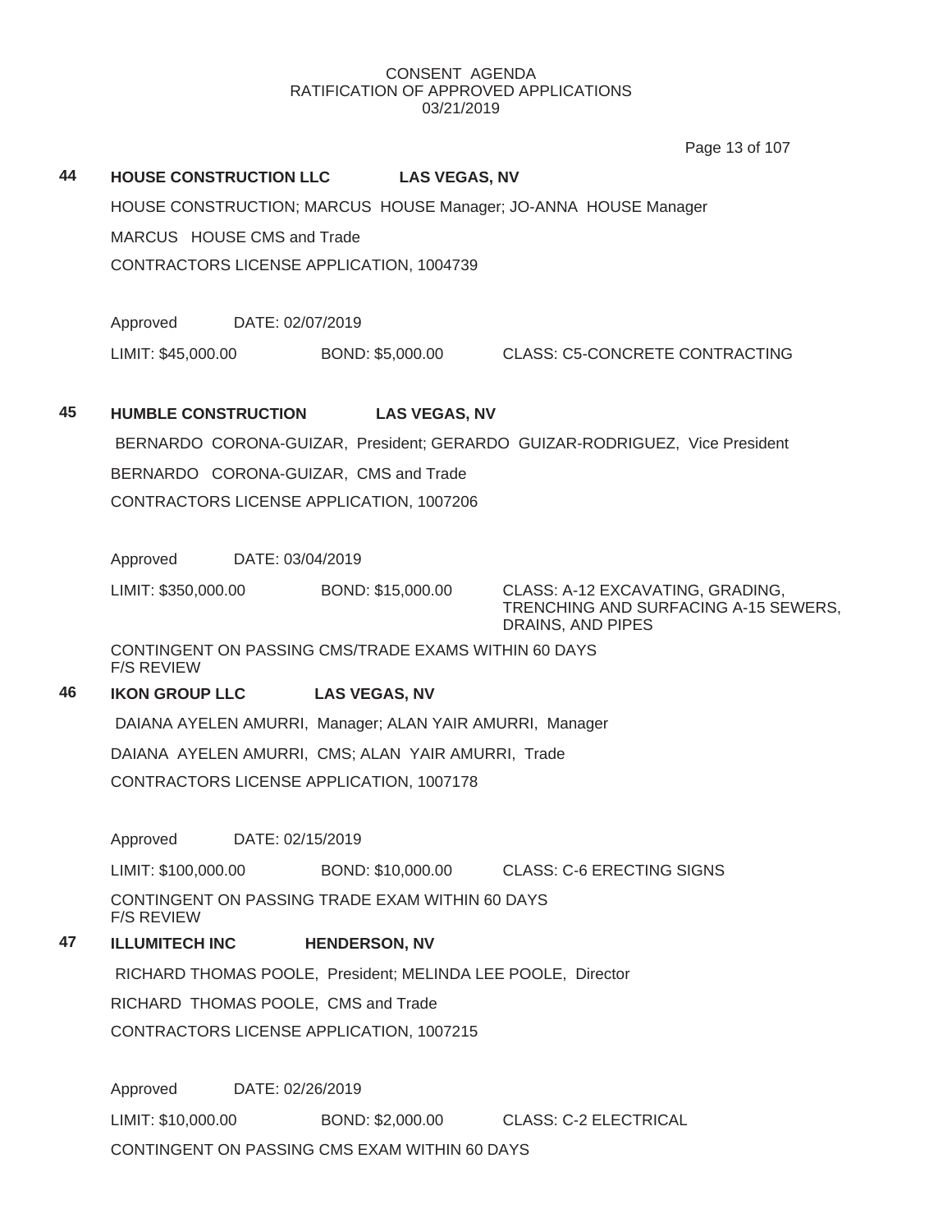CONSENT AGENDA
RATIFICATION OF APPROVED APPLICATIONS
03/21/2019

**44 HOUSE CONSTRUCTION LLC LAS VEGAS, NV**

HOUSE CONSTRUCTION; MARCUS HOUSE Manager; JO-ANNA HOUSE Manager

MARCUS HOUSE CMS and Trade

CONTRACTORS LICENSE APPLICATION, 1004739

Approved DATE: 02/07/2019

LIMIT: $45,000.00 BOND: $5,000.00 CLASS: C5-CONCRETE CONTRACTING

**45 HUMBLE CONSTRUCTION LAS VEGAS, NV**

BERNARDO CORONA-GUIZAR, President; GERARDO GUIZAR-RODRIGUEZ, Vice President

BERNARDO CORONA-GUIZAR, CMS and Trade

CONTRACTORS LICENSE APPLICATION, 1007206

Approved DATE: 03/04/2019

LIMIT: $350,000.00 BOND: $15,000.00 CLASS: A-12 EXCAVATING, GRADING, TRENCHING AND SURFACING A-15 SEWERS, DRAINS, AND PIPES

CONTINGENT ON PASSING CMS/TRADE EXAMS WITHIN 60 DAYS
F/S REVIEW

**46 IKON GROUP LLC LAS VEGAS, NV**

DAIANA AYELEN AMURRI, Manager; ALAN YAIR AMURRI, Manager

DAIANA AYELEN AMURRI, CMS; ALAN YAIR AMURRI, Trade

CONTRACTORS LICENSE APPLICATION, 1007178

Approved DATE: 02/15/2019

LIMIT: $100,000.00 BOND: $10,000.00 CLASS: C-6 ERECTING SIGNS

CONTINGENT ON PASSING TRADE EXAM WITHIN 60 DAYS
F/S REVIEW

**47 ILLUMITECH INC HENDERSON, NV**

RICHARD THOMAS POOLE, President; MELINDA LEE POOLE, Director

RICHARD THOMAS POOLE, CMS and Trade

CONTRACTORS LICENSE APPLICATION, 1007215

Approved DATE: 02/26/2019

LIMIT: $10,000.00 BOND: $2,000.00 CLASS: C-2 ELECTRICAL

CONTINGENT ON PASSING CMS EXAM WITHIN 60 DAYS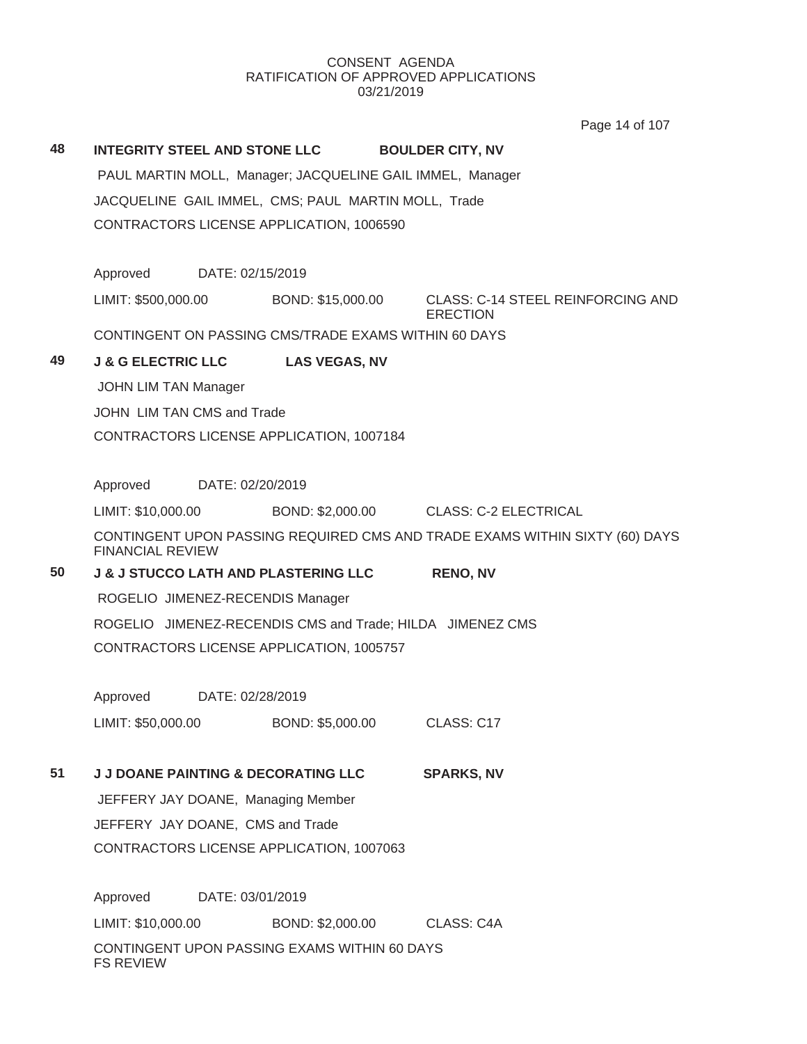CONSENT AGENDA
RATIFICATION OF APPROVED APPLICATIONS
03/21/2019

**48 INTEGRITY STEEL AND STONE LLC BOULDER CITY, NV**

PAUL MARTIN MOLL, Manager; JACQUELINE GAIL IMMEL, Manager

JACQUELINE GAIL IMMEL, CMS; PAUL MARTIN MOLL, Trade

CONTRACTORS LICENSE APPLICATION, 1006590

Approved DATE: 02/15/2019

LIMIT: $500,000.00 BOND: $15,000.00 CLASS: C-14 STEEL REINFORCING AND ERECTION

CONTINGENT ON PASSING CMS/TRADE EXAMS WITHIN 60 DAYS

**49 J & G ELECTRIC LLC LAS VEGAS, NV**

JOHN LIM TAN Manager

JOHN LIM TAN CMS and Trade

CONTRACTORS LICENSE APPLICATION, 1007184

Approved DATE: 02/20/2019

LIMIT: $10,000.00 BOND: $2,000.00 CLASS: C-2 ELECTRICAL

CONTINGENT UPON PASSING REQUIRED CMS AND TRADE EXAMS WITHIN SIXTY (60) DAYS
FINANCIAL REVIEW

**50 J & J STUCCO LATH AND PLASTERING LLC RENO, NV**

ROGELIO JIMENEZ-RECENDIS Manager

ROGELIO JIMENEZ-RECENDIS CMS and Trade; HILDA JIMENEZ CMS

CONTRACTORS LICENSE APPLICATION, 1005757

Approved DATE: 02/28/2019

LIMIT: $50,000.00 BOND: $5,000.00 CLASS: C17

**51 J J DOANE PAINTING & DECORATING LLC SPARKS, NV**

JEFFERY JAY DOANE, Managing Member

JEFFERY JAY DOANE, CMS and Trade

CONTRACTORS LICENSE APPLICATION, 1007063

Approved DATE: 03/01/2019

LIMIT: $10,000.00 BOND: $2,000.00 CLASS: C4A

CONTINGENT UPON PASSING EXAMS WITHIN 60 DAYS
FS REVIEW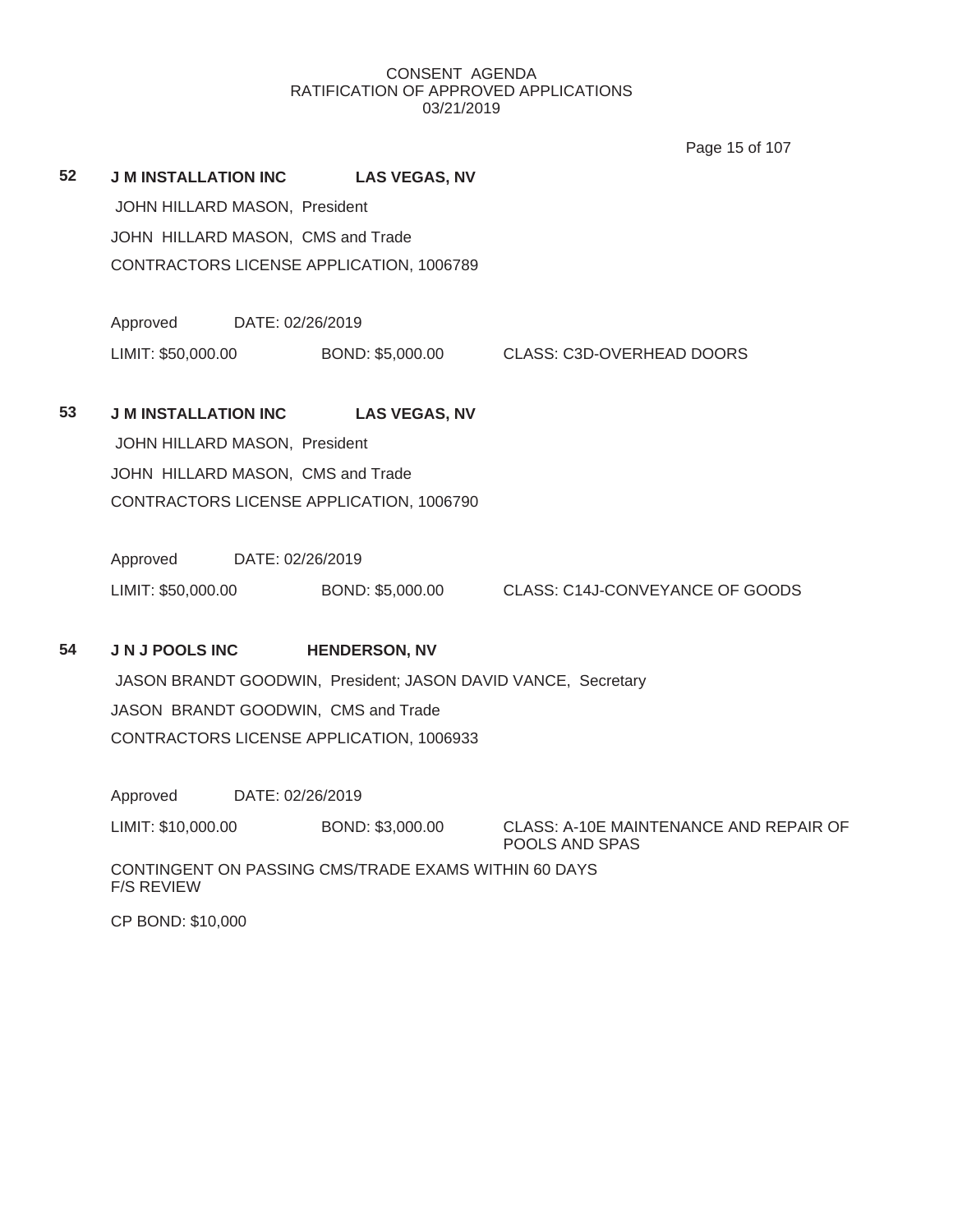CONSENT AGENDA
RATIFICATION OF APPROVED APPLICATIONS
03/21/2019

**52** **J M INSTALLATION INC** **LAS VEGAS, NV**

JOHN HILLARD MASON, President

JOHN HILLARD MASON, CMS and Trade

CONTRACTORS LICENSE APPLICATION, 1006789

Approved DATE: 02/26/2019

LIMIT: $50,000.00 BOND: $5,000.00 CLASS: C3D-OVERHEAD DOORS

**53** **J M INSTALLATION INC** **LAS VEGAS, NV**

JOHN HILLARD MASON, President

JOHN HILLARD MASON, CMS and Trade

CONTRACTORS LICENSE APPLICATION, 1006790

Approved DATE: 02/26/2019

LIMIT: $50,000.00 BOND: $5,000.00 CLASS: C14J-CONVEYANCE OF GOODS

**54** **J N J POOLS INC** **HENDERSON, NV**

JASON BRANDT GOODWIN, President; JASON DAVID VANCE, Secretary

JASON BRANDT GOODWIN, CMS and Trade

CONTRACTORS LICENSE APPLICATION, 1006933

Approved DATE: 02/26/2019

LIMIT: $10,000.00 BOND: $3,000.00 CLASS: A-10E MAINTENANCE AND REPAIR OF POOLS AND SPAS

CONTINGENT ON PASSING CMS/TRADE EXAMS WITHIN 60 DAYS
F/S REVIEW

CP BOND: $10,000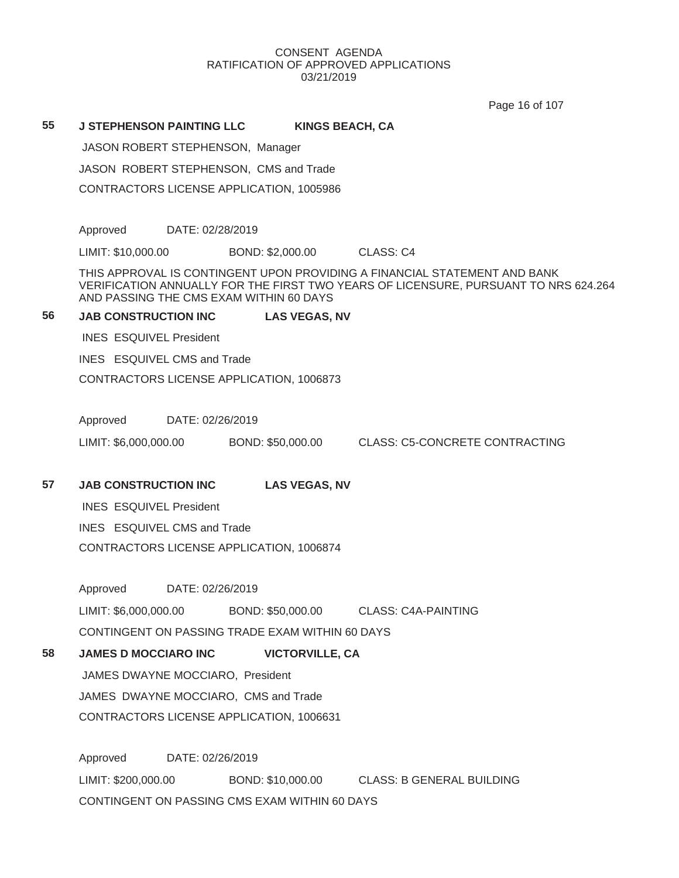CONSENT AGENDA
RATIFICATION OF APPROVED APPLICATIONS
03/21/2019

**55 J STEPHENSON PAINTING LLC KINGS BEACH, CA**

JASON ROBERT STEPHENSON, Manager

JASON ROBERT STEPHENSON, CMS and Trade

CONTRACTORS LICENSE APPLICATION, 1005986

Approved DATE: 02/28/2019

LIMIT: $10,000.00 BOND: $2,000.00 CLASS: C4

THIS APPROVAL IS CONTINGENT UPON PROVIDING A FINANCIAL STATEMENT AND BANK VERIFICATION ANNUALLY FOR THE FIRST TWO YEARS OF LICENSURE, PURSUANT TO NRS 624.264 AND PASSING THE CMS EXAM WITHIN 60 DAYS

**56 JAB CONSTRUCTION INC LAS VEGAS, NV**

INES ESQUIVEL President

INES ESQUIVEL CMS and Trade

CONTRACTORS LICENSE APPLICATION, 1006873

Approved DATE: 02/26/2019

LIMIT: $6,000,000.00 BOND: $50,000.00 CLASS: C5-CONCRETE CONTRACTING

**57 JAB CONSTRUCTION INC LAS VEGAS, NV**

INES ESQUIVEL President

INES ESQUIVEL CMS and Trade

CONTRACTORS LICENSE APPLICATION, 1006874

Approved DATE: 02/26/2019

LIMIT: $6,000,000.00 BOND: $50,000.00 CLASS: C4A-PAINTING

CONTINGENT ON PASSING TRADE EXAM WITHIN 60 DAYS

**58 JAMES D MOCCIARO INC VICTORVILLE, CA**

JAMES DWAYNE MOCCIARO, President

JAMES DWAYNE MOCCIARO, CMS and Trade

CONTRACTORS LICENSE APPLICATION, 1006631

Approved DATE: 02/26/2019

LIMIT: $200,000.00 BOND: $10,000.00 CLASS: B GENERAL BUILDING

CONTINGENT ON PASSING CMS EXAM WITHIN 60 DAYS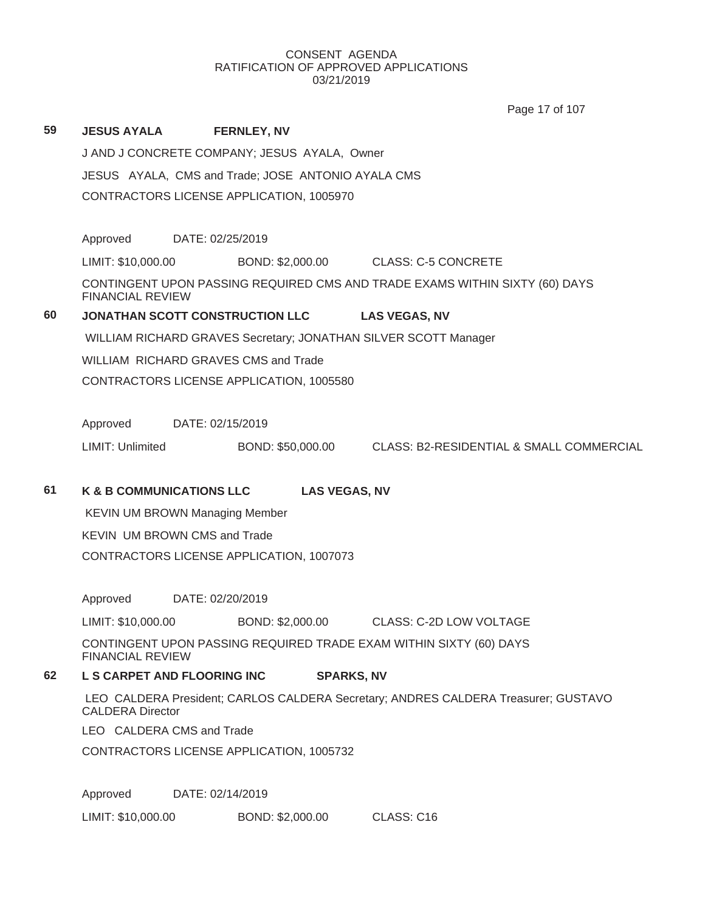**59 JESUS AYALA FERNLEY, NV**

J AND J CONCRETE COMPANY; JESUS AYALA, Owner

JESUS AYALA, CMS and Trade; JOSE ANTONIO AYALA CMS

CONTRACTORS LICENSE APPLICATION, 1005970

Approved DATE: 02/25/2019

LIMIT: $10,000.00 BOND: $2,000.00 CLASS: C-5 CONCRETE

CONTINGENT UPON PASSING REQUIRED CMS AND TRADE EXAMS WITHIN SIXTY (60) DAYS
FINANCIAL REVIEW

**60 JONATHAN SCOTT CONSTRUCTION LLC LAS VEGAS, NV**

WILLIAM RICHARD GRAVES Secretary; JONATHAN SILVER SCOTT Manager

WILLIAM RICHARD GRAVES CMS and Trade

CONTRACTORS LICENSE APPLICATION, 1005580

Approved DATE: 02/15/2019

LIMIT: Unlimited BOND: $50,000.00 CLASS: B2-RESIDENTIAL & SMALL COMMERCIAL

**61 K & B COMMUNICATIONS LLC LAS VEGAS, NV**

KEVIN UM BROWN Managing Member

KEVIN UM BROWN CMS and Trade

CONTRACTORS LICENSE APPLICATION, 1007073

Approved DATE: 02/20/2019

LIMIT: $10,000.00 BOND: $2,000.00 CLASS: C-2D LOW VOLTAGE

CONTINGENT UPON PASSING REQUIRED TRADE EXAM WITHIN SIXTY (60) DAYS
FINANCIAL REVIEW

**62 L S CARPET AND FLOORING INC SPARKS, NV**

LEO CALDERA President; CARLOS CALDERA Secretary; ANDRES CALDERA Treasurer; GUSTAVO CALDERA Director

LEO CALDERA CMS and Trade

CONTRACTORS LICENSE APPLICATION, 1005732

Approved DATE: 02/14/2019

LIMIT: $10,000.00 BOND: $2,000.00 CLASS: C16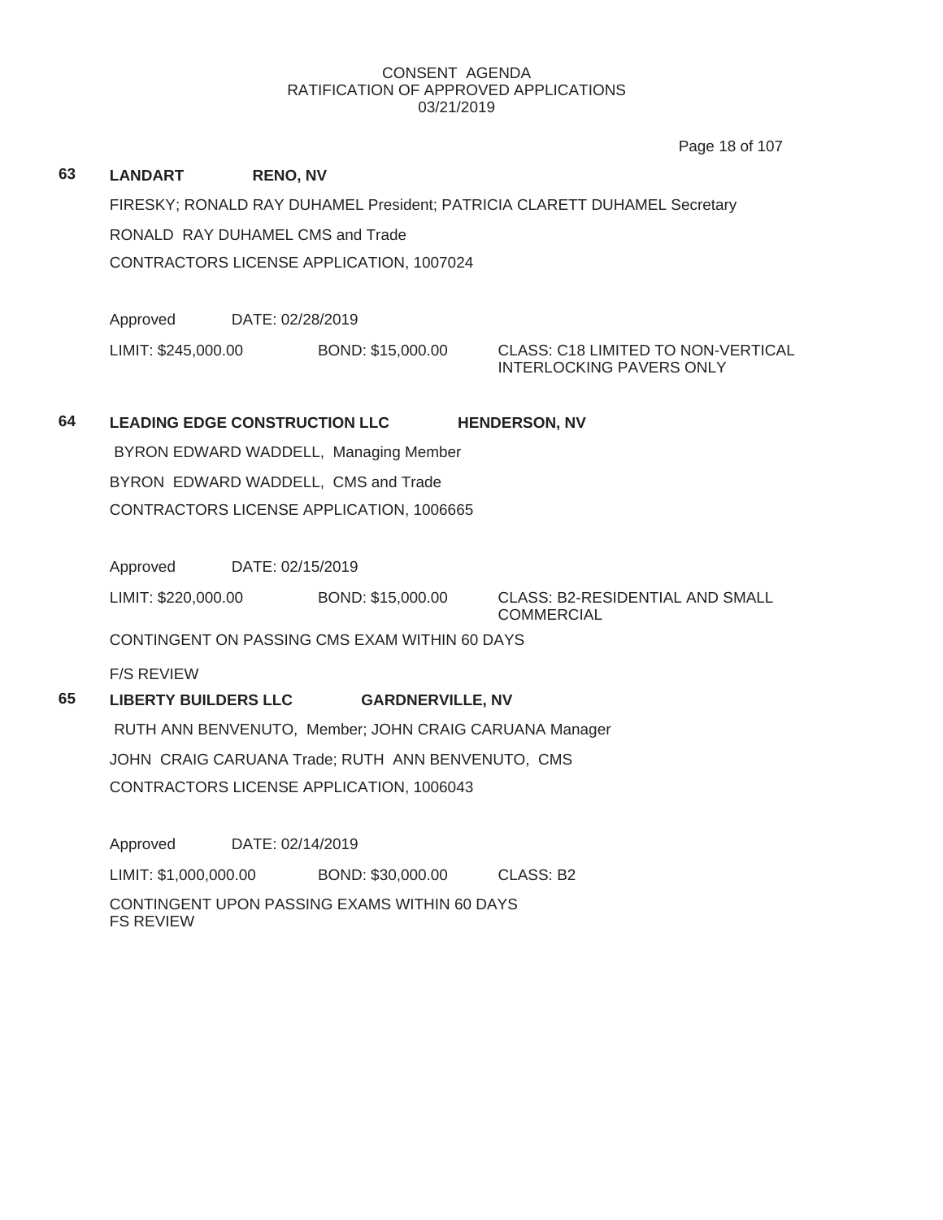CONSENT AGENDA
RATIFICATION OF APPROVED APPLICATIONS
03/21/2019

**63** **LANDART** **RENO, NV**

FIRESKY; RONALD RAY DUHAMEL President; PATRICIA CLARETT DUHAMEL Secretary

RONALD RAY DUHAMEL CMS and Trade

CONTRACTORS LICENSE APPLICATION, 1007024

Approved DATE: 02/28/2019

LIMIT: $245,000.00 BOND: $15,000.00 CLASS: C18 LIMITED TO NON-VERTICAL INTERLOCKING PAVERS ONLY

**64** **LEADING EDGE CONSTRUCTION LLC** **HENDERSON, NV**

BYRON EDWARD WADDELL, Managing Member

BYRON EDWARD WADDELL, CMS and Trade

CONTRACTORS LICENSE APPLICATION, 1006665

Approved DATE: 02/15/2019

LIMIT: $220,000.00 BOND: $15,000.00 CLASS: B2-RESIDENTIAL AND SMALL COMMERCIAL

CONTINGENT ON PASSING CMS EXAM WITHIN 60 DAYS

F/S REVIEW

**65** **LIBERTY BUILDERS LLC** **GARDNERVILLE, NV**

RUTH ANN BENVENUTO, Member; JOHN CRAIG CARUANA Manager

JOHN CRAIG CARUANA Trade; RUTH ANN BENVENUTO, CMS

CONTRACTORS LICENSE APPLICATION, 1006043

Approved DATE: 02/14/2019

LIMIT: $1,000,000.00 BOND: $30,000.00 CLASS: B2

CONTINGENT UPON PASSING EXAMS WITHIN 60 DAYS
FS REVIEW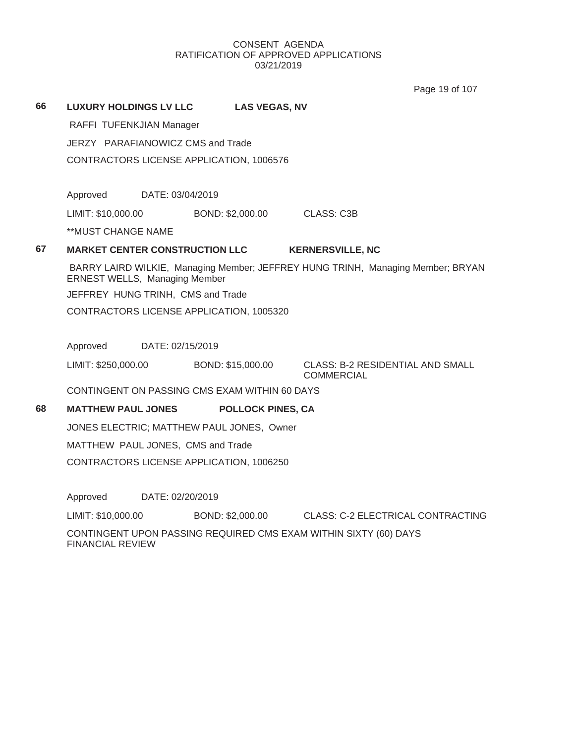CONSENT AGENDA
RATIFICATION OF APPROVED APPLICATIONS
03/21/2019

**66** **LUXURY HOLDINGS LV LLC** **LAS VEGAS, NV**

RAFFI TUFENKJIAN Manager

JERZY PARAFIANOWICZ CMS and Trade

CONTRACTORS LICENSE APPLICATION, 1006576

Approved DATE: 03/04/2019

LIMIT: $10,000.00 BOND: $2,000.00 CLASS: C3B

**MUST CHANGE NAME

**67** **MARKET CENTER CONSTRUCTION LLC** **KERNERSVILLE, NC**

BARRY LAIRD WILKIE, Managing Member; JEFFREY HUNG TRINH, Managing Member; BRYAN ERNEST WELLS, Managing Member

JEFFREY HUNG TRINH, CMS and Trade

CONTRACTORS LICENSE APPLICATION, 1005320

Approved DATE: 02/15/2019

LIMIT: $250,000.00 BOND: $15,000.00 CLASS: B-2 RESIDENTIAL AND SMALL COMMERCIAL

CONTINGENT ON PASSING CMS EXAM WITHIN 60 DAYS

**68** **MATTHEW PAUL JONES** **POLLOCK PINES, CA**

JONES ELECTRIC; MATTHEW PAUL JONES, Owner

MATTHEW PAUL JONES, CMS and Trade

CONTRACTORS LICENSE APPLICATION, 1006250

Approved DATE: 02/20/2019

LIMIT: $10,000.00 BOND: $2,000.00 CLASS: C-2 ELECTRICAL CONTRACTING

CONTINGENT UPON PASSING REQUIRED CMS EXAM WITHIN SIXTY (60) DAYS
FINANCIAL REVIEW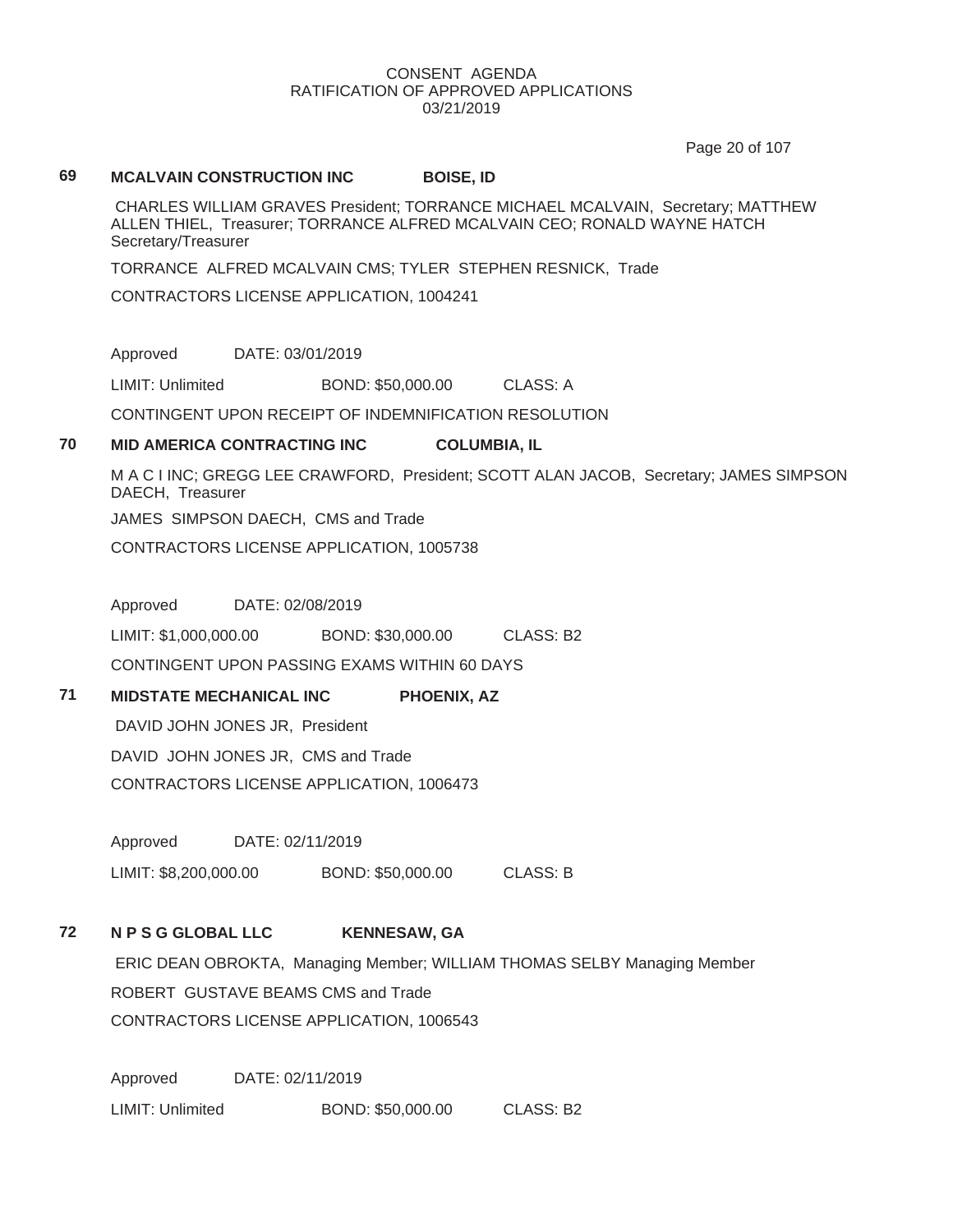CONSENT AGENDA
RATIFICATION OF APPROVED APPLICATIONS
03/21/2019

**69 MCALVAIN CONSTRUCTION INC BOISE, ID**

CHARLES WILLIAM GRAVES President; TORRANCE MICHAEL MCALVAIN, Secretary; MATTHEW ALLEN THIEL, Treasurer; TORRANCE ALFRED MCALVAIN CEO; RONALD WAYNE HATCH Secretary/Treasurer

TORRANCE ALFRED MCALVAIN CMS; TYLER STEPHEN RESNICK, Trade

CONTRACTORS LICENSE APPLICATION, 1004241

Approved DATE: 03/01/2019

LIMIT: Unlimited BOND: $50,000.00 CLASS: A

CONTINGENT UPON RECEIPT OF INDEMNIFICATION RESOLUTION

**70 MID AMERICA CONTRACTING INC COLUMBIA, IL**

M A C I INC; GREGG LEE CRAWFORD, President; SCOTT ALAN JACOB, Secretary; JAMES SIMPSON DAECH, Treasurer

JAMES SIMPSON DAECH, CMS and Trade

CONTRACTORS LICENSE APPLICATION, 1005738

Approved DATE: 02/08/2019

LIMIT: $1,000,000.00 BOND: $30,000.00 CLASS: B2

CONTINGENT UPON PASSING EXAMS WITHIN 60 DAYS

**71 MIDSTATE MECHANICAL INC PHOENIX, AZ**

DAVID JOHN JONES JR, President

DAVID JOHN JONES JR, CMS and Trade

CONTRACTORS LICENSE APPLICATION, 1006473

Approved DATE: 02/11/2019

LIMIT: $8,200,000.00 BOND: $50,000.00 CLASS: B

**72 N P S G GLOBAL LLC KENNESAW, GA**

ERIC DEAN OBROKTA, Managing Member; WILLIAM THOMAS SELBY Managing Member

ROBERT GUSTAVE BEAMS CMS and Trade

CONTRACTORS LICENSE APPLICATION, 1006543

Approved DATE: 02/11/2019

LIMIT: Unlimited BOND: $50,000.00 CLASS: B2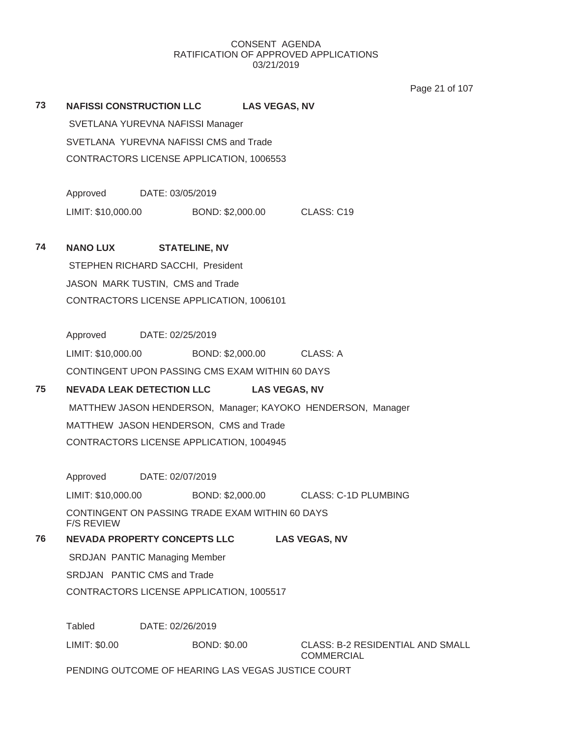CONSENT AGENDA
RATIFICATION OF APPROVED APPLICATIONS
03/21/2019

**73 NAFISSI CONSTRUCTION LLC LAS VEGAS, NV**

SVETLANA YUREVNA NAFISSI Manager

SVETLANA YUREVNA NAFISSI CMS and Trade

CONTRACTORS LICENSE APPLICATION, 1006553

Approved DATE: 03/05/2019

LIMIT: $10,000.00 BOND: $2,000.00 CLASS: C19

**74 NANO LUX STATELINE, NV**

STEPHEN RICHARD SACCHI, President

JASON MARK TUSTIN, CMS and Trade

CONTRACTORS LICENSE APPLICATION, 1006101

Approved DATE: 02/25/2019

LIMIT: $10,000.00 BOND: $2,000.00 CLASS: A

CONTINGENT UPON PASSING CMS EXAM WITHIN 60 DAYS

**75 NEVADA LEAK DETECTION LLC LAS VEGAS, NV**

MATTHEW JASON HENDERSON, Manager; KAYOKO HENDERSON, Manager

MATTHEW JASON HENDERSON, CMS and Trade

CONTRACTORS LICENSE APPLICATION, 1004945

Approved DATE: 02/07/2019

LIMIT: $10,000.00 BOND: $2,000.00 CLASS: C-1D PLUMBING

CONTINGENT ON PASSING TRADE EXAM WITHIN 60 DAYS
F/S REVIEW

**76 NEVADA PROPERTY CONCEPTS LLC LAS VEGAS, NV**

SRDJAN PANTIC Managing Member

SRDJAN PANTIC CMS and Trade

CONTRACTORS LICENSE APPLICATION, 1005517

Tabled DATE: 02/26/2019

LIMIT: $0.00 BOND: $0.00 CLASS: B-2 RESIDENTIAL AND SMALL COMMERCIAL

PENDING OUTCOME OF HEARING LAS VEGAS JUSTICE COURT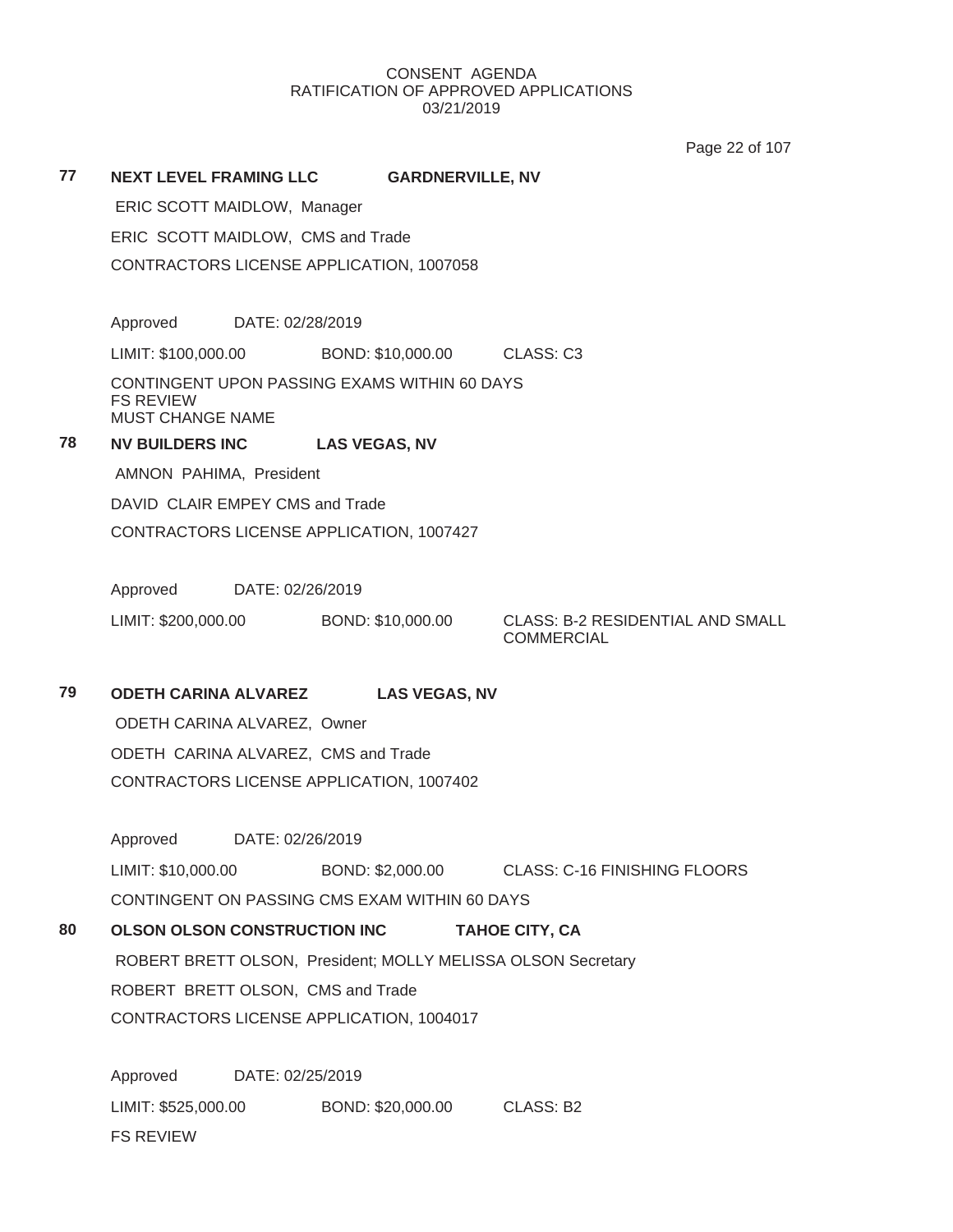## 77 NEXT LEVEL FRAMING LLC GARDNERVILLE, NV

ERIC SCOTT MAIDLOW, Manager

ERIC SCOTT MAIDLOW, CMS and Trade

CONTRACTORS LICENSE APPLICATION, 1007058

Approved DATE: 02/28/2019

LIMIT: $100,000.00 BOND: $10,000.00 CLASS: C3

CONTINGENT UPON PASSING EXAMS WITHIN 60 DAYS
FS REVIEW
MUST CHANGE NAME

## 78 NV BUILDERS INC LAS VEGAS, NV

AMNON PAHIMA, President

DAVID CLAIR EMPEY CMS and Trade

CONTRACTORS LICENSE APPLICATION, 1007427

Approved DATE: 02/26/2019

LIMIT: $200,000.00 BOND: $10,000.00 CLASS: B-2 RESIDENTIAL AND SMALL COMMERCIAL

## 79 ODETH CARINA ALVAREZ LAS VEGAS, NV

ODETH CARINA ALVAREZ, Owner

ODETH CARINA ALVAREZ, CMS and Trade

CONTRACTORS LICENSE APPLICATION, 1007402

Approved DATE: 02/26/2019

LIMIT: $10,000.00 BOND: $2,000.00 CLASS: C-16 FINISHING FLOORS

CONTINGENT ON PASSING CMS EXAM WITHIN 60 DAYS

## 80 OLSON OLSON CONSTRUCTION INC TAHOE CITY, CA

ROBERT BRETT OLSON, President; MOLLY MELISSA OLSON Secretary

ROBERT BRETT OLSON, CMS and Trade

CONTRACTORS LICENSE APPLICATION, 1004017

Approved DATE: 02/25/2019

LIMIT: $525,000.00 BOND: $20,000.00 CLASS: B2

FS REVIEW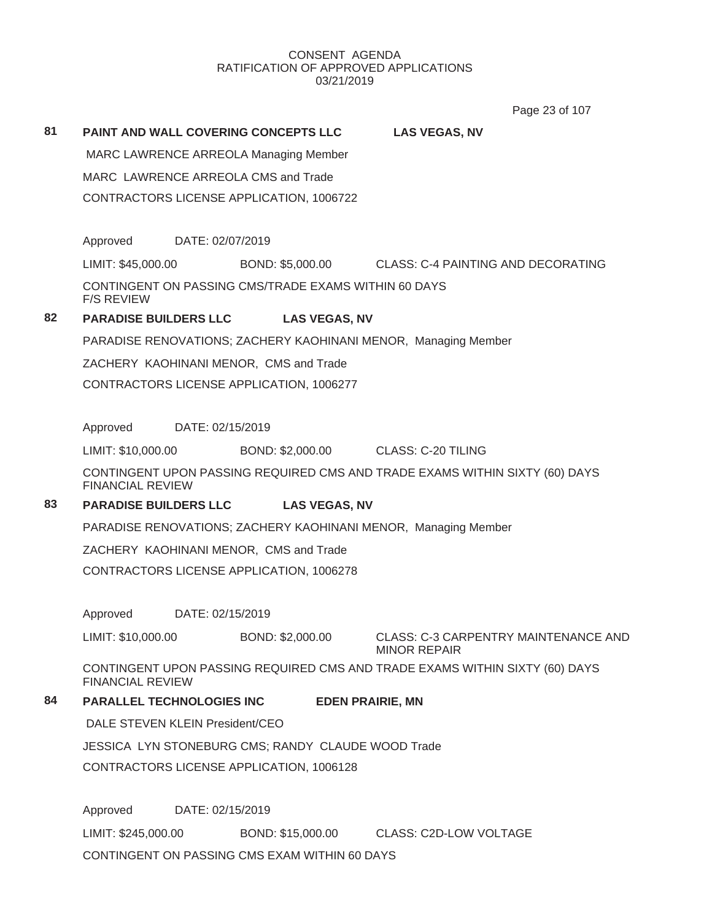CONSENT AGENDA
RATIFICATION OF APPROVED APPLICATIONS
03/21/2019

**81 PAINT AND WALL COVERING CONCEPTS LLC LAS VEGAS, NV**

MARC LAWRENCE ARREOLA Managing Member

MARC LAWRENCE ARREOLA CMS and Trade

CONTRACTORS LICENSE APPLICATION, 1006722

Approved DATE: 02/07/2019

LIMIT: $45,000.00 BOND: $5,000.00 CLASS: C-4 PAINTING AND DECORATING

CONTINGENT ON PASSING CMS/TRADE EXAMS WITHIN 60 DAYS
F/S REVIEW

**82 PARADISE BUILDERS LLC LAS VEGAS, NV**

PARADISE RENOVATIONS; ZACHERY KAOHINANI MENOR, Managing Member

ZACHERY KAOHINANI MENOR, CMS and Trade

CONTRACTORS LICENSE APPLICATION, 1006277

Approved DATE: 02/15/2019

LIMIT: $10,000.00 BOND: $2,000.00 CLASS: C-20 TILING

CONTINGENT UPON PASSING REQUIRED CMS AND TRADE EXAMS WITHIN SIXTY (60) DAYS
FINANCIAL REVIEW

**83 PARADISE BUILDERS LLC LAS VEGAS, NV**

PARADISE RENOVATIONS; ZACHERY KAOHINANI MENOR, Managing Member

ZACHERY KAOHINANI MENOR, CMS and Trade

CONTRACTORS LICENSE APPLICATION, 1006278

Approved DATE: 02/15/2019

LIMIT: $10,000.00 BOND: $2,000.00 CLASS: C-3 CARPENTRY MAINTENANCE AND MINOR REPAIR

CONTINGENT UPON PASSING REQUIRED CMS AND TRADE EXAMS WITHIN SIXTY (60) DAYS
FINANCIAL REVIEW

**84 PARALLEL TECHNOLOGIES INC EDEN PRAIRIE, MN**

DALE STEVEN KLEIN President/CEO

JESSICA LYN STONEBURG CMS; RANDY CLAUDE WOOD Trade

CONTRACTORS LICENSE APPLICATION, 1006128

Approved DATE: 02/15/2019

LIMIT: $245,000.00 BOND: $15,000.00 CLASS: C2D-LOW VOLTAGE

CONTINGENT ON PASSING CMS EXAM WITHIN 60 DAYS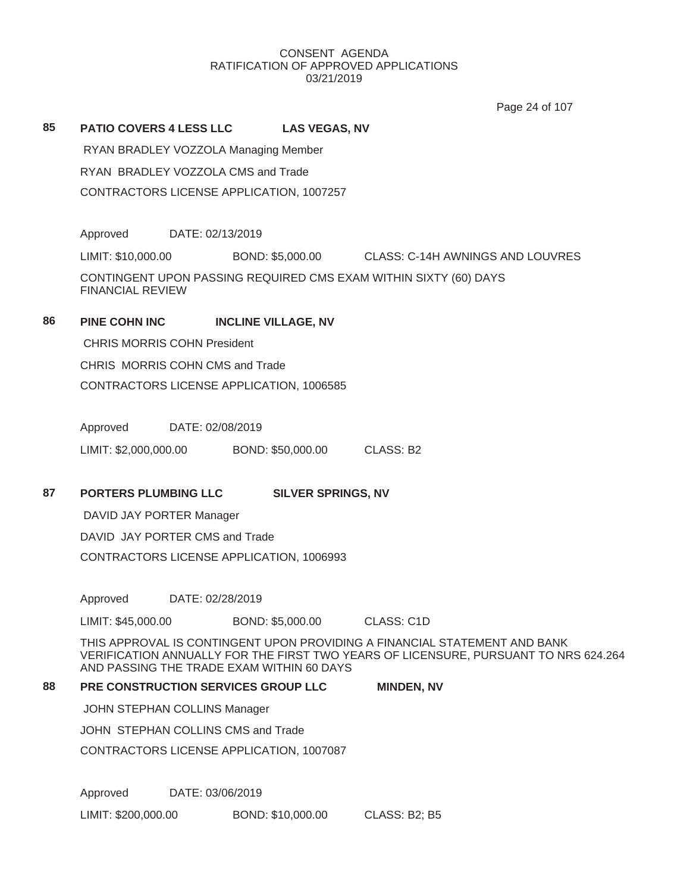CONSENT AGENDA
RATIFICATION OF APPROVED APPLICATIONS
03/21/2019

**85 PATIO COVERS 4 LESS LLC LAS VEGAS, NV**

RYAN BRADLEY VOZZOLA Managing Member

RYAN BRADLEY VOZZOLA CMS and Trade

CONTRACTORS LICENSE APPLICATION, 1007257

Approved DATE: 02/13/2019

LIMIT: $10,000.00 BOND: $5,000.00 CLASS: C-14H AWNINGS AND LOUVRES

CONTINGENT UPON PASSING REQUIRED CMS EXAM WITHIN SIXTY (60) DAYS
FINANCIAL REVIEW

**86 PINE COHN INC INCLINE VILLAGE, NV**

CHRIS MORRIS COHN President

CHRIS MORRIS COHN CMS and Trade

CONTRACTORS LICENSE APPLICATION, 1006585

Approved DATE: 02/08/2019

LIMIT: $2,000,000.00 BOND: $50,000.00 CLASS: B2

**87 PORTERS PLUMBING LLC SILVER SPRINGS, NV**

DAVID JAY PORTER Manager

DAVID JAY PORTER CMS and Trade

CONTRACTORS LICENSE APPLICATION, 1006993

Approved DATE: 02/28/2019

LIMIT: $45,000.00 BOND: $5,000.00 CLASS: C1D

THIS APPROVAL IS CONTINGENT UPON PROVIDING A FINANCIAL STATEMENT AND BANK VERIFICATION ANNUALLY FOR THE FIRST TWO YEARS OF LICENSURE, PURSUANT TO NRS 624.264 AND PASSING THE TRADE EXAM WITHIN 60 DAYS

**88 PRE CONSTRUCTION SERVICES GROUP LLC MINDEN, NV**

JOHN STEPHAN COLLINS Manager

JOHN STEPHAN COLLINS CMS and Trade

CONTRACTORS LICENSE APPLICATION, 1007087

Approved DATE: 03/06/2019

LIMIT: $200,000.00 BOND: $10,000.00 CLASS: B2; B5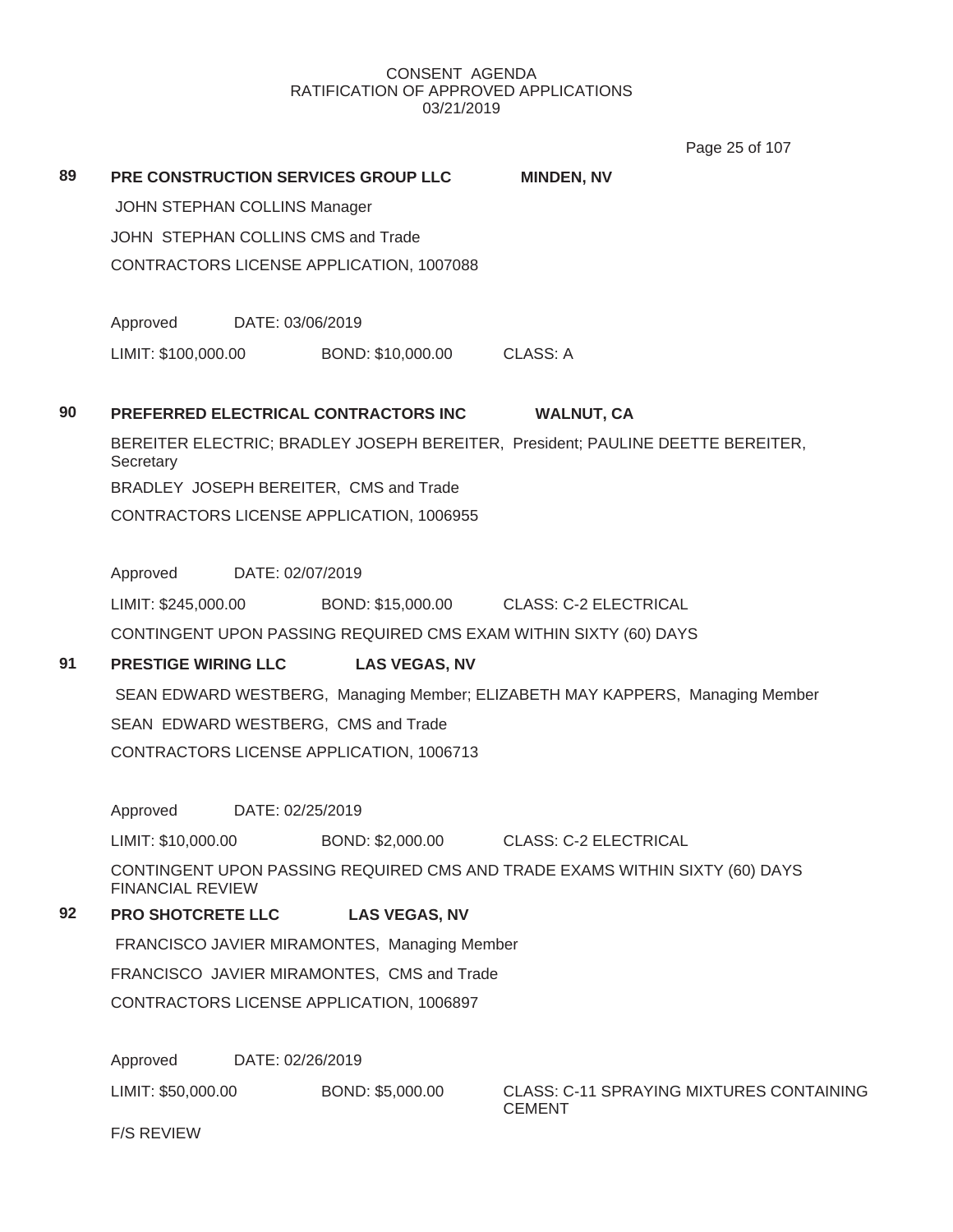CONSENT AGENDA
RATIFICATION OF APPROVED APPLICATIONS
03/21/2019

**89 PRE CONSTRUCTION SERVICES GROUP LLC MINDEN, NV**

JOHN STEPHAN COLLINS Manager

JOHN STEPHAN COLLINS CMS and Trade

CONTRACTORS LICENSE APPLICATION, 1007088

Approved DATE: 03/06/2019

LIMIT: $100,000.00 BOND: $10,000.00 CLASS: A

**90 PREFERRED ELECTRICAL CONTRACTORS INC WALNUT, CA**

BEREITER ELECTRIC; BRADLEY JOSEPH BEREITER, President; PAULINE DEETTE BEREITER, Secretary

BRADLEY JOSEPH BEREITER, CMS and Trade

CONTRACTORS LICENSE APPLICATION, 1006955

Approved DATE: 02/07/2019

LIMIT: $245,000.00 BOND: $15,000.00 CLASS: C-2 ELECTRICAL

CONTINGENT UPON PASSING REQUIRED CMS EXAM WITHIN SIXTY (60) DAYS

**91 PRESTIGE WIRING LLC LAS VEGAS, NV**

SEAN EDWARD WESTBERG, Managing Member; ELIZABETH MAY KAPPERS, Managing Member

SEAN EDWARD WESTBERG, CMS and Trade

CONTRACTORS LICENSE APPLICATION, 1006713

Approved DATE: 02/25/2019

LIMIT: $10,000.00 BOND: $2,000.00 CLASS: C-2 ELECTRICAL

CONTINGENT UPON PASSING REQUIRED CMS AND TRADE EXAMS WITHIN SIXTY (60) DAYS
FINANCIAL REVIEW

**92 PRO SHOTCRETE LLC LAS VEGAS, NV**

FRANCISCO JAVIER MIRAMONTES, Managing Member

FRANCISCO JAVIER MIRAMONTES, CMS and Trade

CONTRACTORS LICENSE APPLICATION, 1006897

Approved DATE: 02/26/2019

LIMIT: $50,000.00 BOND: $5,000.00 CLASS: C-11 SPRAYING MIXTURES CONTAINING CEMENT

F/S REVIEW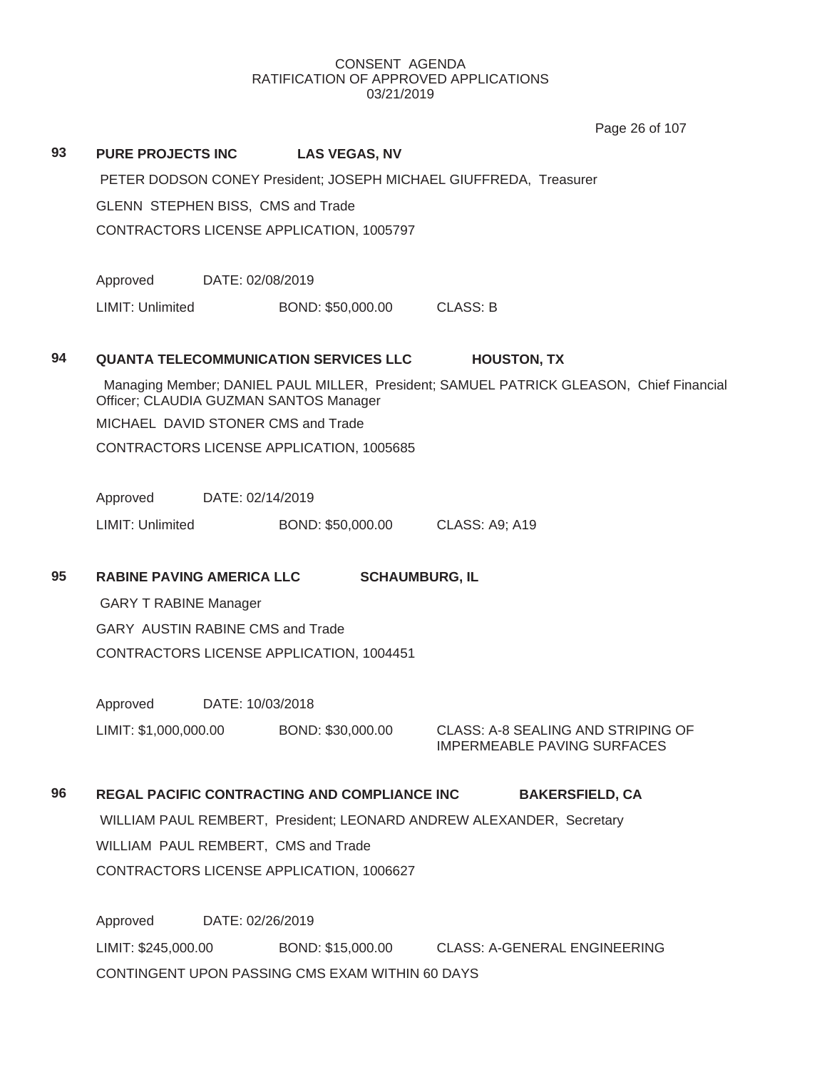CONSENT AGENDA
RATIFICATION OF APPROVED APPLICATIONS
03/21/2019

**93** **PURE PROJECTS INC** **LAS VEGAS, NV**

PETER DODSON CONEY President; JOSEPH MICHAEL GIUFFREDA, Treasurer

GLENN STEPHEN BISS, CMS and Trade

CONTRACTORS LICENSE APPLICATION, 1005797

Approved DATE: 02/08/2019

LIMIT: Unlimited BOND: $50,000.00 CLASS: B

**94** **QUANTA TELECOMMUNICATION SERVICES LLC** **HOUSTON, TX**

Managing Member; DANIEL PAUL MILLER, President; SAMUEL PATRICK GLEASON, Chief Financial Officer; CLAUDIA GUZMAN SANTOS Manager

MICHAEL DAVID STONER CMS and Trade

CONTRACTORS LICENSE APPLICATION, 1005685

Approved DATE: 02/14/2019

LIMIT: Unlimited BOND: $50,000.00 CLASS: A9; A19

**95** **RABINE PAVING AMERICA LLC** **SCHAUMBURG, IL**

GARY T RABINE Manager

GARY AUSTIN RABINE CMS and Trade

CONTRACTORS LICENSE APPLICATION, 1004451

Approved DATE: 10/03/2018

LIMIT: $1,000,000.00 BOND: $30,000.00 CLASS: A-8 SEALING AND STRIPING OF IMPERMEABLE PAVING SURFACES

**96** **REGAL PACIFIC CONTRACTING AND COMPLIANCE INC** **BAKERSFIELD, CA**

WILLIAM PAUL REMBERT, President; LEONARD ANDREW ALEXANDER, Secretary

WILLIAM PAUL REMBERT, CMS and Trade

CONTRACTORS LICENSE APPLICATION, 1006627

Approved DATE: 02/26/2019

LIMIT: $245,000.00 BOND: $15,000.00 CLASS: A-GENERAL ENGINEERING

CONTINGENT UPON PASSING CMS EXAM WITHIN 60 DAYS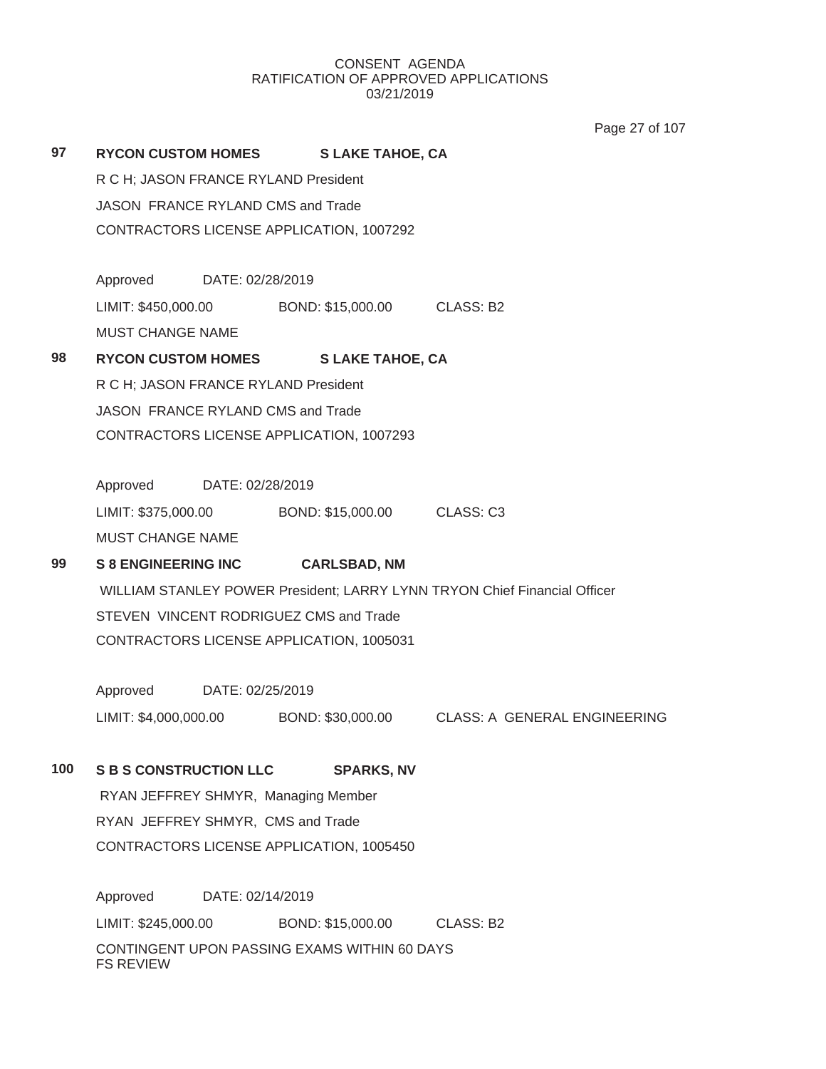CONSENT AGENDA
RATIFICATION OF APPROVED APPLICATIONS
03/21/2019

**97 RYCON CUSTOM HOMES S LAKE TAHOE, CA**

R C H; JASON FRANCE RYLAND President

JASON FRANCE RYLAND CMS and Trade

CONTRACTORS LICENSE APPLICATION, 1007292

Approved DATE: 02/28/2019

LIMIT: $450,000.00 BOND: $15,000.00 CLASS: B2

MUST CHANGE NAME

**98 RYCON CUSTOM HOMES S LAKE TAHOE, CA**

R C H; JASON FRANCE RYLAND President

JASON FRANCE RYLAND CMS and Trade

CONTRACTORS LICENSE APPLICATION, 1007293

Approved DATE: 02/28/2019

LIMIT: $375,000.00 BOND: $15,000.00 CLASS: C3

MUST CHANGE NAME

**99 S 8 ENGINEERING INC CARLSBAD, NM**

WILLIAM STANLEY POWER President; LARRY LYNN TRYON Chief Financial Officer

STEVEN VINCENT RODRIGUEZ CMS and Trade

CONTRACTORS LICENSE APPLICATION, 1005031

Approved DATE: 02/25/2019

LIMIT: $4,000,000.00 BOND: $30,000.00 CLASS: A GENERAL ENGINEERING

**100 S B S CONSTRUCTION LLC SPARKS, NV**

RYAN JEFFREY SHMYR, Managing Member

RYAN JEFFREY SHMYR, CMS and Trade

CONTRACTORS LICENSE APPLICATION, 1005450

Approved DATE: 02/14/2019

LIMIT: $245,000.00 BOND: $15,000.00 CLASS: B2

CONTINGENT UPON PASSING EXAMS WITHIN 60 DAYS
FS REVIEW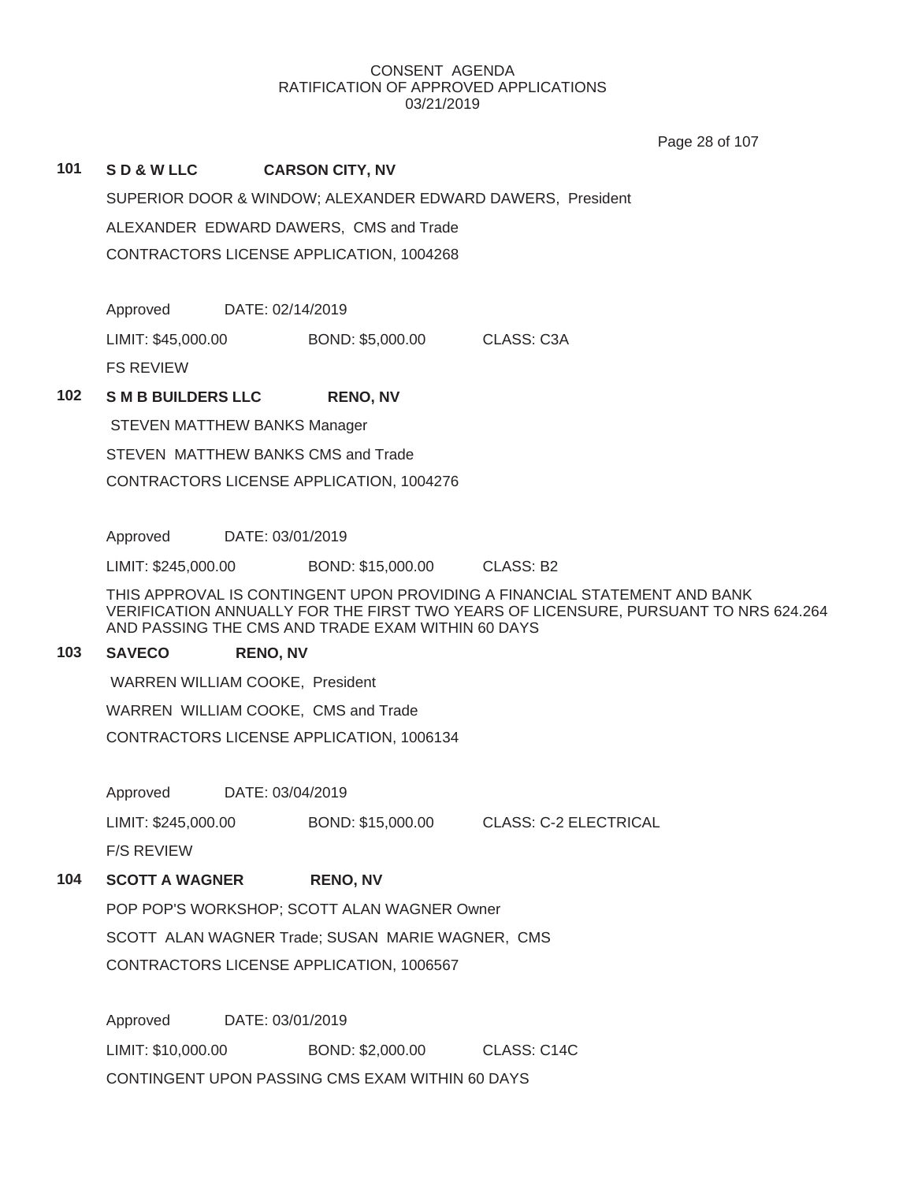CONSENT AGENDA
RATIFICATION OF APPROVED APPLICATIONS
03/21/2019

**101 S D & W LLC CARSON CITY, NV**

SUPERIOR DOOR & WINDOW; ALEXANDER EDWARD DAWERS, President

ALEXANDER EDWARD DAWERS, CMS and Trade

CONTRACTORS LICENSE APPLICATION, 1004268

Approved DATE: 02/14/2019

LIMIT: $45,000.00 BOND: $5,000.00 CLASS: C3A

FS REVIEW

**102 S M B BUILDERS LLC RENO, NV**

STEVEN MATTHEW BANKS Manager

STEVEN MATTHEW BANKS CMS and Trade

CONTRACTORS LICENSE APPLICATION, 1004276

Approved DATE: 03/01/2019

LIMIT: $245,000.00 BOND: $15,000.00 CLASS: B2

THIS APPROVAL IS CONTINGENT UPON PROVIDING A FINANCIAL STATEMENT AND BANK VERIFICATION ANNUALLY FOR THE FIRST TWO YEARS OF LICENSURE, PURSUANT TO NRS 624.264 AND PASSING THE CMS AND TRADE EXAM WITHIN 60 DAYS

**103 SAVECO RENO, NV**

WARREN WILLIAM COOKE, President

WARREN WILLIAM COOKE, CMS and Trade

CONTRACTORS LICENSE APPLICATION, 1006134

Approved DATE: 03/04/2019

LIMIT: $245,000.00 BOND: $15,000.00 CLASS: C-2 ELECTRICAL

F/S REVIEW

**104 SCOTT A WAGNER RENO, NV**

POP POP'S WORKSHOP; SCOTT ALAN WAGNER Owner

SCOTT ALAN WAGNER Trade; SUSAN MARIE WAGNER, CMS

CONTRACTORS LICENSE APPLICATION, 1006567

Approved DATE: 03/01/2019

LIMIT: $10,000.00 BOND: $2,000.00 CLASS: C14C

CONTINGENT UPON PASSING CMS EXAM WITHIN 60 DAYS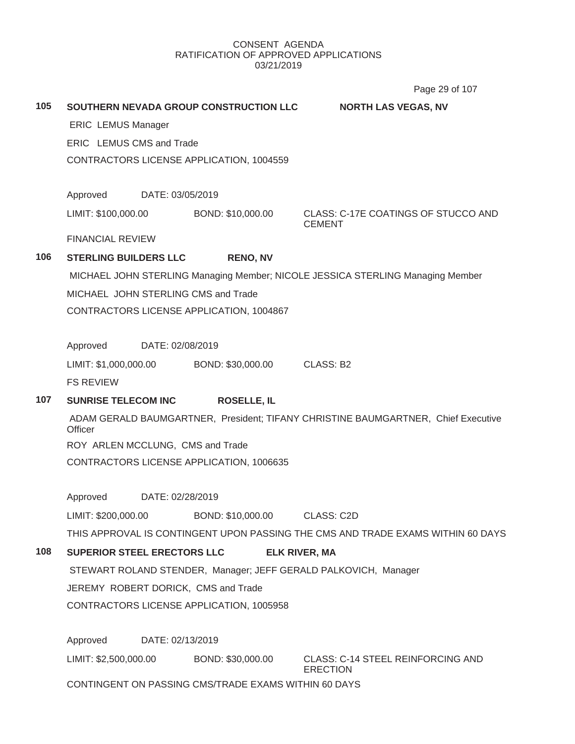CONSENT AGENDA
RATIFICATION OF APPROVED APPLICATIONS
03/21/2019

**105 SOUTHERN NEVADA GROUP CONSTRUCTION LLC — NORTH LAS VEGAS, NV**

ERIC LEMUS Manager

ERIC LEMUS CMS and Trade

CONTRACTORS LICENSE APPLICATION, 1004559

Approved DATE: 03/05/2019

LIMIT: $100,000.00 BOND: $10,000.00 CLASS: C-17E COATINGS OF STUCCO AND CEMENT

FINANCIAL REVIEW

**106 STERLING BUILDERS LLC — RENO, NV**

MICHAEL JOHN STERLING Managing Member; NICOLE JESSICA STERLING Managing Member

MICHAEL JOHN STERLING CMS and Trade

CONTRACTORS LICENSE APPLICATION, 1004867

Approved DATE: 02/08/2019

LIMIT: $1,000,000.00 BOND: $30,000.00 CLASS: B2

FS REVIEW

**107 SUNRISE TELECOM INC — ROSELLE, IL**

ADAM GERALD BAUMGARTNER, President; TIFANY CHRISTINE BAUMGARTNER, Chief Executive Officer

ROY ARLEN MCCLUNG, CMS and Trade

CONTRACTORS LICENSE APPLICATION, 1006635

Approved DATE: 02/28/2019

LIMIT: $200,000.00 BOND: $10,000.00 CLASS: C2D

THIS APPROVAL IS CONTINGENT UPON PASSING THE CMS AND TRADE EXAMS WITHIN 60 DAYS

**108 SUPERIOR STEEL ERECTORS LLC — ELK RIVER, MA**

STEWART ROLAND STENDER, Manager; JEFF GERALD PALKOVICH, Manager

JEREMY ROBERT DORICK, CMS and Trade

CONTRACTORS LICENSE APPLICATION, 1005958

Approved DATE: 02/13/2019

LIMIT: $2,500,000.00 BOND: $30,000.00 CLASS: C-14 STEEL REINFORCING AND ERECTION

CONTINGENT ON PASSING CMS/TRADE EXAMS WITHIN 60 DAYS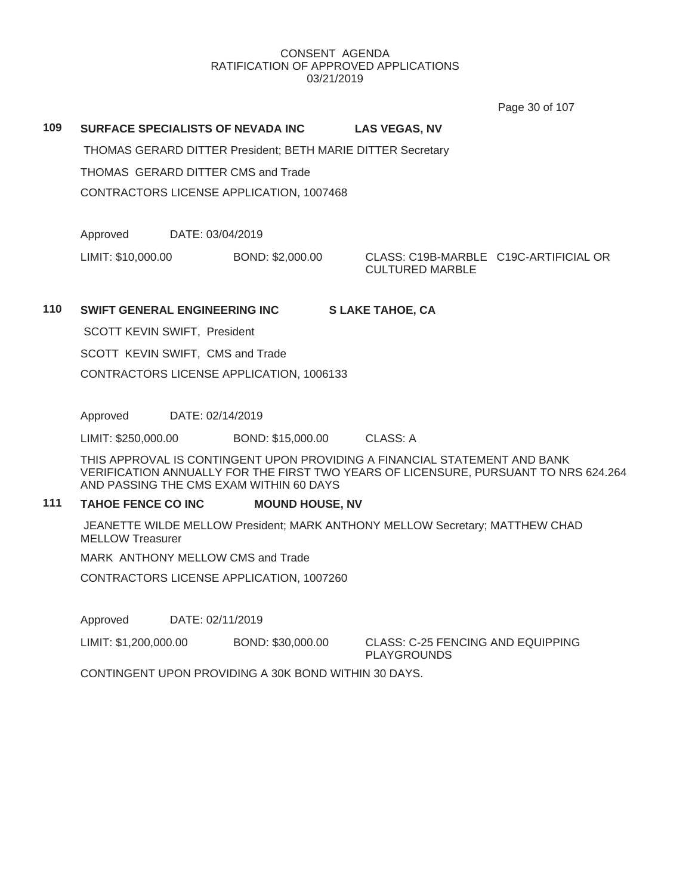CONSENT AGENDA
RATIFICATION OF APPROVED APPLICATIONS
03/21/2019

**109 SURFACE SPECIALISTS OF NEVADA INC LAS VEGAS, NV**

THOMAS GERARD DITTER President; BETH MARIE DITTER Secretary

THOMAS GERARD DITTER CMS and Trade

CONTRACTORS LICENSE APPLICATION, 1007468

Approved DATE: 03/04/2019

LIMIT: $10,000.00 BOND: $2,000.00 CLASS: C19B-MARBLE C19C-ARTIFICIAL OR CULTURED MARBLE

**110 SWIFT GENERAL ENGINEERING INC S LAKE TAHOE, CA**

SCOTT KEVIN SWIFT, President

SCOTT KEVIN SWIFT, CMS and Trade

CONTRACTORS LICENSE APPLICATION, 1006133

Approved DATE: 02/14/2019

LIMIT: $250,000.00 BOND: $15,000.00 CLASS: A

THIS APPROVAL IS CONTINGENT UPON PROVIDING A FINANCIAL STATEMENT AND BANK VERIFICATION ANNUALLY FOR THE FIRST TWO YEARS OF LICENSURE, PURSUANT TO NRS 624.264 AND PASSING THE CMS EXAM WITHIN 60 DAYS

**111 TAHOE FENCE CO INC MOUND HOUSE, NV**

JEANETTE WILDE MELLOW President; MARK ANTHONY MELLOW Secretary; MATTHEW CHAD MELLOW Treasurer

MARK ANTHONY MELLOW CMS and Trade

CONTRACTORS LICENSE APPLICATION, 1007260

Approved DATE: 02/11/2019

LIMIT: $1,200,000.00 BOND: $30,000.00 CLASS: C-25 FENCING AND EQUIPPING PLAYGROUNDS

CONTINGENT UPON PROVIDING A 30K BOND WITHIN 30 DAYS.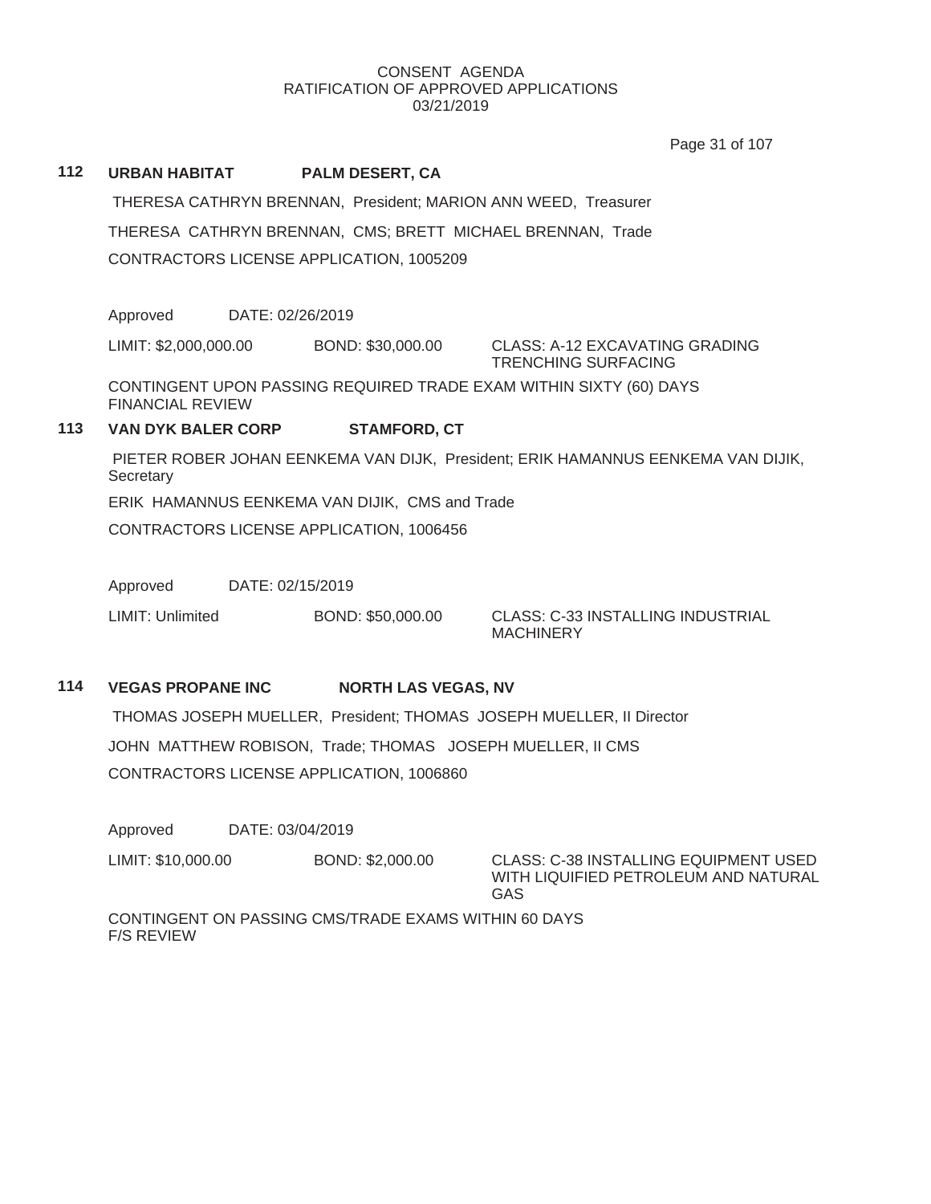## 112 URBAN HABITAT PALM DESERT, CA

THERESA CATHRYN BRENNAN, President; MARION ANN WEED, Treasurer

THERESA CATHRYN BRENNAN, CMS; BRETT MICHAEL BRENNAN, Trade

CONTRACTORS LICENSE APPLICATION, 1005209

Approved DATE: 02/26/2019

LIMIT: $2,000,000.00 BOND: $30,000.00 CLASS: A-12 EXCAVATING GRADING TRENCHING SURFACING

CONTINGENT UPON PASSING REQUIRED TRADE EXAM WITHIN SIXTY (60) DAYS
FINANCIAL REVIEW

## 113 VAN DYK BALER CORP STAMFORD, CT

PIETER ROBER JOHAN EENKEMA VAN DIJK, President; ERIK HAMANNUS EENKEMA VAN DIJIK, Secretary

ERIK HAMANNUS EENKEMA VAN DIJIK, CMS and Trade

CONTRACTORS LICENSE APPLICATION, 1006456

Approved DATE: 02/15/2019

LIMIT: Unlimited BOND: $50,000.00 CLASS: C-33 INSTALLING INDUSTRIAL MACHINERY

## 114 VEGAS PROPANE INC NORTH LAS VEGAS, NV

THOMAS JOSEPH MUELLER, President; THOMAS JOSEPH MUELLER, II Director

JOHN MATTHEW ROBISON, Trade; THOMAS JOSEPH MUELLER, II CMS

CONTRACTORS LICENSE APPLICATION, 1006860

Approved DATE: 03/04/2019

LIMIT: $10,000.00 BOND: $2,000.00 CLASS: C-38 INSTALLING EQUIPMENT USED WITH LIQUIFIED PETROLEUM AND NATURAL GAS

CONTINGENT ON PASSING CMS/TRADE EXAMS WITHIN 60 DAYS
F/S REVIEW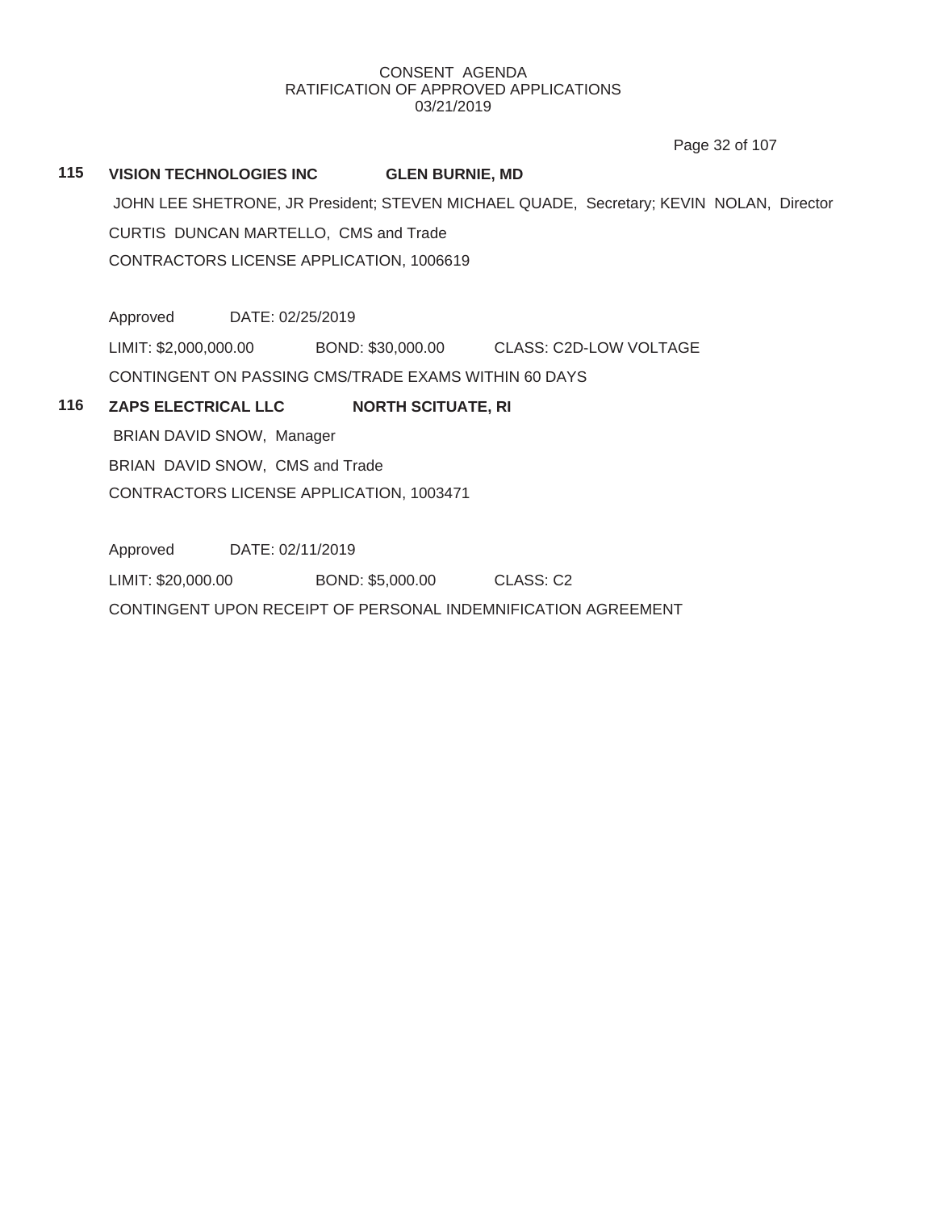CONSENT AGENDA
RATIFICATION OF APPROVED APPLICATIONS
03/21/2019

**115 VISION TECHNOLOGIES INC GLEN BURNIE, MD**

JOHN LEE SHETRONE, JR President; STEVEN MICHAEL QUADE, Secretary; KEVIN NOLAN, Director

CURTIS DUNCAN MARTELLO, CMS and Trade

CONTRACTORS LICENSE APPLICATION, 1006619

Approved DATE: 02/25/2019

LIMIT: $2,000,000.00 BOND: $30,000.00 CLASS: C2D-LOW VOLTAGE

CONTINGENT ON PASSING CMS/TRADE EXAMS WITHIN 60 DAYS

**116 ZAPS ELECTRICAL LLC NORTH SCITUATE, RI**

BRIAN DAVID SNOW, Manager

BRIAN DAVID SNOW, CMS and Trade

CONTRACTORS LICENSE APPLICATION, 1003471

Approved DATE: 02/11/2019

LIMIT: $20,000.00 BOND: $5,000.00 CLASS: C2

CONTINGENT UPON RECEIPT OF PERSONAL INDEMNIFICATION AGREEMENT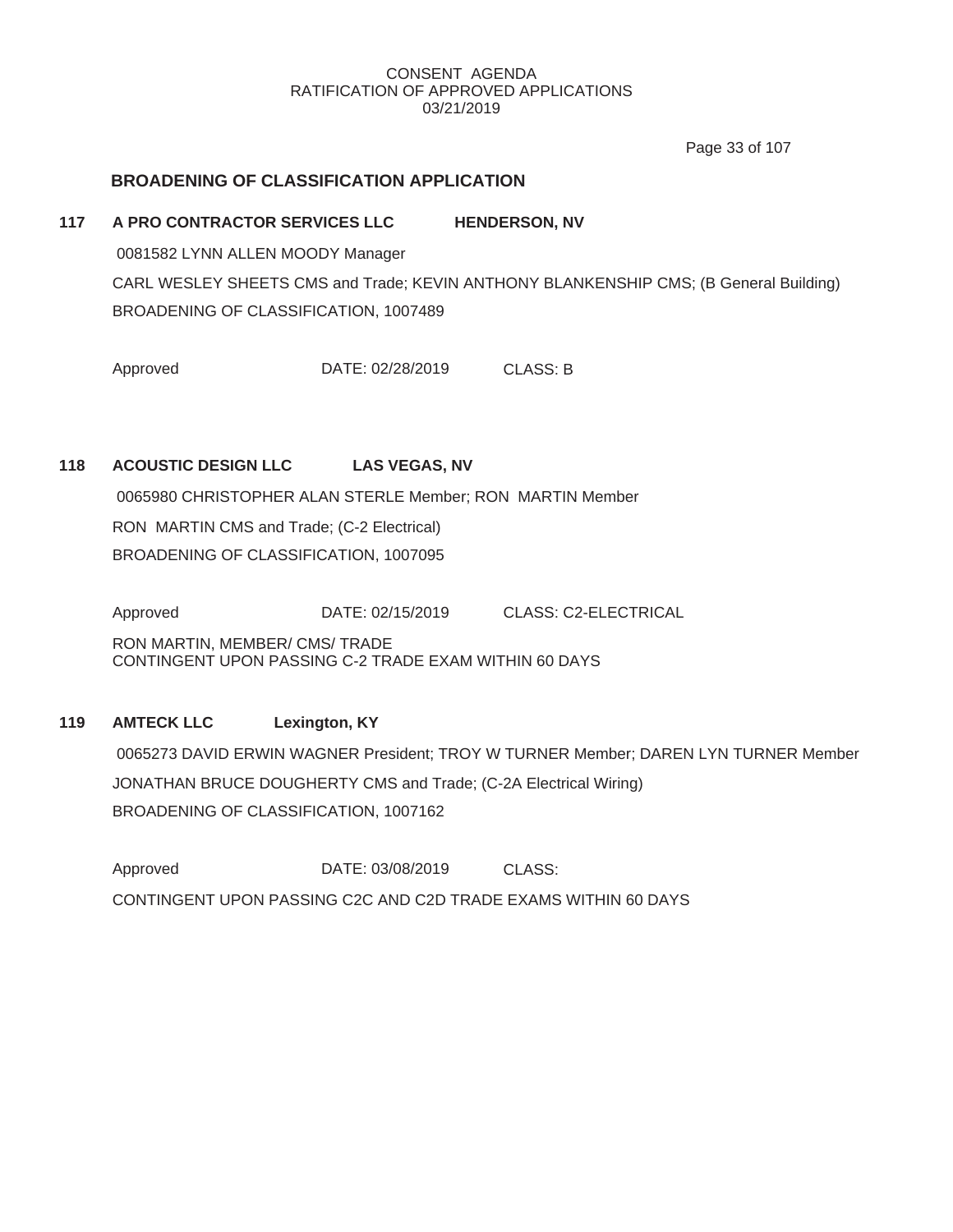CONSENT AGENDA
RATIFICATION OF APPROVED APPLICATIONS
03/21/2019

## BROADENING OF CLASSIFICATION APPLICATION

**117 A PRO CONTRACTOR SERVICES LLC HENDERSON, NV**

0081582 LYNN ALLEN MOODY Manager

CARL WESLEY SHEETS CMS and Trade; KEVIN ANTHONY BLANKENSHIP CMS; (B General Building)

BROADENING OF CLASSIFICATION, 1007489

Approved DATE: 02/28/2019 CLASS: B

**118 ACOUSTIC DESIGN LLC LAS VEGAS, NV**

0065980 CHRISTOPHER ALAN STERLE Member; RON MARTIN Member

RON MARTIN CMS and Trade; (C-2 Electrical)

BROADENING OF CLASSIFICATION, 1007095

Approved DATE: 02/15/2019 CLASS: C2-ELECTRICAL

RON MARTIN, MEMBER/ CMS/ TRADE
CONTINGENT UPON PASSING C-2 TRADE EXAM WITHIN 60 DAYS

**119 AMTECK LLC Lexington, KY**

0065273 DAVID ERWIN WAGNER President; TROY W TURNER Member; DAREN LYN TURNER Member

JONATHAN BRUCE DOUGHERTY CMS and Trade; (C-2A Electrical Wiring)

BROADENING OF CLASSIFICATION, 1007162

Approved DATE: 03/08/2019 CLASS:

CONTINGENT UPON PASSING C2C AND C2D TRADE EXAMS WITHIN 60 DAYS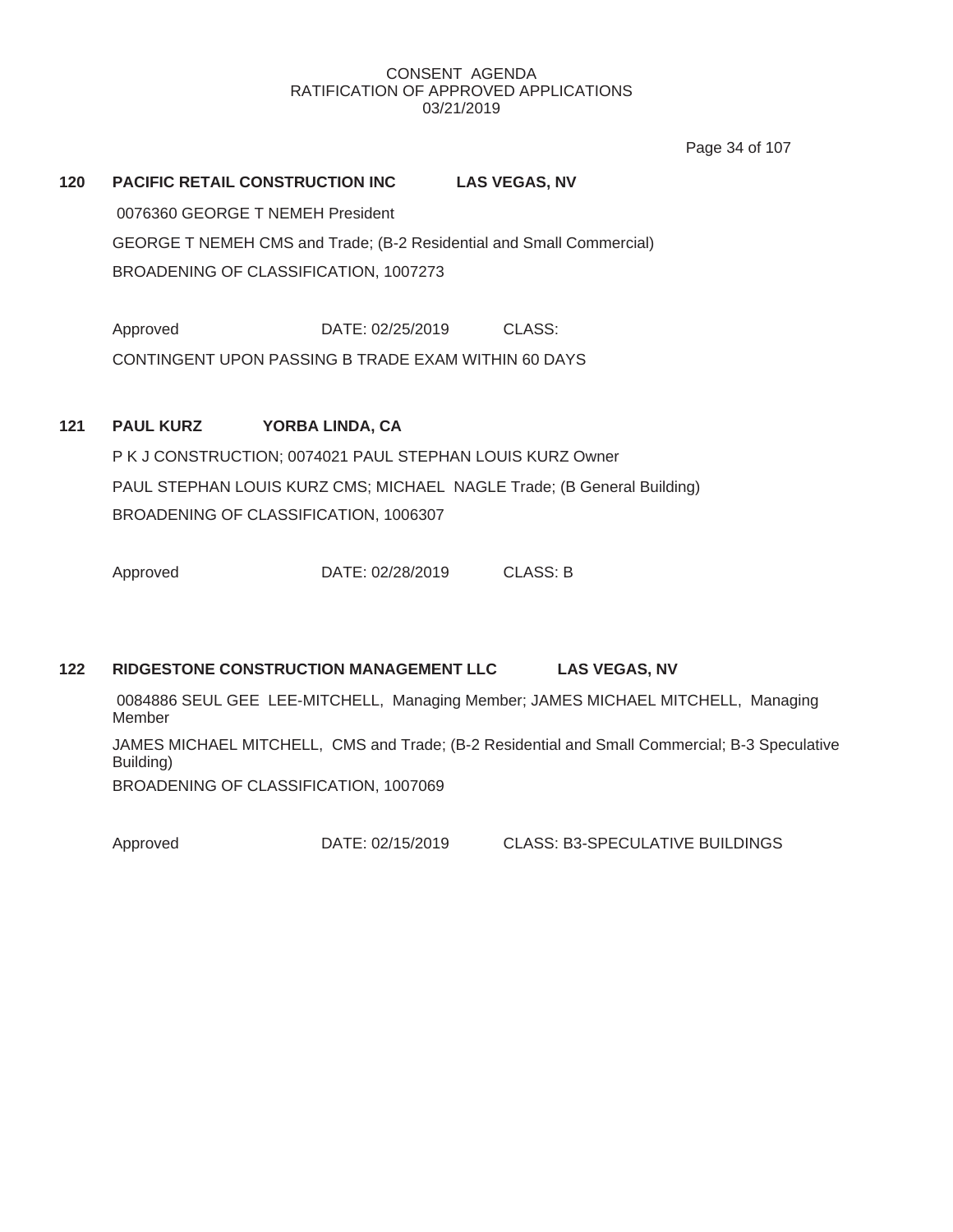**120 PACIFIC RETAIL CONSTRUCTION INC LAS VEGAS, NV**

0076360 GEORGE T NEMEH President

GEORGE T NEMEH CMS and Trade; (B-2 Residential and Small Commercial)

BROADENING OF CLASSIFICATION, 1007273

Approved DATE: 02/25/2019 CLASS:

CONTINGENT UPON PASSING B TRADE EXAM WITHIN 60 DAYS

**121 PAUL KURZ YORBA LINDA, CA**

P K J CONSTRUCTION; 0074021 PAUL STEPHAN LOUIS KURZ Owner

PAUL STEPHAN LOUIS KURZ CMS; MICHAEL NAGLE Trade; (B General Building)

BROADENING OF CLASSIFICATION, 1006307

Approved DATE: 02/28/2019 CLASS: B

**122 RIDGESTONE CONSTRUCTION MANAGEMENT LLC LAS VEGAS, NV**

0084886 SEUL GEE LEE-MITCHELL, Managing Member; JAMES MICHAEL MITCHELL, Managing Member

JAMES MICHAEL MITCHELL, CMS and Trade; (B-2 Residential and Small Commercial; B-3 Speculative Building)

BROADENING OF CLASSIFICATION, 1007069

Approved DATE: 02/15/2019 CLASS: B3-SPECULATIVE BUILDINGS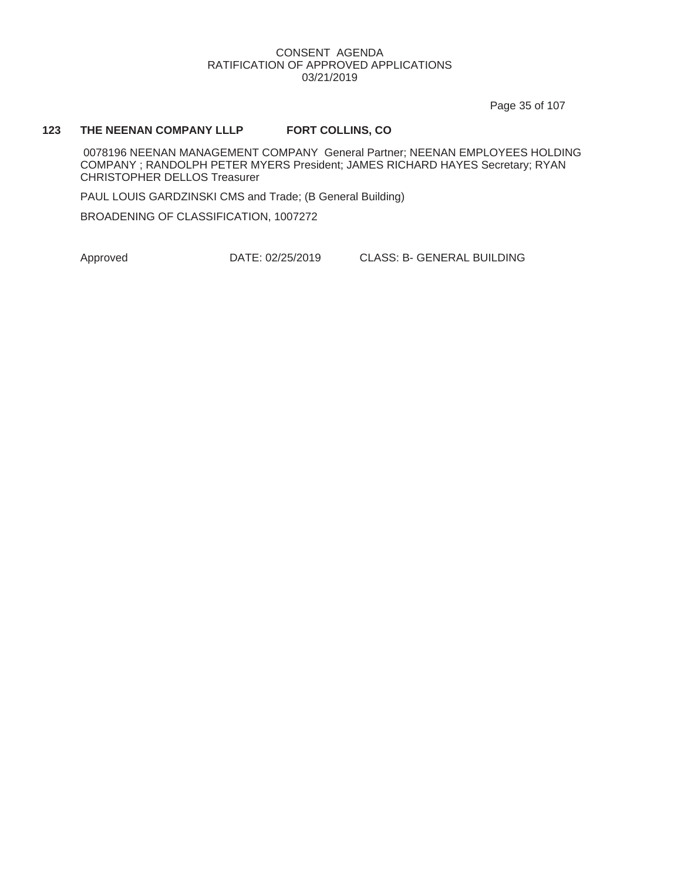CONSENT AGENDA
RATIFICATION OF APPROVED APPLICATIONS
03/21/2019

**123 THE NEENAN COMPANY LLLP FORT COLLINS, CO**

0078196 NEENAN MANAGEMENT COMPANY General Partner; NEENAN EMPLOYEES HOLDING COMPANY ; RANDOLPH PETER MYERS President; JAMES RICHARD HAYES Secretary; RYAN CHRISTOPHER DELLOS Treasurer

PAUL LOUIS GARDZINSKI CMS and Trade; (B General Building)

BROADENING OF CLASSIFICATION, 1007272

Approved DATE: 02/25/2019 CLASS: B- GENERAL BUILDING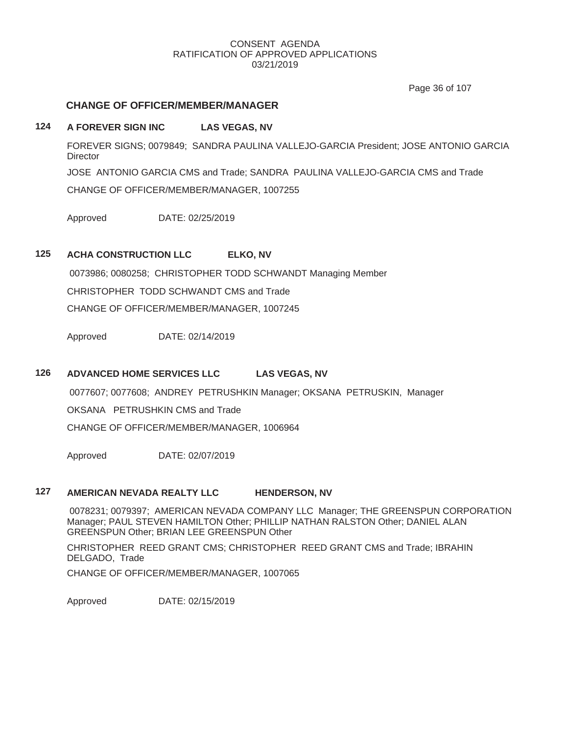CONSENT AGENDA
RATIFICATION OF APPROVED APPLICATIONS
03/21/2019

## CHANGE OF OFFICER/MEMBER/MANAGER

### 124 A FOREVER SIGN INC LAS VEGAS, NV

FOREVER SIGNS; 0079849; SANDRA PAULINA VALLEJO-GARCIA President; JOSE ANTONIO GARCIA Director

JOSE ANTONIO GARCIA CMS and Trade; SANDRA PAULINA VALLEJO-GARCIA CMS and Trade

CHANGE OF OFFICER/MEMBER/MANAGER, 1007255

Approved DATE: 02/25/2019

### 125 ACHA CONSTRUCTION LLC ELKO, NV

0073986; 0080258; CHRISTOPHER TODD SCHWANDT Managing Member

CHRISTOPHER TODD SCHWANDT CMS and Trade

CHANGE OF OFFICER/MEMBER/MANAGER, 1007245

Approved DATE: 02/14/2019

### 126 ADVANCED HOME SERVICES LLC LAS VEGAS, NV

0077607; 0077608; ANDREY PETRUSHKIN Manager; OKSANA PETRUSKIN, Manager

OKSANA PETRUSHKIN CMS and Trade

CHANGE OF OFFICER/MEMBER/MANAGER, 1006964

Approved DATE: 02/07/2019

### 127 AMERICAN NEVADA REALTY LLC HENDERSON, NV

0078231; 0079397; AMERICAN NEVADA COMPANY LLC Manager; THE GREENSPUN CORPORATION Manager; PAUL STEVEN HAMILTON Other; PHILLIP NATHAN RALSTON Other; DANIEL ALAN GREENSPUN Other; BRIAN LEE GREENSPUN Other

CHRISTOPHER REED GRANT CMS; CHRISTOPHER REED GRANT CMS and Trade; IBRAHIN DELGADO, Trade

CHANGE OF OFFICER/MEMBER/MANAGER, 1007065

Approved DATE: 02/15/2019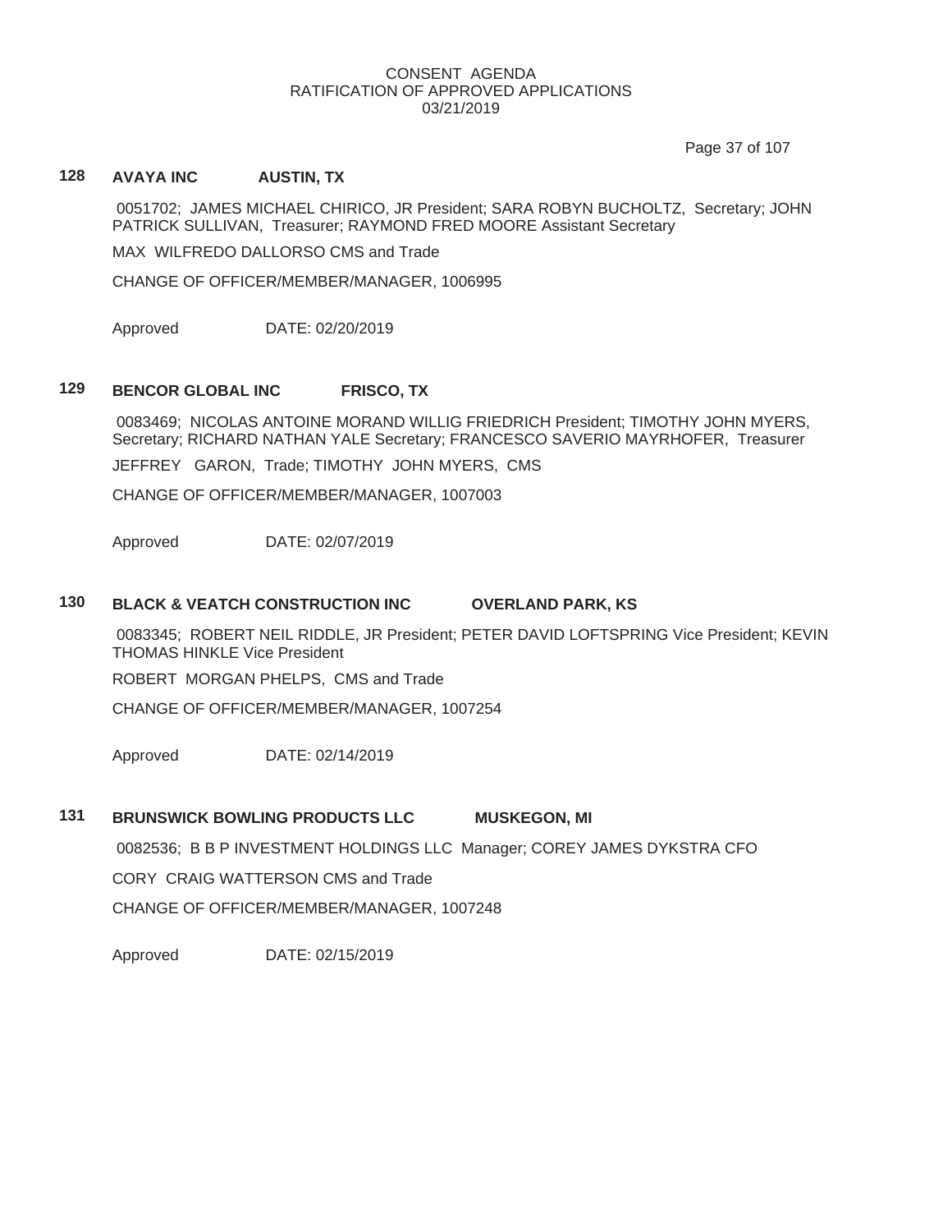# CONSENT AGENDA
## RATIFICATION OF APPROVED APPLICATIONS
### 03/21/2019

**128 AVAYA INC AUSTIN, TX**

0051702; JAMES MICHAEL CHIRICO, JR President; SARA ROBYN BUCHOLTZ, Secretary; JOHN PATRICK SULLIVAN, Treasurer; RAYMOND FRED MOORE Assistant Secretary

MAX WILFREDO DALLORSO CMS and Trade

CHANGE OF OFFICER/MEMBER/MANAGER, 1006995

Approved DATE: 02/20/2019

**129 BENCOR GLOBAL INC FRISCO, TX**

0083469; NICOLAS ANTOINE MORAND WILLIG FRIEDRICH President; TIMOTHY JOHN MYERS, Secretary; RICHARD NATHAN YALE Secretary; FRANCESCO SAVERIO MAYRHOFER, Treasurer

JEFFREY GARON, Trade; TIMOTHY JOHN MYERS, CMS

CHANGE OF OFFICER/MEMBER/MANAGER, 1007003

Approved DATE: 02/07/2019

**130 BLACK & VEATCH CONSTRUCTION INC OVERLAND PARK, KS**

0083345; ROBERT NEIL RIDDLE, JR President; PETER DAVID LOFTSPRING Vice President; KEVIN THOMAS HINKLE Vice President

ROBERT MORGAN PHELPS, CMS and Trade

CHANGE OF OFFICER/MEMBER/MANAGER, 1007254

Approved DATE: 02/14/2019

**131 BRUNSWICK BOWLING PRODUCTS LLC MUSKEGON, MI**

0082536; B B P INVESTMENT HOLDINGS LLC Manager; COREY JAMES DYKSTRA CFO

CORY CRAIG WATTERSON CMS and Trade

CHANGE OF OFFICER/MEMBER/MANAGER, 1007248

Approved DATE: 02/15/2019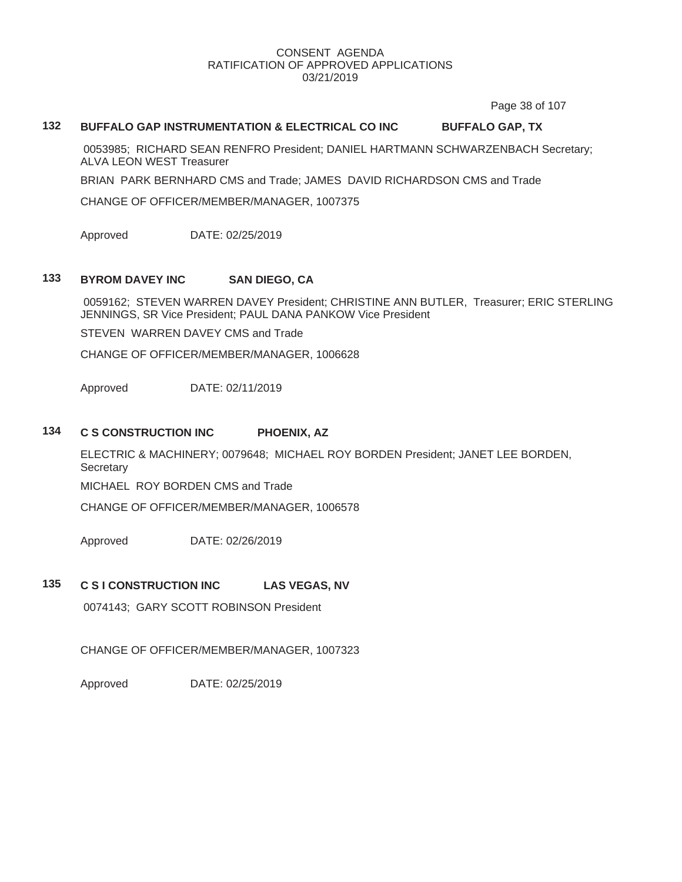CONSENT AGENDA
RATIFICATION OF APPROVED APPLICATIONS
03/21/2019

**132 BUFFALO GAP INSTRUMENTATION & ELECTRICAL CO INC BUFFALO GAP, TX**

0053985; RICHARD SEAN RENFRO President; DANIEL HARTMANN SCHWARZENBACH Secretary; ALVA LEON WEST Treasurer

BRIAN PARK BERNHARD CMS and Trade; JAMES DAVID RICHARDSON CMS and Trade

CHANGE OF OFFICER/MEMBER/MANAGER, 1007375

Approved DATE: 02/25/2019

**133 BYROM DAVEY INC SAN DIEGO, CA**

0059162; STEVEN WARREN DAVEY President; CHRISTINE ANN BUTLER, Treasurer; ERIC STERLING JENNINGS, SR Vice President; PAUL DANA PANKOW Vice President

STEVEN WARREN DAVEY CMS and Trade

CHANGE OF OFFICER/MEMBER/MANAGER, 1006628

Approved DATE: 02/11/2019

**134 C S CONSTRUCTION INC PHOENIX, AZ**

ELECTRIC & MACHINERY; 0079648; MICHAEL ROY BORDEN President; JANET LEE BORDEN, Secretary

MICHAEL ROY BORDEN CMS and Trade

CHANGE OF OFFICER/MEMBER/MANAGER, 1006578

Approved DATE: 02/26/2019

**135 C S I CONSTRUCTION INC LAS VEGAS, NV**

0074143; GARY SCOTT ROBINSON President

CHANGE OF OFFICER/MEMBER/MANAGER, 1007323

Approved DATE: 02/25/2019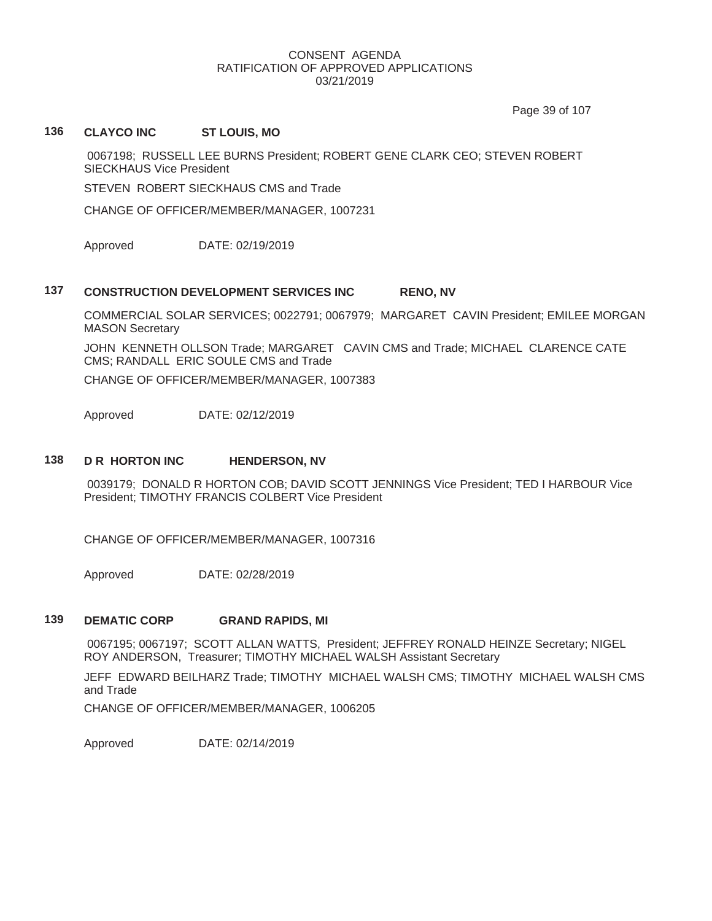CONSENT AGENDA
RATIFICATION OF APPROVED APPLICATIONS
03/21/2019

**136 CLAYCO INC ST LOUIS, MO**

0067198; RUSSELL LEE BURNS President; ROBERT GENE CLARK CEO; STEVEN ROBERT SIECKHAUS Vice President

STEVEN ROBERT SIECKHAUS CMS and Trade

CHANGE OF OFFICER/MEMBER/MANAGER, 1007231

Approved DATE: 02/19/2019

**137 CONSTRUCTION DEVELOPMENT SERVICES INC RENO, NV**

COMMERCIAL SOLAR SERVICES; 0022791; 0067979; MARGARET CAVIN President; EMILEE MORGAN MASON Secretary

JOHN KENNETH OLLSON Trade; MARGARET CAVIN CMS and Trade; MICHAEL CLARENCE CATE CMS; RANDALL ERIC SOULE CMS and Trade

CHANGE OF OFFICER/MEMBER/MANAGER, 1007383

Approved DATE: 02/12/2019

**138 D R HORTON INC HENDERSON, NV**

0039179; DONALD R HORTON COB; DAVID SCOTT JENNINGS Vice President; TED I HARBOUR Vice President; TIMOTHY FRANCIS COLBERT Vice President

CHANGE OF OFFICER/MEMBER/MANAGER, 1007316

Approved DATE: 02/28/2019

**139 DEMATIC CORP GRAND RAPIDS, MI**

0067195; 0067197; SCOTT ALLAN WATTS, President; JEFFREY RONALD HEINZE Secretary; NIGEL ROY ANDERSON, Treasurer; TIMOTHY MICHAEL WALSH Assistant Secretary

JEFF EDWARD BEILHARZ Trade; TIMOTHY MICHAEL WALSH CMS; TIMOTHY MICHAEL WALSH CMS and Trade

CHANGE OF OFFICER/MEMBER/MANAGER, 1006205

Approved DATE: 02/14/2019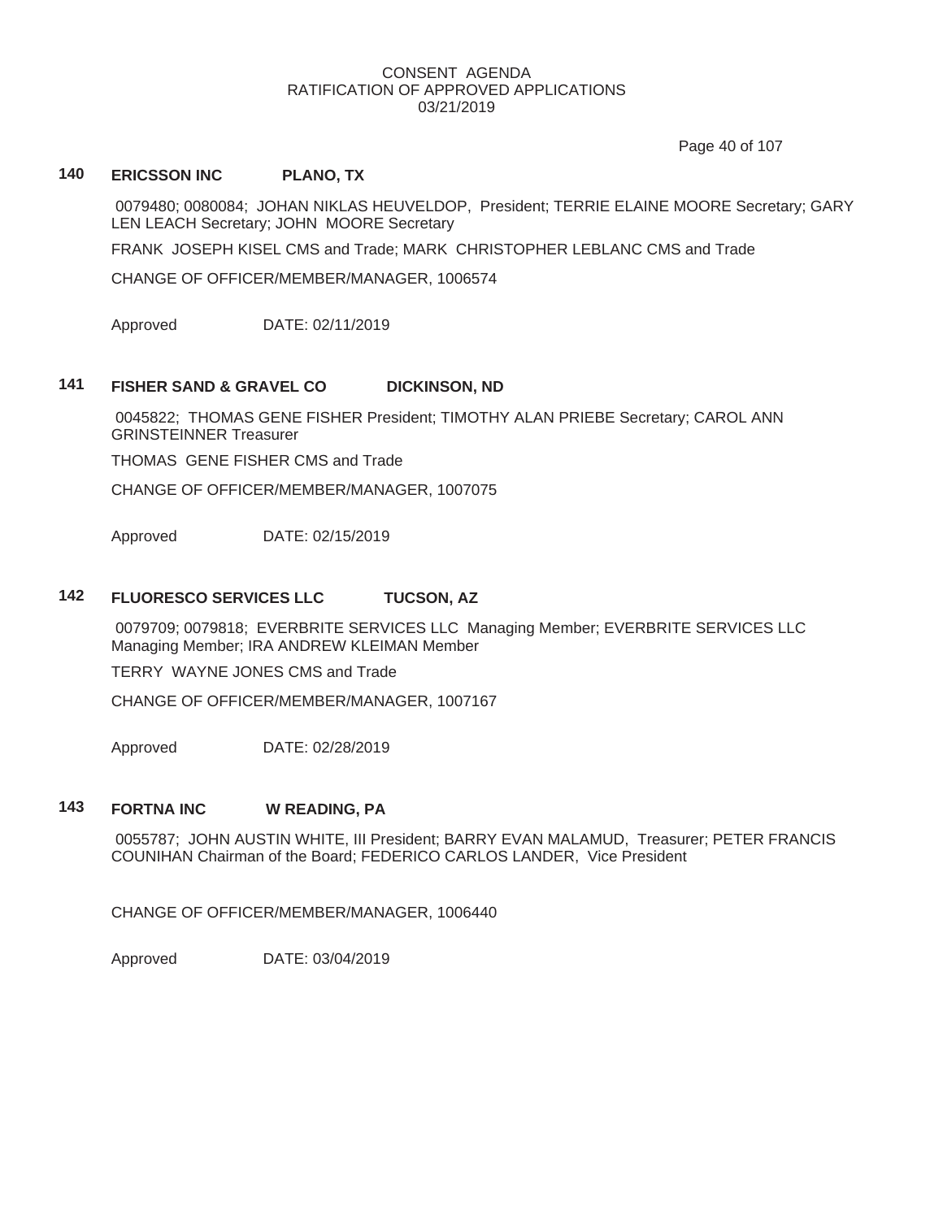**140 ERICSSON INC PLANO, TX**

0079480; 0080084; JOHAN NIKLAS HEUVELDOP, President; TERRIE ELAINE MOORE Secretary; GARY LEN LEACH Secretary; JOHN MOORE Secretary

FRANK JOSEPH KISEL CMS and Trade; MARK CHRISTOPHER LEBLANC CMS and Trade

CHANGE OF OFFICER/MEMBER/MANAGER, 1006574

Approved DATE: 02/11/2019

**141 FISHER SAND & GRAVEL CO DICKINSON, ND**

0045822; THOMAS GENE FISHER President; TIMOTHY ALAN PRIEBE Secretary; CAROL ANN GRINSTEINNER Treasurer

THOMAS GENE FISHER CMS and Trade

CHANGE OF OFFICER/MEMBER/MANAGER, 1007075

Approved DATE: 02/15/2019

**142 FLUORESCO SERVICES LLC TUCSON, AZ**

0079709; 0079818; EVERBRITE SERVICES LLC Managing Member; EVERBRITE SERVICES LLC Managing Member; IRA ANDREW KLEIMAN Member

TERRY WAYNE JONES CMS and Trade

CHANGE OF OFFICER/MEMBER/MANAGER, 1007167

Approved DATE: 02/28/2019

**143 FORTNA INC W READING, PA**

0055787; JOHN AUSTIN WHITE, III President; BARRY EVAN MALAMUD, Treasurer; PETER FRANCIS COUNIHAN Chairman of the Board; FEDERICO CARLOS LANDER, Vice President

CHANGE OF OFFICER/MEMBER/MANAGER, 1006440

Approved DATE: 03/04/2019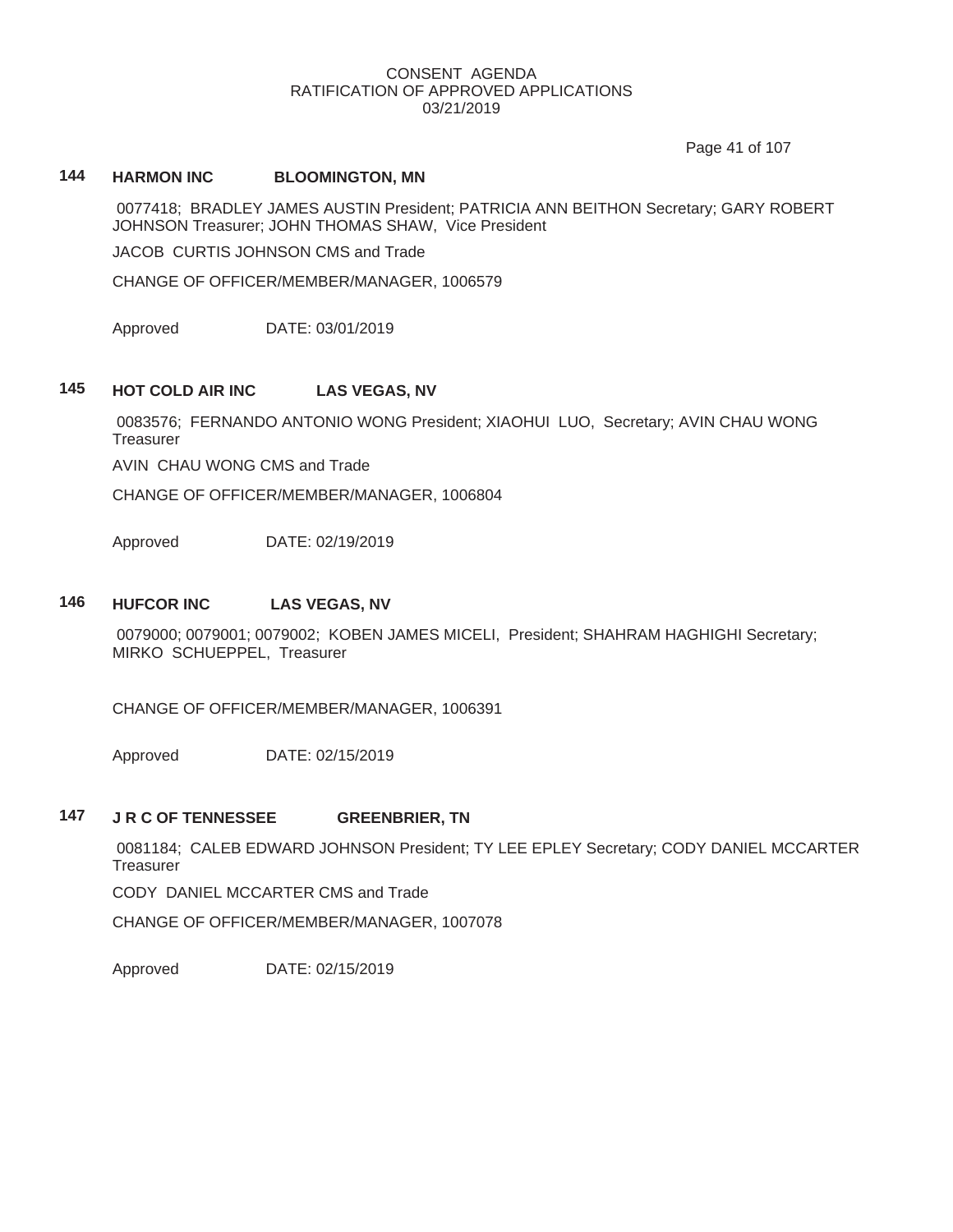CONSENT AGENDA
RATIFICATION OF APPROVED APPLICATIONS
03/21/2019

**144 HARMON INC BLOOMINGTON, MN**

0077418; BRADLEY JAMES AUSTIN President; PATRICIA ANN BEITHON Secretary; GARY ROBERT JOHNSON Treasurer; JOHN THOMAS SHAW, Vice President

JACOB CURTIS JOHNSON CMS and Trade

CHANGE OF OFFICER/MEMBER/MANAGER, 1006579

Approved DATE: 03/01/2019

**145 HOT COLD AIR INC LAS VEGAS, NV**

0083576; FERNANDO ANTONIO WONG President; XIAOHUI LUO, Secretary; AVIN CHAU WONG Treasurer

AVIN CHAU WONG CMS and Trade

CHANGE OF OFFICER/MEMBER/MANAGER, 1006804

Approved DATE: 02/19/2019

**146 HUFCOR INC LAS VEGAS, NV**

0079000; 0079001; 0079002; KOBEN JAMES MICELI, President; SHAHRAM HAGHIGHI Secretary; MIRKO SCHUEPPEL, Treasurer

CHANGE OF OFFICER/MEMBER/MANAGER, 1006391

Approved DATE: 02/15/2019

**147 J R C OF TENNESSEE GREENBRIER, TN**

0081184; CALEB EDWARD JOHNSON President; TY LEE EPLEY Secretary; CODY DANIEL MCCARTER Treasurer

CODY DANIEL MCCARTER CMS and Trade

CHANGE OF OFFICER/MEMBER/MANAGER, 1007078

Approved DATE: 02/15/2019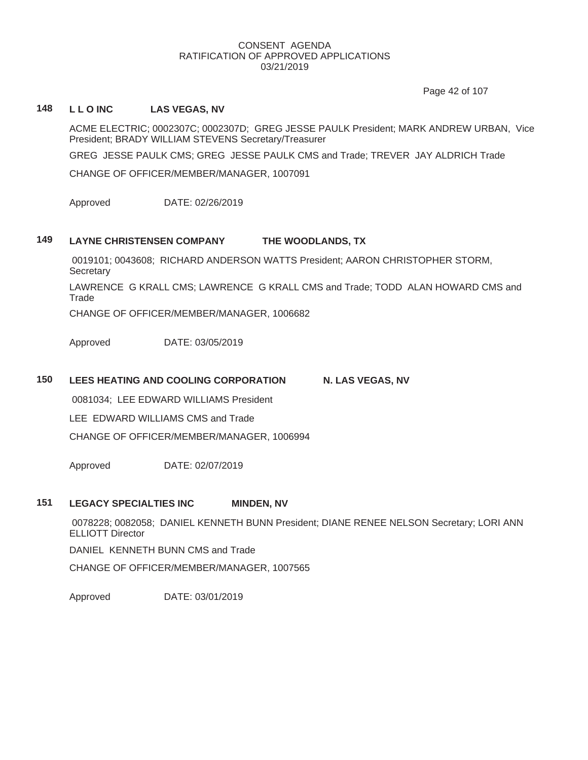CONSENT AGENDA
RATIFICATION OF APPROVED APPLICATIONS
03/21/2019

### 148 L L O INC LAS VEGAS, NV

ACME ELECTRIC; 0002307C; 0002307D; GREG JESSE PAULK President; MARK ANDREW URBAN, Vice President; BRADY WILLIAM STEVENS Secretary/Treasurer

GREG JESSE PAULK CMS; GREG JESSE PAULK CMS and Trade; TREVER JAY ALDRICH Trade

CHANGE OF OFFICER/MEMBER/MANAGER, 1007091

Approved DATE: 02/26/2019

### 149 LAYNE CHRISTENSEN COMPANY THE WOODLANDS, TX

0019101; 0043608; RICHARD ANDERSON WATTS President; AARON CHRISTOPHER STORM, Secretary

LAWRENCE G KRALL CMS; LAWRENCE G KRALL CMS and Trade; TODD ALAN HOWARD CMS and Trade

CHANGE OF OFFICER/MEMBER/MANAGER, 1006682

Approved DATE: 03/05/2019

### 150 LEES HEATING AND COOLING CORPORATION N. LAS VEGAS, NV

0081034; LEE EDWARD WILLIAMS President

LEE EDWARD WILLIAMS CMS and Trade

CHANGE OF OFFICER/MEMBER/MANAGER, 1006994

Approved DATE: 02/07/2019

### 151 LEGACY SPECIALTIES INC MINDEN, NV

0078228; 0082058; DANIEL KENNETH BUNN President; DIANE RENEE NELSON Secretary; LORI ANN ELLIOTT Director

DANIEL KENNETH BUNN CMS and Trade

CHANGE OF OFFICER/MEMBER/MANAGER, 1007565

Approved DATE: 03/01/2019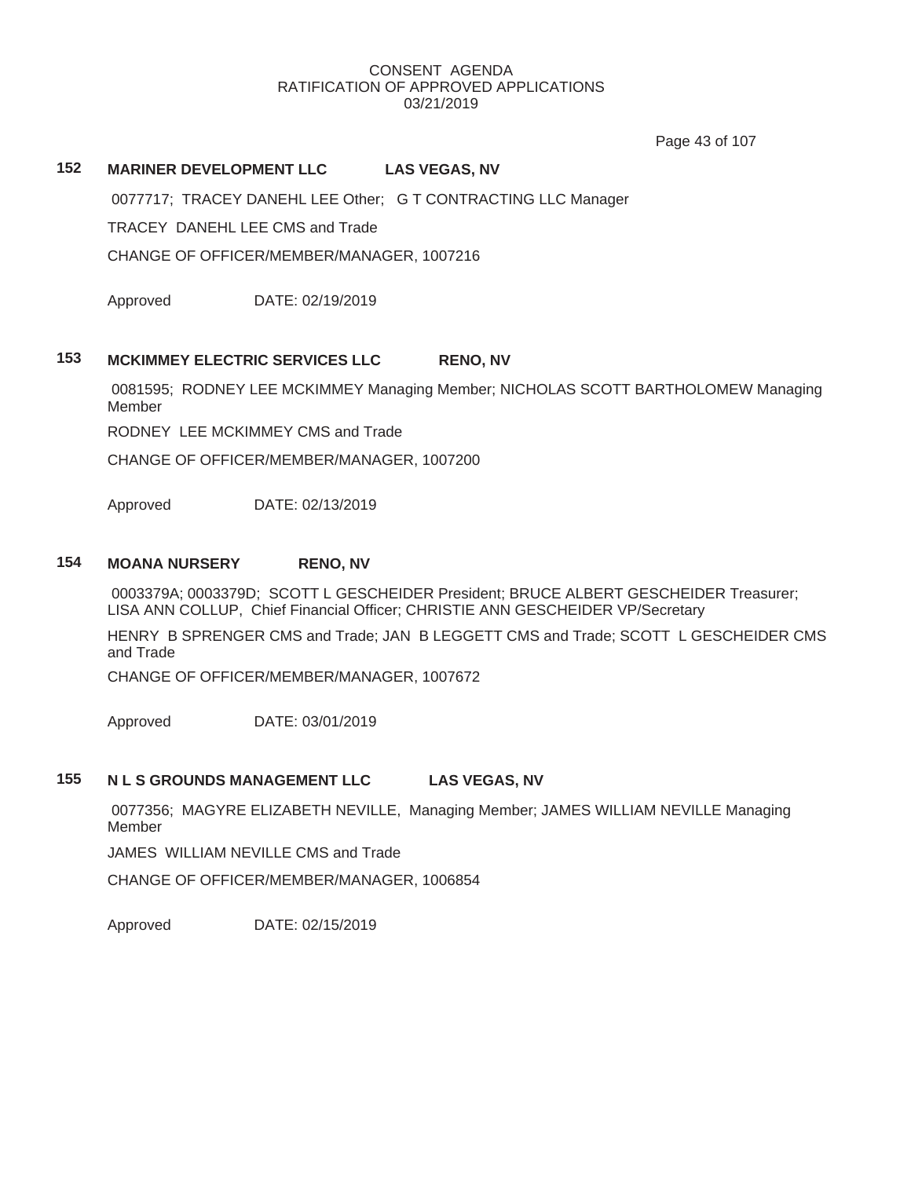CONSENT AGENDA
RATIFICATION OF APPROVED APPLICATIONS
03/21/2019

**152 MARINER DEVELOPMENT LLC LAS VEGAS, NV**

0077717; TRACEY DANEHL LEE Other; G T CONTRACTING LLC Manager

TRACEY DANEHL LEE CMS and Trade

CHANGE OF OFFICER/MEMBER/MANAGER, 1007216

Approved DATE: 02/19/2019

**153 MCKIMMEY ELECTRIC SERVICES LLC RENO, NV**

0081595; RODNEY LEE MCKIMMEY Managing Member; NICHOLAS SCOTT BARTHOLOMEW Managing Member

RODNEY LEE MCKIMMEY CMS and Trade

CHANGE OF OFFICER/MEMBER/MANAGER, 1007200

Approved DATE: 02/13/2019

**154 MOANA NURSERY RENO, NV**

0003379A; 0003379D; SCOTT L GESCHEIDER President; BRUCE ALBERT GESCHEIDER Treasurer; LISA ANN COLLUP, Chief Financial Officer; CHRISTIE ANN GESCHEIDER VP/Secretary

HENRY B SPRENGER CMS and Trade; JAN B LEGGETT CMS and Trade; SCOTT L GESCHEIDER CMS and Trade

CHANGE OF OFFICER/MEMBER/MANAGER, 1007672

Approved DATE: 03/01/2019

**155 N L S GROUNDS MANAGEMENT LLC LAS VEGAS, NV**

0077356; MAGYRE ELIZABETH NEVILLE, Managing Member; JAMES WILLIAM NEVILLE Managing Member

JAMES WILLIAM NEVILLE CMS and Trade

CHANGE OF OFFICER/MEMBER/MANAGER, 1006854

Approved DATE: 02/15/2019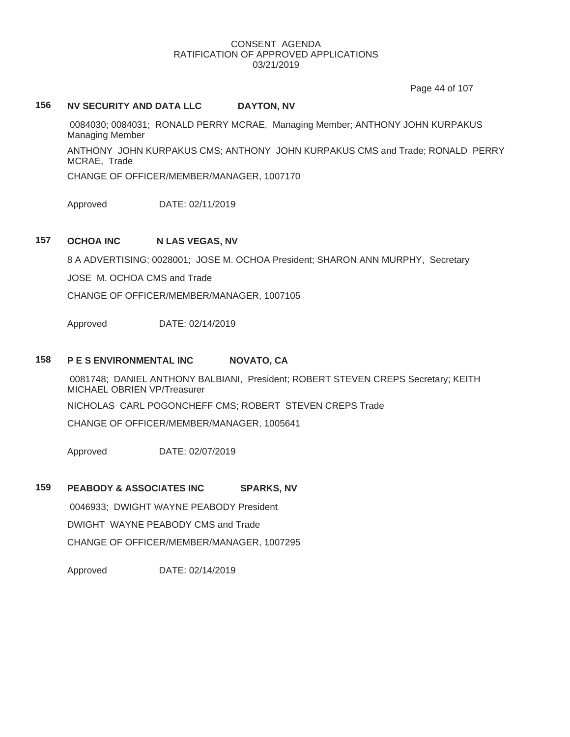CONSENT AGENDA
RATIFICATION OF APPROVED APPLICATIONS
03/21/2019

**156 NV SECURITY AND DATA LLC DAYTON, NV**

0084030; 0084031; RONALD PERRY MCRAE, Managing Member; ANTHONY JOHN KURPAKUS Managing Member

ANTHONY JOHN KURPAKUS CMS; ANTHONY JOHN KURPAKUS CMS and Trade; RONALD PERRY MCRAE, Trade

CHANGE OF OFFICER/MEMBER/MANAGER, 1007170

Approved DATE: 02/11/2019

**157 OCHOA INC N LAS VEGAS, NV**

8 A ADVERTISING; 0028001; JOSE M. OCHOA President; SHARON ANN MURPHY, Secretary

JOSE M. OCHOA CMS and Trade

CHANGE OF OFFICER/MEMBER/MANAGER, 1007105

Approved DATE: 02/14/2019

**158 P E S ENVIRONMENTAL INC NOVATO, CA**

0081748; DANIEL ANTHONY BALBIANI, President; ROBERT STEVEN CREPS Secretary; KEITH MICHAEL OBRIEN VP/Treasurer

NICHOLAS CARL POGONCHEFF CMS; ROBERT STEVEN CREPS Trade

CHANGE OF OFFICER/MEMBER/MANAGER, 1005641

Approved DATE: 02/07/2019

**159 PEABODY & ASSOCIATES INC SPARKS, NV**

0046933; DWIGHT WAYNE PEABODY President

DWIGHT WAYNE PEABODY CMS and Trade

CHANGE OF OFFICER/MEMBER/MANAGER, 1007295

Approved DATE: 02/14/2019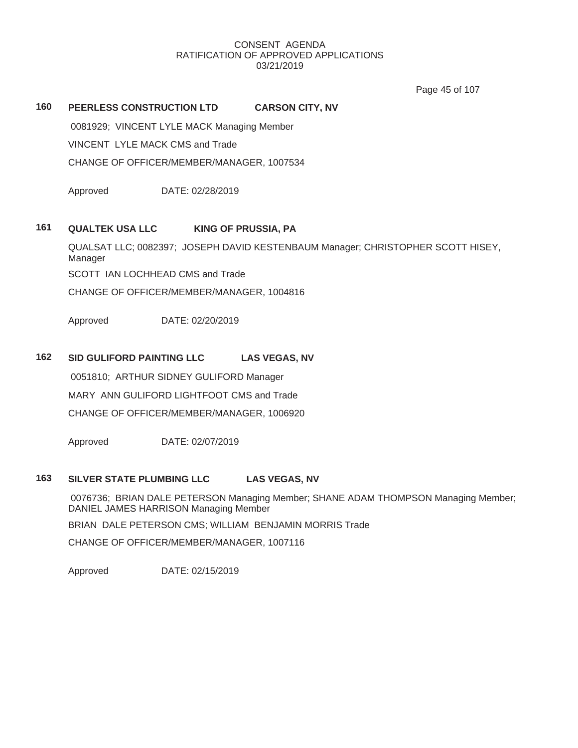CONSENT AGENDA
RATIFICATION OF APPROVED APPLICATIONS
03/21/2019

**160 PEERLESS CONSTRUCTION LTD CARSON CITY, NV**

0081929; VINCENT LYLE MACK Managing Member

VINCENT LYLE MACK CMS and Trade

CHANGE OF OFFICER/MEMBER/MANAGER, 1007534

Approved DATE: 02/28/2019

**161 QUALTEK USA LLC KING OF PRUSSIA, PA**

QUALSAT LLC; 0082397; JOSEPH DAVID KESTENBAUM Manager; CHRISTOPHER SCOTT HISEY, Manager

SCOTT IAN LOCHHEAD CMS and Trade

CHANGE OF OFFICER/MEMBER/MANAGER, 1004816

Approved DATE: 02/20/2019

**162 SID GULIFORD PAINTING LLC LAS VEGAS, NV**

0051810; ARTHUR SIDNEY GULIFORD Manager

MARY ANN GULIFORD LIGHTFOOT CMS and Trade

CHANGE OF OFFICER/MEMBER/MANAGER, 1006920

Approved DATE: 02/07/2019

**163 SILVER STATE PLUMBING LLC LAS VEGAS, NV**

0076736; BRIAN DALE PETERSON Managing Member; SHANE ADAM THOMPSON Managing Member; DANIEL JAMES HARRISON Managing Member

BRIAN DALE PETERSON CMS; WILLIAM BENJAMIN MORRIS Trade

CHANGE OF OFFICER/MEMBER/MANAGER, 1007116

Approved DATE: 02/15/2019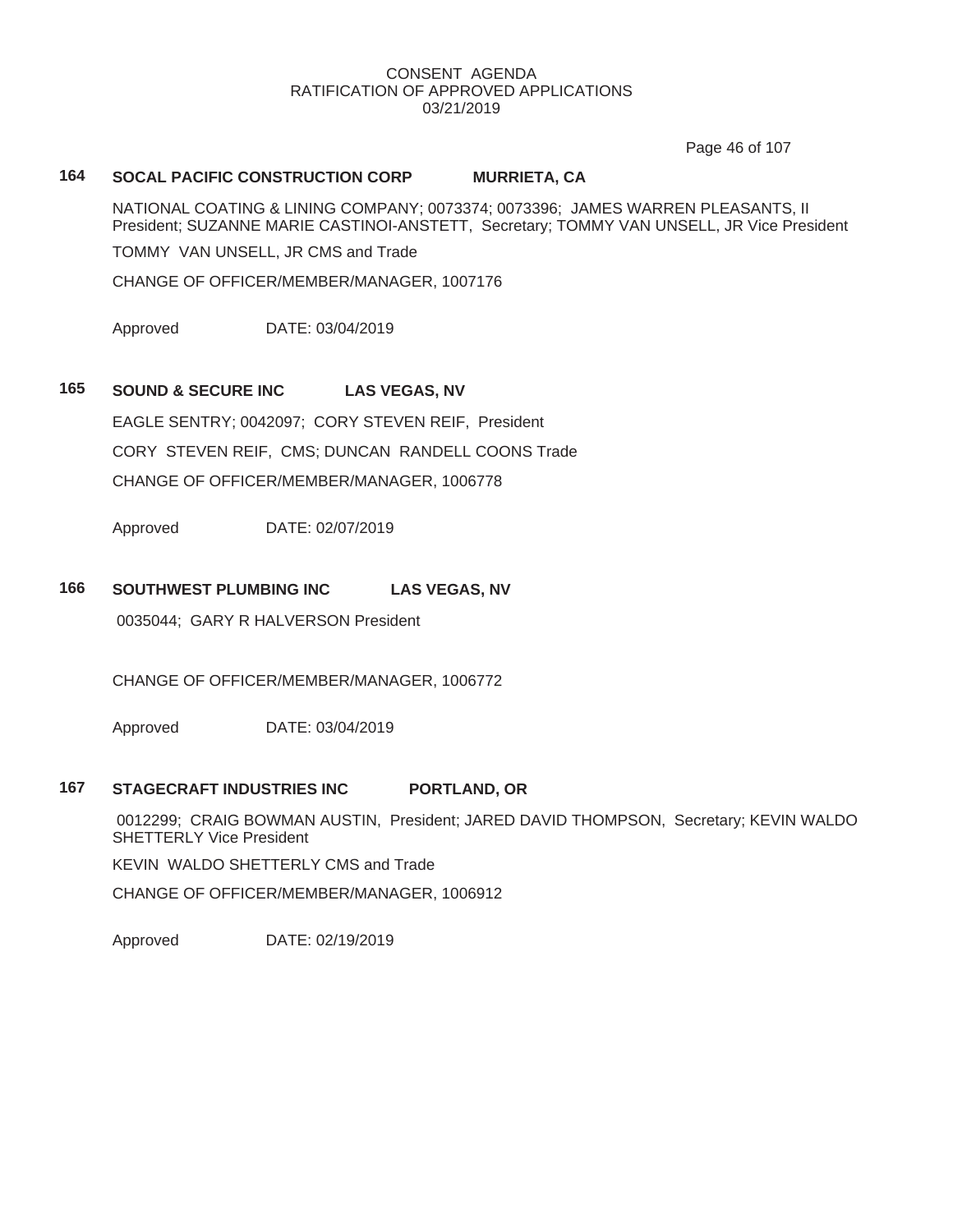CONSENT AGENDA
RATIFICATION OF APPROVED APPLICATIONS
03/21/2019

**164 SOCAL PACIFIC CONSTRUCTION CORP MURRIETA, CA**

NATIONAL COATING & LINING COMPANY; 0073374; 0073396; JAMES WARREN PLEASANTS, II President; SUZANNE MARIE CASTINOI-ANSTETT, Secretary; TOMMY VAN UNSELL, JR Vice President

TOMMY VAN UNSELL, JR CMS and Trade

CHANGE OF OFFICER/MEMBER/MANAGER, 1007176

Approved DATE: 03/04/2019

**165 SOUND & SECURE INC LAS VEGAS, NV**

EAGLE SENTRY; 0042097; CORY STEVEN REIF, President

CORY STEVEN REIF, CMS; DUNCAN RANDELL COONS Trade

CHANGE OF OFFICER/MEMBER/MANAGER, 1006778

Approved DATE: 02/07/2019

**166 SOUTHWEST PLUMBING INC LAS VEGAS, NV**

0035044; GARY R HALVERSON President

CHANGE OF OFFICER/MEMBER/MANAGER, 1006772

Approved DATE: 03/04/2019

**167 STAGECRAFT INDUSTRIES INC PORTLAND, OR**

0012299; CRAIG BOWMAN AUSTIN, President; JARED DAVID THOMPSON, Secretary; KEVIN WALDO SHETTERLY Vice President

KEVIN WALDO SHETTERLY CMS and Trade

CHANGE OF OFFICER/MEMBER/MANAGER, 1006912

Approved DATE: 02/19/2019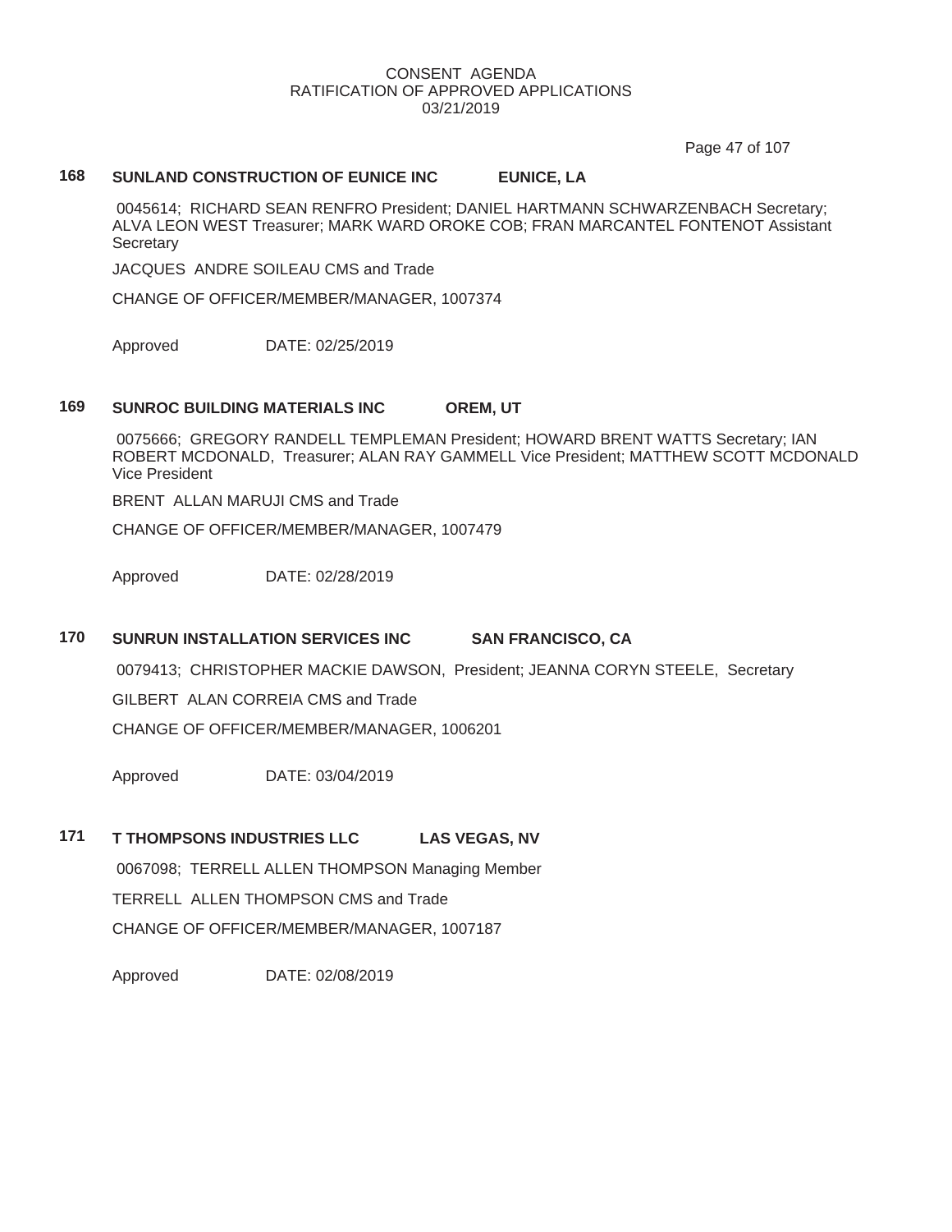CONSENT AGENDA
RATIFICATION OF APPROVED APPLICATIONS
03/21/2019

**168 SUNLAND CONSTRUCTION OF EUNICE INC EUNICE, LA**

0045614; RICHARD SEAN RENFRO President; DANIEL HARTMANN SCHWARZENBACH Secretary; ALVA LEON WEST Treasurer; MARK WARD OROKE COB; FRAN MARCANTEL FONTENOT Assistant Secretary

JACQUES ANDRE SOILEAU CMS and Trade

CHANGE OF OFFICER/MEMBER/MANAGER, 1007374

Approved DATE: 02/25/2019

**169 SUNROC BUILDING MATERIALS INC OREM, UT**

0075666; GREGORY RANDELL TEMPLEMAN President; HOWARD BRENT WATTS Secretary; IAN ROBERT MCDONALD, Treasurer; ALAN RAY GAMMELL Vice President; MATTHEW SCOTT MCDONALD Vice President

BRENT ALLAN MARUJI CMS and Trade

CHANGE OF OFFICER/MEMBER/MANAGER, 1007479

Approved DATE: 02/28/2019

**170 SUNRUN INSTALLATION SERVICES INC SAN FRANCISCO, CA**

0079413; CHRISTOPHER MACKIE DAWSON, President; JEANNA CORYN STEELE, Secretary

GILBERT ALAN CORREIA CMS and Trade

CHANGE OF OFFICER/MEMBER/MANAGER, 1006201

Approved DATE: 03/04/2019

**171 T THOMPSONS INDUSTRIES LLC LAS VEGAS, NV**

0067098; TERRELL ALLEN THOMPSON Managing Member

TERRELL ALLEN THOMPSON CMS and Trade

CHANGE OF OFFICER/MEMBER/MANAGER, 1007187

Approved DATE: 02/08/2019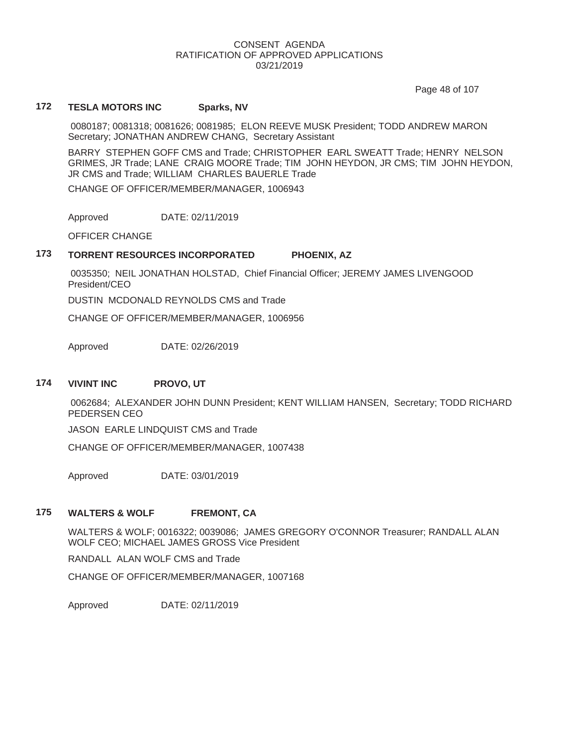CONSENT AGENDA
RATIFICATION OF APPROVED APPLICATIONS
03/21/2019

### 172 TESLA MOTORS INC Sparks, NV

0080187; 0081318; 0081626; 0081985; ELON REEVE MUSK President; TODD ANDREW MARON Secretary; JONATHAN ANDREW CHANG, Secretary Assistant

BARRY STEPHEN GOFF CMS and Trade; CHRISTOPHER EARL SWEATT Trade; HENRY NELSON GRIMES, JR Trade; LANE CRAIG MOORE Trade; TIM JOHN HEYDON, JR CMS; TIM JOHN HEYDON, JR CMS and Trade; WILLIAM CHARLES BAUERLE Trade

CHANGE OF OFFICER/MEMBER/MANAGER, 1006943

Approved DATE: 02/11/2019

OFFICER CHANGE

### 173 TORRENT RESOURCES INCORPORATED PHOENIX, AZ

0035350; NEIL JONATHAN HOLSTAD, Chief Financial Officer; JEREMY JAMES LIVENGOOD President/CEO

DUSTIN MCDONALD REYNOLDS CMS and Trade

CHANGE OF OFFICER/MEMBER/MANAGER, 1006956

Approved DATE: 02/26/2019

### 174 VIVINT INC PROVO, UT

0062684; ALEXANDER JOHN DUNN President; KENT WILLIAM HANSEN, Secretary; TODD RICHARD PEDERSEN CEO

JASON EARLE LINDQUIST CMS and Trade

CHANGE OF OFFICER/MEMBER/MANAGER, 1007438

Approved DATE: 03/01/2019

### 175 WALTERS & WOLF FREMONT, CA

WALTERS & WOLF; 0016322; 0039086; JAMES GREGORY O'CONNOR Treasurer; RANDALL ALAN WOLF CEO; MICHAEL JAMES GROSS Vice President

RANDALL ALAN WOLF CMS and Trade

CHANGE OF OFFICER/MEMBER/MANAGER, 1007168

Approved DATE: 02/11/2019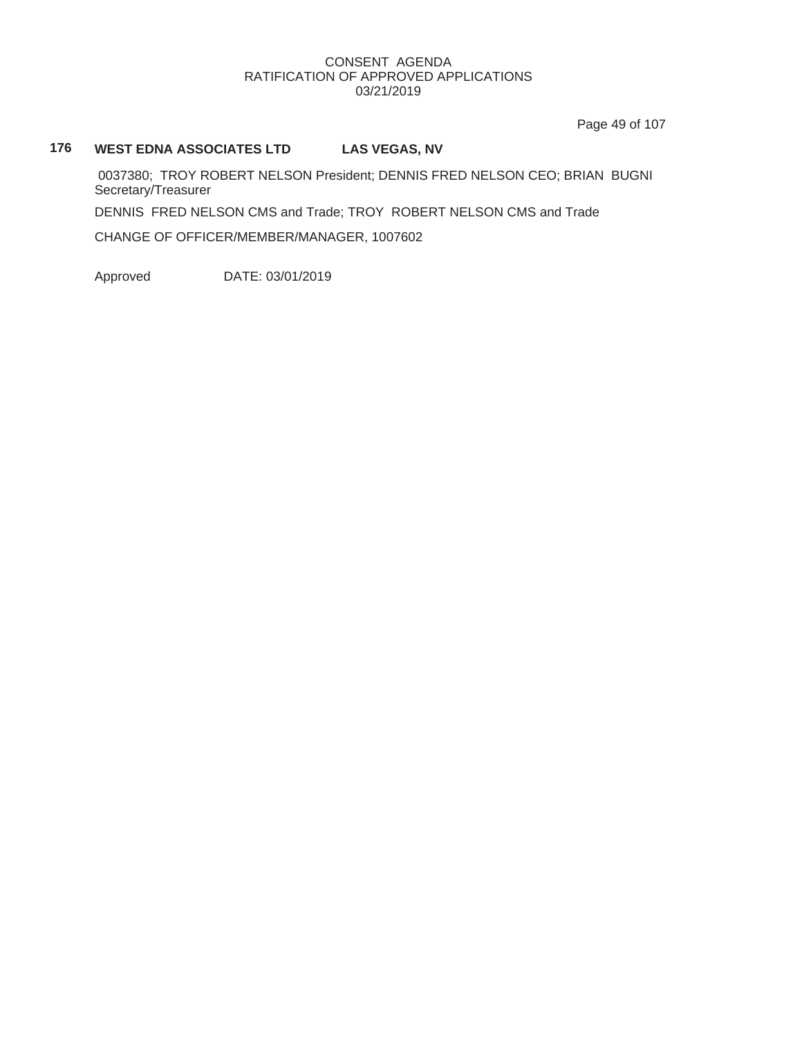**176 WEST EDNA ASSOCIATES LTD LAS VEGAS, NV**

0037380; TROY ROBERT NELSON President; DENNIS FRED NELSON CEO; BRIAN BUGNI Secretary/Treasurer

DENNIS FRED NELSON CMS and Trade; TROY ROBERT NELSON CMS and Trade

CHANGE OF OFFICER/MEMBER/MANAGER, 1007602

Approved DATE: 03/01/2019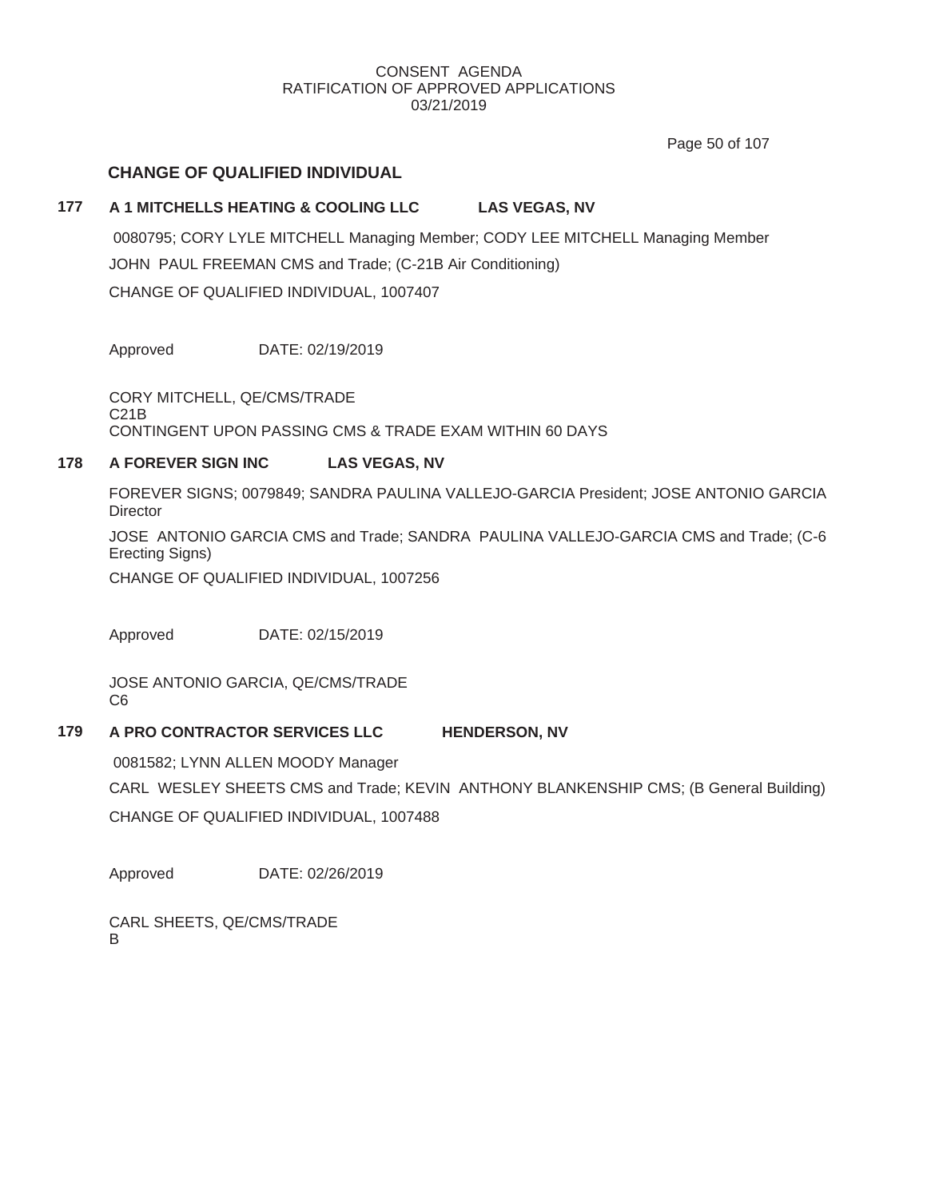## CHANGE OF QUALIFIED INDIVIDUAL

### 177 A 1 MITCHELLS HEATING & COOLING LLC LAS VEGAS, NV

0080795; CORY LYLE MITCHELL Managing Member; CODY LEE MITCHELL Managing Member

JOHN PAUL FREEMAN CMS and Trade; (C-21B Air Conditioning)

CHANGE OF QUALIFIED INDIVIDUAL, 1007407

Approved DATE: 02/19/2019

CORY MITCHELL, QE/CMS/TRADE
C21B
CONTINGENT UPON PASSING CMS & TRADE EXAM WITHIN 60 DAYS

### 178 A FOREVER SIGN INC LAS VEGAS, NV

FOREVER SIGNS; 0079849; SANDRA PAULINA VALLEJO-GARCIA President; JOSE ANTONIO GARCIA Director

JOSE ANTONIO GARCIA CMS and Trade; SANDRA PAULINA VALLEJO-GARCIA CMS and Trade; (C-6 Erecting Signs)

CHANGE OF QUALIFIED INDIVIDUAL, 1007256

Approved DATE: 02/15/2019

JOSE ANTONIO GARCIA, QE/CMS/TRADE
C6

### 179 A PRO CONTRACTOR SERVICES LLC HENDERSON, NV

0081582; LYNN ALLEN MOODY Manager

CARL WESLEY SHEETS CMS and Trade; KEVIN ANTHONY BLANKENSHIP CMS; (B General Building)

CHANGE OF QUALIFIED INDIVIDUAL, 1007488

Approved DATE: 02/26/2019

CARL SHEETS, QE/CMS/TRADE
B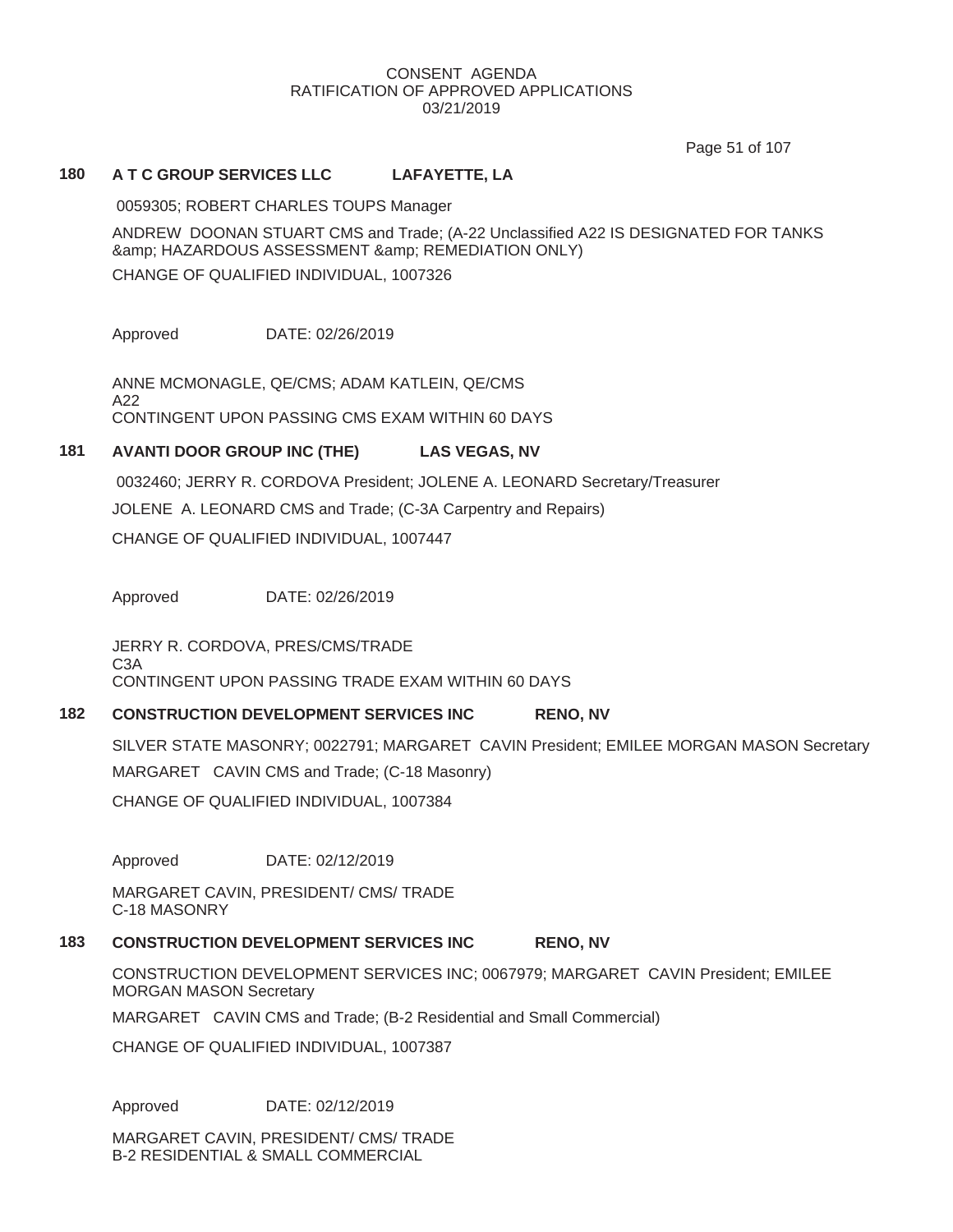CONSENT AGENDA
RATIFICATION OF APPROVED APPLICATIONS
03/21/2019

**180 A T C GROUP SERVICES LLC LAFAYETTE, LA**

0059305; ROBERT CHARLES TOUPS Manager

ANDREW DOONAN STUART CMS and Trade; (A-22 Unclassified A22 IS DESIGNATED FOR TANKS &amp; HAZARDOUS ASSESSMENT &amp; REMEDIATION ONLY)

CHANGE OF QUALIFIED INDIVIDUAL, 1007326

Approved DATE: 02/26/2019

ANNE MCMONAGLE, QE/CMS; ADAM KATLEIN, QE/CMS
A22
CONTINGENT UPON PASSING CMS EXAM WITHIN 60 DAYS

**181 AVANTI DOOR GROUP INC (THE) LAS VEGAS, NV**

0032460; JERRY R. CORDOVA President; JOLENE A. LEONARD Secretary/Treasurer

JOLENE A. LEONARD CMS and Trade; (C-3A Carpentry and Repairs)

CHANGE OF QUALIFIED INDIVIDUAL, 1007447

Approved DATE: 02/26/2019

JERRY R. CORDOVA, PRES/CMS/TRADE
C3A
CONTINGENT UPON PASSING TRADE EXAM WITHIN 60 DAYS

**182 CONSTRUCTION DEVELOPMENT SERVICES INC RENO, NV**

SILVER STATE MASONRY; 0022791; MARGARET CAVIN President; EMILEE MORGAN MASON Secretary

MARGARET CAVIN CMS and Trade; (C-18 Masonry)

CHANGE OF QUALIFIED INDIVIDUAL, 1007384

Approved DATE: 02/12/2019

MARGARET CAVIN, PRESIDENT/ CMS/ TRADE
C-18 MASONRY

**183 CONSTRUCTION DEVELOPMENT SERVICES INC RENO, NV**

CONSTRUCTION DEVELOPMENT SERVICES INC; 0067979; MARGARET CAVIN President; EMILEE MORGAN MASON Secretary

MARGARET CAVIN CMS and Trade; (B-2 Residential and Small Commercial)

CHANGE OF QUALIFIED INDIVIDUAL, 1007387

Approved DATE: 02/12/2019

MARGARET CAVIN, PRESIDENT/ CMS/ TRADE
B-2 RESIDENTIAL & SMALL COMMERCIAL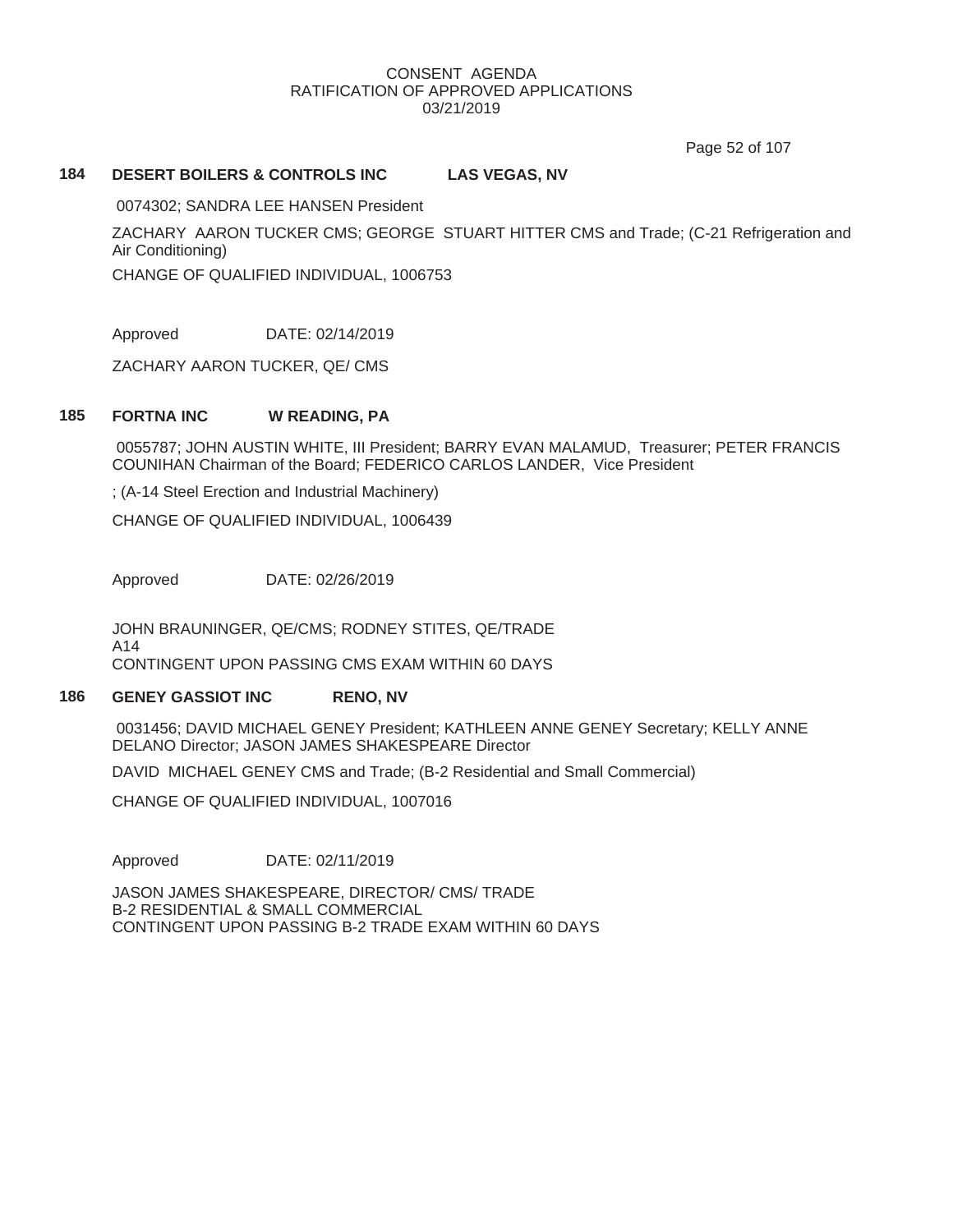CONSENT AGENDA
RATIFICATION OF APPROVED APPLICATIONS
03/21/2019

**184 DESERT BOILERS & CONTROLS INC LAS VEGAS, NV**

0074302; SANDRA LEE HANSEN President

ZACHARY AARON TUCKER CMS; GEORGE STUART HITTER CMS and Trade; (C-21 Refrigeration and Air Conditioning)

CHANGE OF QUALIFIED INDIVIDUAL, 1006753

Approved DATE: 02/14/2019

ZACHARY AARON TUCKER, QE/ CMS

**185 FORTNA INC W READING, PA**

0055787; JOHN AUSTIN WHITE, III President; BARRY EVAN MALAMUD, Treasurer; PETER FRANCIS COUNIHAN Chairman of the Board; FEDERICO CARLOS LANDER, Vice President

; (A-14 Steel Erection and Industrial Machinery)

CHANGE OF QUALIFIED INDIVIDUAL, 1006439

Approved DATE: 02/26/2019

JOHN BRAUNINGER, QE/CMS; RODNEY STITES, QE/TRADE
A14
CONTINGENT UPON PASSING CMS EXAM WITHIN 60 DAYS

**186 GENEY GASSIOT INC RENO, NV**

0031456; DAVID MICHAEL GENEY President; KATHLEEN ANNE GENEY Secretary; KELLY ANNE DELANO Director; JASON JAMES SHAKESPEARE Director

DAVID MICHAEL GENEY CMS and Trade; (B-2 Residential and Small Commercial)

CHANGE OF QUALIFIED INDIVIDUAL, 1007016

Approved DATE: 02/11/2019

JASON JAMES SHAKESPEARE, DIRECTOR/ CMS/ TRADE
B-2 RESIDENTIAL & SMALL COMMERCIAL
CONTINGENT UPON PASSING B-2 TRADE EXAM WITHIN 60 DAYS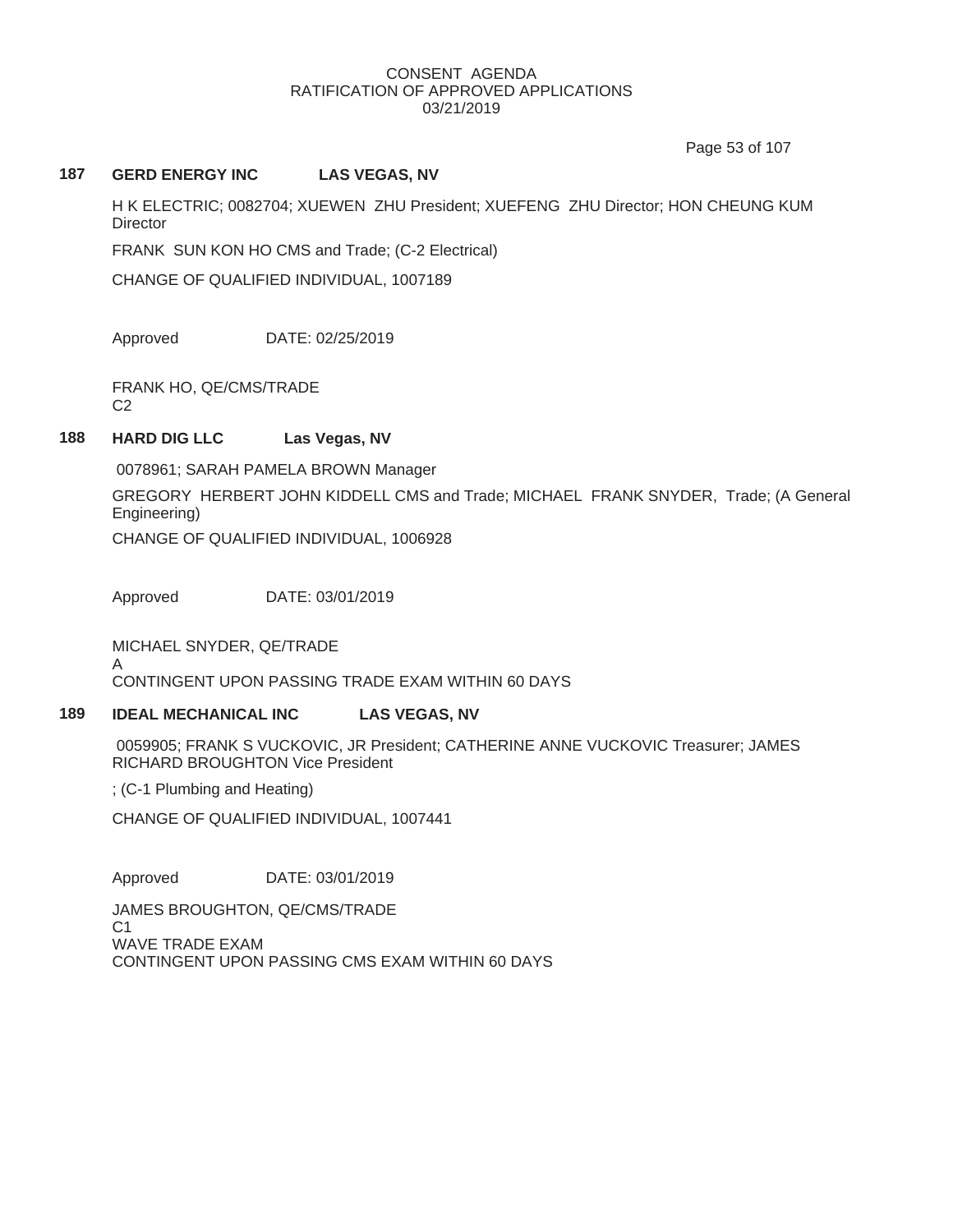CONSENT AGENDA
RATIFICATION OF APPROVED APPLICATIONS
03/21/2019

**187 GERD ENERGY INC LAS VEGAS, NV**

H K ELECTRIC; 0082704; XUEWEN ZHU President; XUEFENG ZHU Director; HON CHEUNG KUM Director

FRANK SUN KON HO CMS and Trade; (C-2 Electrical)

CHANGE OF QUALIFIED INDIVIDUAL, 1007189

Approved DATE: 02/25/2019

FRANK HO, QE/CMS/TRADE
C2

**188 HARD DIG LLC Las Vegas, NV**

0078961; SARAH PAMELA BROWN Manager

GREGORY HERBERT JOHN KIDDELL CMS and Trade; MICHAEL FRANK SNYDER, Trade; (A General Engineering)

CHANGE OF QUALIFIED INDIVIDUAL, 1006928

Approved DATE: 03/01/2019

MICHAEL SNYDER, QE/TRADE
A
CONTINGENT UPON PASSING TRADE EXAM WITHIN 60 DAYS

**189 IDEAL MECHANICAL INC LAS VEGAS, NV**

0059905; FRANK S VUCKOVIC, JR President; CATHERINE ANNE VUCKOVIC Treasurer; JAMES RICHARD BROUGHTON Vice President

; (C-1 Plumbing and Heating)

CHANGE OF QUALIFIED INDIVIDUAL, 1007441

Approved DATE: 03/01/2019

JAMES BROUGHTON, QE/CMS/TRADE
C1
WAVE TRADE EXAM
CONTINGENT UPON PASSING CMS EXAM WITHIN 60 DAYS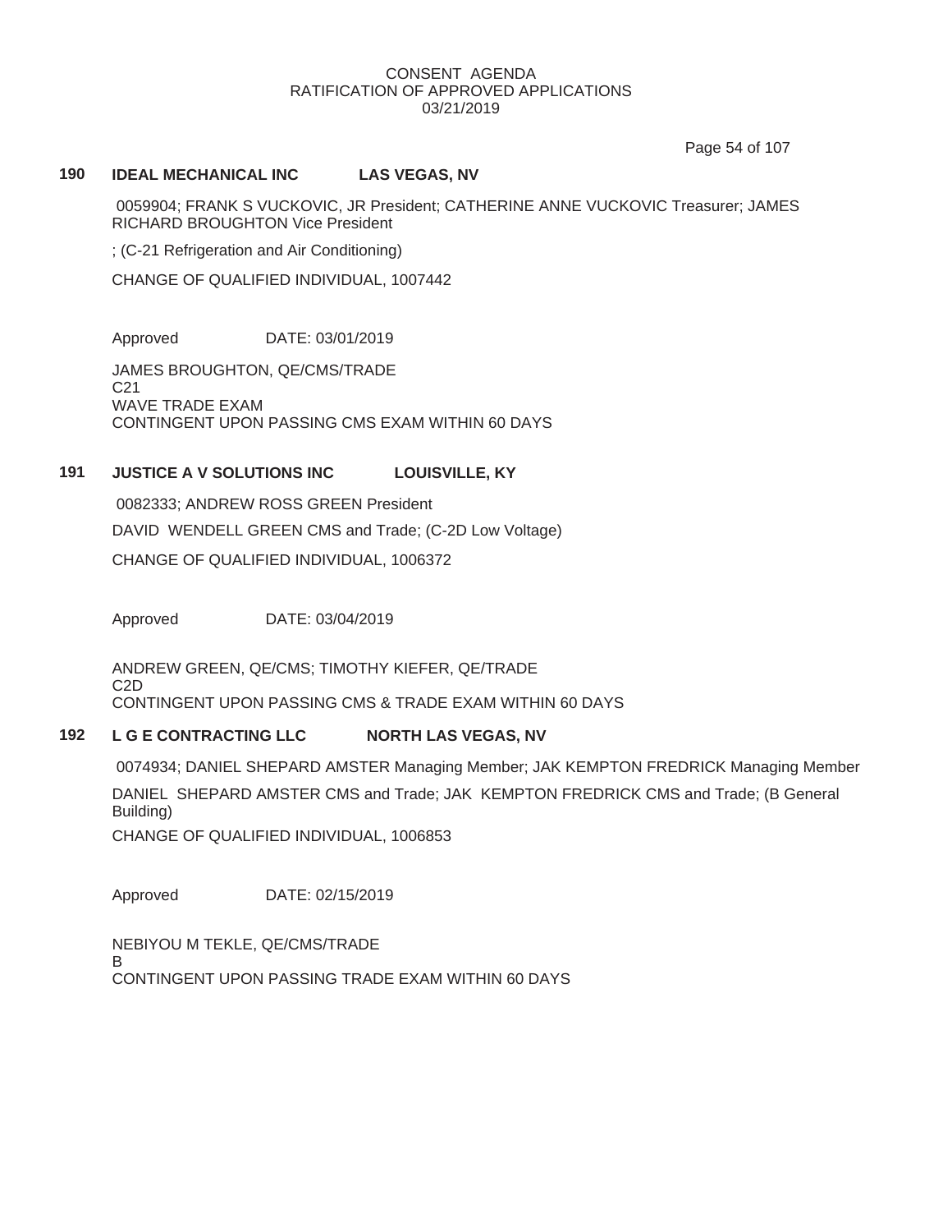CONSENT AGENDA
RATIFICATION OF APPROVED APPLICATIONS
03/21/2019

**190 IDEAL MECHANICAL INC LAS VEGAS, NV**

0059904; FRANK S VUCKOVIC, JR President; CATHERINE ANNE VUCKOVIC Treasurer; JAMES RICHARD BROUGHTON Vice President

; (C-21 Refrigeration and Air Conditioning)

CHANGE OF QUALIFIED INDIVIDUAL, 1007442

Approved DATE: 03/01/2019

JAMES BROUGHTON, QE/CMS/TRADE
C21
WAVE TRADE EXAM
CONTINGENT UPON PASSING CMS EXAM WITHIN 60 DAYS

**191 JUSTICE A V SOLUTIONS INC LOUISVILLE, KY**

0082333; ANDREW ROSS GREEN President

DAVID WENDELL GREEN CMS and Trade; (C-2D Low Voltage)

CHANGE OF QUALIFIED INDIVIDUAL, 1006372

Approved DATE: 03/04/2019

ANDREW GREEN, QE/CMS; TIMOTHY KIEFER, QE/TRADE
C2D
CONTINGENT UPON PASSING CMS & TRADE EXAM WITHIN 60 DAYS

**192 L G E CONTRACTING LLC NORTH LAS VEGAS, NV**

0074934; DANIEL SHEPARD AMSTER Managing Member; JAK KEMPTON FREDRICK Managing Member

DANIEL SHEPARD AMSTER CMS and Trade; JAK KEMPTON FREDRICK CMS and Trade; (B General Building)

CHANGE OF QUALIFIED INDIVIDUAL, 1006853

Approved DATE: 02/15/2019

NEBIYOU M TEKLE, QE/CMS/TRADE
B
CONTINGENT UPON PASSING TRADE EXAM WITHIN 60 DAYS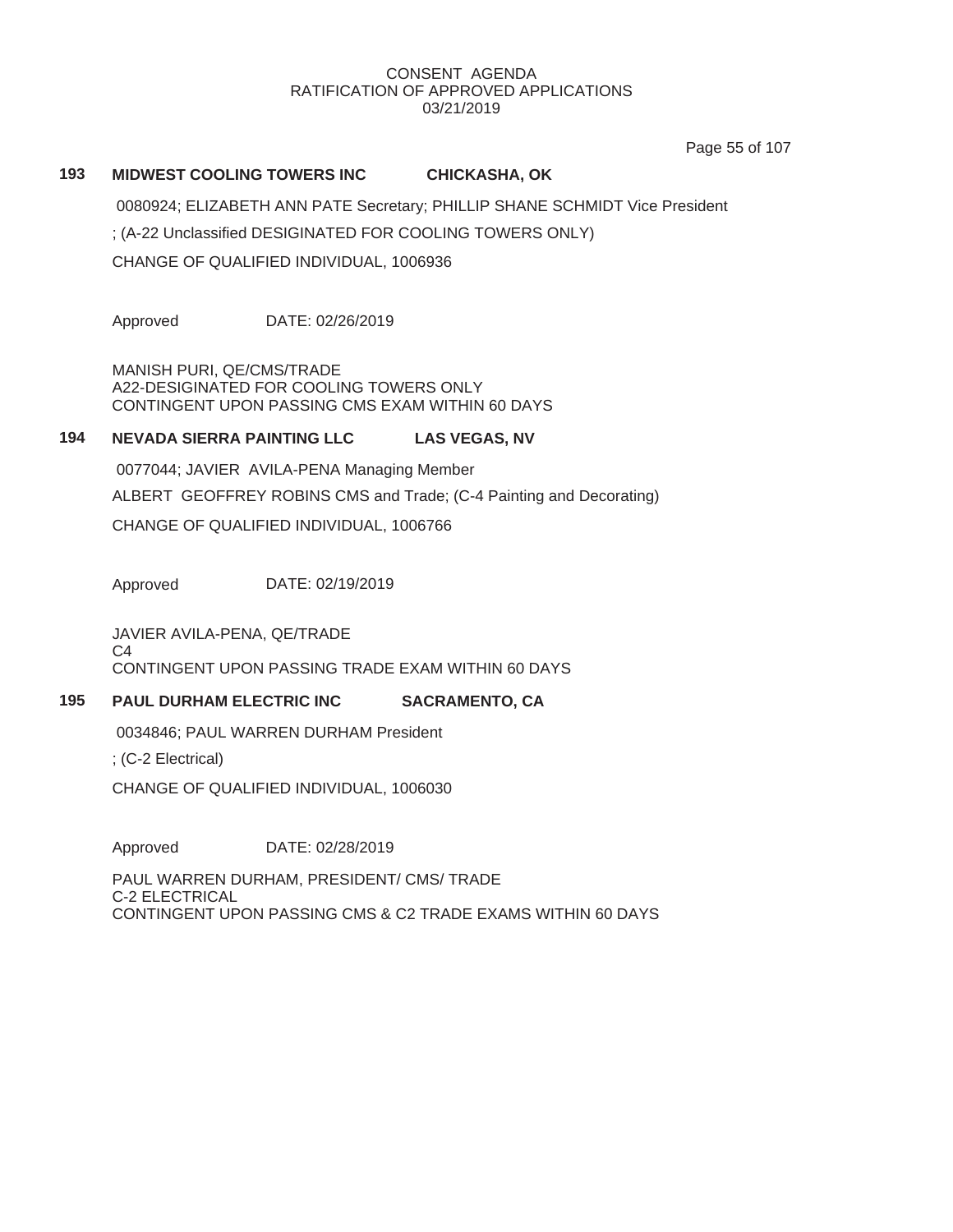CONSENT AGENDA
RATIFICATION OF APPROVED APPLICATIONS
03/21/2019

**193 MIDWEST COOLING TOWERS INC CHICKASHA, OK**

0080924; ELIZABETH ANN PATE Secretary; PHILLIP SHANE SCHMIDT Vice President

; (A-22 Unclassified DESIGINATED FOR COOLING TOWERS ONLY)

CHANGE OF QUALIFIED INDIVIDUAL, 1006936

Approved DATE: 02/26/2019

MANISH PURI, QE/CMS/TRADE
A22-DESIGINATED FOR COOLING TOWERS ONLY
CONTINGENT UPON PASSING CMS EXAM WITHIN 60 DAYS

**194 NEVADA SIERRA PAINTING LLC LAS VEGAS, NV**

0077044; JAVIER AVILA-PENA Managing Member

ALBERT GEOFFREY ROBINS CMS and Trade; (C-4 Painting and Decorating)

CHANGE OF QUALIFIED INDIVIDUAL, 1006766

Approved DATE: 02/19/2019

JAVIER AVILA-PENA, QE/TRADE
C4
CONTINGENT UPON PASSING TRADE EXAM WITHIN 60 DAYS

**195 PAUL DURHAM ELECTRIC INC SACRAMENTO, CA**

0034846; PAUL WARREN DURHAM President

; (C-2 Electrical)

CHANGE OF QUALIFIED INDIVIDUAL, 1006030

Approved DATE: 02/28/2019

PAUL WARREN DURHAM, PRESIDENT/ CMS/ TRADE
C-2 ELECTRICAL
CONTINGENT UPON PASSING CMS & C2 TRADE EXAMS WITHIN 60 DAYS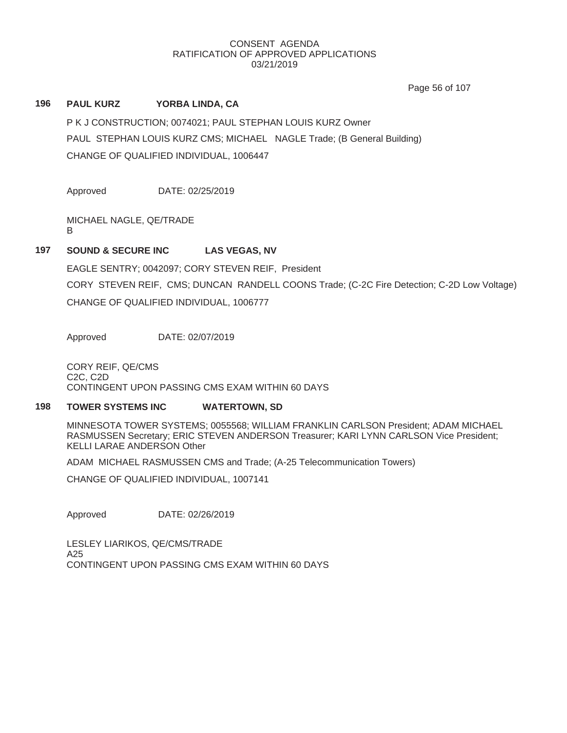## 196 PAUL KURZ YORBA LINDA, CA

P K J CONSTRUCTION; 0074021; PAUL STEPHAN LOUIS KURZ Owner

PAUL STEPHAN LOUIS KURZ CMS; MICHAEL NAGLE Trade; (B General Building)

CHANGE OF QUALIFIED INDIVIDUAL, 1006447

Approved DATE: 02/25/2019

MICHAEL NAGLE, QE/TRADE
B

## 197 SOUND & SECURE INC LAS VEGAS, NV

EAGLE SENTRY; 0042097; CORY STEVEN REIF, President

CORY STEVEN REIF, CMS; DUNCAN RANDELL COONS Trade; (C-2C Fire Detection; C-2D Low Voltage)

CHANGE OF QUALIFIED INDIVIDUAL, 1006777

Approved DATE: 02/07/2019

CORY REIF, QE/CMS
C2C, C2D
CONTINGENT UPON PASSING CMS EXAM WITHIN 60 DAYS

## 198 TOWER SYSTEMS INC WATERTOWN, SD

MINNESOTA TOWER SYSTEMS; 0055568; WILLIAM FRANKLIN CARLSON President; ADAM MICHAEL RASMUSSEN Secretary; ERIC STEVEN ANDERSON Treasurer; KARI LYNN CARLSON Vice President; KELLI LARAE ANDERSON Other

ADAM MICHAEL RASMUSSEN CMS and Trade; (A-25 Telecommunication Towers)

CHANGE OF QUALIFIED INDIVIDUAL, 1007141

Approved DATE: 02/26/2019

LESLEY LIARIKOS, QE/CMS/TRADE
A25
CONTINGENT UPON PASSING CMS EXAM WITHIN 60 DAYS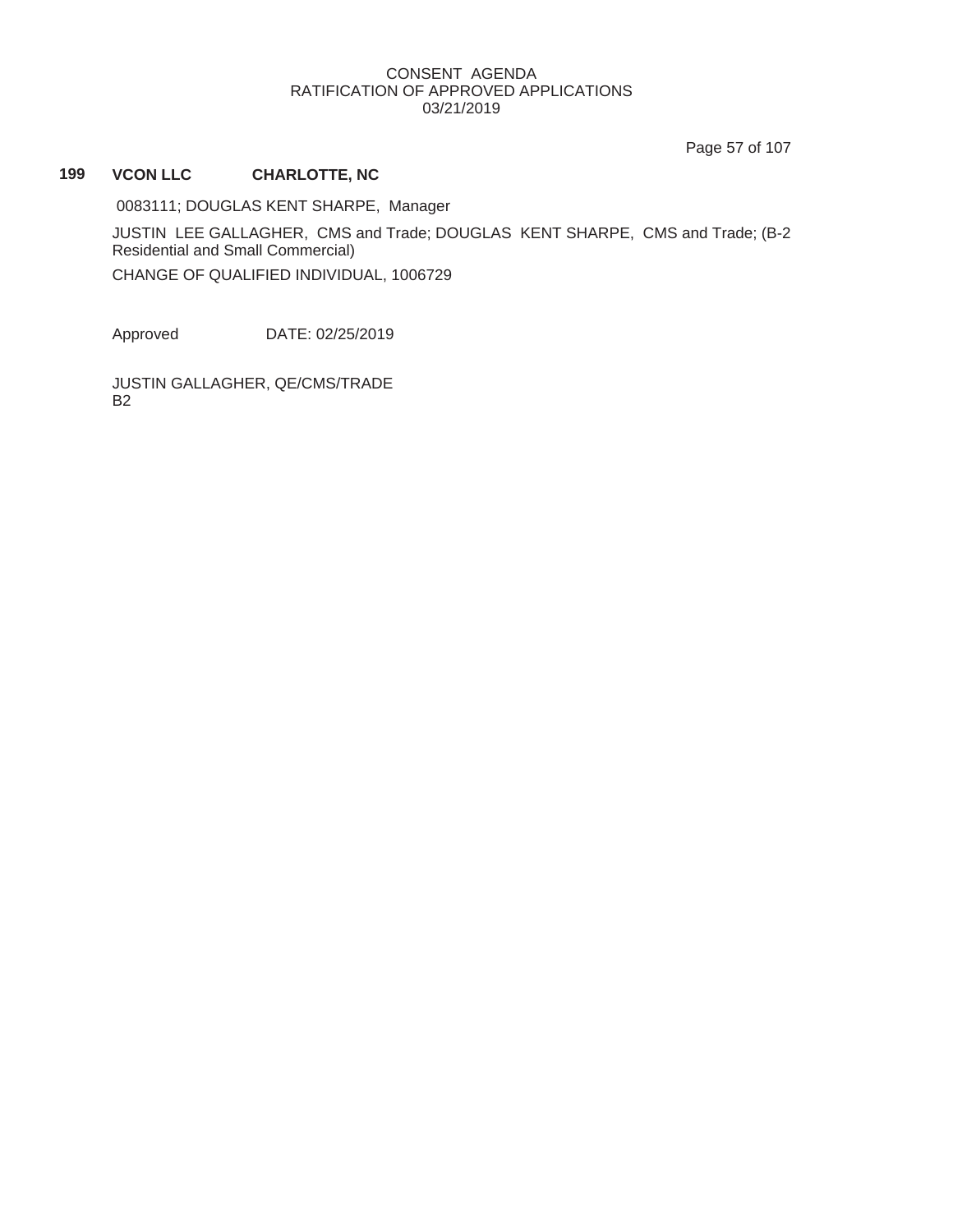**199 VCON LLC CHARLOTTE, NC**

0083111; DOUGLAS KENT SHARPE, Manager

JUSTIN LEE GALLAGHER, CMS and Trade; DOUGLAS KENT SHARPE, CMS and Trade; (B-2 Residential and Small Commercial)

CHANGE OF QUALIFIED INDIVIDUAL, 1006729

Approved DATE: 02/25/2019

JUSTIN GALLAGHER, QE/CMS/TRADE
B2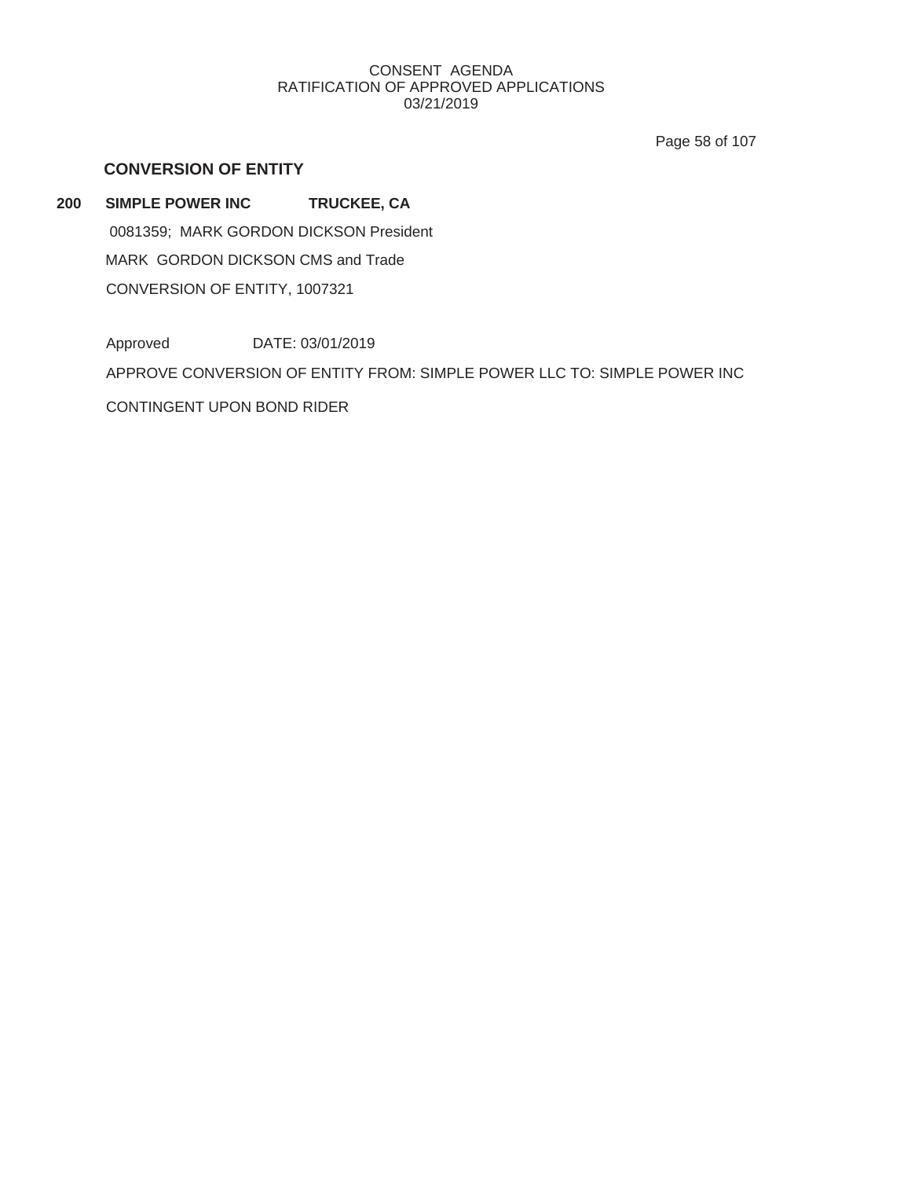## CONVERSION OF ENTITY

**200 SIMPLE POWER INC TRUCKEE, CA**

0081359; MARK GORDON DICKSON President

MARK GORDON DICKSON CMS and Trade

CONVERSION OF ENTITY, 1007321

Approved DATE: 03/01/2019

APPROVE CONVERSION OF ENTITY FROM: SIMPLE POWER LLC TO: SIMPLE POWER INC

CONTINGENT UPON BOND RIDER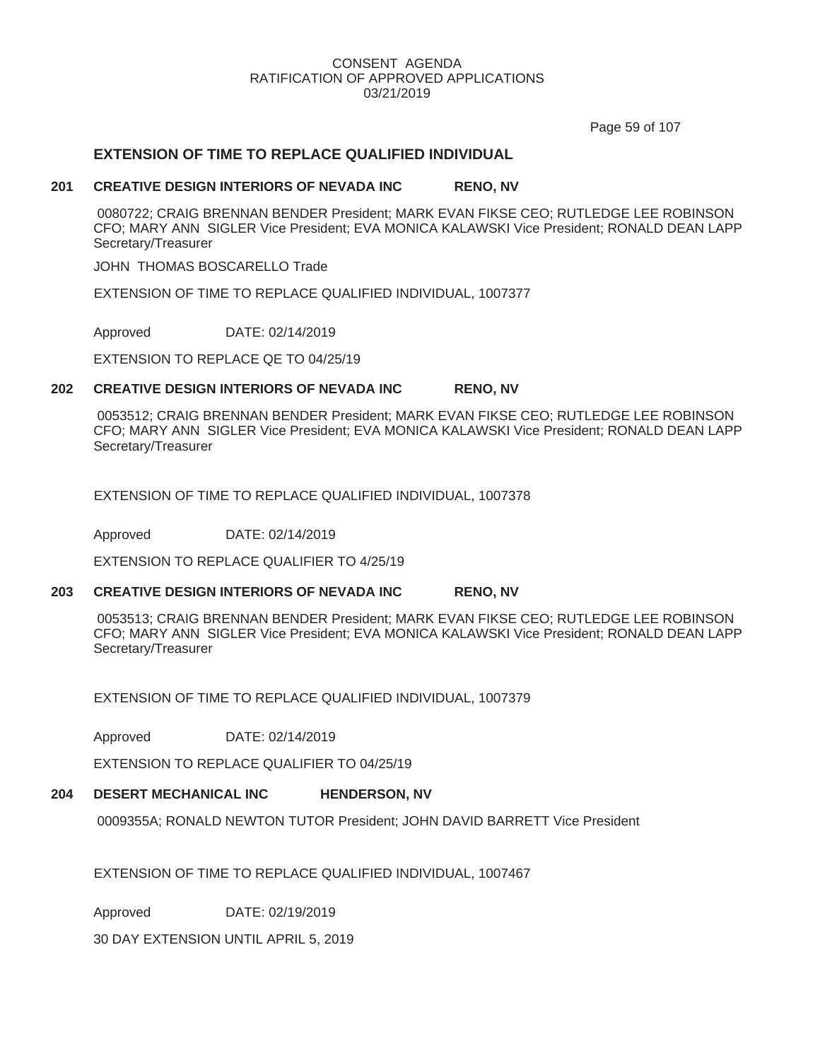CONSENT AGENDA
RATIFICATION OF APPROVED APPLICATIONS
03/21/2019

## EXTENSION OF TIME TO REPLACE QUALIFIED INDIVIDUAL

**201 CREATIVE DESIGN INTERIORS OF NEVADA INC RENO, NV**

0080722; CRAIG BRENNAN BENDER President; MARK EVAN FIKSE CEO; RUTLEDGE LEE ROBINSON CFO; MARY ANN SIGLER Vice President; EVA MONICA KALAWSKI Vice President; RONALD DEAN LAPP Secretary/Treasurer

JOHN THOMAS BOSCARELLO Trade

EXTENSION OF TIME TO REPLACE QUALIFIED INDIVIDUAL, 1007377

Approved DATE: 02/14/2019

EXTENSION TO REPLACE QE TO 04/25/19

**202 CREATIVE DESIGN INTERIORS OF NEVADA INC RENO, NV**

0053512; CRAIG BRENNAN BENDER President; MARK EVAN FIKSE CEO; RUTLEDGE LEE ROBINSON CFO; MARY ANN SIGLER Vice President; EVA MONICA KALAWSKI Vice President; RONALD DEAN LAPP Secretary/Treasurer

EXTENSION OF TIME TO REPLACE QUALIFIED INDIVIDUAL, 1007378

Approved DATE: 02/14/2019

EXTENSION TO REPLACE QUALIFIER TO 4/25/19

**203 CREATIVE DESIGN INTERIORS OF NEVADA INC RENO, NV**

0053513; CRAIG BRENNAN BENDER President; MARK EVAN FIKSE CEO; RUTLEDGE LEE ROBINSON CFO; MARY ANN SIGLER Vice President; EVA MONICA KALAWSKI Vice President; RONALD DEAN LAPP Secretary/Treasurer

EXTENSION OF TIME TO REPLACE QUALIFIED INDIVIDUAL, 1007379

Approved DATE: 02/14/2019

EXTENSION TO REPLACE QUALIFIER TO 04/25/19

**204 DESERT MECHANICAL INC HENDERSON, NV**

0009355A; RONALD NEWTON TUTOR President; JOHN DAVID BARRETT Vice President

EXTENSION OF TIME TO REPLACE QUALIFIED INDIVIDUAL, 1007467

Approved DATE: 02/19/2019

30 DAY EXTENSION UNTIL APRIL 5, 2019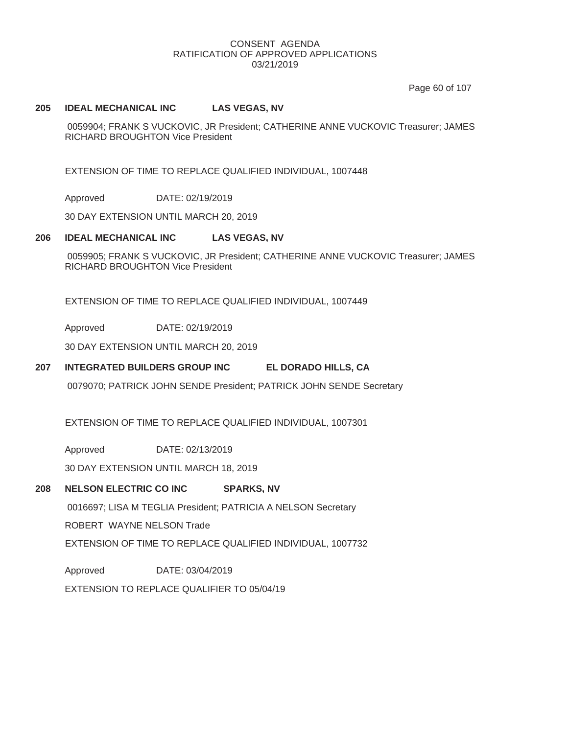CONSENT AGENDA
RATIFICATION OF APPROVED APPLICATIONS
03/21/2019

**205 IDEAL MECHANICAL INC LAS VEGAS, NV**

0059904; FRANK S VUCKOVIC, JR President; CATHERINE ANNE VUCKOVIC Treasurer; JAMES RICHARD BROUGHTON Vice President

EXTENSION OF TIME TO REPLACE QUALIFIED INDIVIDUAL, 1007448

Approved DATE: 02/19/2019

30 DAY EXTENSION UNTIL MARCH 20, 2019

**206 IDEAL MECHANICAL INC LAS VEGAS, NV**

0059905; FRANK S VUCKOVIC, JR President; CATHERINE ANNE VUCKOVIC Treasurer; JAMES RICHARD BROUGHTON Vice President

EXTENSION OF TIME TO REPLACE QUALIFIED INDIVIDUAL, 1007449

Approved DATE: 02/19/2019

30 DAY EXTENSION UNTIL MARCH 20, 2019

**207 INTEGRATED BUILDERS GROUP INC EL DORADO HILLS, CA**

0079070; PATRICK JOHN SENDE President; PATRICK JOHN SENDE Secretary

EXTENSION OF TIME TO REPLACE QUALIFIED INDIVIDUAL, 1007301

Approved DATE: 02/13/2019

30 DAY EXTENSION UNTIL MARCH 18, 2019

**208 NELSON ELECTRIC CO INC SPARKS, NV**

0016697; LISA M TEGLIA President; PATRICIA A NELSON Secretary

ROBERT WAYNE NELSON Trade

EXTENSION OF TIME TO REPLACE QUALIFIED INDIVIDUAL, 1007732

Approved DATE: 03/04/2019

EXTENSION TO REPLACE QUALIFIER TO 05/04/19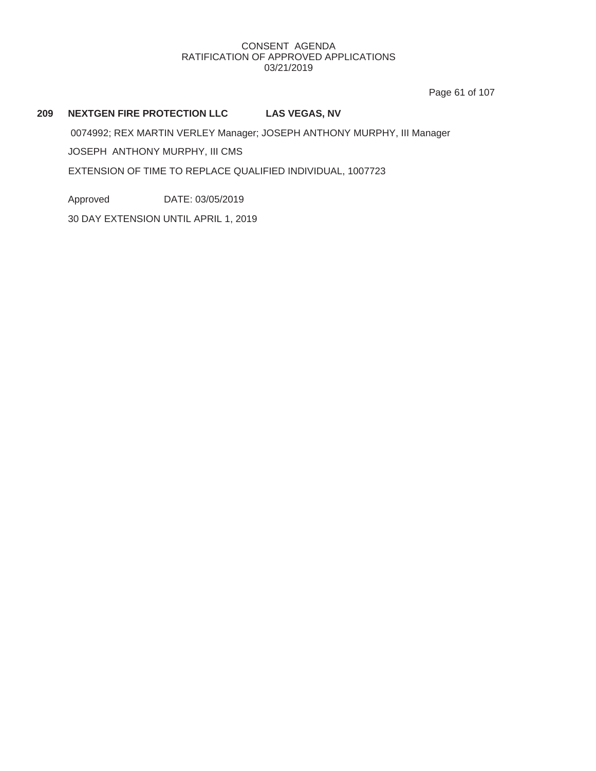**209 NEXTGEN FIRE PROTECTION LLC LAS VEGAS, NV**

0074992; REX MARTIN VERLEY Manager; JOSEPH ANTHONY MURPHY, III Manager

JOSEPH ANTHONY MURPHY, III CMS

EXTENSION OF TIME TO REPLACE QUALIFIED INDIVIDUAL, 1007723

Approved DATE: 03/05/2019

30 DAY EXTENSION UNTIL APRIL 1, 2019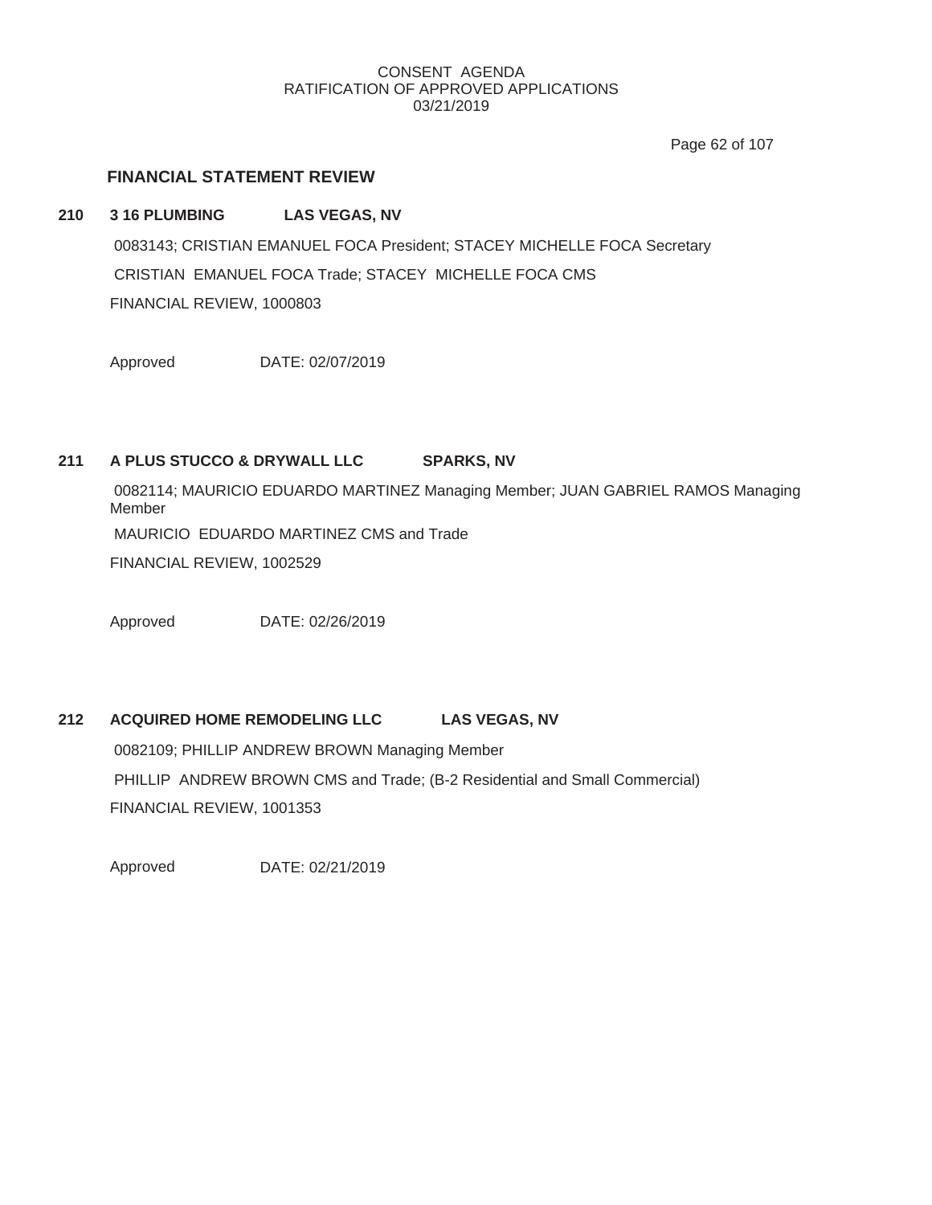CONSENT AGENDA
RATIFICATION OF APPROVED APPLICATIONS
03/21/2019

## FINANCIAL STATEMENT REVIEW

**210 3 16 PLUMBING LAS VEGAS, NV**

0083143; CRISTIAN EMANUEL FOCA President; STACEY MICHELLE FOCA Secretary

CRISTIAN EMANUEL FOCA Trade; STACEY MICHELLE FOCA CMS

FINANCIAL REVIEW, 1000803

Approved DATE: 02/07/2019

**211 A PLUS STUCCO & DRYWALL LLC SPARKS, NV**

0082114; MAURICIO EDUARDO MARTINEZ Managing Member; JUAN GABRIEL RAMOS Managing Member

MAURICIO EDUARDO MARTINEZ CMS and Trade

FINANCIAL REVIEW, 1002529

Approved DATE: 02/26/2019

**212 ACQUIRED HOME REMODELING LLC LAS VEGAS, NV**

0082109; PHILLIP ANDREW BROWN Managing Member

PHILLIP ANDREW BROWN CMS and Trade; (B-2 Residential and Small Commercial)

FINANCIAL REVIEW, 1001353

Approved DATE: 02/21/2019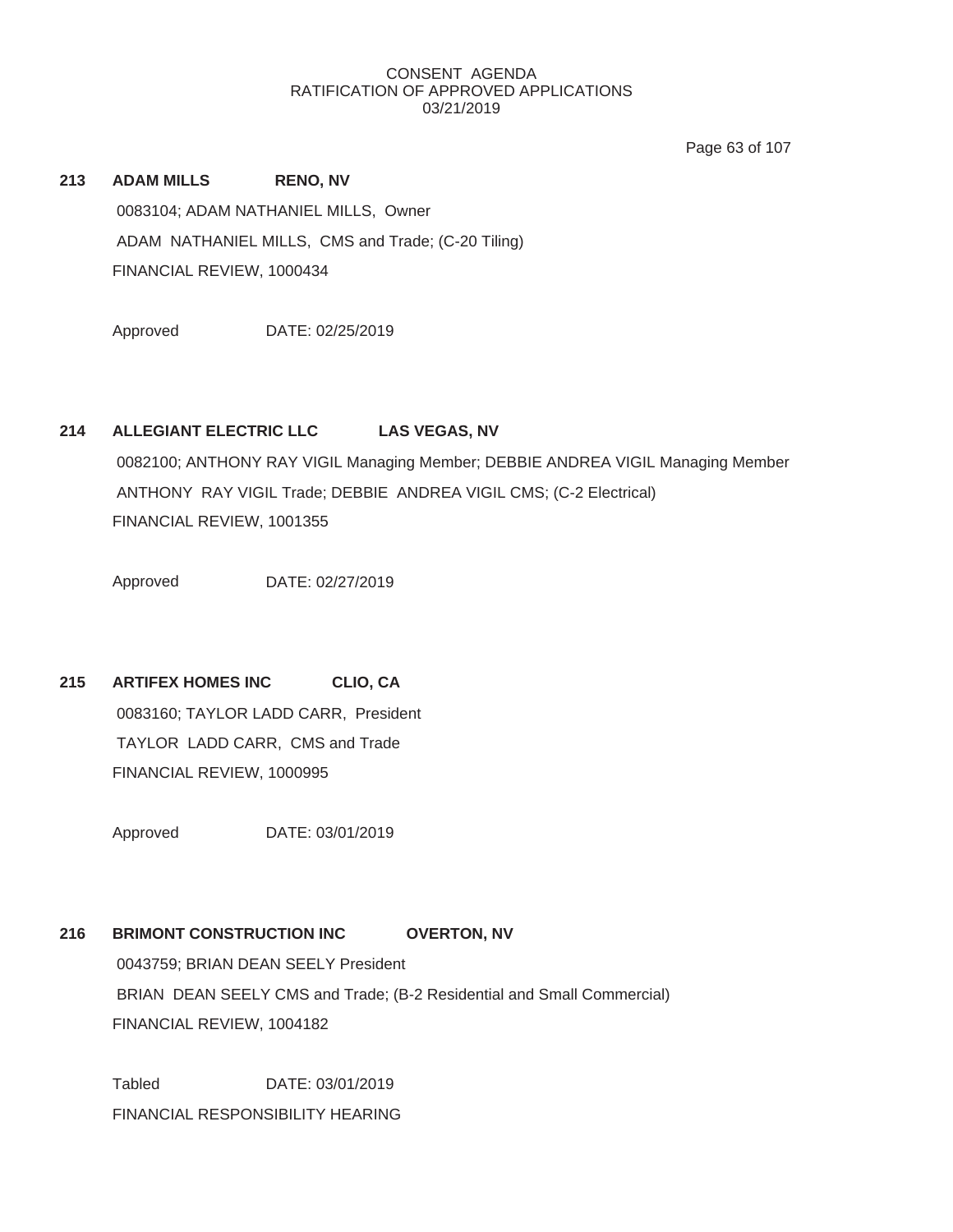**213 ADAM MILLS RENO, NV**

0083104; ADAM NATHANIEL MILLS, Owner

ADAM NATHANIEL MILLS, CMS and Trade; (C-20 Tiling)

FINANCIAL REVIEW, 1000434

Approved DATE: 02/25/2019

**214 ALLEGIANT ELECTRIC LLC LAS VEGAS, NV**

0082100; ANTHONY RAY VIGIL Managing Member; DEBBIE ANDREA VIGIL Managing Member

ANTHONY RAY VIGIL Trade; DEBBIE ANDREA VIGIL CMS; (C-2 Electrical)

FINANCIAL REVIEW, 1001355

Approved DATE: 02/27/2019

**215 ARTIFEX HOMES INC CLIO, CA**

0083160; TAYLOR LADD CARR, President

TAYLOR LADD CARR, CMS and Trade

FINANCIAL REVIEW, 1000995

Approved DATE: 03/01/2019

**216 BRIMONT CONSTRUCTION INC OVERTON, NV**

0043759; BRIAN DEAN SEELY President

BRIAN DEAN SEELY CMS and Trade; (B-2 Residential and Small Commercial)

FINANCIAL REVIEW, 1004182

Tabled DATE: 03/01/2019

FINANCIAL RESPONSIBILITY HEARING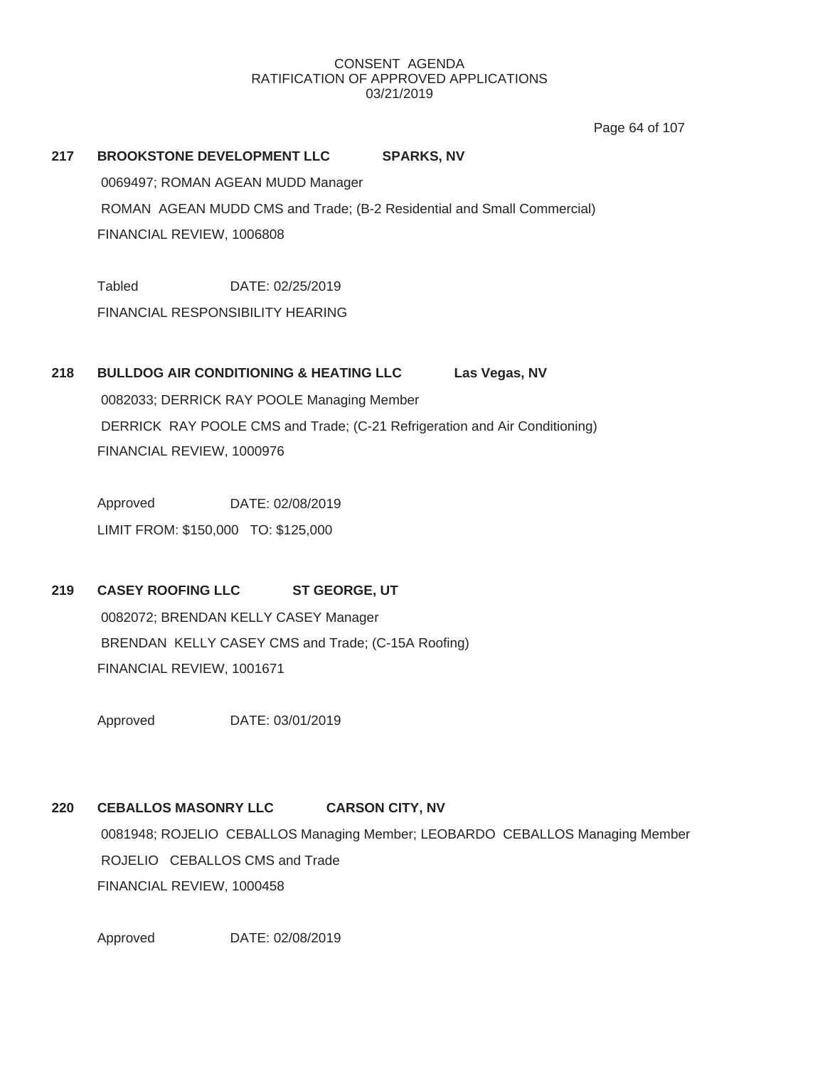**217 BROOKSTONE DEVELOPMENT LLC SPARKS, NV**

0069497; ROMAN AGEAN MUDD Manager

ROMAN AGEAN MUDD CMS and Trade; (B-2 Residential and Small Commercial)

FINANCIAL REVIEW, 1006808

Tabled DATE: 02/25/2019

FINANCIAL RESPONSIBILITY HEARING

**218 BULLDOG AIR CONDITIONING & HEATING LLC Las Vegas, NV**

0082033; DERRICK RAY POOLE Managing Member

DERRICK RAY POOLE CMS and Trade; (C-21 Refrigeration and Air Conditioning)

FINANCIAL REVIEW, 1000976

Approved DATE: 02/08/2019

LIMIT FROM: $150,000 TO: $125,000

**219 CASEY ROOFING LLC ST GEORGE, UT**

0082072; BRENDAN KELLY CASEY Manager

BRENDAN KELLY CASEY CMS and Trade; (C-15A Roofing)

FINANCIAL REVIEW, 1001671

Approved DATE: 03/01/2019

**220 CEBALLOS MASONRY LLC CARSON CITY, NV**

0081948; ROJELIO CEBALLOS Managing Member; LEOBARDO CEBALLOS Managing Member

ROJELIO CEBALLOS CMS and Trade

FINANCIAL REVIEW, 1000458

Approved DATE: 02/08/2019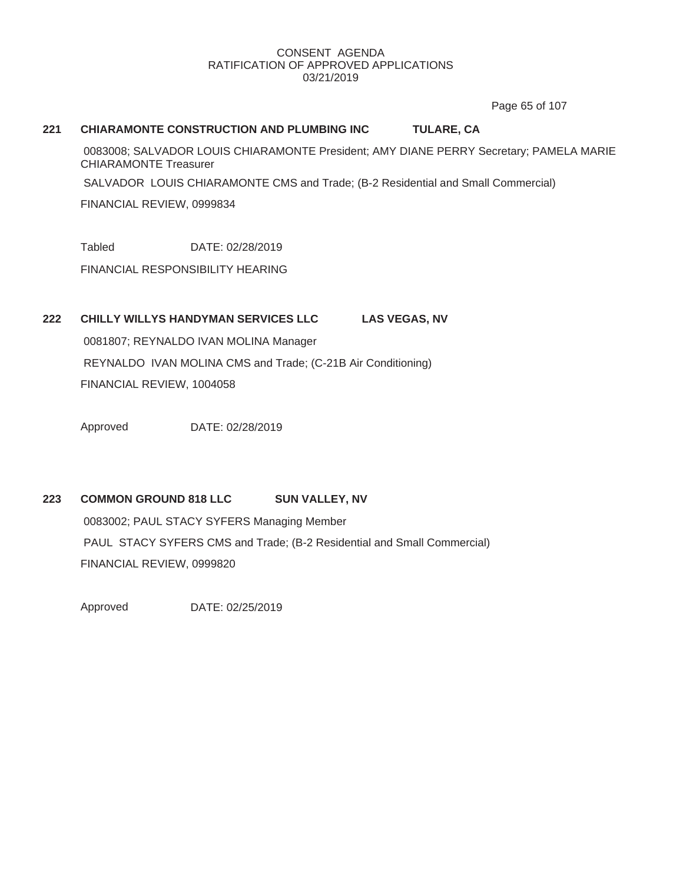CONSENT AGENDA
RATIFICATION OF APPROVED APPLICATIONS
03/21/2019

**221 CHIARAMONTE CONSTRUCTION AND PLUMBING INC TULARE, CA**

0083008; SALVADOR LOUIS CHIARAMONTE President; AMY DIANE PERRY Secretary; PAMELA MARIE CHIARAMONTE Treasurer

SALVADOR LOUIS CHIARAMONTE CMS and Trade; (B-2 Residential and Small Commercial)

FINANCIAL REVIEW, 0999834

Tabled DATE: 02/28/2019

FINANCIAL RESPONSIBILITY HEARING

**222 CHILLY WILLYS HANDYMAN SERVICES LLC LAS VEGAS, NV**

0081807; REYNALDO IVAN MOLINA Manager

REYNALDO IVAN MOLINA CMS and Trade; (C-21B Air Conditioning)

FINANCIAL REVIEW, 1004058

Approved DATE: 02/28/2019

**223 COMMON GROUND 818 LLC SUN VALLEY, NV**

0083002; PAUL STACY SYFERS Managing Member

PAUL STACY SYFERS CMS and Trade; (B-2 Residential and Small Commercial)

FINANCIAL REVIEW, 0999820

Approved DATE: 02/25/2019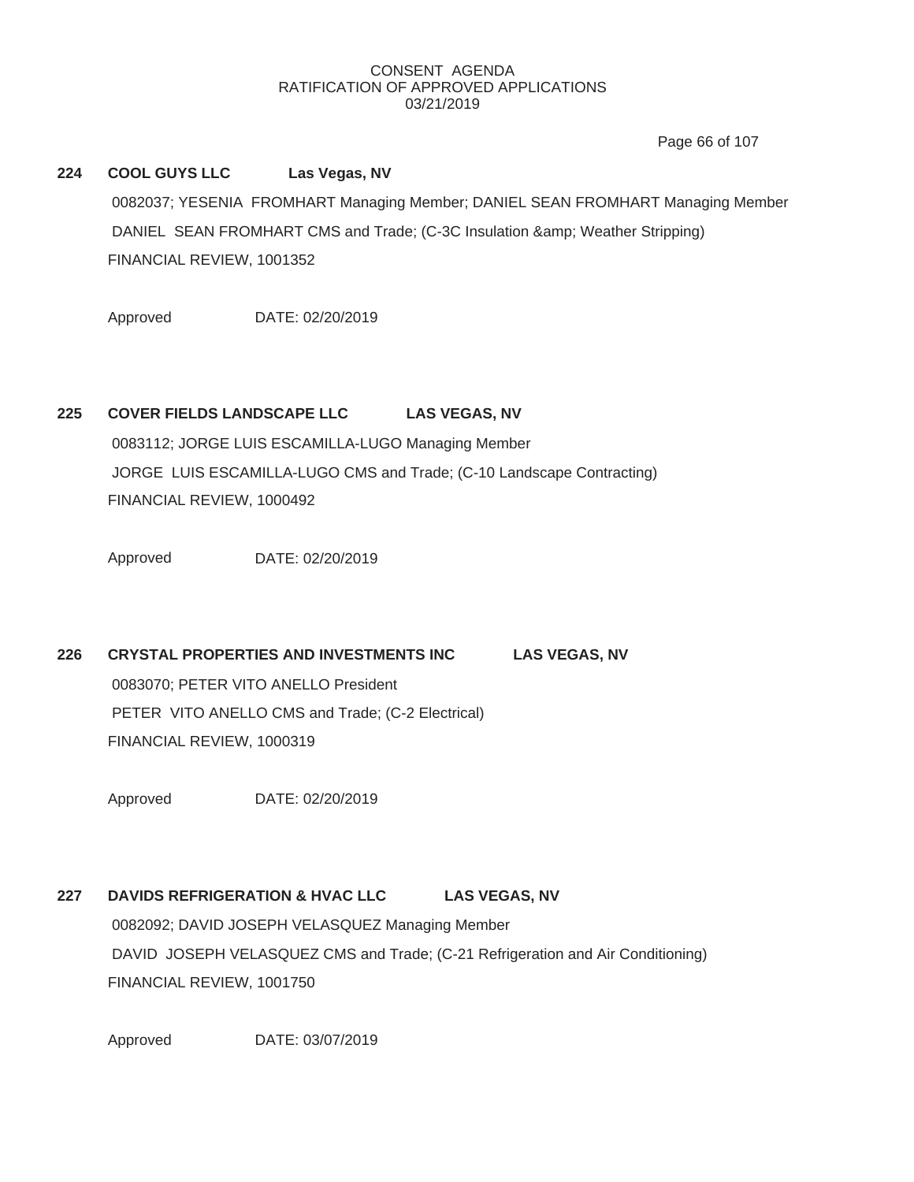**224 COOL GUYS LLC Las Vegas, NV**

0082037; YESENIA FROMHART Managing Member; DANIEL SEAN FROMHART Managing Member

DANIEL SEAN FROMHART CMS and Trade; (C-3C Insulation &amp; Weather Stripping)

FINANCIAL REVIEW, 1001352

Approved DATE: 02/20/2019

**225 COVER FIELDS LANDSCAPE LLC LAS VEGAS, NV**

0083112; JORGE LUIS ESCAMILLA-LUGO Managing Member

JORGE LUIS ESCAMILLA-LUGO CMS and Trade; (C-10 Landscape Contracting)

FINANCIAL REVIEW, 1000492

Approved DATE: 02/20/2019

**226 CRYSTAL PROPERTIES AND INVESTMENTS INC LAS VEGAS, NV**

0083070; PETER VITO ANELLO President

PETER VITO ANELLO CMS and Trade; (C-2 Electrical)

FINANCIAL REVIEW, 1000319

Approved DATE: 02/20/2019

**227 DAVIDS REFRIGERATION & HVAC LLC LAS VEGAS, NV**

0082092; DAVID JOSEPH VELASQUEZ Managing Member

DAVID JOSEPH VELASQUEZ CMS and Trade; (C-21 Refrigeration and Air Conditioning)

FINANCIAL REVIEW, 1001750

Approved DATE: 03/07/2019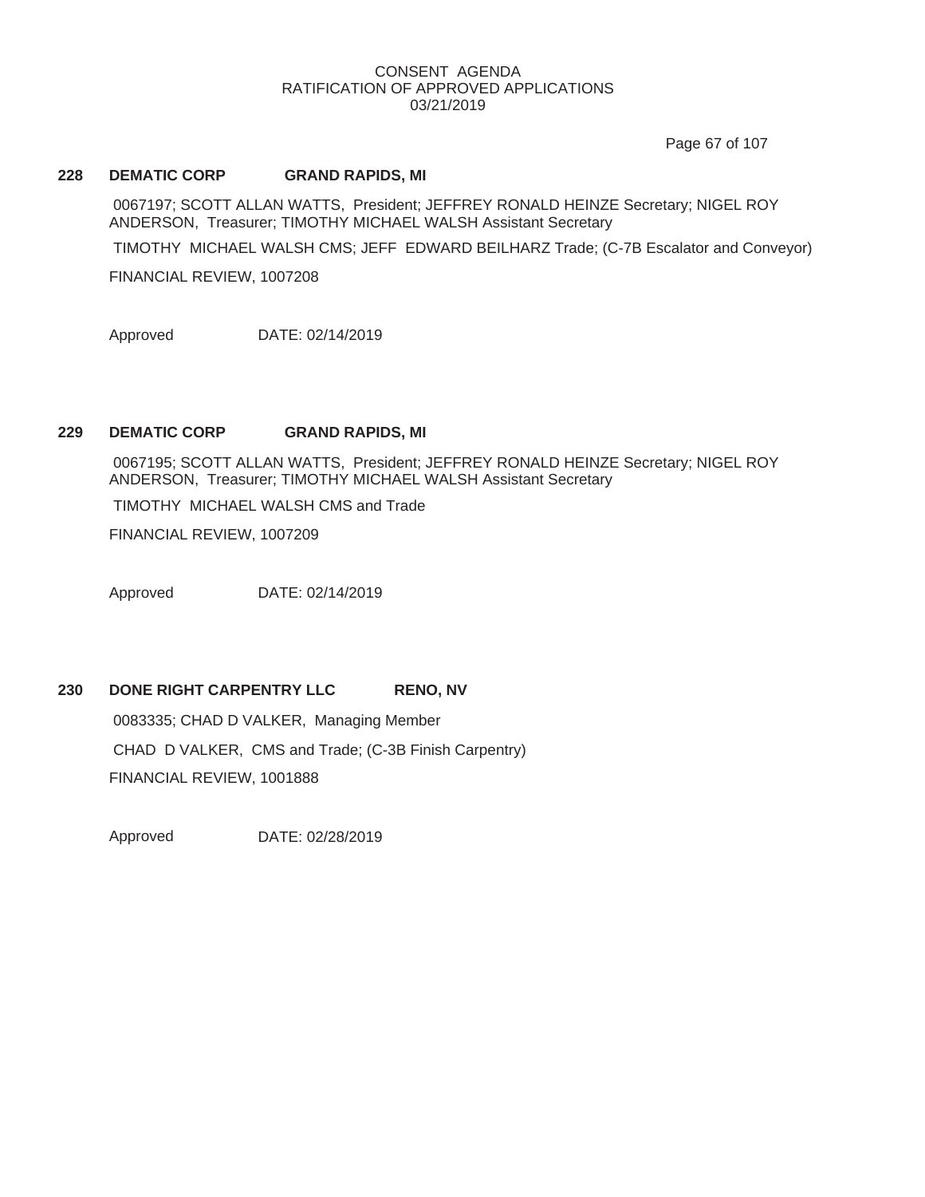CONSENT AGENDA
RATIFICATION OF APPROVED APPLICATIONS
03/21/2019

**228 DEMATIC CORP GRAND RAPIDS, MI**

0067197; SCOTT ALLAN WATTS, President; JEFFREY RONALD HEINZE Secretary; NIGEL ROY ANDERSON, Treasurer; TIMOTHY MICHAEL WALSH Assistant Secretary

TIMOTHY MICHAEL WALSH CMS; JEFF EDWARD BEILHARZ Trade; (C-7B Escalator and Conveyor)

FINANCIAL REVIEW, 1007208

Approved DATE: 02/14/2019

**229 DEMATIC CORP GRAND RAPIDS, MI**

0067195; SCOTT ALLAN WATTS, President; JEFFREY RONALD HEINZE Secretary; NIGEL ROY ANDERSON, Treasurer; TIMOTHY MICHAEL WALSH Assistant Secretary

TIMOTHY MICHAEL WALSH CMS and Trade

FINANCIAL REVIEW, 1007209

Approved DATE: 02/14/2019

**230 DONE RIGHT CARPENTRY LLC RENO, NV**

0083335; CHAD D VALKER, Managing Member

CHAD D VALKER, CMS and Trade; (C-3B Finish Carpentry)

FINANCIAL REVIEW, 1001888

Approved DATE: 02/28/2019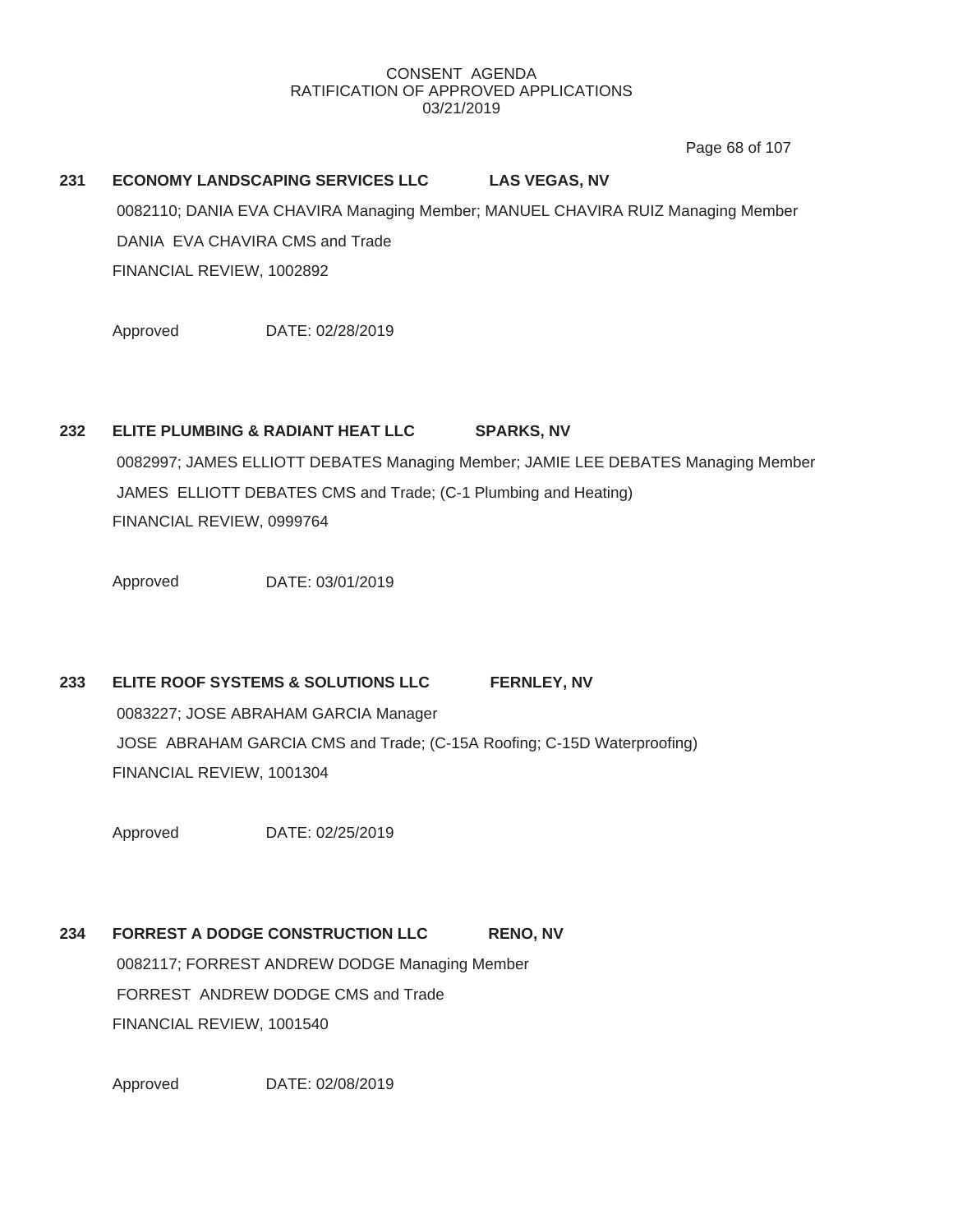CONSENT AGENDA
RATIFICATION OF APPROVED APPLICATIONS
03/21/2019

**231 ECONOMY LANDSCAPING SERVICES LLC LAS VEGAS, NV**

0082110; DANIA EVA CHAVIRA Managing Member; MANUEL CHAVIRA RUIZ Managing Member

DANIA EVA CHAVIRA CMS and Trade

FINANCIAL REVIEW, 1002892

Approved DATE: 02/28/2019

**232 ELITE PLUMBING & RADIANT HEAT LLC SPARKS, NV**

0082997; JAMES ELLIOTT DEBATES Managing Member; JAMIE LEE DEBATES Managing Member

JAMES ELLIOTT DEBATES CMS and Trade; (C-1 Plumbing and Heating)

FINANCIAL REVIEW, 0999764

Approved DATE: 03/01/2019

**233 ELITE ROOF SYSTEMS & SOLUTIONS LLC FERNLEY, NV**

0083227; JOSE ABRAHAM GARCIA Manager

JOSE ABRAHAM GARCIA CMS and Trade; (C-15A Roofing; C-15D Waterproofing)

FINANCIAL REVIEW, 1001304

Approved DATE: 02/25/2019

**234 FORREST A DODGE CONSTRUCTION LLC RENO, NV**

0082117; FORREST ANDREW DODGE Managing Member

FORREST ANDREW DODGE CMS and Trade

FINANCIAL REVIEW, 1001540

Approved DATE: 02/08/2019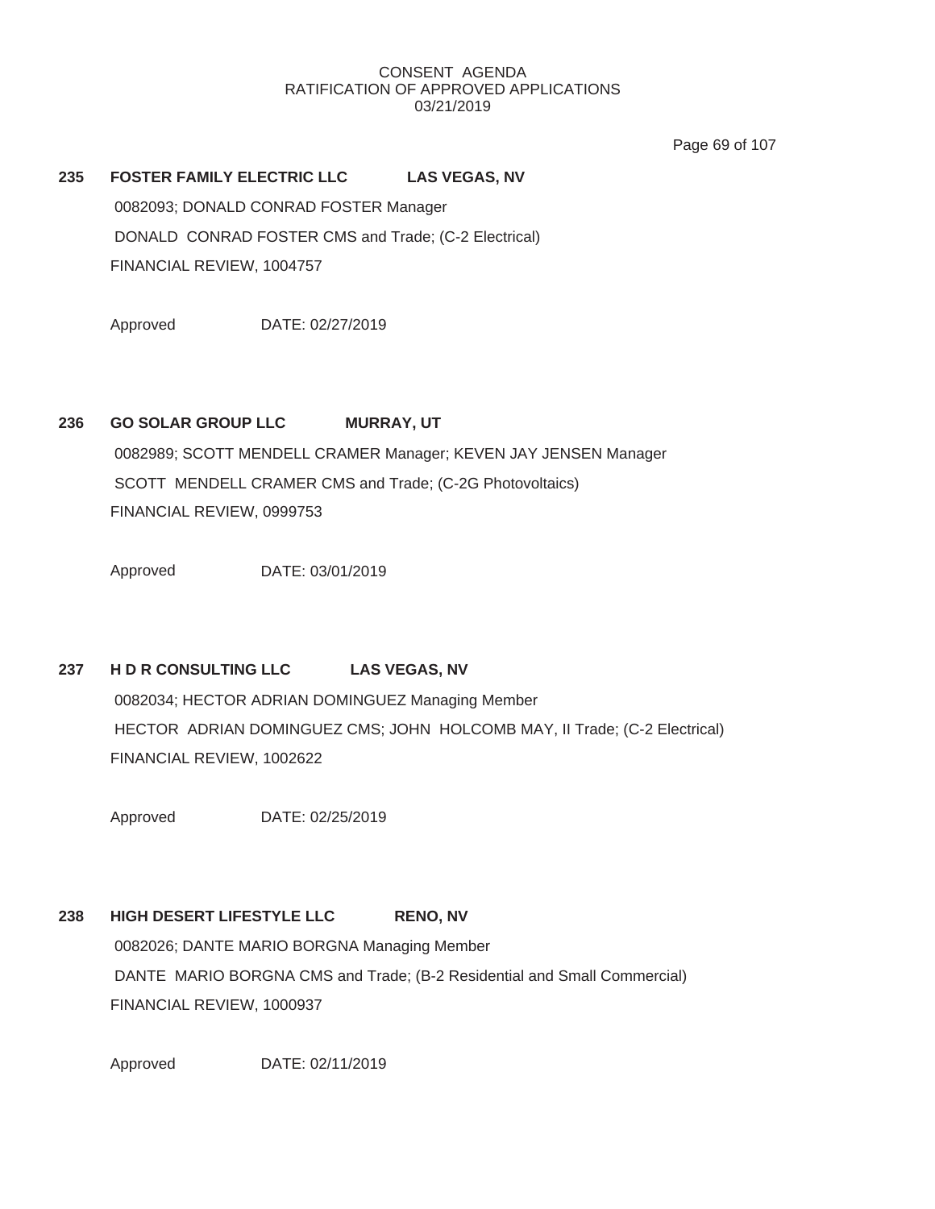**235 FOSTER FAMILY ELECTRIC LLC LAS VEGAS, NV**

0082093; DONALD CONRAD FOSTER Manager

DONALD CONRAD FOSTER CMS and Trade; (C-2 Electrical)

FINANCIAL REVIEW, 1004757

Approved DATE: 02/27/2019

**236 GO SOLAR GROUP LLC MURRAY, UT**

0082989; SCOTT MENDELL CRAMER Manager; KEVEN JAY JENSEN Manager

SCOTT MENDELL CRAMER CMS and Trade; (C-2G Photovoltaics)

FINANCIAL REVIEW, 0999753

Approved DATE: 03/01/2019

**237 H D R CONSULTING LLC LAS VEGAS, NV**

0082034; HECTOR ADRIAN DOMINGUEZ Managing Member

HECTOR ADRIAN DOMINGUEZ CMS; JOHN HOLCOMB MAY, II Trade; (C-2 Electrical)

FINANCIAL REVIEW, 1002622

Approved DATE: 02/25/2019

**238 HIGH DESERT LIFESTYLE LLC RENO, NV**

0082026; DANTE MARIO BORGNA Managing Member

DANTE MARIO BORGNA CMS and Trade; (B-2 Residential and Small Commercial)

FINANCIAL REVIEW, 1000937

Approved DATE: 02/11/2019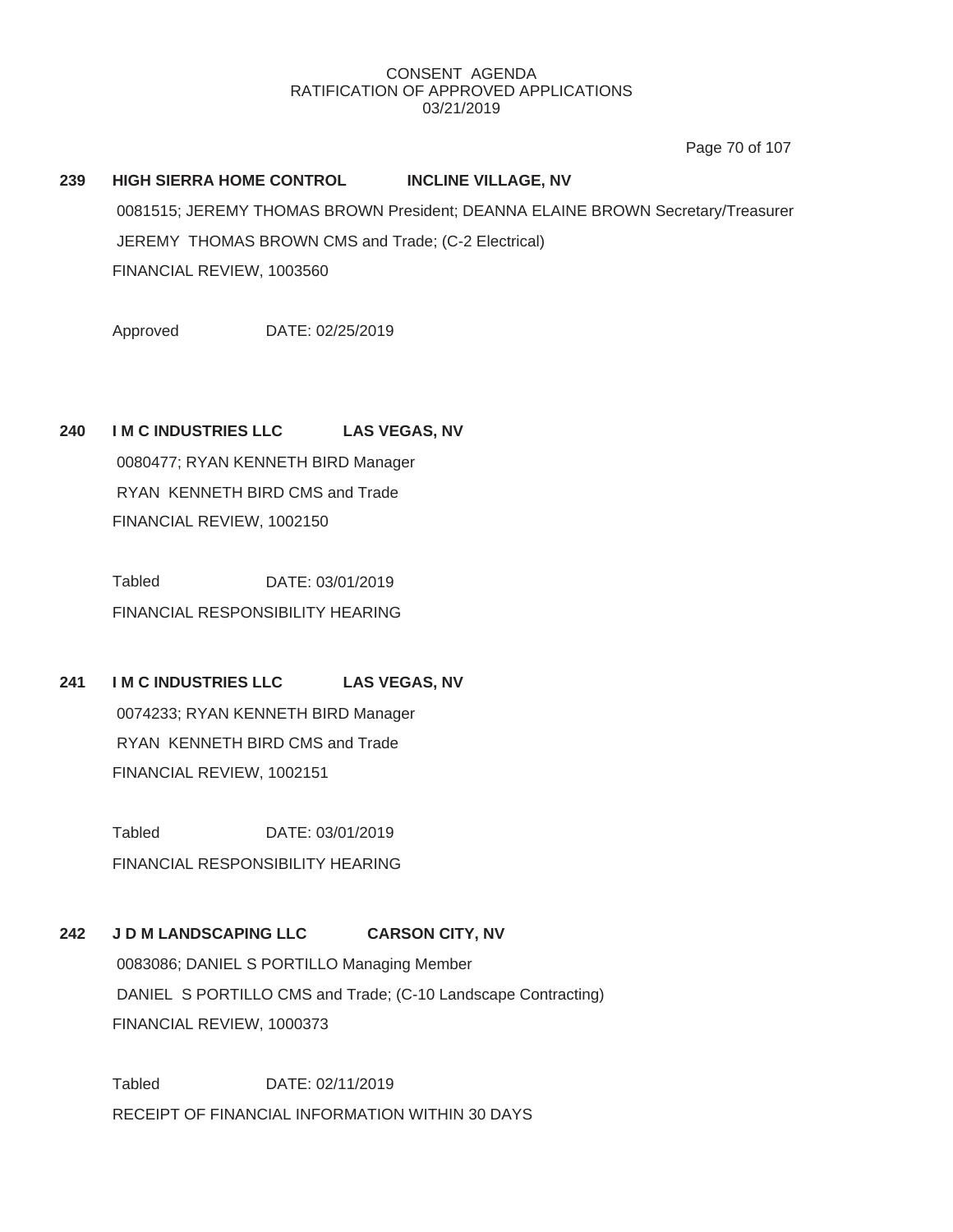CONSENT AGENDA
RATIFICATION OF APPROVED APPLICATIONS
03/21/2019

**239 HIGH SIERRA HOME CONTROL INCLINE VILLAGE, NV**

0081515; JEREMY THOMAS BROWN President; DEANNA ELAINE BROWN Secretary/Treasurer

JEREMY THOMAS BROWN CMS and Trade; (C-2 Electrical)

FINANCIAL REVIEW, 1003560

Approved DATE: 02/25/2019

**240 I M C INDUSTRIES LLC LAS VEGAS, NV**

0080477; RYAN KENNETH BIRD Manager

RYAN KENNETH BIRD CMS and Trade

FINANCIAL REVIEW, 1002150

Tabled DATE: 03/01/2019

FINANCIAL RESPONSIBILITY HEARING

**241 I M C INDUSTRIES LLC LAS VEGAS, NV**

0074233; RYAN KENNETH BIRD Manager

RYAN KENNETH BIRD CMS and Trade

FINANCIAL REVIEW, 1002151

Tabled DATE: 03/01/2019

FINANCIAL RESPONSIBILITY HEARING

**242 J D M LANDSCAPING LLC CARSON CITY, NV**

0083086; DANIEL S PORTILLO Managing Member

DANIEL S PORTILLO CMS and Trade; (C-10 Landscape Contracting)

FINANCIAL REVIEW, 1000373

Tabled DATE: 02/11/2019

RECEIPT OF FINANCIAL INFORMATION WITHIN 30 DAYS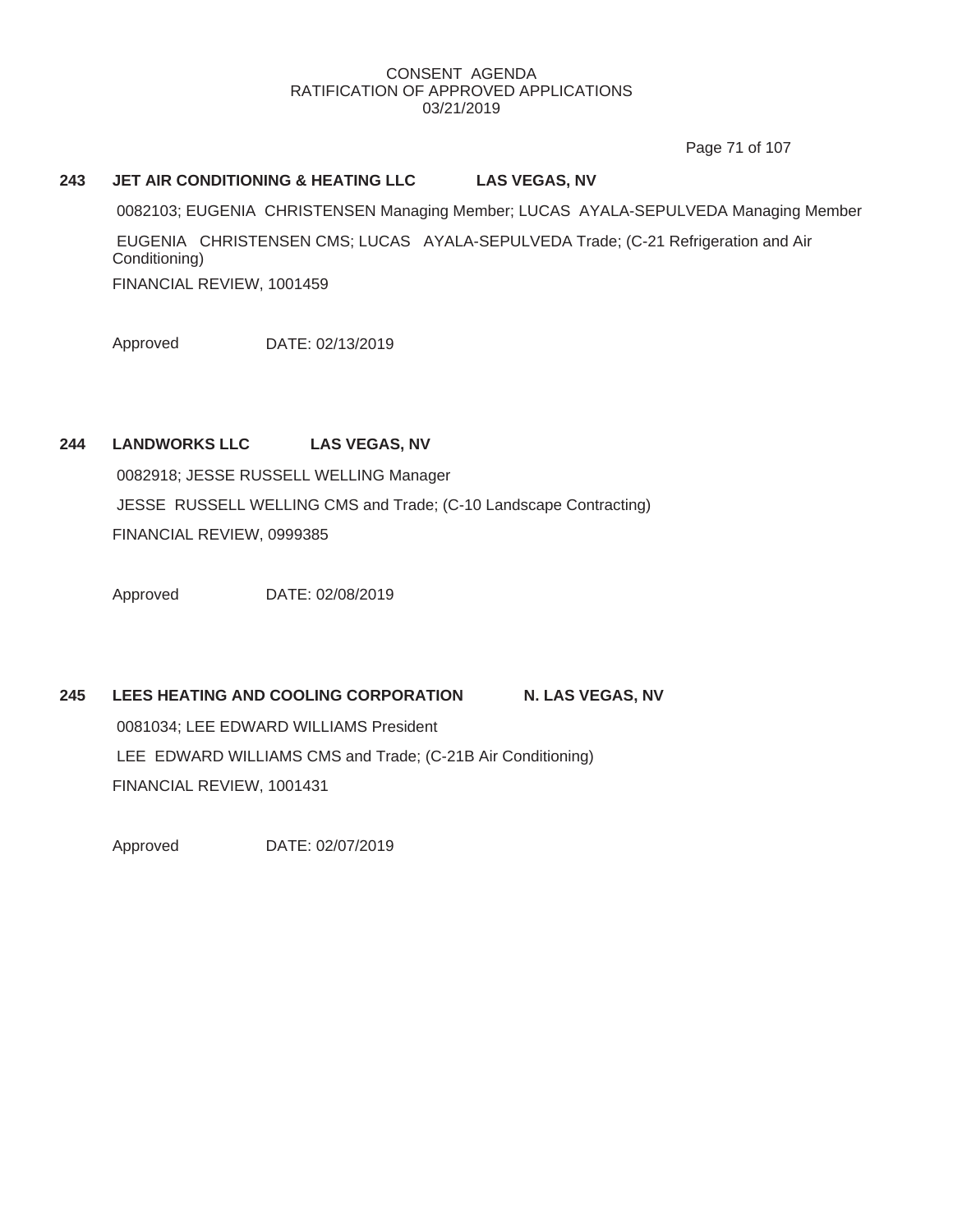CONSENT AGENDA
RATIFICATION OF APPROVED APPLICATIONS
03/21/2019

**243 JET AIR CONDITIONING & HEATING LLC LAS VEGAS, NV**

0082103; EUGENIA CHRISTENSEN Managing Member; LUCAS AYALA-SEPULVEDA Managing Member

EUGENIA CHRISTENSEN CMS; LUCAS AYALA-SEPULVEDA Trade; (C-21 Refrigeration and Air Conditioning)

FINANCIAL REVIEW, 1001459

Approved DATE: 02/13/2019

**244 LANDWORKS LLC LAS VEGAS, NV**

0082918; JESSE RUSSELL WELLING Manager

JESSE RUSSELL WELLING CMS and Trade; (C-10 Landscape Contracting)

FINANCIAL REVIEW, 0999385

Approved DATE: 02/08/2019

**245 LEES HEATING AND COOLING CORPORATION N. LAS VEGAS, NV**

0081034; LEE EDWARD WILLIAMS President

LEE EDWARD WILLIAMS CMS and Trade; (C-21B Air Conditioning)

FINANCIAL REVIEW, 1001431

Approved DATE: 02/07/2019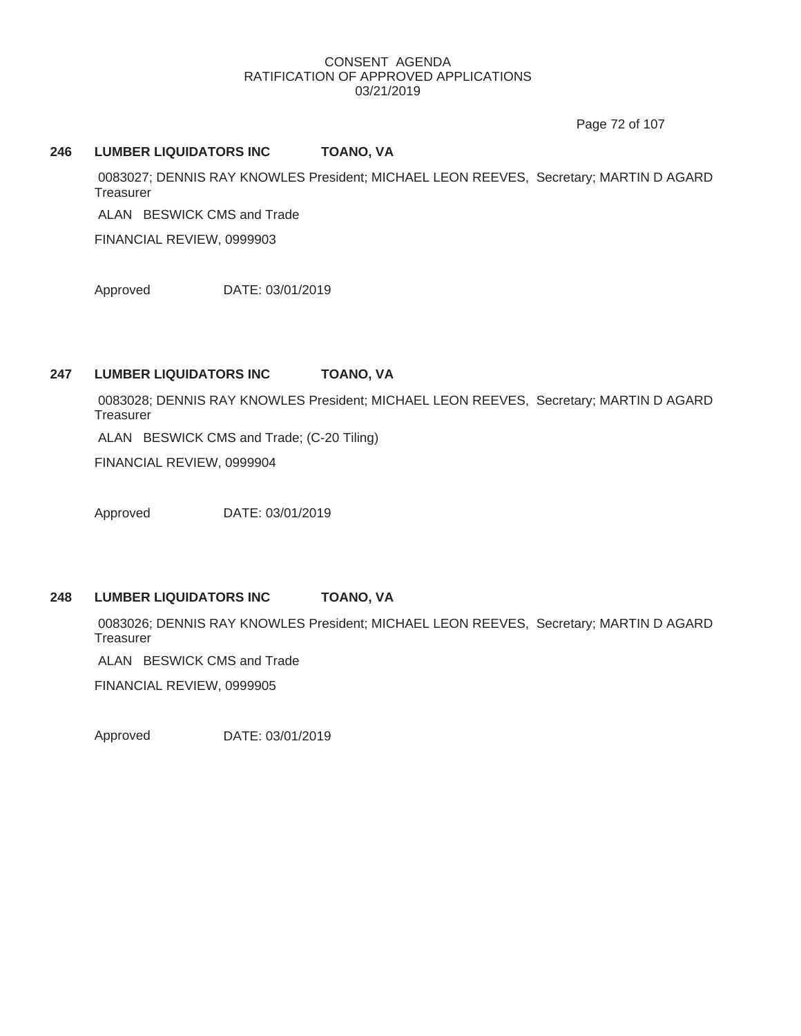**246 LUMBER LIQUIDATORS INC TOANO, VA**

0083027; DENNIS RAY KNOWLES President; MICHAEL LEON REEVES, Secretary; MARTIN D AGARD Treasurer

ALAN BESWICK CMS and Trade

FINANCIAL REVIEW, 0999903

Approved DATE: 03/01/2019

**247 LUMBER LIQUIDATORS INC TOANO, VA**

0083028; DENNIS RAY KNOWLES President; MICHAEL LEON REEVES, Secretary; MARTIN D AGARD Treasurer

ALAN BESWICK CMS and Trade; (C-20 Tiling)

FINANCIAL REVIEW, 0999904

Approved DATE: 03/01/2019

**248 LUMBER LIQUIDATORS INC TOANO, VA**

0083026; DENNIS RAY KNOWLES President; MICHAEL LEON REEVES, Secretary; MARTIN D AGARD Treasurer

ALAN BESWICK CMS and Trade

FINANCIAL REVIEW, 0999905

Approved DATE: 03/01/2019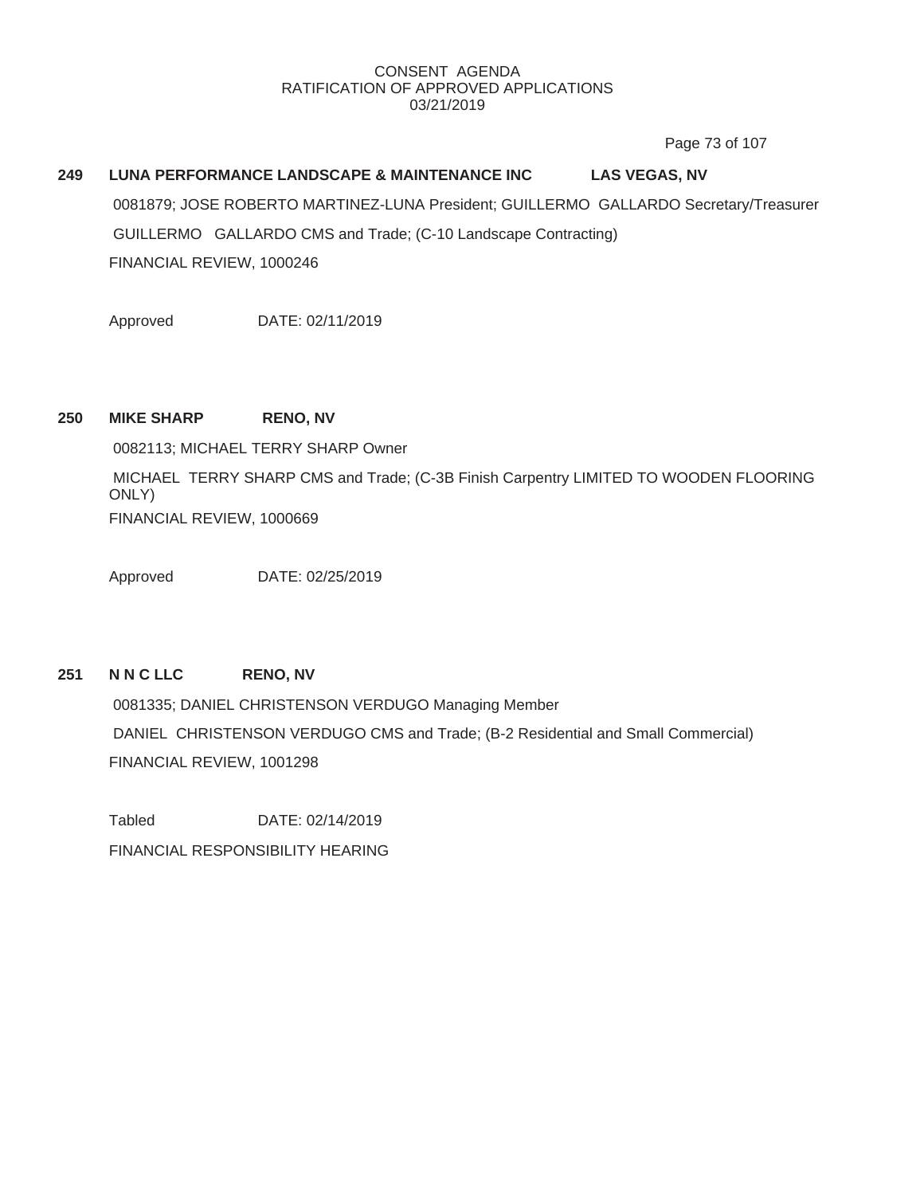CONSENT AGENDA
RATIFICATION OF APPROVED APPLICATIONS
03/21/2019

**249 LUNA PERFORMANCE LANDSCAPE & MAINTENANCE INC LAS VEGAS, NV**

0081879; JOSE ROBERTO MARTINEZ-LUNA President; GUILLERMO GALLARDO Secretary/Treasurer

GUILLERMO GALLARDO CMS and Trade; (C-10 Landscape Contracting)

FINANCIAL REVIEW, 1000246

Approved DATE: 02/11/2019

**250 MIKE SHARP RENO, NV**

0082113; MICHAEL TERRY SHARP Owner

MICHAEL TERRY SHARP CMS and Trade; (C-3B Finish Carpentry LIMITED TO WOODEN FLOORING ONLY)

FINANCIAL REVIEW, 1000669

Approved DATE: 02/25/2019

**251 N N C LLC RENO, NV**

0081335; DANIEL CHRISTENSON VERDUGO Managing Member

DANIEL CHRISTENSON VERDUGO CMS and Trade; (B-2 Residential and Small Commercial)

FINANCIAL REVIEW, 1001298

Tabled DATE: 02/14/2019

FINANCIAL RESPONSIBILITY HEARING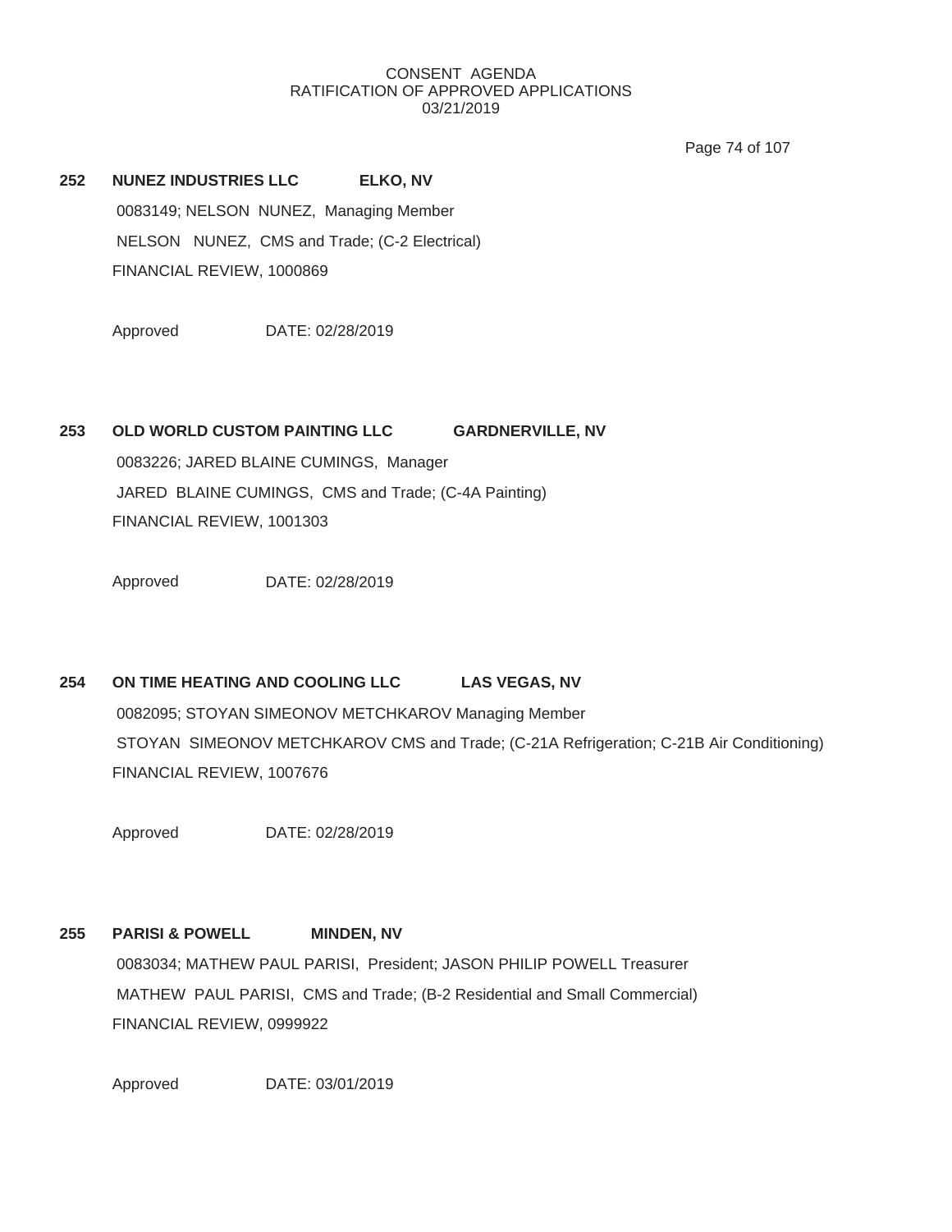CONSENT AGENDA
RATIFICATION OF APPROVED APPLICATIONS
03/21/2019

**252 NUNEZ INDUSTRIES LLC ELKO, NV**

0083149; NELSON NUNEZ, Managing Member

NELSON NUNEZ, CMS and Trade; (C-2 Electrical)

FINANCIAL REVIEW, 1000869

Approved DATE: 02/28/2019

**253 OLD WORLD CUSTOM PAINTING LLC GARDNERVILLE, NV**

0083226; JARED BLAINE CUMINGS, Manager

JARED BLAINE CUMINGS, CMS and Trade; (C-4A Painting)

FINANCIAL REVIEW, 1001303

Approved DATE: 02/28/2019

**254 ON TIME HEATING AND COOLING LLC LAS VEGAS, NV**

0082095; STOYAN SIMEONOV METCHKAROV Managing Member

STOYAN SIMEONOV METCHKAROV CMS and Trade; (C-21A Refrigeration; C-21B Air Conditioning)

FINANCIAL REVIEW, 1007676

Approved DATE: 02/28/2019

**255 PARISI & POWELL MINDEN, NV**

0083034; MATHEW PAUL PARISI, President; JASON PHILIP POWELL Treasurer

MATHEW PAUL PARISI, CMS and Trade; (B-2 Residential and Small Commercial)

FINANCIAL REVIEW, 0999922

Approved DATE: 03/01/2019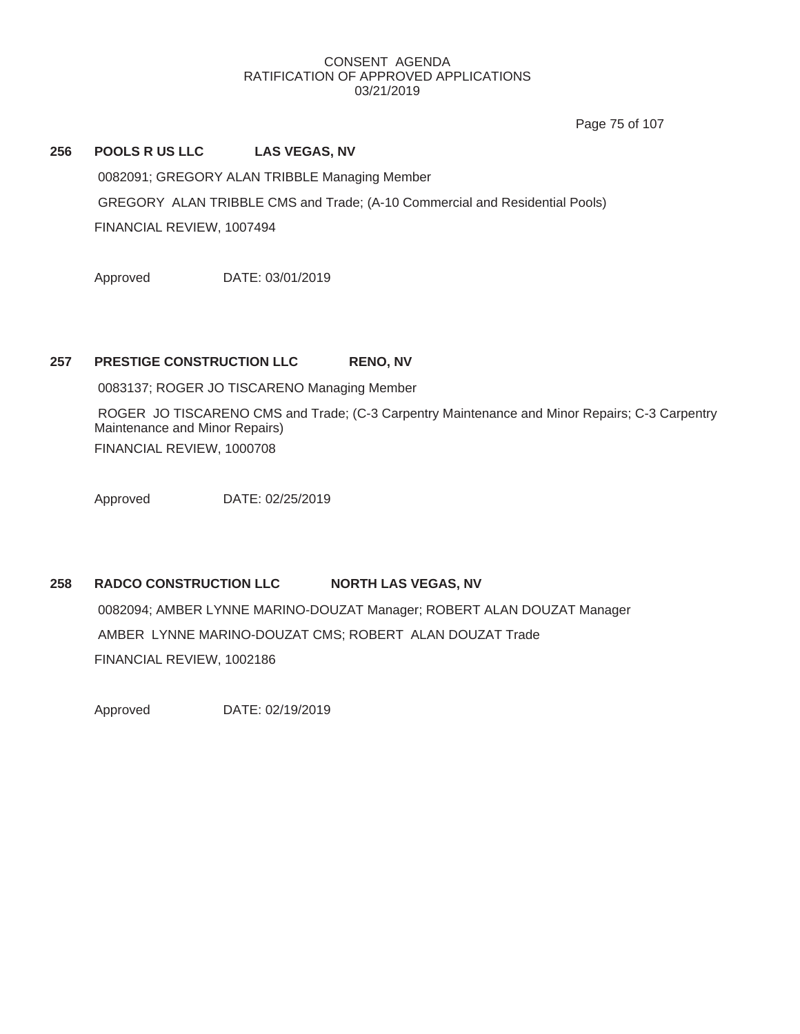CONSENT AGENDA
RATIFICATION OF APPROVED APPLICATIONS
03/21/2019

**256 POOLS R US LLC LAS VEGAS, NV**

0082091; GREGORY ALAN TRIBBLE Managing Member

GREGORY ALAN TRIBBLE CMS and Trade; (A-10 Commercial and Residential Pools)

FINANCIAL REVIEW, 1007494

Approved DATE: 03/01/2019

**257 PRESTIGE CONSTRUCTION LLC RENO, NV**

0083137; ROGER JO TISCARENO Managing Member

ROGER JO TISCARENO CMS and Trade; (C-3 Carpentry Maintenance and Minor Repairs; C-3 Carpentry Maintenance and Minor Repairs)

FINANCIAL REVIEW, 1000708

Approved DATE: 02/25/2019

**258 RADCO CONSTRUCTION LLC NORTH LAS VEGAS, NV**

0082094; AMBER LYNNE MARINO-DOUZAT Manager; ROBERT ALAN DOUZAT Manager

AMBER LYNNE MARINO-DOUZAT CMS; ROBERT ALAN DOUZAT Trade

FINANCIAL REVIEW, 1002186

Approved DATE: 02/19/2019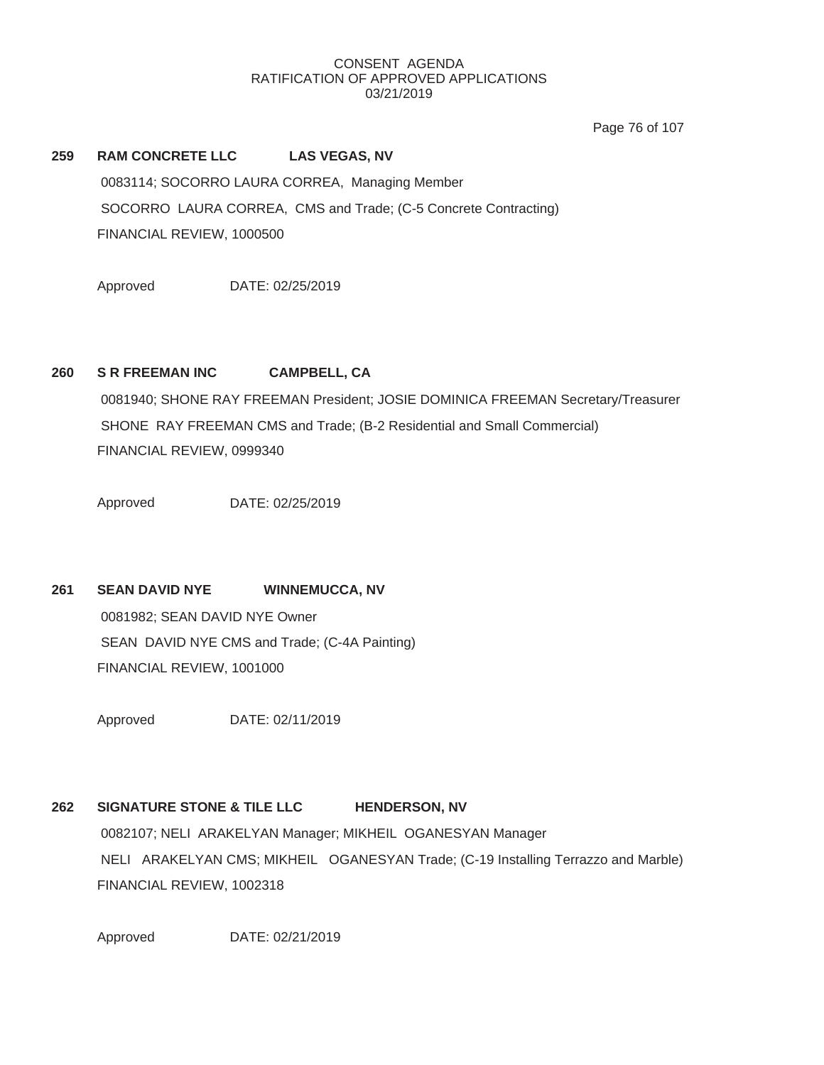CONSENT AGENDA
RATIFICATION OF APPROVED APPLICATIONS
03/21/2019

**259 RAM CONCRETE LLC LAS VEGAS, NV**

0083114; SOCORRO LAURA CORREA, Managing Member

SOCORRO LAURA CORREA, CMS and Trade; (C-5 Concrete Contracting)

FINANCIAL REVIEW, 1000500

Approved DATE: 02/25/2019

**260 S R FREEMAN INC CAMPBELL, CA**

0081940; SHONE RAY FREEMAN President; JOSIE DOMINICA FREEMAN Secretary/Treasurer

SHONE RAY FREEMAN CMS and Trade; (B-2 Residential and Small Commercial)

FINANCIAL REVIEW, 0999340

Approved DATE: 02/25/2019

**261 SEAN DAVID NYE WINNEMUCCA, NV**

0081982; SEAN DAVID NYE Owner

SEAN DAVID NYE CMS and Trade; (C-4A Painting)

FINANCIAL REVIEW, 1001000

Approved DATE: 02/11/2019

**262 SIGNATURE STONE & TILE LLC HENDERSON, NV**

0082107; NELI ARAKELYAN Manager; MIKHEIL OGANESYAN Manager

NELI ARAKELYAN CMS; MIKHEIL OGANESYAN Trade; (C-19 Installing Terrazzo and Marble)

FINANCIAL REVIEW, 1002318

Approved DATE: 02/21/2019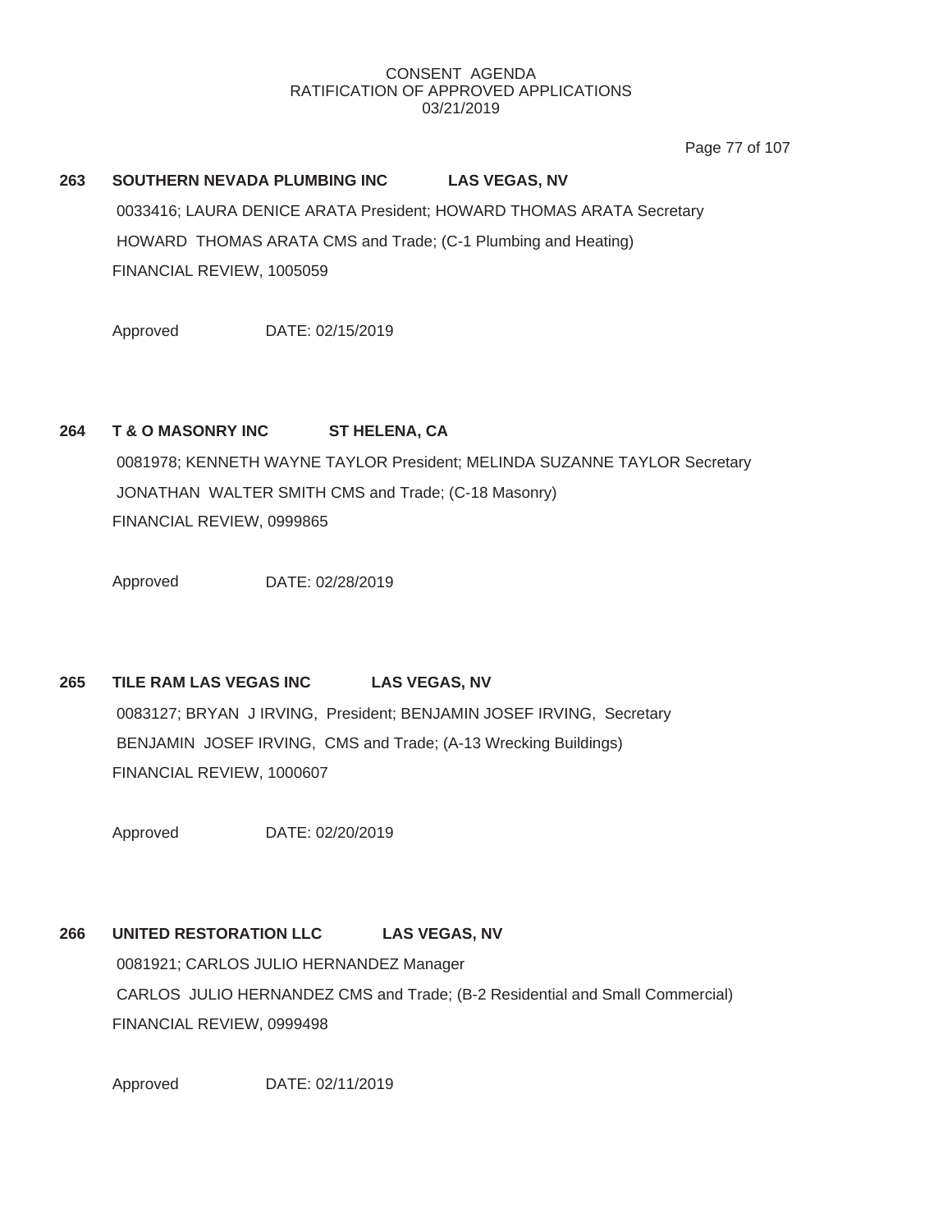**263 SOUTHERN NEVADA PLUMBING INC LAS VEGAS, NV**

0033416; LAURA DENICE ARATA President; HOWARD THOMAS ARATA Secretary

HOWARD THOMAS ARATA CMS and Trade; (C-1 Plumbing and Heating)

FINANCIAL REVIEW, 1005059

Approved DATE: 02/15/2019

**264 T & O MASONRY INC ST HELENA, CA**

0081978; KENNETH WAYNE TAYLOR President; MELINDA SUZANNE TAYLOR Secretary

JONATHAN WALTER SMITH CMS and Trade; (C-18 Masonry)

FINANCIAL REVIEW, 0999865

Approved DATE: 02/28/2019

**265 TILE RAM LAS VEGAS INC LAS VEGAS, NV**

0083127; BRYAN J IRVING, President; BENJAMIN JOSEF IRVING, Secretary

BENJAMIN JOSEF IRVING, CMS and Trade; (A-13 Wrecking Buildings)

FINANCIAL REVIEW, 1000607

Approved DATE: 02/20/2019

**266 UNITED RESTORATION LLC LAS VEGAS, NV**

0081921; CARLOS JULIO HERNANDEZ Manager

CARLOS JULIO HERNANDEZ CMS and Trade; (B-2 Residential and Small Commercial)

FINANCIAL REVIEW, 0999498

Approved DATE: 02/11/2019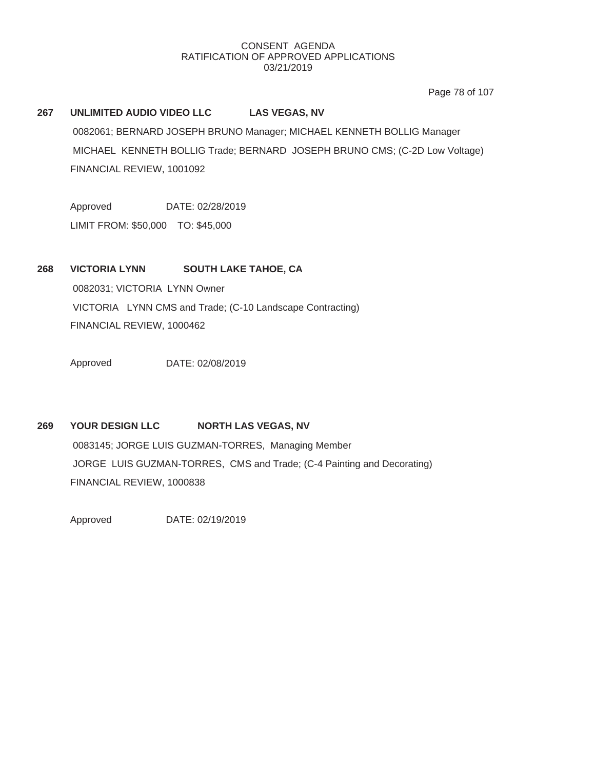**267 UNLIMITED AUDIO VIDEO LLC LAS VEGAS, NV**

0082061; BERNARD JOSEPH BRUNO Manager; MICHAEL KENNETH BOLLIG Manager

MICHAEL KENNETH BOLLIG Trade; BERNARD JOSEPH BRUNO CMS; (C-2D Low Voltage)

FINANCIAL REVIEW, 1001092

Approved DATE: 02/28/2019

LIMIT FROM: $50,000 TO: $45,000

**268 VICTORIA LYNN SOUTH LAKE TAHOE, CA**

0082031; VICTORIA LYNN Owner

VICTORIA LYNN CMS and Trade; (C-10 Landscape Contracting)

FINANCIAL REVIEW, 1000462

Approved DATE: 02/08/2019

**269 YOUR DESIGN LLC NORTH LAS VEGAS, NV**

0083145; JORGE LUIS GUZMAN-TORRES, Managing Member

JORGE LUIS GUZMAN-TORRES, CMS and Trade; (C-4 Painting and Decorating)

FINANCIAL REVIEW, 1000838

Approved DATE: 02/19/2019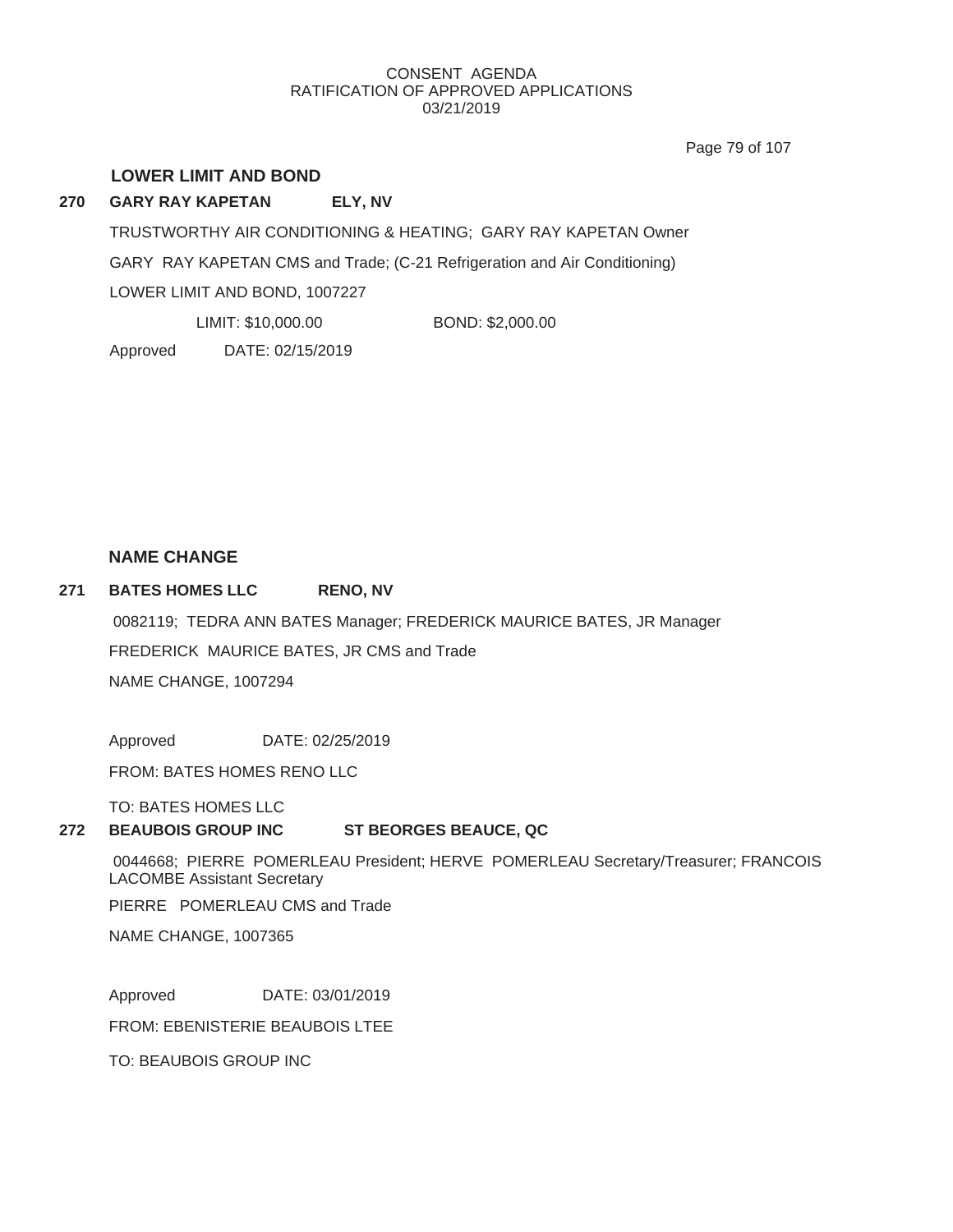## LOWER LIMIT AND BOND

**270 GARY RAY KAPETAN ELY, NV**

TRUSTWORTHY AIR CONDITIONING & HEATING; GARY RAY KAPETAN Owner

GARY RAY KAPETAN CMS and Trade; (C-21 Refrigeration and Air Conditioning)

LOWER LIMIT AND BOND, 1007227

LIMIT: $10,000.00 BOND: $2,000.00

Approved DATE: 02/15/2019

## NAME CHANGE

**271 BATES HOMES LLC RENO, NV**

0082119; TEDRA ANN BATES Manager; FREDERICK MAURICE BATES, JR Manager

FREDERICK MAURICE BATES, JR CMS and Trade

NAME CHANGE, 1007294

Approved DATE: 02/25/2019

FROM: BATES HOMES RENO LLC

TO: BATES HOMES LLC

**272 BEAUBOIS GROUP INC ST BEORGES BEAUCE, QC**

0044668; PIERRE POMERLEAU President; HERVE POMERLEAU Secretary/Treasurer; FRANCOIS LACOMBE Assistant Secretary

PIERRE POMERLEAU CMS and Trade

NAME CHANGE, 1007365

Approved DATE: 03/01/2019

FROM: EBENISTERIE BEAUBOIS LTEE

TO: BEAUBOIS GROUP INC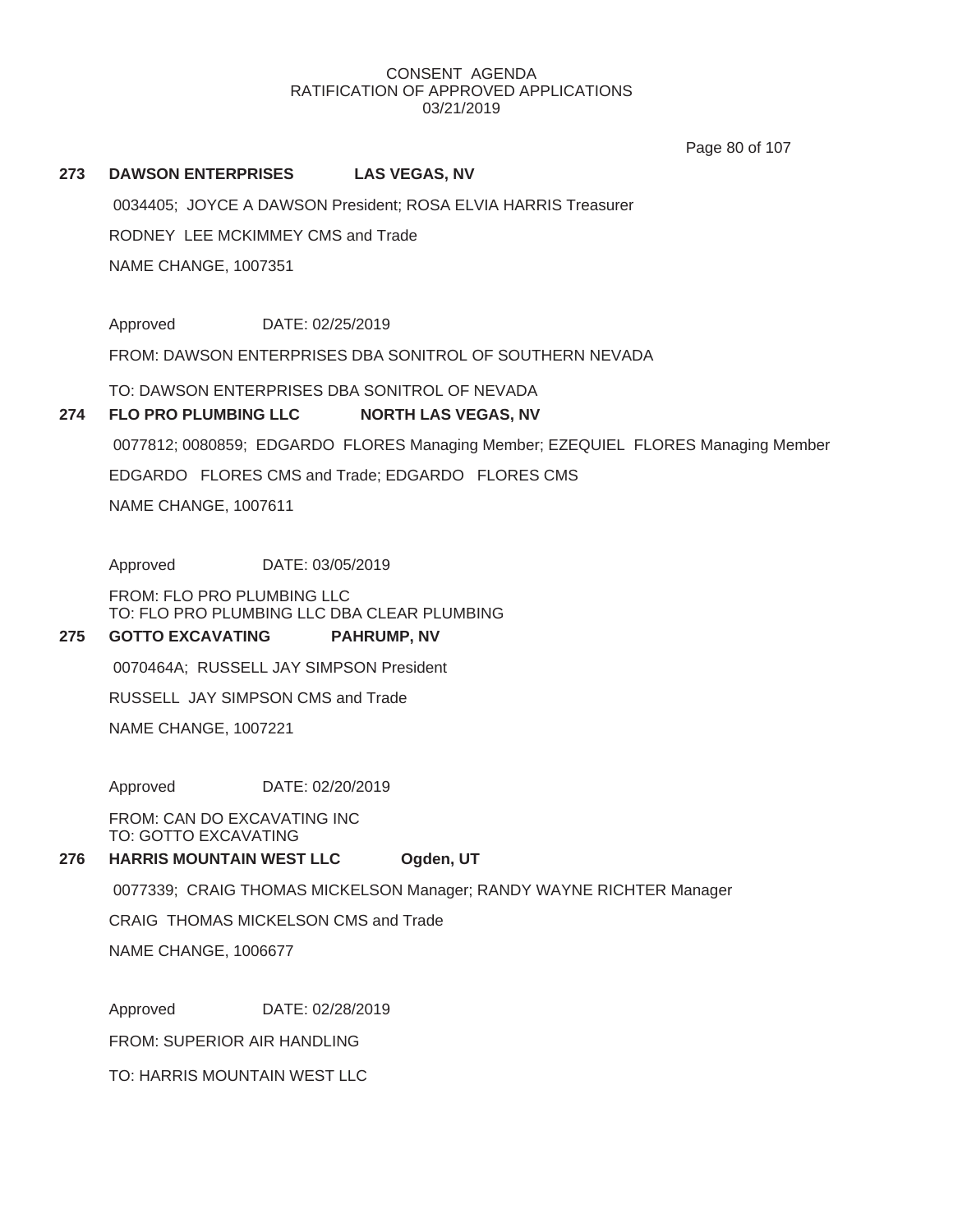CONSENT AGENDA
RATIFICATION OF APPROVED APPLICATIONS
03/21/2019

**273 DAWSON ENTERPRISES LAS VEGAS, NV**

0034405; JOYCE A DAWSON President; ROSA ELVIA HARRIS Treasurer

RODNEY LEE MCKIMMEY CMS and Trade

NAME CHANGE, 1007351

Approved DATE: 02/25/2019

FROM: DAWSON ENTERPRISES DBA SONITROL OF SOUTHERN NEVADA

TO: DAWSON ENTERPRISES DBA SONITROL OF NEVADA

**274 FLO PRO PLUMBING LLC NORTH LAS VEGAS, NV**

0077812; 0080859; EDGARDO FLORES Managing Member; EZEQUIEL FLORES Managing Member

EDGARDO FLORES CMS and Trade; EDGARDO FLORES CMS

NAME CHANGE, 1007611

Approved DATE: 03/05/2019

FROM: FLO PRO PLUMBING LLC
TO: FLO PRO PLUMBING LLC DBA CLEAR PLUMBING

**275 GOTTO EXCAVATING PAHRUMP, NV**

0070464A; RUSSELL JAY SIMPSON President

RUSSELL JAY SIMPSON CMS and Trade

NAME CHANGE, 1007221

Approved DATE: 02/20/2019

FROM: CAN DO EXCAVATING INC
TO: GOTTO EXCAVATING

**276 HARRIS MOUNTAIN WEST LLC Ogden, UT**

0077339; CRAIG THOMAS MICKELSON Manager; RANDY WAYNE RICHTER Manager

CRAIG THOMAS MICKELSON CMS and Trade

NAME CHANGE, 1006677

Approved DATE: 02/28/2019

FROM: SUPERIOR AIR HANDLING

TO: HARRIS MOUNTAIN WEST LLC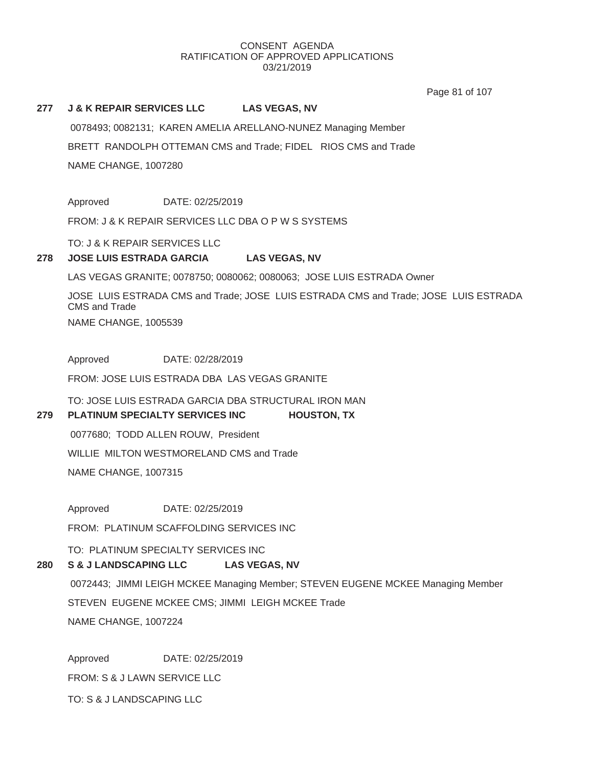CONSENT AGENDA
RATIFICATION OF APPROVED APPLICATIONS
03/21/2019

**277 J & K REPAIR SERVICES LLC LAS VEGAS, NV**

0078493; 0082131; KAREN AMELIA ARELLANO-NUNEZ Managing Member

BRETT RANDOLPH OTTEMAN CMS and Trade; FIDEL RIOS CMS and Trade

NAME CHANGE, 1007280

Approved DATE: 02/25/2019

FROM: J & K REPAIR SERVICES LLC DBA O P W S SYSTEMS

TO: J & K REPAIR SERVICES LLC

**278 JOSE LUIS ESTRADA GARCIA LAS VEGAS, NV**

LAS VEGAS GRANITE; 0078750; 0080062; 0080063; JOSE LUIS ESTRADA Owner

JOSE LUIS ESTRADA CMS and Trade; JOSE LUIS ESTRADA CMS and Trade; JOSE LUIS ESTRADA CMS and Trade

NAME CHANGE, 1005539

Approved DATE: 02/28/2019

FROM: JOSE LUIS ESTRADA DBA LAS VEGAS GRANITE

TO: JOSE LUIS ESTRADA GARCIA DBA STRUCTURAL IRON MAN

**279 PLATINUM SPECIALTY SERVICES INC HOUSTON, TX**

0077680; TODD ALLEN ROUW, President

WILLIE MILTON WESTMORELAND CMS and Trade

NAME CHANGE, 1007315

Approved DATE: 02/25/2019

FROM: PLATINUM SCAFFOLDING SERVICES INC

TO: PLATINUM SPECIALTY SERVICES INC

**280 S & J LANDSCAPING LLC LAS VEGAS, NV**

0072443; JIMMI LEIGH MCKEE Managing Member; STEVEN EUGENE MCKEE Managing Member

STEVEN EUGENE MCKEE CMS; JIMMI LEIGH MCKEE Trade

NAME CHANGE, 1007224

Approved DATE: 02/25/2019

FROM: S & J LAWN SERVICE LLC

TO: S & J LANDSCAPING LLC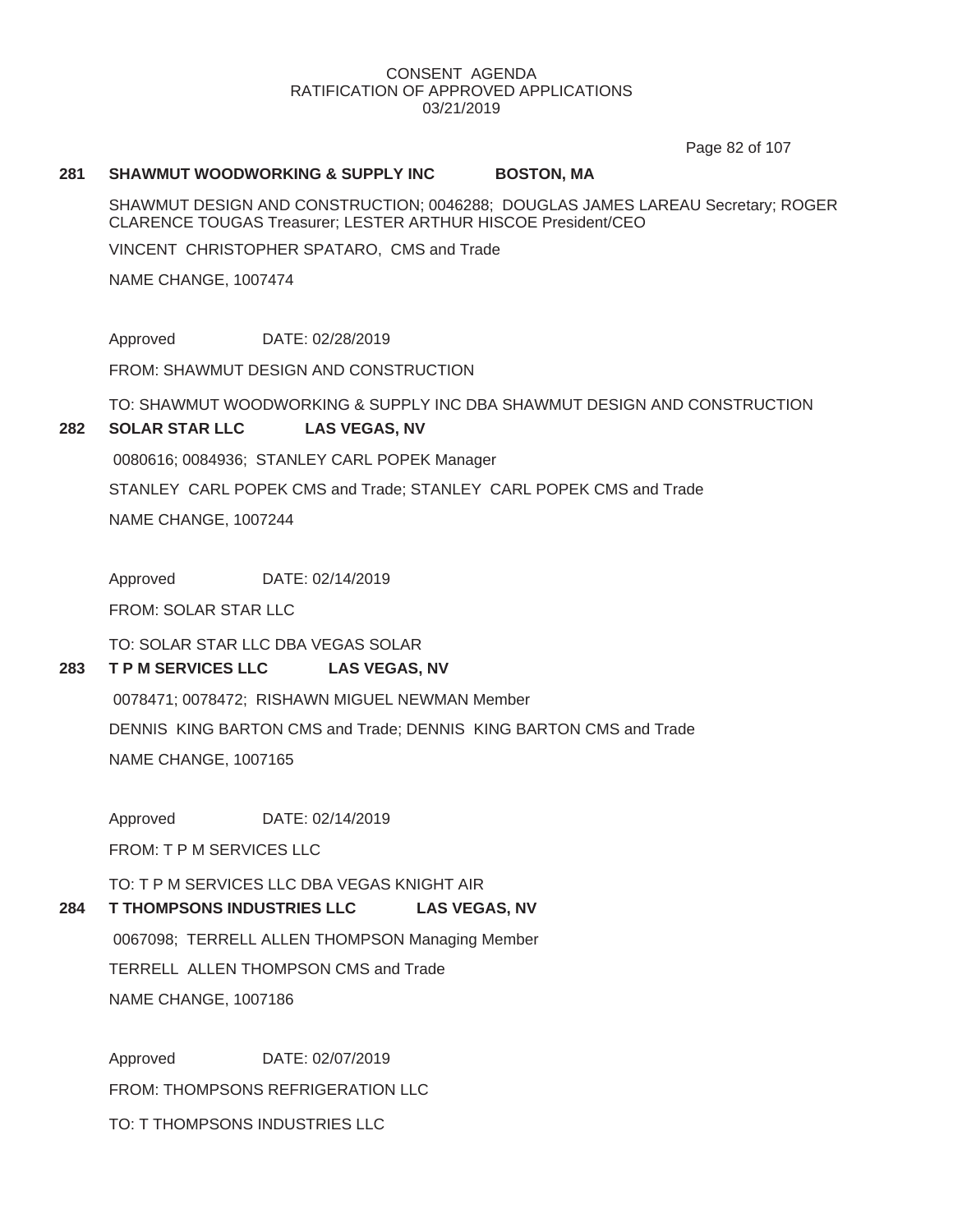CONSENT AGENDA
RATIFICATION OF APPROVED APPLICATIONS
03/21/2019

**281 SHAWMUT WOODWORKING & SUPPLY INC BOSTON, MA**

SHAWMUT DESIGN AND CONSTRUCTION; 0046288; DOUGLAS JAMES LAREAU Secretary; ROGER CLARENCE TOUGAS Treasurer; LESTER ARTHUR HISCOE President/CEO

VINCENT CHRISTOPHER SPATARO, CMS and Trade

NAME CHANGE, 1007474

Approved DATE: 02/28/2019

FROM: SHAWMUT DESIGN AND CONSTRUCTION

TO: SHAWMUT WOODWORKING & SUPPLY INC DBA SHAWMUT DESIGN AND CONSTRUCTION

**282 SOLAR STAR LLC LAS VEGAS, NV**

0080616; 0084936; STANLEY CARL POPEK Manager

STANLEY CARL POPEK CMS and Trade; STANLEY CARL POPEK CMS and Trade

NAME CHANGE, 1007244

Approved DATE: 02/14/2019

FROM: SOLAR STAR LLC

TO: SOLAR STAR LLC DBA VEGAS SOLAR

**283 T P M SERVICES LLC LAS VEGAS, NV**

0078471; 0078472; RISHAWN MIGUEL NEWMAN Member

DENNIS KING BARTON CMS and Trade; DENNIS KING BARTON CMS and Trade

NAME CHANGE, 1007165

Approved DATE: 02/14/2019

FROM: T P M SERVICES LLC

TO: T P M SERVICES LLC DBA VEGAS KNIGHT AIR

**284 T THOMPSONS INDUSTRIES LLC LAS VEGAS, NV**

0067098; TERRELL ALLEN THOMPSON Managing Member

TERRELL ALLEN THOMPSON CMS and Trade

NAME CHANGE, 1007186

Approved DATE: 02/07/2019

FROM: THOMPSONS REFRIGERATION LLC

TO: T THOMPSONS INDUSTRIES LLC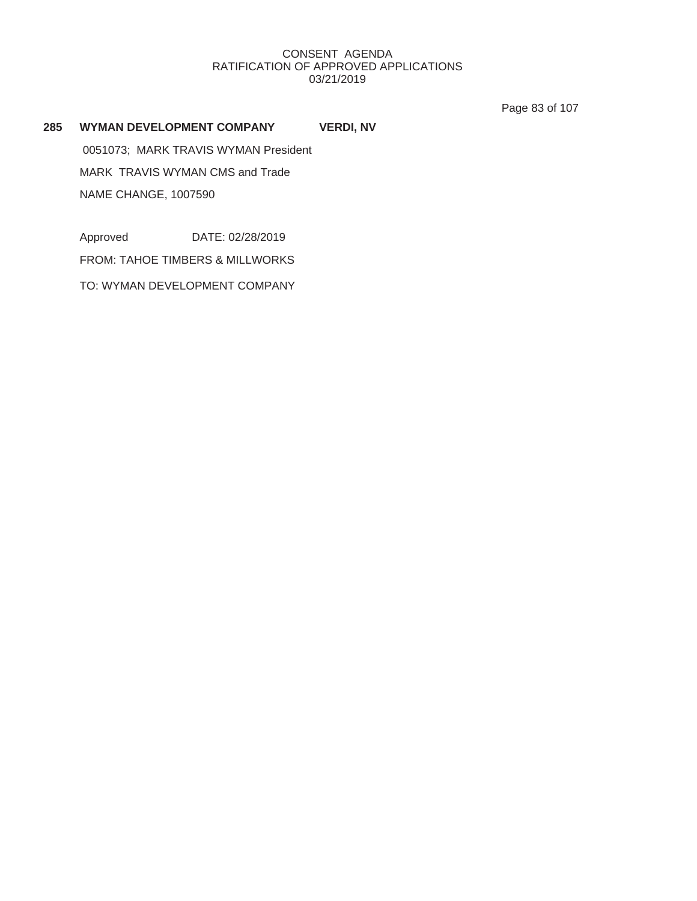# CONSENT AGENDA
## RATIFICATION OF APPROVED APPLICATIONS
## 03/21/2019

**285 WYMAN DEVELOPMENT COMPANY VERDI, NV**

0051073; MARK TRAVIS WYMAN President

MARK TRAVIS WYMAN CMS and Trade

NAME CHANGE, 1007590

Approved DATE: 02/28/2019

FROM: TAHOE TIMBERS & MILLWORKS

TO: WYMAN DEVELOPMENT COMPANY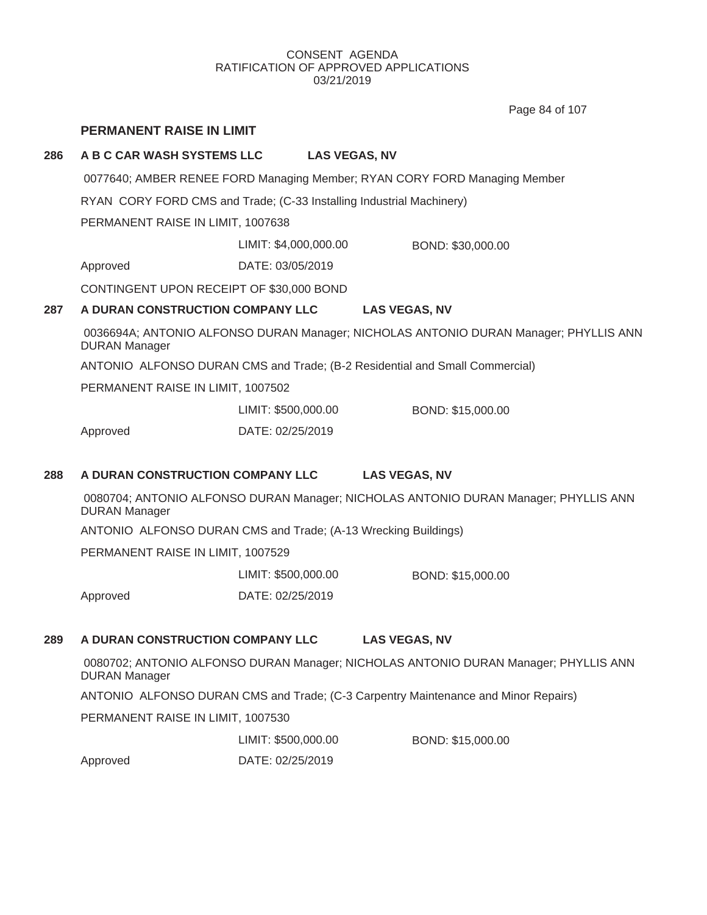CONSENT AGENDA
RATIFICATION OF APPROVED APPLICATIONS
03/21/2019

## PERMANENT RAISE IN LIMIT

**286 A B C CAR WASH SYSTEMS LLC LAS VEGAS, NV**

0077640; AMBER RENEE FORD Managing Member; RYAN CORY FORD Managing Member

RYAN CORY FORD CMS and Trade; (C-33 Installing Industrial Machinery)

PERMANENT RAISE IN LIMIT, 1007638

LIMIT: $4,000,000.00 BOND: $30,000.00

Approved DATE: 03/05/2019

CONTINGENT UPON RECEIPT OF $30,000 BOND

**287 A DURAN CONSTRUCTION COMPANY LLC LAS VEGAS, NV**

0036694A; ANTONIO ALFONSO DURAN Manager; NICHOLAS ANTONIO DURAN Manager; PHYLLIS ANN DURAN Manager

ANTONIO ALFONSO DURAN CMS and Trade; (B-2 Residential and Small Commercial)

PERMANENT RAISE IN LIMIT, 1007502

LIMIT: $500,000.00 BOND: $15,000.00

Approved DATE: 02/25/2019

**288 A DURAN CONSTRUCTION COMPANY LLC LAS VEGAS, NV**

0080704; ANTONIO ALFONSO DURAN Manager; NICHOLAS ANTONIO DURAN Manager; PHYLLIS ANN DURAN Manager

ANTONIO ALFONSO DURAN CMS and Trade; (A-13 Wrecking Buildings)

PERMANENT RAISE IN LIMIT, 1007529

LIMIT: $500,000.00 BOND: $15,000.00

Approved DATE: 02/25/2019

**289 A DURAN CONSTRUCTION COMPANY LLC LAS VEGAS, NV**

0080702; ANTONIO ALFONSO DURAN Manager; NICHOLAS ANTONIO DURAN Manager; PHYLLIS ANN DURAN Manager

ANTONIO ALFONSO DURAN CMS and Trade; (C-3 Carpentry Maintenance and Minor Repairs)

PERMANENT RAISE IN LIMIT, 1007530

LIMIT: $500,000.00 BOND: $15,000.00

Approved DATE: 02/25/2019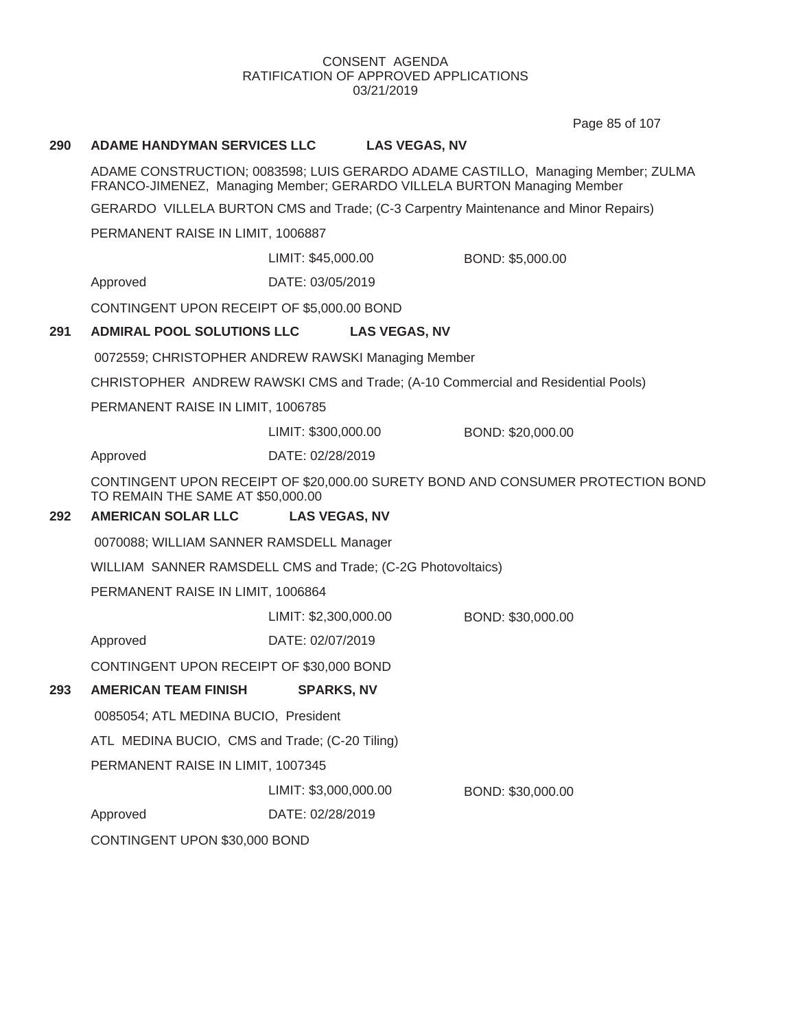CONSENT AGENDA
RATIFICATION OF APPROVED APPLICATIONS
03/21/2019

**290 ADAME HANDYMAN SERVICES LLC LAS VEGAS, NV**

ADAME CONSTRUCTION; 0083598; LUIS GERARDO ADAME CASTILLO, Managing Member; ZULMA FRANCO-JIMENEZ, Managing Member; GERARDO VILLELA BURTON Managing Member

GERARDO VILLELA BURTON CMS and Trade; (C-3 Carpentry Maintenance and Minor Repairs)

PERMANENT RAISE IN LIMIT, 1006887

LIMIT: $45,000.00 BOND: $5,000.00

Approved DATE: 03/05/2019

CONTINGENT UPON RECEIPT OF $5,000.00 BOND

**291 ADMIRAL POOL SOLUTIONS LLC LAS VEGAS, NV**

0072559; CHRISTOPHER ANDREW RAWSKI Managing Member

CHRISTOPHER ANDREW RAWSKI CMS and Trade; (A-10 Commercial and Residential Pools)

PERMANENT RAISE IN LIMIT, 1006785

LIMIT: $300,000.00 BOND: $20,000.00

Approved DATE: 02/28/2019

CONTINGENT UPON RECEIPT OF $20,000.00 SURETY BOND AND CONSUMER PROTECTION BOND TO REMAIN THE SAME AT $50,000.00

**292 AMERICAN SOLAR LLC LAS VEGAS, NV**

0070088; WILLIAM SANNER RAMSDELL Manager

WILLIAM SANNER RAMSDELL CMS and Trade; (C-2G Photovoltaics)

PERMANENT RAISE IN LIMIT, 1006864

LIMIT: $2,300,000.00 BOND: $30,000.00

Approved DATE: 02/07/2019

CONTINGENT UPON RECEIPT OF $30,000 BOND

**293 AMERICAN TEAM FINISH SPARKS, NV**

0085054; ATL MEDINA BUCIO, President

ATL MEDINA BUCIO, CMS and Trade; (C-20 Tiling)

PERMANENT RAISE IN LIMIT, 1007345

LIMIT: $3,000,000.00 BOND: $30,000.00

Approved DATE: 02/28/2019

CONTINGENT UPON $30,000 BOND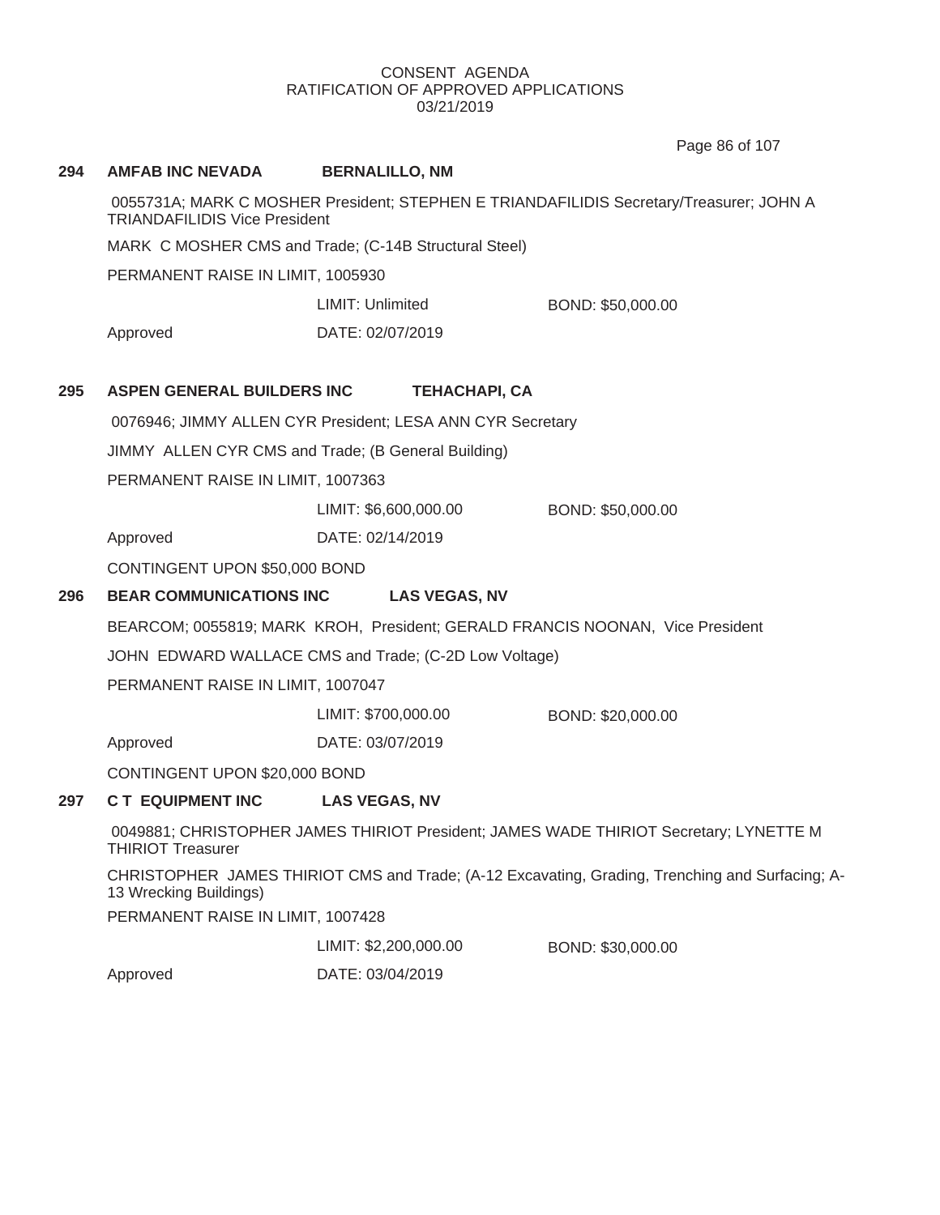CONSENT AGENDA
RATIFICATION OF APPROVED APPLICATIONS
03/21/2019

**294 AMFAB INC NEVADA BERNALILLO, NM**

0055731A; MARK C MOSHER President; STEPHEN E TRIANDAFILIDIS Secretary/Treasurer; JOHN A TRIANDAFILIDIS Vice President

MARK C MOSHER CMS and Trade; (C-14B Structural Steel)

PERMANENT RAISE IN LIMIT, 1005930

LIMIT: Unlimited BOND: $50,000.00

Approved DATE: 02/07/2019

**295 ASPEN GENERAL BUILDERS INC TEHACHAPI, CA**

0076946; JIMMY ALLEN CYR President; LESA ANN CYR Secretary

JIMMY ALLEN CYR CMS and Trade; (B General Building)

PERMANENT RAISE IN LIMIT, 1007363

LIMIT: $6,600,000.00 BOND: $50,000.00

Approved DATE: 02/14/2019

CONTINGENT UPON $50,000 BOND

**296 BEAR COMMUNICATIONS INC LAS VEGAS, NV**

BEARCOM; 0055819; MARK KROH, President; GERALD FRANCIS NOONAN, Vice President

JOHN EDWARD WALLACE CMS and Trade; (C-2D Low Voltage)

PERMANENT RAISE IN LIMIT, 1007047

LIMIT: $700,000.00 BOND: $20,000.00

Approved DATE: 03/07/2019

CONTINGENT UPON $20,000 BOND

**297 C T EQUIPMENT INC LAS VEGAS, NV**

0049881; CHRISTOPHER JAMES THIRIOT President; JAMES WADE THIRIOT Secretary; LYNETTE M THIRIOT Treasurer

CHRISTOPHER JAMES THIRIOT CMS and Trade; (A-12 Excavating, Grading, Trenching and Surfacing; A-13 Wrecking Buildings)

PERMANENT RAISE IN LIMIT, 1007428

LIMIT: $2,200,000.00 BOND: $30,000.00

Approved DATE: 03/04/2019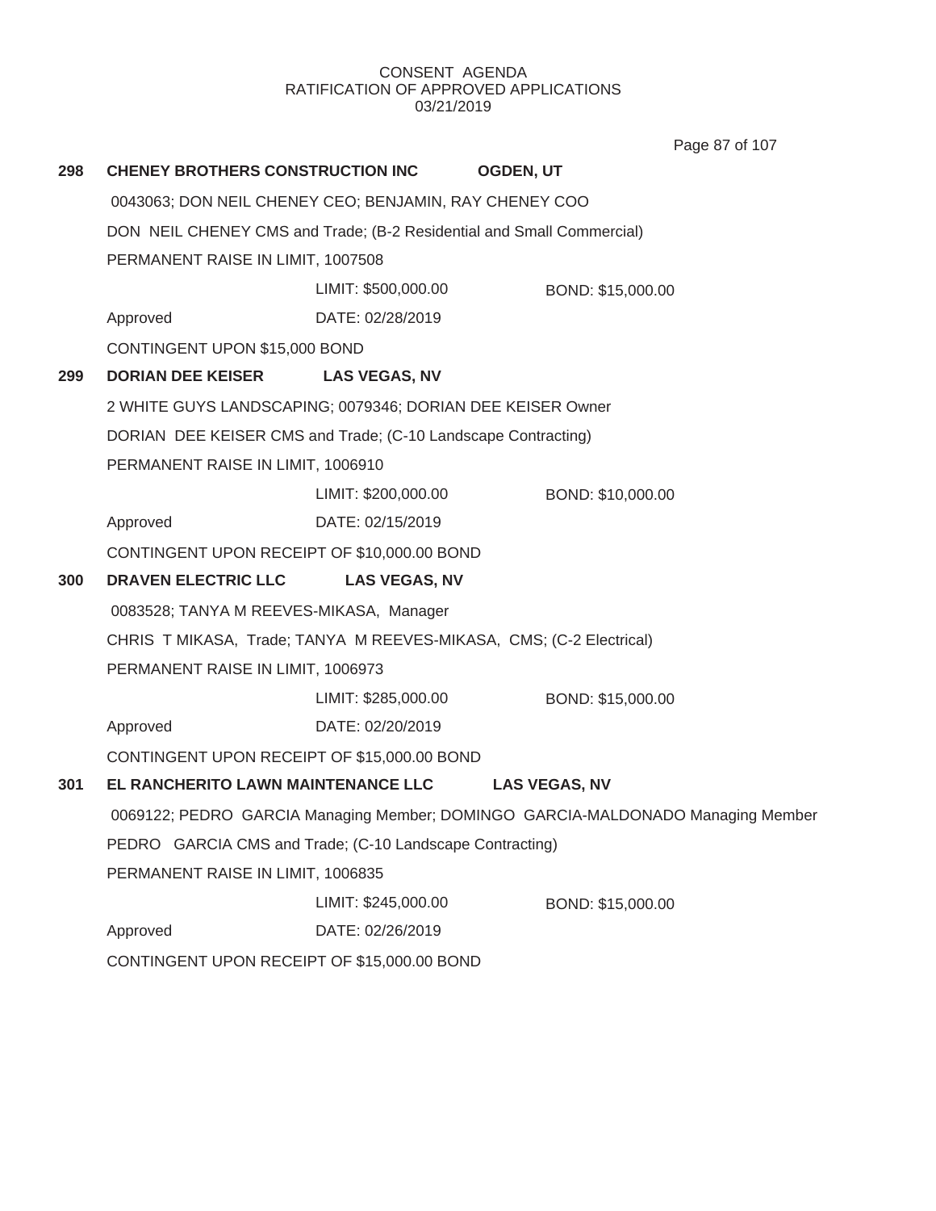CONSENT AGENDA
RATIFICATION OF APPROVED APPLICATIONS
03/21/2019

**298 CHENEY BROTHERS CONSTRUCTION INC OGDEN, UT**

0043063; DON NEIL CHENEY CEO; BENJAMIN, RAY CHENEY COO

DON NEIL CHENEY CMS and Trade; (B-2 Residential and Small Commercial)

PERMANENT RAISE IN LIMIT, 1007508

LIMIT: $500,000.00 BOND: $15,000.00

Approved DATE: 02/28/2019

CONTINGENT UPON $15,000 BOND

**299 DORIAN DEE KEISER LAS VEGAS, NV**

2 WHITE GUYS LANDSCAPING; 0079346; DORIAN DEE KEISER Owner

DORIAN DEE KEISER CMS and Trade; (C-10 Landscape Contracting)

PERMANENT RAISE IN LIMIT, 1006910

LIMIT: $200,000.00 BOND: $10,000.00

Approved DATE: 02/15/2019

CONTINGENT UPON RECEIPT OF $10,000.00 BOND

**300 DRAVEN ELECTRIC LLC LAS VEGAS, NV**

0083528; TANYA M REEVES-MIKASA, Manager

CHRIS T MIKASA, Trade; TANYA M REEVES-MIKASA, CMS; (C-2 Electrical)

PERMANENT RAISE IN LIMIT, 1006973

LIMIT: $285,000.00 BOND: $15,000.00

Approved DATE: 02/20/2019

CONTINGENT UPON RECEIPT OF $15,000.00 BOND

**301 EL RANCHERITO LAWN MAINTENANCE LLC LAS VEGAS, NV**

0069122; PEDRO GARCIA Managing Member; DOMINGO GARCIA-MALDONADO Managing Member

PEDRO GARCIA CMS and Trade; (C-10 Landscape Contracting)

PERMANENT RAISE IN LIMIT, 1006835

LIMIT: $245,000.00 BOND: $15,000.00

Approved DATE: 02/26/2019

CONTINGENT UPON RECEIPT OF $15,000.00 BOND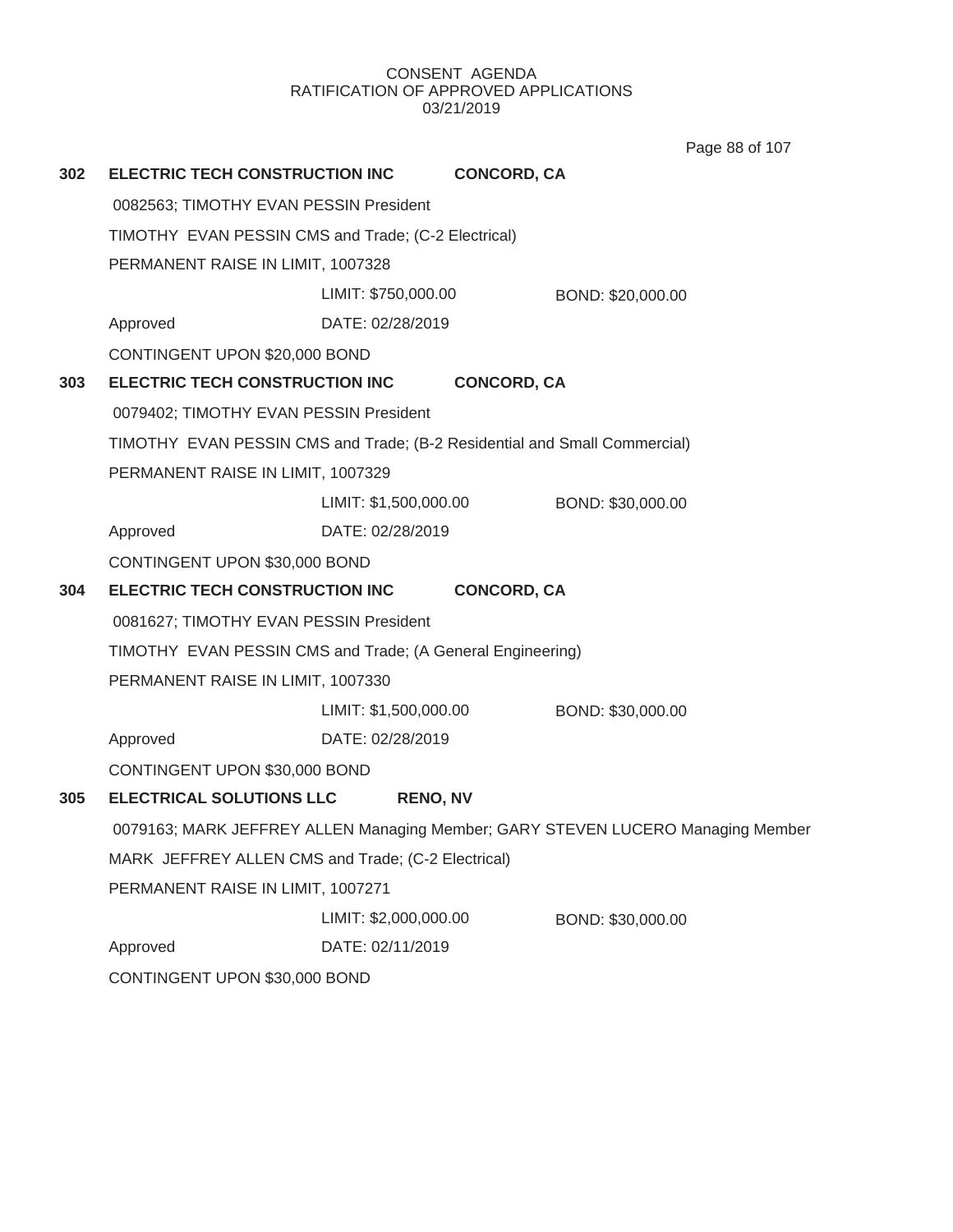CONSENT AGENDA
RATIFICATION OF APPROVED APPLICATIONS
03/21/2019

**302 ELECTRIC TECH CONSTRUCTION INC CONCORD, CA**

0082563; TIMOTHY EVAN PESSIN President

TIMOTHY EVAN PESSIN CMS and Trade; (C-2 Electrical)

PERMANENT RAISE IN LIMIT, 1007328

LIMIT: $750,000.00 BOND: $20,000.00

Approved DATE: 02/28/2019

CONTINGENT UPON $20,000 BOND

**303 ELECTRIC TECH CONSTRUCTION INC CONCORD, CA**

0079402; TIMOTHY EVAN PESSIN President

TIMOTHY EVAN PESSIN CMS and Trade; (B-2 Residential and Small Commercial)

PERMANENT RAISE IN LIMIT, 1007329

LIMIT: $1,500,000.00 BOND: $30,000.00

Approved DATE: 02/28/2019

CONTINGENT UPON $30,000 BOND

**304 ELECTRIC TECH CONSTRUCTION INC CONCORD, CA**

0081627; TIMOTHY EVAN PESSIN President

TIMOTHY EVAN PESSIN CMS and Trade; (A General Engineering)

PERMANENT RAISE IN LIMIT, 1007330

LIMIT: $1,500,000.00 BOND: $30,000.00

Approved DATE: 02/28/2019

CONTINGENT UPON $30,000 BOND

**305 ELECTRICAL SOLUTIONS LLC RENO, NV**

0079163; MARK JEFFREY ALLEN Managing Member; GARY STEVEN LUCERO Managing Member

MARK JEFFREY ALLEN CMS and Trade; (C-2 Electrical)

PERMANENT RAISE IN LIMIT, 1007271

LIMIT: $2,000,000.00 BOND: $30,000.00

Approved DATE: 02/11/2019

CONTINGENT UPON $30,000 BOND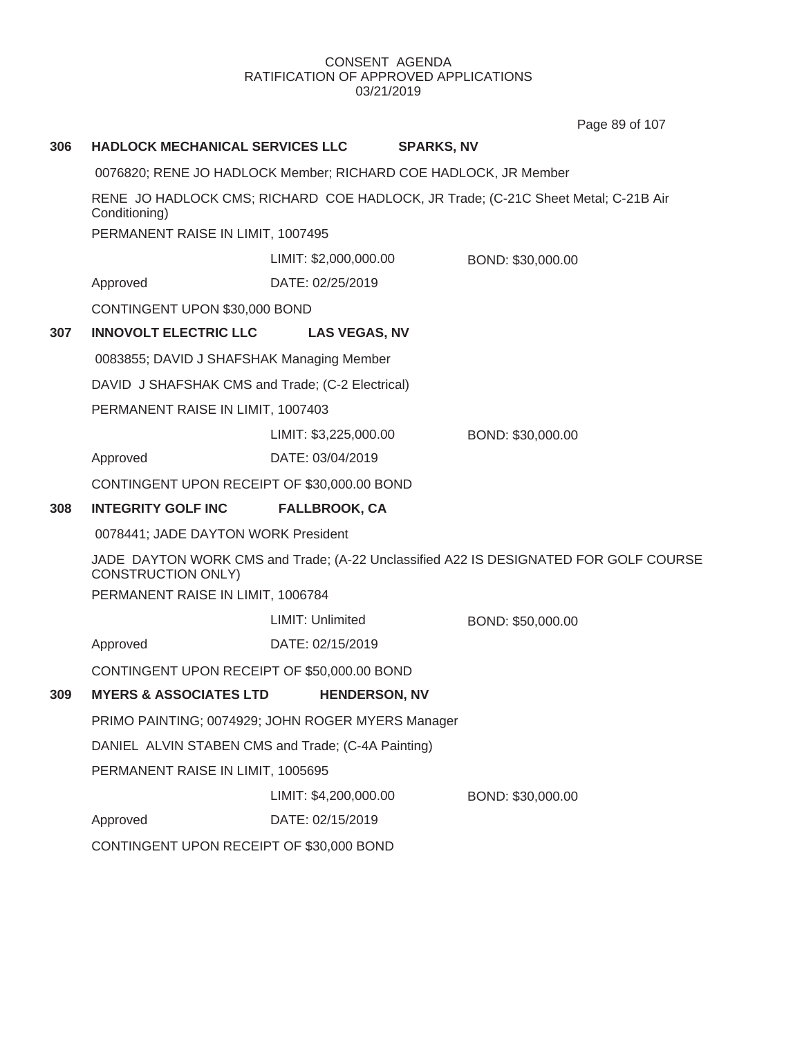**306 HADLOCK MECHANICAL SERVICES LLC SPARKS, NV**

0076820; RENE JO HADLOCK Member; RICHARD COE HADLOCK, JR Member

RENE JO HADLOCK CMS; RICHARD COE HADLOCK, JR Trade; (C-21C Sheet Metal; C-21B Air Conditioning)

PERMANENT RAISE IN LIMIT, 1007495

| | | |
|---|---|---|
| | LIMIT: $2,000,000.00 | BOND: $30,000.00 |
| Approved | DATE: 02/25/2019 | |

CONTINGENT UPON $30,000 BOND

**307 INNOVOLT ELECTRIC LLC LAS VEGAS, NV**

0083855; DAVID J SHAFSHAK Managing Member

DAVID J SHAFSHAK CMS and Trade; (C-2 Electrical)

PERMANENT RAISE IN LIMIT, 1007403

| | | |
|---|---|---|
| | LIMIT: $3,225,000.00 | BOND: $30,000.00 |
| Approved | DATE: 03/04/2019 | |

CONTINGENT UPON RECEIPT OF $30,000.00 BOND

**308 INTEGRITY GOLF INC FALLBROOK, CA**

0078441; JADE DAYTON WORK President

JADE DAYTON WORK CMS and Trade; (A-22 Unclassified A22 IS DESIGNATED FOR GOLF COURSE CONSTRUCTION ONLY)

PERMANENT RAISE IN LIMIT, 1006784

| | | |
|---|---|---|
| | LIMIT: Unlimited | BOND: $50,000.00 |
| Approved | DATE: 02/15/2019 | |

CONTINGENT UPON RECEIPT OF $50,000.00 BOND

**309 MYERS & ASSOCIATES LTD HENDERSON, NV**

PRIMO PAINTING; 0074929; JOHN ROGER MYERS Manager

DANIEL ALVIN STABEN CMS and Trade; (C-4A Painting)

PERMANENT RAISE IN LIMIT, 1005695

| | | |
|---|---|---|
| | LIMIT: $4,200,000.00 | BOND: $30,000.00 |
| Approved | DATE: 02/15/2019 | |

CONTINGENT UPON RECEIPT OF $30,000 BOND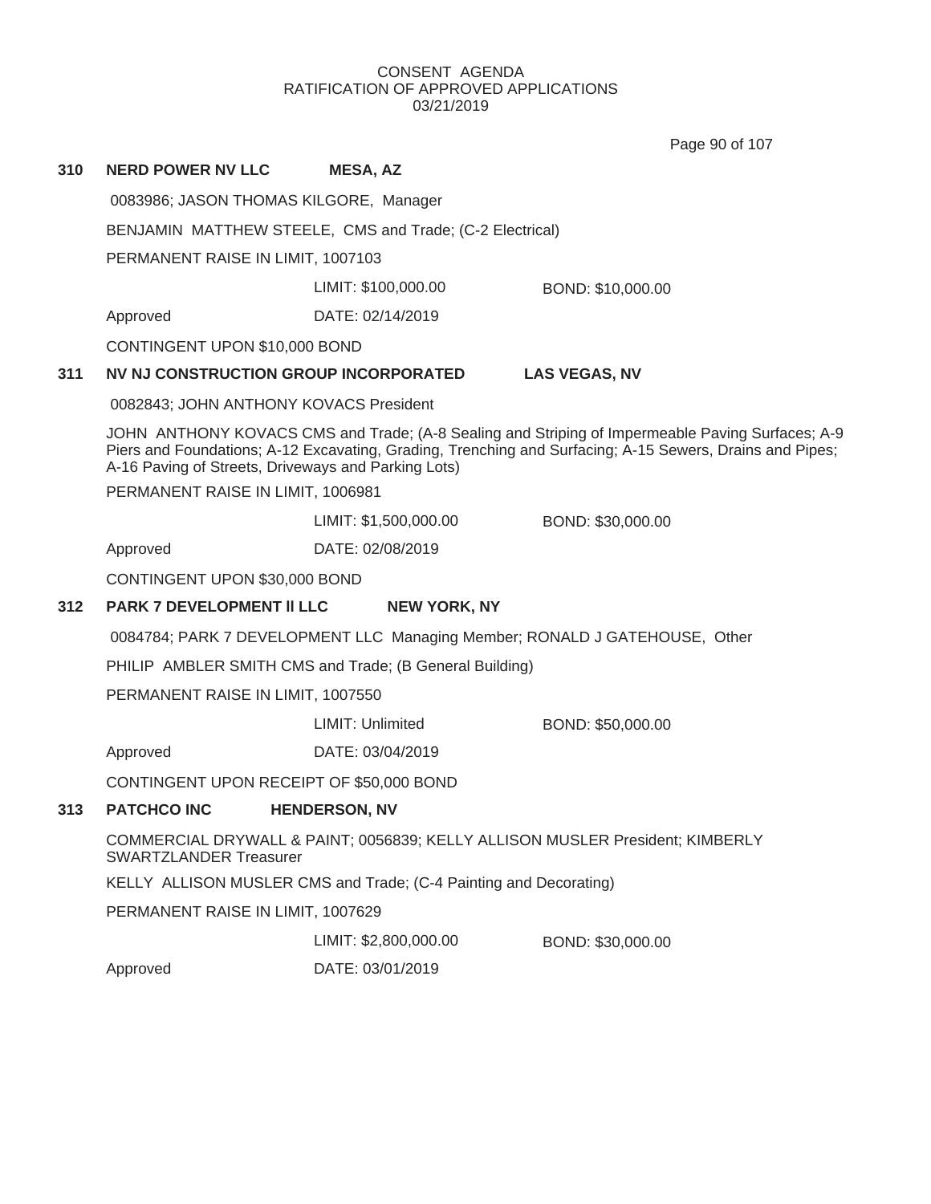# CONSENT AGENDA
## RATIFICATION OF APPROVED APPLICATIONS
03/21/2019

**310 NERD POWER NV LLC MESA, AZ**

0083986; JASON THOMAS KILGORE, Manager

BENJAMIN MATTHEW STEELE, CMS and Trade; (C-2 Electrical)

PERMANENT RAISE IN LIMIT, 1007103

LIMIT: $100,000.00 BOND: $10,000.00

Approved DATE: 02/14/2019

CONTINGENT UPON $10,000 BOND

**311 NV NJ CONSTRUCTION GROUP INCORPORATED LAS VEGAS, NV**

0082843; JOHN ANTHONY KOVACS President

JOHN ANTHONY KOVACS CMS and Trade; (A-8 Sealing and Striping of Impermeable Paving Surfaces; A-9 Piers and Foundations; A-12 Excavating, Grading, Trenching and Surfacing; A-15 Sewers, Drains and Pipes; A-16 Paving of Streets, Driveways and Parking Lots)

PERMANENT RAISE IN LIMIT, 1006981

LIMIT: $1,500,000.00 BOND: $30,000.00

Approved DATE: 02/08/2019

CONTINGENT UPON $30,000 BOND

**312 PARK 7 DEVELOPMENT II LLC NEW YORK, NY**

0084784; PARK 7 DEVELOPMENT LLC Managing Member; RONALD J GATEHOUSE, Other

PHILIP AMBLER SMITH CMS and Trade; (B General Building)

PERMANENT RAISE IN LIMIT, 1007550

LIMIT: Unlimited BOND: $50,000.00

Approved DATE: 03/04/2019

CONTINGENT UPON RECEIPT OF $50,000 BOND

**313 PATCHCO INC HENDERSON, NV**

COMMERCIAL DRYWALL & PAINT; 0056839; KELLY ALLISON MUSLER President; KIMBERLY SWARTZLANDER Treasurer

KELLY ALLISON MUSLER CMS and Trade; (C-4 Painting and Decorating)

PERMANENT RAISE IN LIMIT, 1007629

LIMIT: $2,800,000.00 BOND: $30,000.00

Approved DATE: 03/01/2019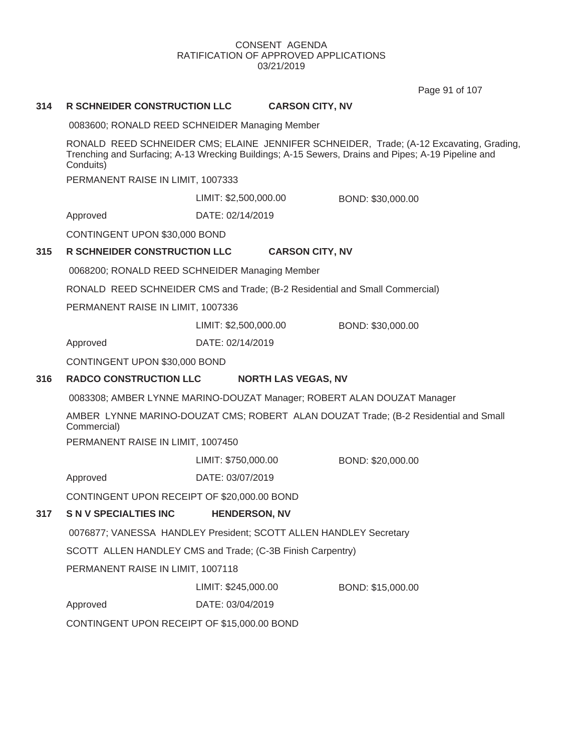CONSENT AGENDA
RATIFICATION OF APPROVED APPLICATIONS
03/21/2019

**314 R SCHNEIDER CONSTRUCTION LLC CARSON CITY, NV**

0083600; RONALD REED SCHNEIDER Managing Member

RONALD REED SCHNEIDER CMS; ELAINE JENNIFER SCHNEIDER, Trade; (A-12 Excavating, Grading, Trenching and Surfacing; A-13 Wrecking Buildings; A-15 Sewers, Drains and Pipes; A-19 Pipeline and Conduits)

PERMANENT RAISE IN LIMIT, 1007333

LIMIT: $2,500,000.00 BOND: $30,000.00

Approved DATE: 02/14/2019

CONTINGENT UPON $30,000 BOND

**315 R SCHNEIDER CONSTRUCTION LLC CARSON CITY, NV**

0068200; RONALD REED SCHNEIDER Managing Member

RONALD REED SCHNEIDER CMS and Trade; (B-2 Residential and Small Commercial)

PERMANENT RAISE IN LIMIT, 1007336

LIMIT: $2,500,000.00 BOND: $30,000.00

Approved DATE: 02/14/2019

CONTINGENT UPON $30,000 BOND

**316 RADCO CONSTRUCTION LLC NORTH LAS VEGAS, NV**

0083308; AMBER LYNNE MARINO-DOUZAT Manager; ROBERT ALAN DOUZAT Manager

AMBER LYNNE MARINO-DOUZAT CMS; ROBERT ALAN DOUZAT Trade; (B-2 Residential and Small Commercial)

PERMANENT RAISE IN LIMIT, 1007450

LIMIT: $750,000.00 BOND: $20,000.00

Approved DATE: 03/07/2019

CONTINGENT UPON RECEIPT OF $20,000.00 BOND

**317 S N V SPECIALTIES INC HENDERSON, NV**

0076877; VANESSA HANDLEY President; SCOTT ALLEN HANDLEY Secretary

SCOTT ALLEN HANDLEY CMS and Trade; (C-3B Finish Carpentry)

PERMANENT RAISE IN LIMIT, 1007118

LIMIT: $245,000.00 BOND: $15,000.00

Approved DATE: 03/04/2019

CONTINGENT UPON RECEIPT OF $15,000.00 BOND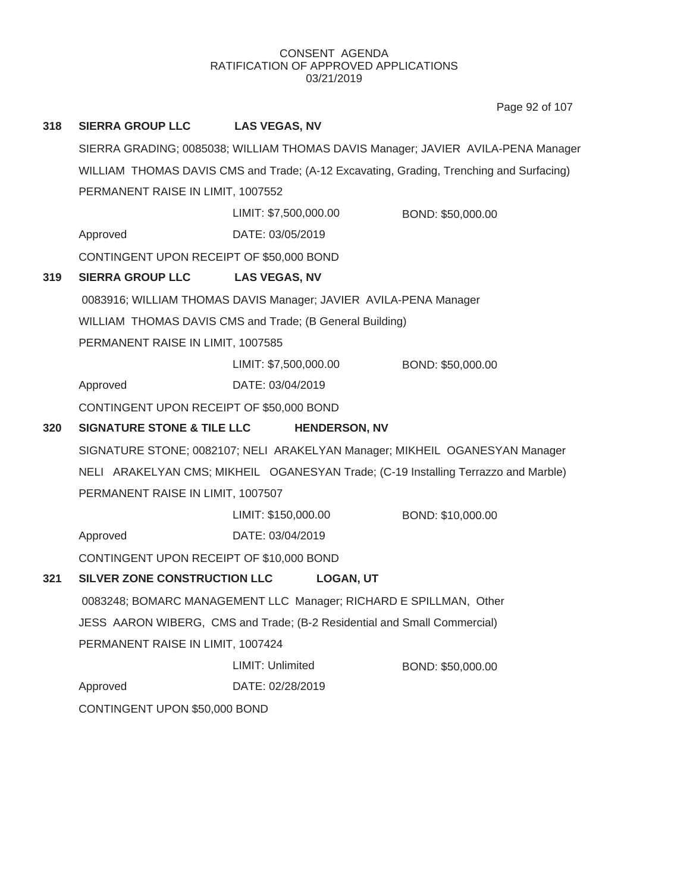CONSENT AGENDA
RATIFICATION OF APPROVED APPLICATIONS
03/21/2019

**318 SIERRA GROUP LLC LAS VEGAS, NV**

SIERRA GRADING; 0085038; WILLIAM THOMAS DAVIS Manager; JAVIER AVILA-PENA Manager
WILLIAM THOMAS DAVIS CMS and Trade; (A-12 Excavating, Grading, Trenching and Surfacing)
PERMANENT RAISE IN LIMIT, 1007552

LIMIT: $7,500,000.00 BOND: $50,000.00

Approved DATE: 03/05/2019

CONTINGENT UPON RECEIPT OF $50,000 BOND

**319 SIERRA GROUP LLC LAS VEGAS, NV**

0083916; WILLIAM THOMAS DAVIS Manager; JAVIER AVILA-PENA Manager
WILLIAM THOMAS DAVIS CMS and Trade; (B General Building)
PERMANENT RAISE IN LIMIT, 1007585

LIMIT: $7,500,000.00 BOND: $50,000.00

Approved DATE: 03/04/2019

CONTINGENT UPON RECEIPT OF $50,000 BOND

**320 SIGNATURE STONE & TILE LLC HENDERSON, NV**

SIGNATURE STONE; 0082107; NELI ARAKELYAN Manager; MIKHEIL OGANESYAN Manager
NELI ARAKELYAN CMS; MIKHEIL OGANESYAN Trade; (C-19 Installing Terrazzo and Marble)
PERMANENT RAISE IN LIMIT, 1007507

LIMIT: $150,000.00 BOND: $10,000.00

Approved DATE: 03/04/2019

CONTINGENT UPON RECEIPT OF $10,000 BOND

**321 SILVER ZONE CONSTRUCTION LLC LOGAN, UT**

0083248; BOMARC MANAGEMENT LLC Manager; RICHARD E SPILLMAN, Other
JESS AARON WIBERG, CMS and Trade; (B-2 Residential and Small Commercial)
PERMANENT RAISE IN LIMIT, 1007424

LIMIT: Unlimited BOND: $50,000.00

Approved DATE: 02/28/2019

CONTINGENT UPON $50,000 BOND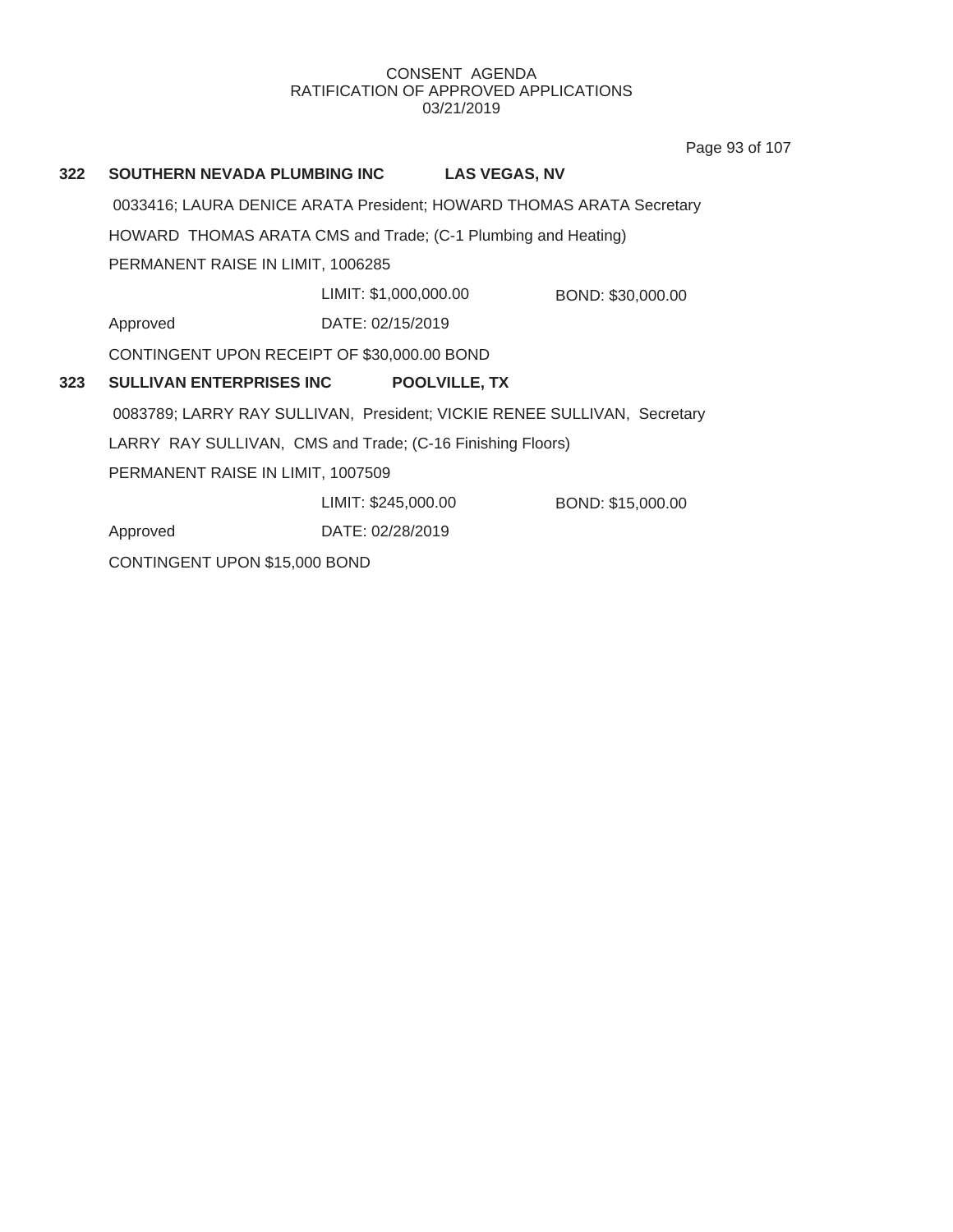CONSENT AGENDA
RATIFICATION OF APPROVED APPLICATIONS
03/21/2019

**322 SOUTHERN NEVADA PLUMBING INC LAS VEGAS, NV**

0033416; LAURA DENICE ARATA President; HOWARD THOMAS ARATA Secretary

HOWARD THOMAS ARATA CMS and Trade; (C-1 Plumbing and Heating)

PERMANENT RAISE IN LIMIT, 1006285

LIMIT: $1,000,000.00 BOND: $30,000.00

Approved DATE: 02/15/2019

CONTINGENT UPON RECEIPT OF $30,000.00 BOND

**323 SULLIVAN ENTERPRISES INC POOLVILLE, TX**

0083789; LARRY RAY SULLIVAN, President; VICKIE RENEE SULLIVAN, Secretary

LARRY RAY SULLIVAN, CMS and Trade; (C-16 Finishing Floors)

PERMANENT RAISE IN LIMIT, 1007509

LIMIT: $245,000.00 BOND: $15,000.00

Approved DATE: 02/28/2019

CONTINGENT UPON $15,000 BOND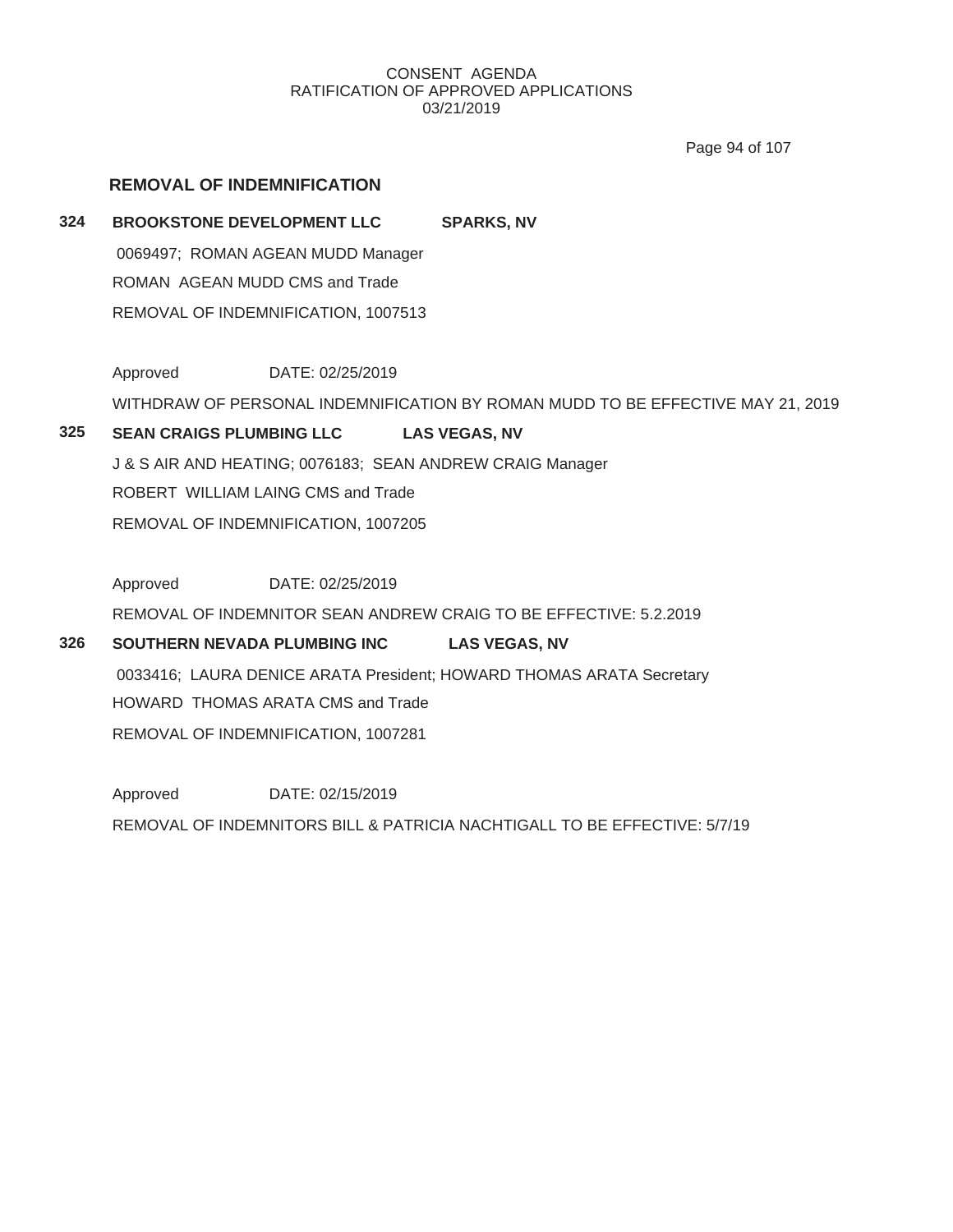CONSENT AGENDA
RATIFICATION OF APPROVED APPLICATIONS
03/21/2019

## REMOVAL OF INDEMNIFICATION

**324 BROOKSTONE DEVELOPMENT LLC SPARKS, NV**

0069497; ROMAN AGEAN MUDD Manager

ROMAN AGEAN MUDD CMS and Trade

REMOVAL OF INDEMNIFICATION, 1007513

Approved DATE: 02/25/2019

WITHDRAW OF PERSONAL INDEMNIFICATION BY ROMAN MUDD TO BE EFFECTIVE MAY 21, 2019

**325 SEAN CRAIGS PLUMBING LLC LAS VEGAS, NV**

J & S AIR AND HEATING; 0076183; SEAN ANDREW CRAIG Manager

ROBERT WILLIAM LAING CMS and Trade

REMOVAL OF INDEMNIFICATION, 1007205

Approved DATE: 02/25/2019

REMOVAL OF INDEMNITOR SEAN ANDREW CRAIG TO BE EFFECTIVE: 5.2.2019

**326 SOUTHERN NEVADA PLUMBING INC LAS VEGAS, NV**

0033416; LAURA DENICE ARATA President; HOWARD THOMAS ARATA Secretary

HOWARD THOMAS ARATA CMS and Trade

REMOVAL OF INDEMNIFICATION, 1007281

Approved DATE: 02/15/2019

REMOVAL OF INDEMNITORS BILL & PATRICIA NACHTIGALL TO BE EFFECTIVE: 5/7/19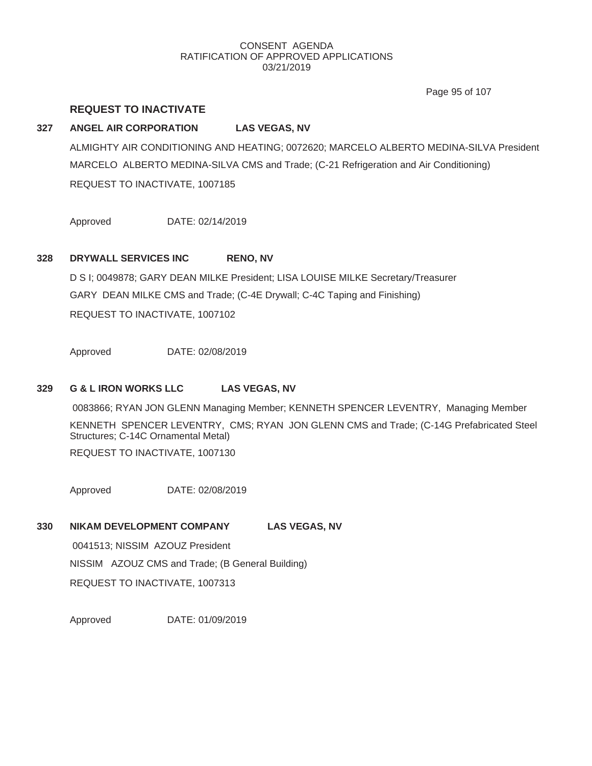## REQUEST TO INACTIVATE

**327 ANGEL AIR CORPORATION LAS VEGAS, NV**

ALMIGHTY AIR CONDITIONING AND HEATING; 0072620; MARCELO ALBERTO MEDINA-SILVA President

MARCELO ALBERTO MEDINA-SILVA CMS and Trade; (C-21 Refrigeration and Air Conditioning)

REQUEST TO INACTIVATE, 1007185

Approved DATE: 02/14/2019

**328 DRYWALL SERVICES INC RENO, NV**

D S I; 0049878; GARY DEAN MILKE President; LISA LOUISE MILKE Secretary/Treasurer

GARY DEAN MILKE CMS and Trade; (C-4E Drywall; C-4C Taping and Finishing)

REQUEST TO INACTIVATE, 1007102

Approved DATE: 02/08/2019

**329 G & L IRON WORKS LLC LAS VEGAS, NV**

0083866; RYAN JON GLENN Managing Member; KENNETH SPENCER LEVENTRY, Managing Member

KENNETH SPENCER LEVENTRY, CMS; RYAN JON GLENN CMS and Trade; (C-14G Prefabricated Steel Structures; C-14C Ornamental Metal)

REQUEST TO INACTIVATE, 1007130

Approved DATE: 02/08/2019

**330 NIKAM DEVELOPMENT COMPANY LAS VEGAS, NV**

0041513; NISSIM AZOUZ President

NISSIM AZOUZ CMS and Trade; (B General Building)

REQUEST TO INACTIVATE, 1007313

Approved DATE: 01/09/2019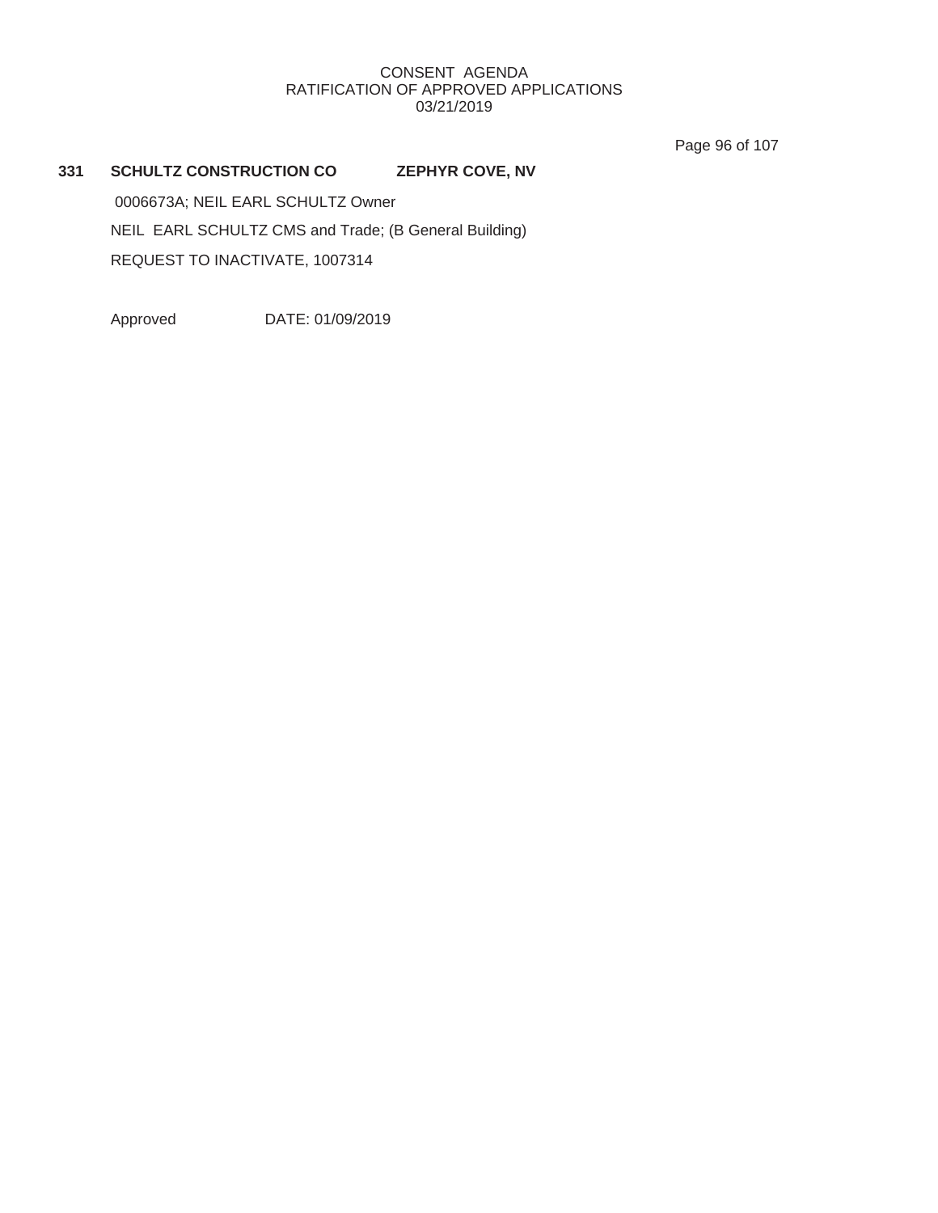CONSENT AGENDA
RATIFICATION OF APPROVED APPLICATIONS
03/21/2019

**331 SCHULTZ CONSTRUCTION CO ZEPHYR COVE, NV**

0006673A; NEIL EARL SCHULTZ Owner

NEIL EARL SCHULTZ CMS and Trade; (B General Building)

REQUEST TO INACTIVATE, 1007314

Approved DATE: 01/09/2019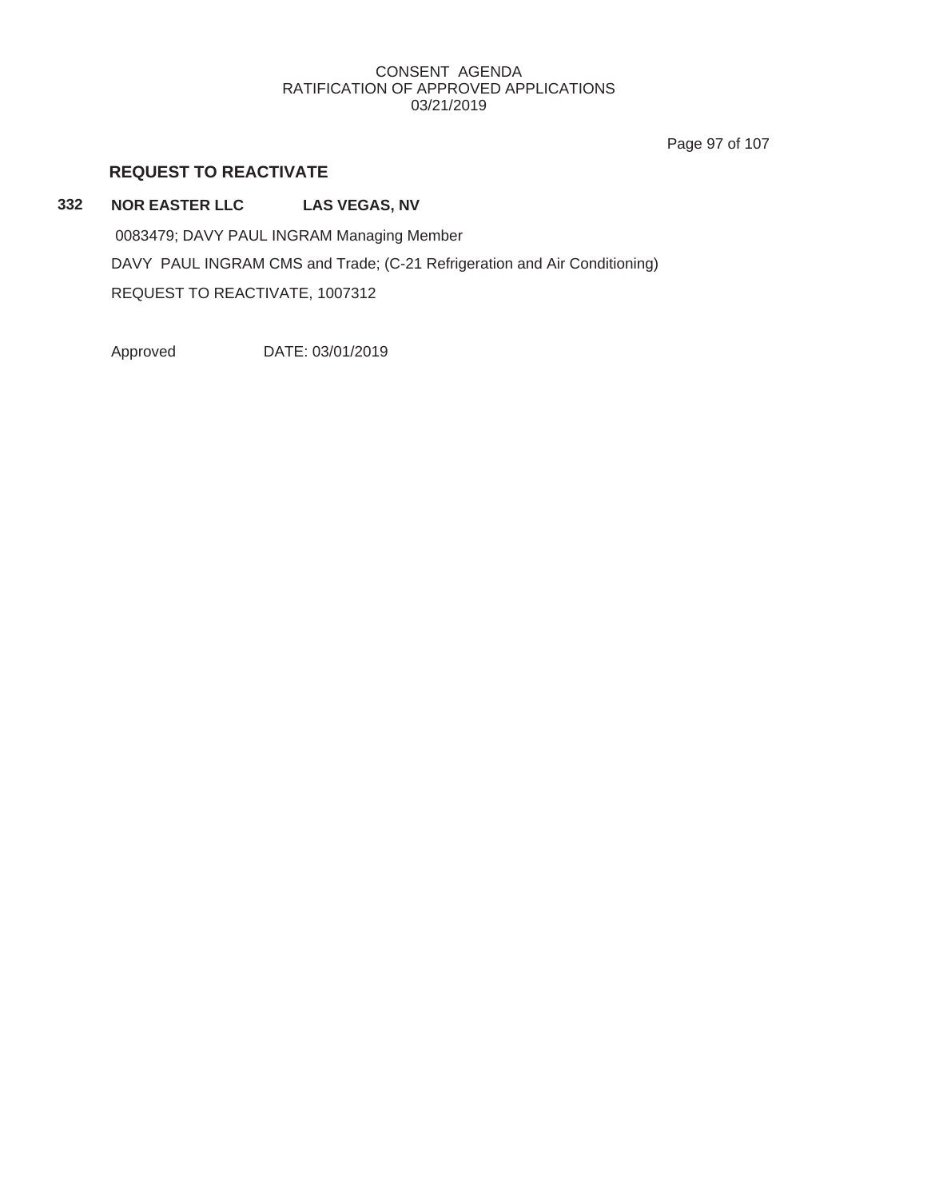## REQUEST TO REACTIVATE

**332 NOR EASTER LLC LAS VEGAS, NV**

0083479; DAVY PAUL INGRAM Managing Member

DAVY PAUL INGRAM CMS and Trade; (C-21 Refrigeration and Air Conditioning)

REQUEST TO REACTIVATE, 1007312

Approved DATE: 03/01/2019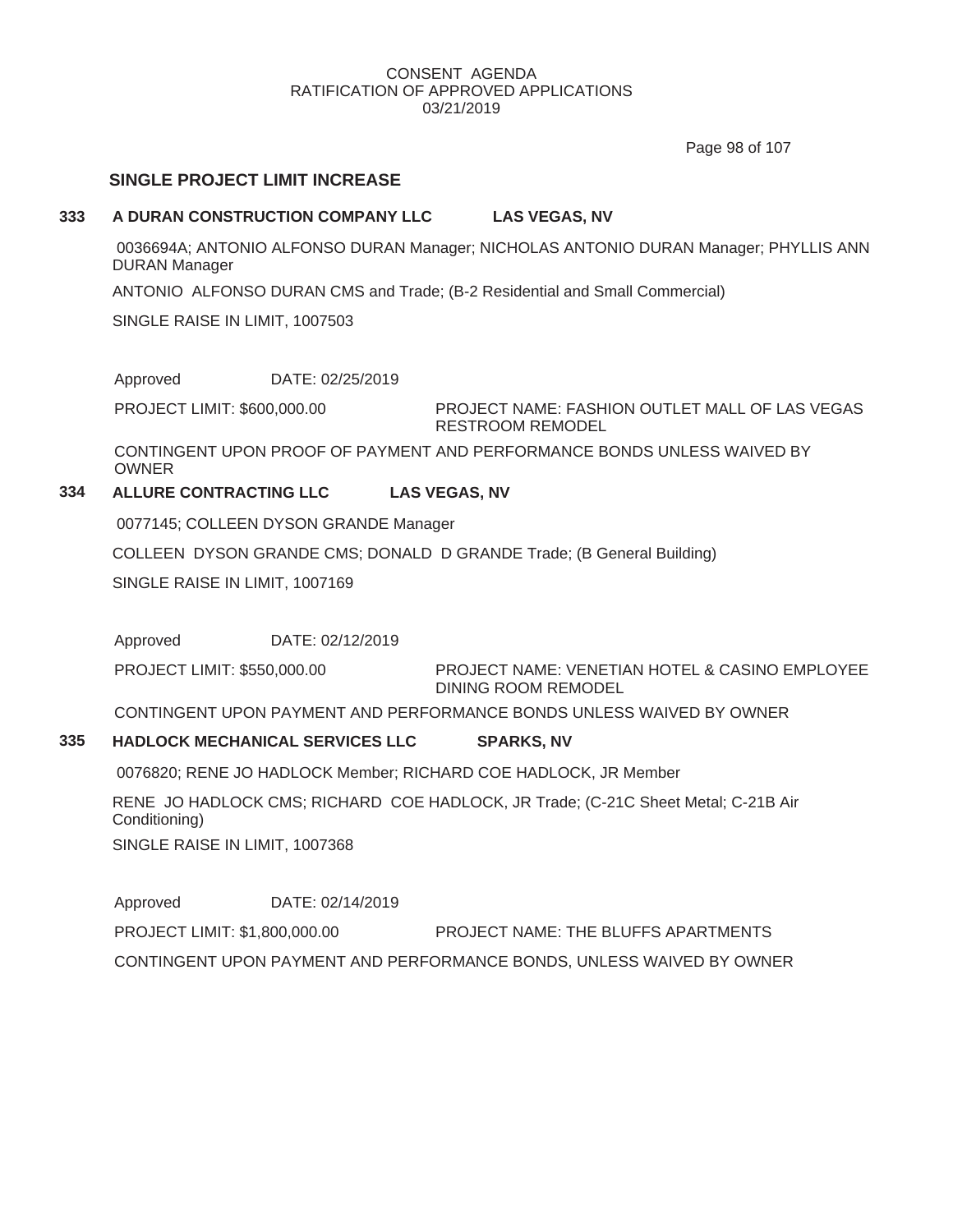CONSENT AGENDA
RATIFICATION OF APPROVED APPLICATIONS
03/21/2019

## SINGLE PROJECT LIMIT INCREASE

**333 A DURAN CONSTRUCTION COMPANY LLC LAS VEGAS, NV**

0036694A; ANTONIO ALFONSO DURAN Manager; NICHOLAS ANTONIO DURAN Manager; PHYLLIS ANN DURAN Manager

ANTONIO ALFONSO DURAN CMS and Trade; (B-2 Residential and Small Commercial)

SINGLE RAISE IN LIMIT, 1007503

Approved DATE: 02/25/2019

PROJECT LIMIT: $600,000.00 PROJECT NAME: FASHION OUTLET MALL OF LAS VEGAS RESTROOM REMODEL

CONTINGENT UPON PROOF OF PAYMENT AND PERFORMANCE BONDS UNLESS WAIVED BY OWNER

**334 ALLURE CONTRACTING LLC LAS VEGAS, NV**

0077145; COLLEEN DYSON GRANDE Manager

COLLEEN DYSON GRANDE CMS; DONALD D GRANDE Trade; (B General Building)

SINGLE RAISE IN LIMIT, 1007169

Approved DATE: 02/12/2019

PROJECT LIMIT: $550,000.00 PROJECT NAME: VENETIAN HOTEL & CASINO EMPLOYEE DINING ROOM REMODEL

CONTINGENT UPON PAYMENT AND PERFORMANCE BONDS UNLESS WAIVED BY OWNER

**335 HADLOCK MECHANICAL SERVICES LLC SPARKS, NV**

0076820; RENE JO HADLOCK Member; RICHARD COE HADLOCK, JR Member

RENE JO HADLOCK CMS; RICHARD COE HADLOCK, JR Trade; (C-21C Sheet Metal; C-21B Air Conditioning)

SINGLE RAISE IN LIMIT, 1007368

Approved DATE: 02/14/2019

PROJECT LIMIT: $1,800,000.00 PROJECT NAME: THE BLUFFS APARTMENTS

CONTINGENT UPON PAYMENT AND PERFORMANCE BONDS, UNLESS WAIVED BY OWNER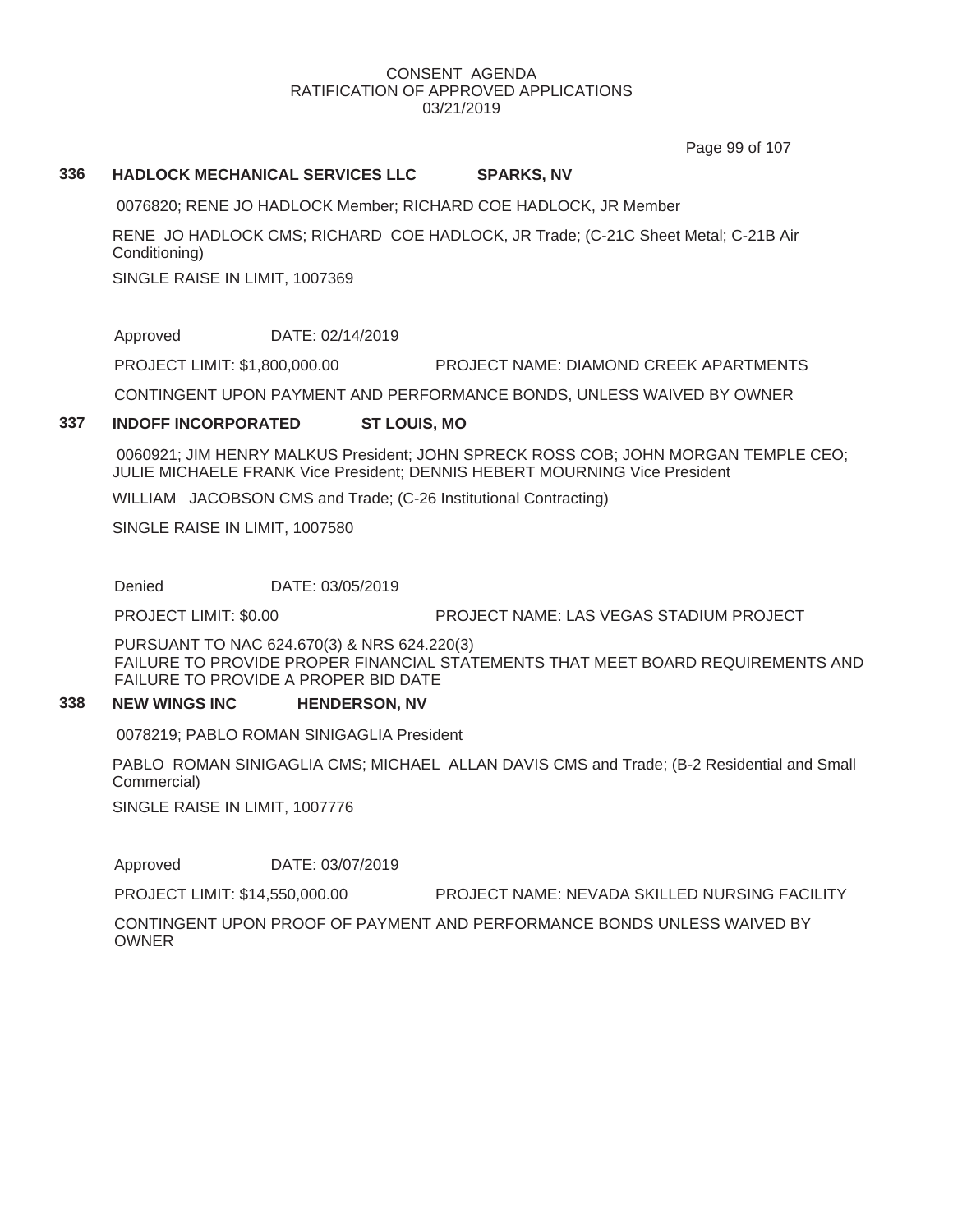## 336 HADLOCK MECHANICAL SERVICES LLC SPARKS, NV

0076820; RENE JO HADLOCK Member; RICHARD COE HADLOCK, JR Member

RENE JO HADLOCK CMS; RICHARD COE HADLOCK, JR Trade; (C-21C Sheet Metal; C-21B Air Conditioning)

SINGLE RAISE IN LIMIT, 1007369

Approved DATE: 02/14/2019

PROJECT LIMIT: $1,800,000.00 PROJECT NAME: DIAMOND CREEK APARTMENTS

CONTINGENT UPON PAYMENT AND PERFORMANCE BONDS, UNLESS WAIVED BY OWNER

## 337 INDOFF INCORPORATED ST LOUIS, MO

0060921; JIM HENRY MALKUS President; JOHN SPRECK ROSS COB; JOHN MORGAN TEMPLE CEO; JULIE MICHAELE FRANK Vice President; DENNIS HEBERT MOURNING Vice President

WILLIAM JACOBSON CMS and Trade; (C-26 Institutional Contracting)

SINGLE RAISE IN LIMIT, 1007580

Denied DATE: 03/05/2019

PROJECT LIMIT: $0.00 PROJECT NAME: LAS VEGAS STADIUM PROJECT

PURSUANT TO NAC 624.670(3) & NRS 624.220(3)
FAILURE TO PROVIDE PROPER FINANCIAL STATEMENTS THAT MEET BOARD REQUIREMENTS AND FAILURE TO PROVIDE A PROPER BID DATE

## 338 NEW WINGS INC HENDERSON, NV

0078219; PABLO ROMAN SINIGAGLIA President

PABLO ROMAN SINIGAGLIA CMS; MICHAEL ALLAN DAVIS CMS and Trade; (B-2 Residential and Small Commercial)

SINGLE RAISE IN LIMIT, 1007776

Approved DATE: 03/07/2019

PROJECT LIMIT: $14,550,000.00 PROJECT NAME: NEVADA SKILLED NURSING FACILITY

CONTINGENT UPON PROOF OF PAYMENT AND PERFORMANCE BONDS UNLESS WAIVED BY OWNER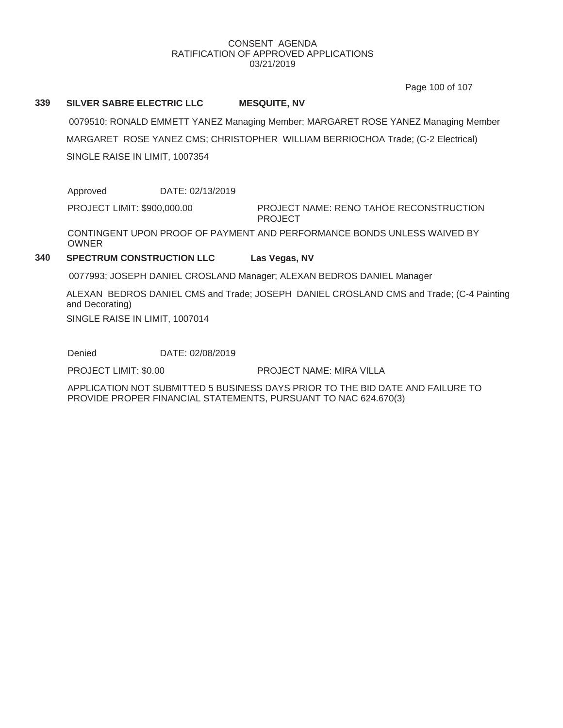CONSENT AGENDA
RATIFICATION OF APPROVED APPLICATIONS
03/21/2019

**339 SILVER SABRE ELECTRIC LLC MESQUITE, NV**

0079510; RONALD EMMETT YANEZ Managing Member; MARGARET ROSE YANEZ Managing Member

MARGARET ROSE YANEZ CMS; CHRISTOPHER WILLIAM BERRIOCHOA Trade; (C-2 Electrical)

SINGLE RAISE IN LIMIT, 1007354

Approved DATE: 02/13/2019

PROJECT LIMIT: $900,000.00 PROJECT NAME: RENO TAHOE RECONSTRUCTION PROJECT

CONTINGENT UPON PROOF OF PAYMENT AND PERFORMANCE BONDS UNLESS WAIVED BY OWNER

**340 SPECTRUM CONSTRUCTION LLC Las Vegas, NV**

0077993; JOSEPH DANIEL CROSLAND Manager; ALEXAN BEDROS DANIEL Manager

ALEXAN BEDROS DANIEL CMS and Trade; JOSEPH DANIEL CROSLAND CMS and Trade; (C-4 Painting and Decorating)

SINGLE RAISE IN LIMIT, 1007014

Denied DATE: 02/08/2019

PROJECT LIMIT: $0.00 PROJECT NAME: MIRA VILLA

APPLICATION NOT SUBMITTED 5 BUSINESS DAYS PRIOR TO THE BID DATE AND FAILURE TO PROVIDE PROPER FINANCIAL STATEMENTS, PURSUANT TO NAC 624.670(3)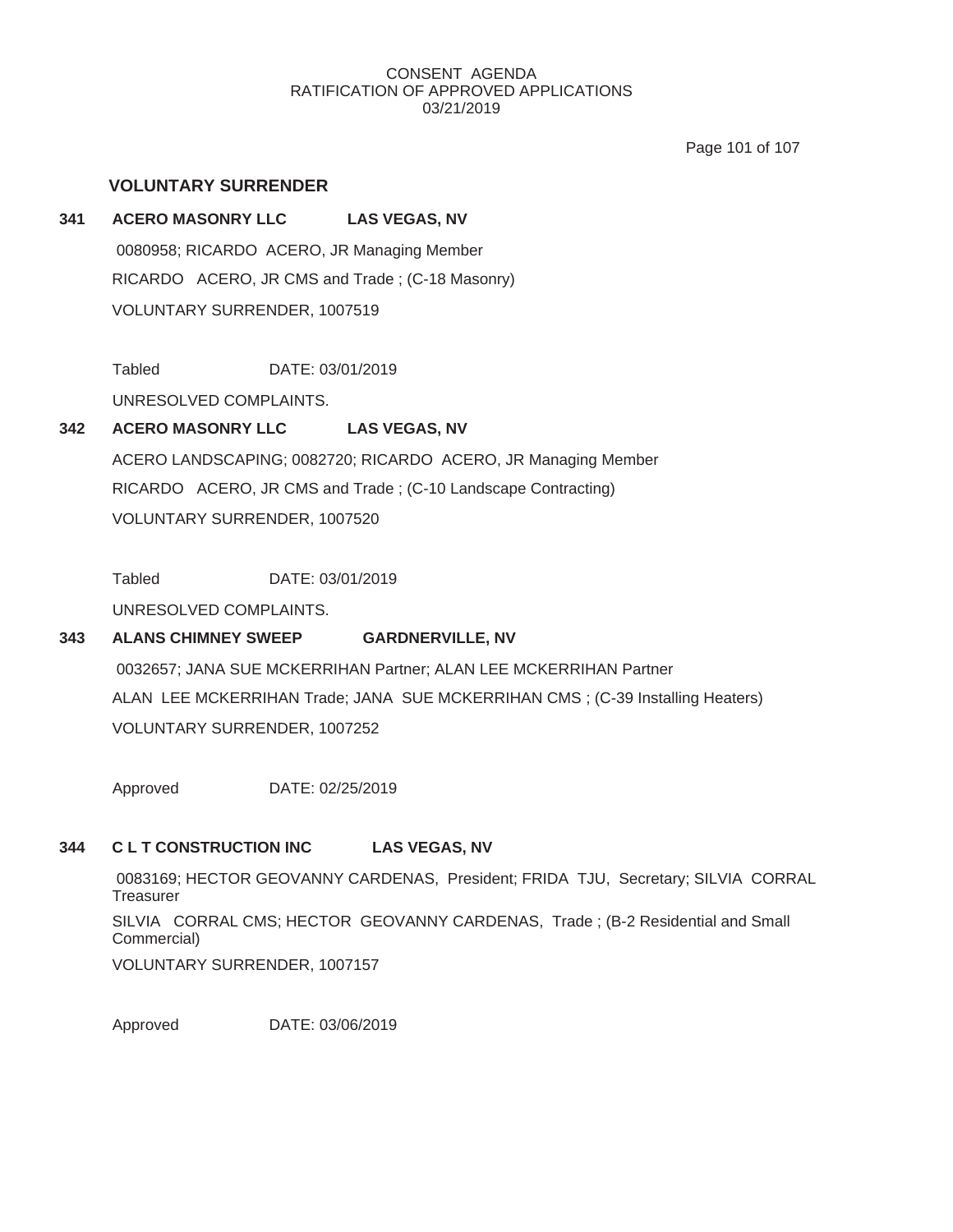## VOLUNTARY SURRENDER

**341 ACERO MASONRY LLC LAS VEGAS, NV**

0080958; RICARDO ACERO, JR Managing Member

RICARDO ACERO, JR CMS and Trade ; (C-18 Masonry)

VOLUNTARY SURRENDER, 1007519

Tabled DATE: 03/01/2019

UNRESOLVED COMPLAINTS.

**342 ACERO MASONRY LLC LAS VEGAS, NV**

ACERO LANDSCAPING; 0082720; RICARDO ACERO, JR Managing Member

RICARDO ACERO, JR CMS and Trade ; (C-10 Landscape Contracting)

VOLUNTARY SURRENDER, 1007520

Tabled DATE: 03/01/2019

UNRESOLVED COMPLAINTS.

**343 ALANS CHIMNEY SWEEP GARDNERVILLE, NV**

0032657; JANA SUE MCKERRIHAN Partner; ALAN LEE MCKERRIHAN Partner

ALAN LEE MCKERRIHAN Trade; JANA SUE MCKERRIHAN CMS ; (C-39 Installing Heaters)

VOLUNTARY SURRENDER, 1007252

Approved DATE: 02/25/2019

**344 C L T CONSTRUCTION INC LAS VEGAS, NV**

0083169; HECTOR GEOVANNY CARDENAS, President; FRIDA TJU, Secretary; SILVIA CORRAL Treasurer

SILVIA CORRAL CMS; HECTOR GEOVANNY CARDENAS, Trade ; (B-2 Residential and Small Commercial)

VOLUNTARY SURRENDER, 1007157

Approved DATE: 03/06/2019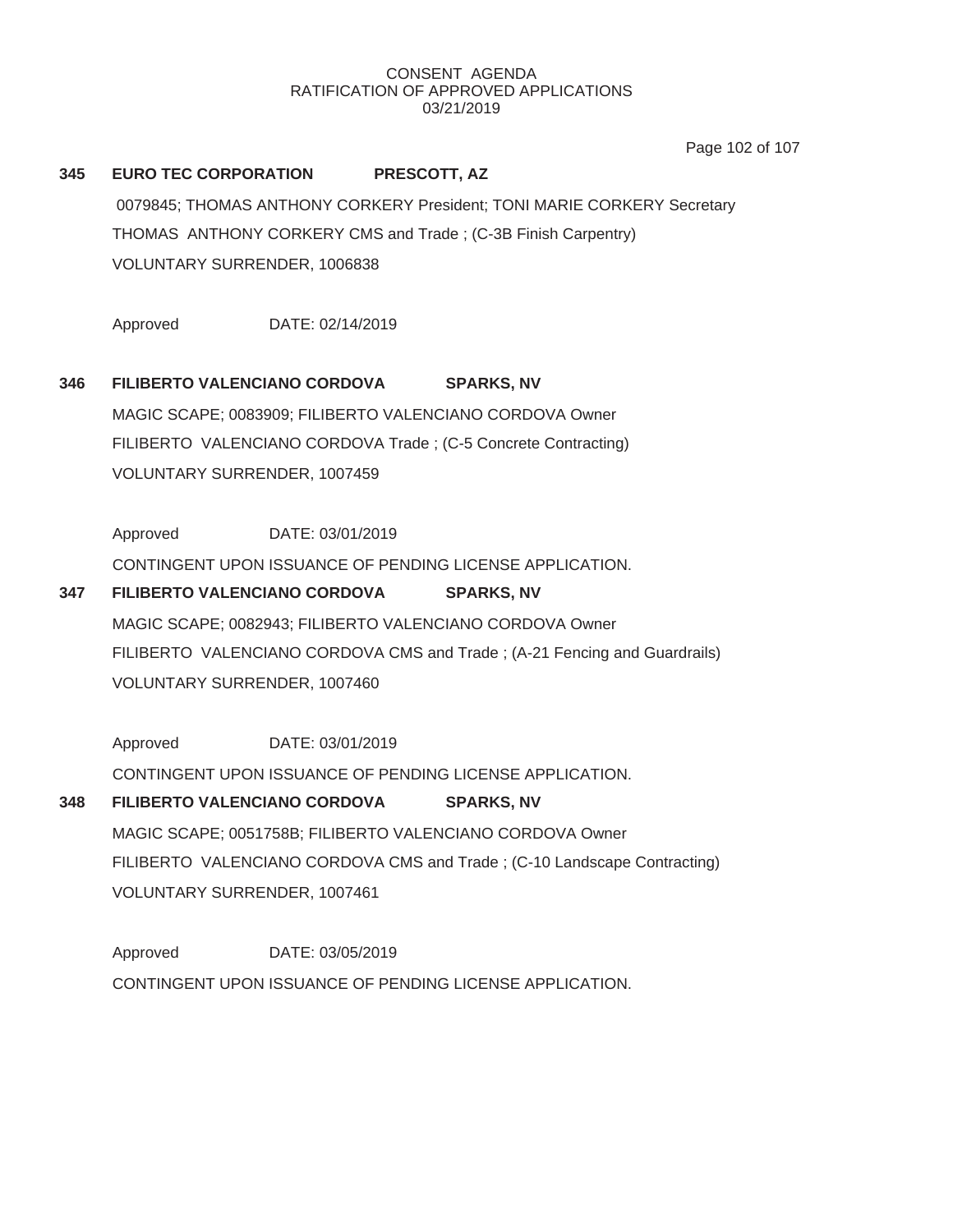**345 EURO TEC CORPORATION PRESCOTT, AZ**

0079845; THOMAS ANTHONY CORKERY President; TONI MARIE CORKERY Secretary

THOMAS ANTHONY CORKERY CMS and Trade ; (C-3B Finish Carpentry)

VOLUNTARY SURRENDER, 1006838

Approved DATE: 02/14/2019

**346 FILIBERTO VALENCIANO CORDOVA SPARKS, NV**

MAGIC SCAPE; 0083909; FILIBERTO VALENCIANO CORDOVA Owner

FILIBERTO VALENCIANO CORDOVA Trade ; (C-5 Concrete Contracting)

VOLUNTARY SURRENDER, 1007459

Approved DATE: 03/01/2019

CONTINGENT UPON ISSUANCE OF PENDING LICENSE APPLICATION.

**347 FILIBERTO VALENCIANO CORDOVA SPARKS, NV**

MAGIC SCAPE; 0082943; FILIBERTO VALENCIANO CORDOVA Owner

FILIBERTO VALENCIANO CORDOVA CMS and Trade ; (A-21 Fencing and Guardrails)

VOLUNTARY SURRENDER, 1007460

Approved DATE: 03/01/2019

CONTINGENT UPON ISSUANCE OF PENDING LICENSE APPLICATION.

**348 FILIBERTO VALENCIANO CORDOVA SPARKS, NV**

MAGIC SCAPE; 0051758B; FILIBERTO VALENCIANO CORDOVA Owner

FILIBERTO VALENCIANO CORDOVA CMS and Trade ; (C-10 Landscape Contracting)

VOLUNTARY SURRENDER, 1007461

Approved DATE: 03/05/2019

CONTINGENT UPON ISSUANCE OF PENDING LICENSE APPLICATION.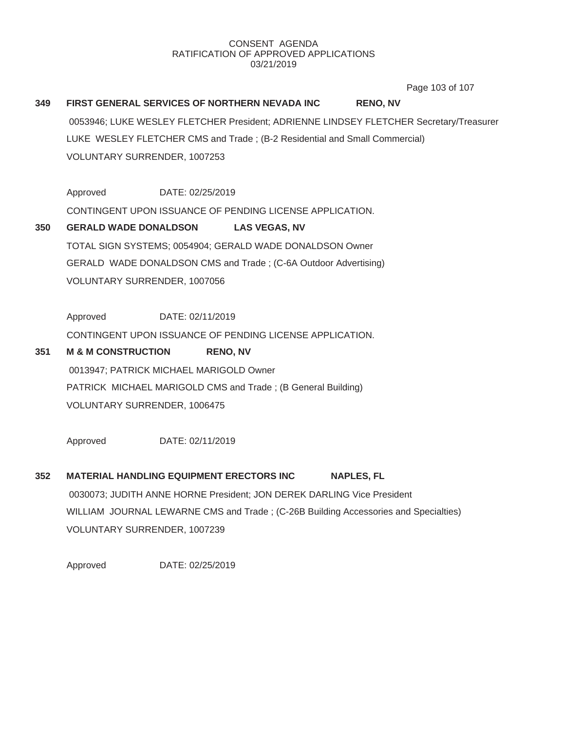CONSENT AGENDA
RATIFICATION OF APPROVED APPLICATIONS
03/21/2019

**349 FIRST GENERAL SERVICES OF NORTHERN NEVADA INC RENO, NV**

0053946; LUKE WESLEY FLETCHER President; ADRIENNE LINDSEY FLETCHER Secretary/Treasurer
LUKE WESLEY FLETCHER CMS and Trade ; (B-2 Residential and Small Commercial)
VOLUNTARY SURRENDER, 1007253

Approved DATE: 02/25/2019

CONTINGENT UPON ISSUANCE OF PENDING LICENSE APPLICATION.

**350 GERALD WADE DONALDSON LAS VEGAS, NV**

TOTAL SIGN SYSTEMS; 0054904; GERALD WADE DONALDSON Owner
GERALD WADE DONALDSON CMS and Trade ; (C-6A Outdoor Advertising)
VOLUNTARY SURRENDER, 1007056

Approved DATE: 02/11/2019

CONTINGENT UPON ISSUANCE OF PENDING LICENSE APPLICATION.

**351 M & M CONSTRUCTION RENO, NV**

0013947; PATRICK MICHAEL MARIGOLD Owner
PATRICK MICHAEL MARIGOLD CMS and Trade ; (B General Building)
VOLUNTARY SURRENDER, 1006475

Approved DATE: 02/11/2019

**352 MATERIAL HANDLING EQUIPMENT ERECTORS INC NAPLES, FL**

0030073; JUDITH ANNE HORNE President; JON DEREK DARLING Vice President
WILLIAM JOURNAL LEWARNE CMS and Trade ; (C-26B Building Accessories and Specialties)
VOLUNTARY SURRENDER, 1007239

Approved DATE: 02/25/2019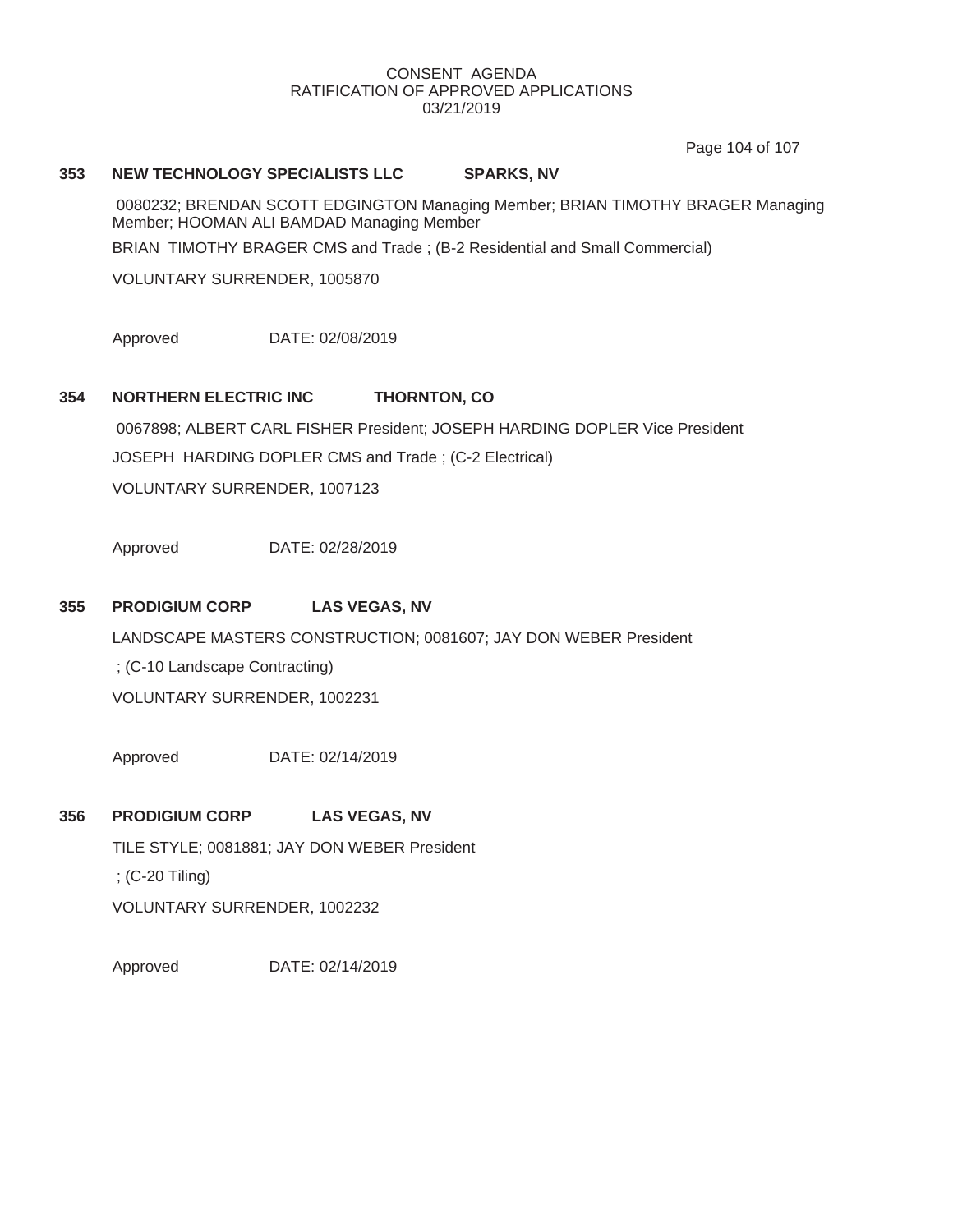**353 NEW TECHNOLOGY SPECIALISTS LLC SPARKS, NV**

0080232; BRENDAN SCOTT EDGINGTON Managing Member; BRIAN TIMOTHY BRAGER Managing Member; HOOMAN ALI BAMDAD Managing Member

BRIAN TIMOTHY BRAGER CMS and Trade ; (B-2 Residential and Small Commercial)

VOLUNTARY SURRENDER, 1005870

Approved DATE: 02/08/2019

**354 NORTHERN ELECTRIC INC THORNTON, CO**

0067898; ALBERT CARL FISHER President; JOSEPH HARDING DOPLER Vice President

JOSEPH HARDING DOPLER CMS and Trade ; (C-2 Electrical)

VOLUNTARY SURRENDER, 1007123

Approved DATE: 02/28/2019

**355 PRODIGIUM CORP LAS VEGAS, NV**

LANDSCAPE MASTERS CONSTRUCTION; 0081607; JAY DON WEBER President

; (C-10 Landscape Contracting)

VOLUNTARY SURRENDER, 1002231

Approved DATE: 02/14/2019

**356 PRODIGIUM CORP LAS VEGAS, NV**

TILE STYLE; 0081881; JAY DON WEBER President

; (C-20 Tiling)

VOLUNTARY SURRENDER, 1002232

Approved DATE: 02/14/2019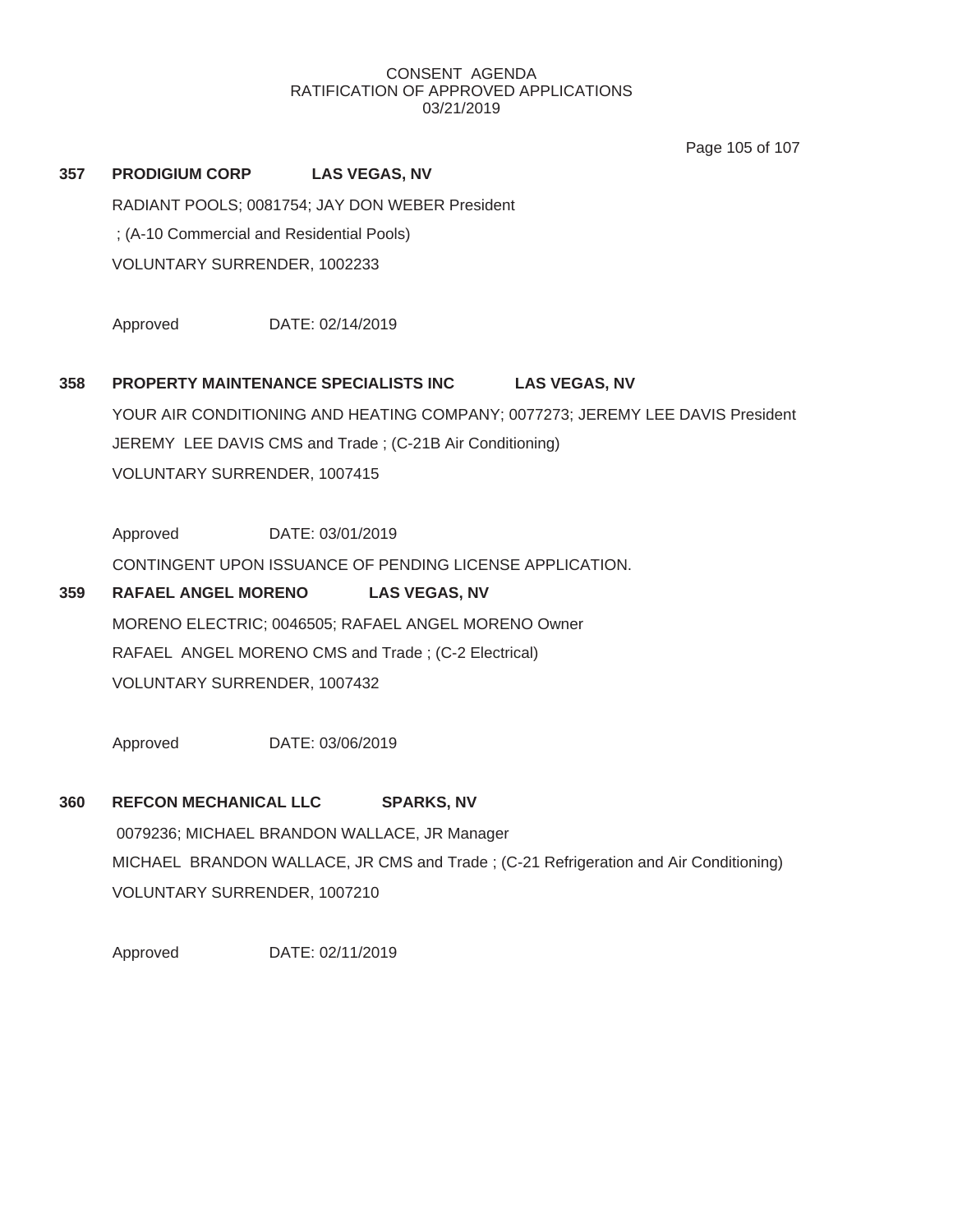**357 PRODIGIUM CORP LAS VEGAS, NV**

RADIANT POOLS; 0081754; JAY DON WEBER President

; (A-10 Commercial and Residential Pools)

VOLUNTARY SURRENDER, 1002233

Approved DATE: 02/14/2019

**358 PROPERTY MAINTENANCE SPECIALISTS INC LAS VEGAS, NV**

YOUR AIR CONDITIONING AND HEATING COMPANY; 0077273; JEREMY LEE DAVIS President

JEREMY LEE DAVIS CMS and Trade ; (C-21B Air Conditioning)

VOLUNTARY SURRENDER, 1007415

Approved DATE: 03/01/2019

CONTINGENT UPON ISSUANCE OF PENDING LICENSE APPLICATION.

**359 RAFAEL ANGEL MORENO LAS VEGAS, NV**

MORENO ELECTRIC; 0046505; RAFAEL ANGEL MORENO Owner

RAFAEL ANGEL MORENO CMS and Trade ; (C-2 Electrical)

VOLUNTARY SURRENDER, 1007432

Approved DATE: 03/06/2019

**360 REFCON MECHANICAL LLC SPARKS, NV**

0079236; MICHAEL BRANDON WALLACE, JR Manager

MICHAEL BRANDON WALLACE, JR CMS and Trade ; (C-21 Refrigeration and Air Conditioning)

VOLUNTARY SURRENDER, 1007210

Approved DATE: 02/11/2019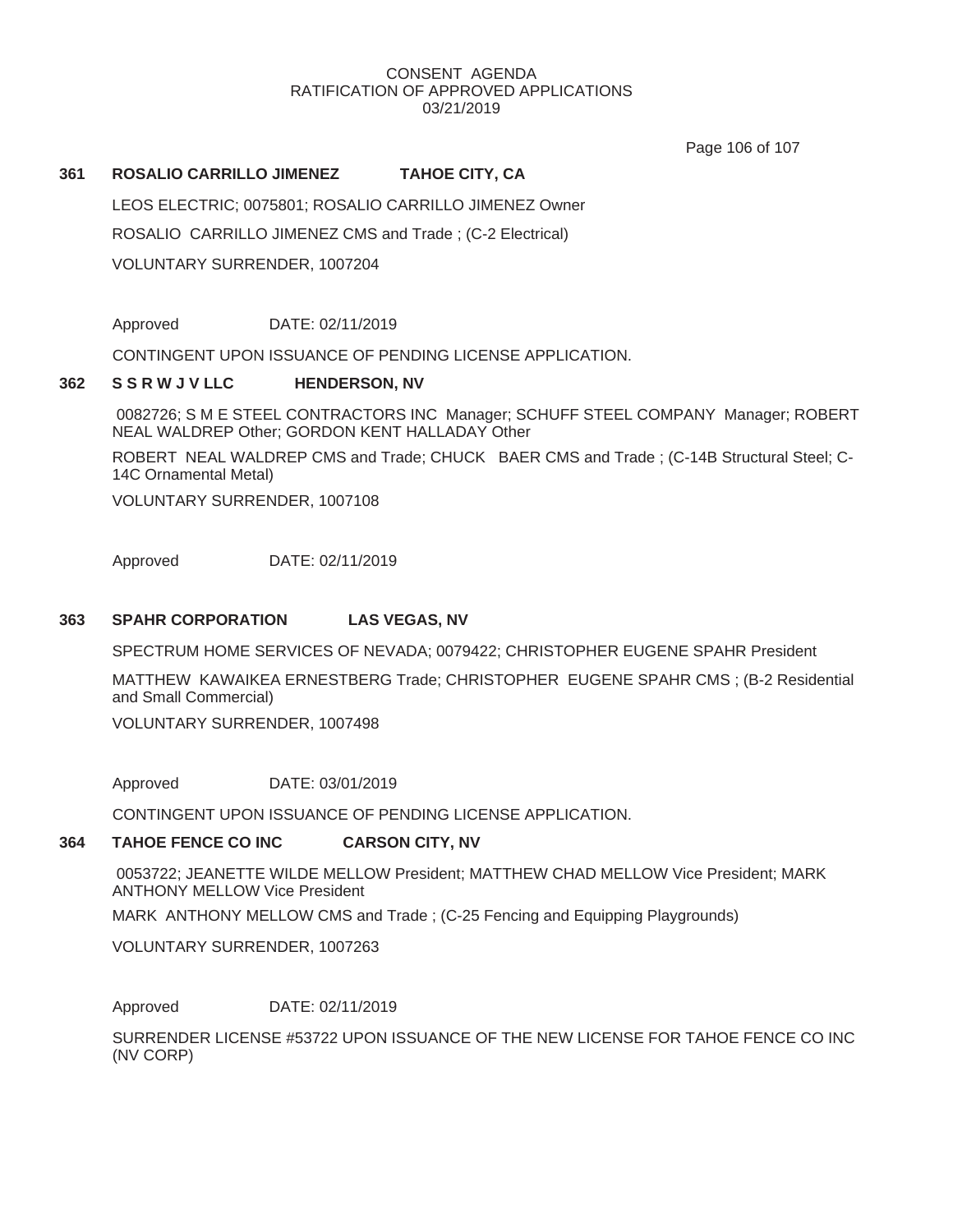CONSENT AGENDA
RATIFICATION OF APPROVED APPLICATIONS
03/21/2019

**361 ROSALIO CARRILLO JIMENEZ TAHOE CITY, CA**

LEOS ELECTRIC; 0075801; ROSALIO CARRILLO JIMENEZ Owner

ROSALIO CARRILLO JIMENEZ CMS and Trade ; (C-2 Electrical)

VOLUNTARY SURRENDER, 1007204

Approved DATE: 02/11/2019

CONTINGENT UPON ISSUANCE OF PENDING LICENSE APPLICATION.

**362 S S R W J V LLC HENDERSON, NV**

0082726; S M E STEEL CONTRACTORS INC Manager; SCHUFF STEEL COMPANY Manager; ROBERT NEAL WALDREP Other; GORDON KENT HALLADAY Other

ROBERT NEAL WALDREP CMS and Trade; CHUCK BAER CMS and Trade ; (C-14B Structural Steel; C-14C Ornamental Metal)

VOLUNTARY SURRENDER, 1007108

Approved DATE: 02/11/2019

**363 SPAHR CORPORATION LAS VEGAS, NV**

SPECTRUM HOME SERVICES OF NEVADA; 0079422; CHRISTOPHER EUGENE SPAHR President

MATTHEW KAWAIKEA ERNESTBERG Trade; CHRISTOPHER EUGENE SPAHR CMS ; (B-2 Residential and Small Commercial)

VOLUNTARY SURRENDER, 1007498

Approved DATE: 03/01/2019

CONTINGENT UPON ISSUANCE OF PENDING LICENSE APPLICATION.

**364 TAHOE FENCE CO INC CARSON CITY, NV**

0053722; JEANETTE WILDE MELLOW President; MATTHEW CHAD MELLOW Vice President; MARK ANTHONY MELLOW Vice President

MARK ANTHONY MELLOW CMS and Trade ; (C-25 Fencing and Equipping Playgrounds)

VOLUNTARY SURRENDER, 1007263

Approved DATE: 02/11/2019

SURRENDER LICENSE #53722 UPON ISSUANCE OF THE NEW LICENSE FOR TAHOE FENCE CO INC (NV CORP)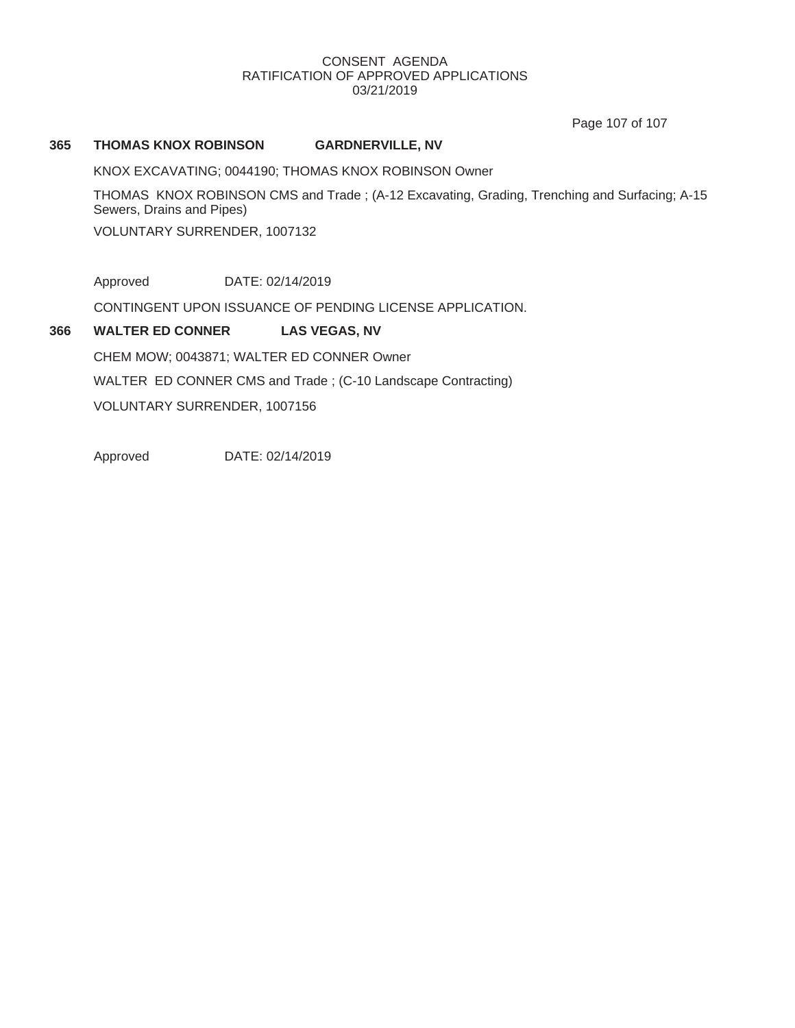**365 THOMAS KNOX ROBINSON GARDNERVILLE, NV**

KNOX EXCAVATING; 0044190; THOMAS KNOX ROBINSON Owner

THOMAS KNOX ROBINSON CMS and Trade ; (A-12 Excavating, Grading, Trenching and Surfacing; A-15 Sewers, Drains and Pipes)

VOLUNTARY SURRENDER, 1007132

Approved DATE: 02/14/2019

CONTINGENT UPON ISSUANCE OF PENDING LICENSE APPLICATION.

**366 WALTER ED CONNER LAS VEGAS, NV**

CHEM MOW; 0043871; WALTER ED CONNER Owner

WALTER ED CONNER CMS and Trade ; (C-10 Landscape Contracting)

VOLUNTARY SURRENDER, 1007156

Approved DATE: 02/14/2019